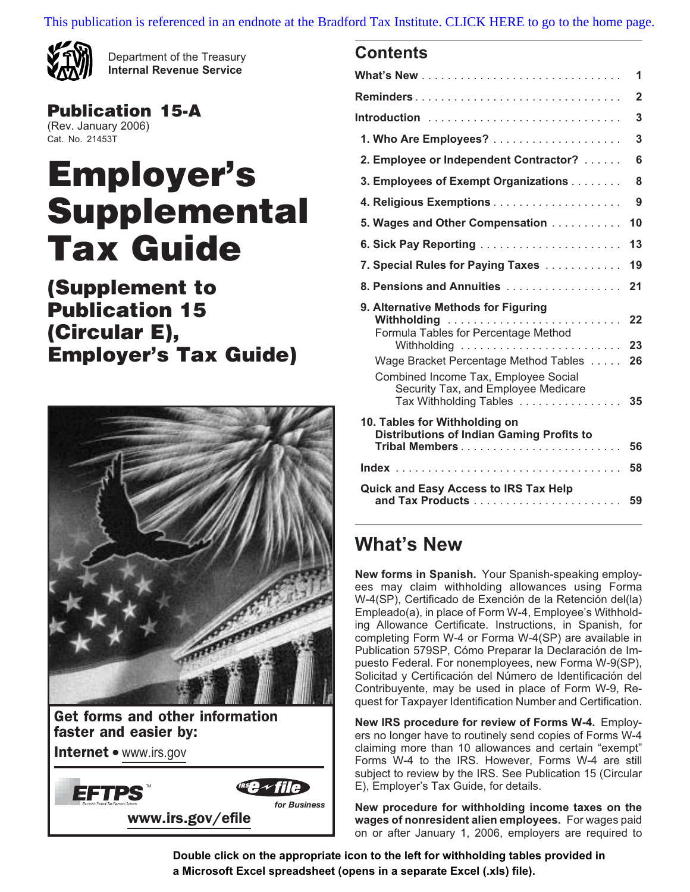This publication is referenced in an endnote at the Bradford Tax Institute. CLICK HERE to go to the home page.

Department of the Treasury
**Internal Revenue Service**

**Publication 15-A**
(Rev. January 2006)
Cat. No. 21453T

# Employer's Supplemental Tax Guide

## (Supplement to Publication 15 (Circular E), Employer's Tax Guide)

**Get forms and other information faster and easier by:**

**Internet** • www.irs.gov

EFTPS

e-file for Business

www.irs.gov/efile

## Contents

| | |
|---|---|
| **What's New** | 1 |
| **Reminders** | 2 |
| **Introduction** | 3 |
| **1. Who Are Employees?** | 3 |
| **2. Employee or Independent Contractor?** | 6 |
| **3. Employees of Exempt Organizations** | 8 |
| **4. Religious Exemptions** | 9 |
| **5. Wages and Other Compensation** | 10 |
| **6. Sick Pay Reporting** | 13 |
| **7. Special Rules for Paying Taxes** | 19 |
| **8. Pensions and Annuities** | 21 |
| **9. Alternative Methods for Figuring Withholding** | 22 |
| Formula Tables for Percentage Method Withholding | 23 |
| Wage Bracket Percentage Method Tables | 26 |
| Combined Income Tax, Employee Social Security Tax, and Employee Medicare Tax Withholding Tables | 35 |
| **10. Tables for Withholding on Distributions of Indian Gaming Profits to Tribal Members** | 56 |
| **Index** | 58 |
| **Quick and Easy Access to IRS Tax Help and Tax Products** | 59 |

## What's New

**New forms in Spanish.** Your Spanish-speaking employees may claim withholding allowances using Forma W-4(SP), Certificado de Exención de la Retención del(la) Empleado(a), in place of Form W-4, Employee's Withholding Allowance Certificate. Instructions, in Spanish, for completing Form W-4 or Forma W-4(SP) are available in Publication 579SP, Cómo Preparar la Declaración de Impuesto Federal. For nonemployees, new Forma W-9(SP), Solicitud y Certificación del Número de Identificación del Contribuyente, may be used in place of Form W-9, Request for Taxpayer Identification Number and Certification.

**New IRS procedure for review of Forms W-4.** Employers no longer have to routinely send copies of Forms W-4 claiming more than 10 allowances and certain "exempt" Forms W-4 to the IRS. However, Forms W-4 are still subject to review by the IRS. See Publication 15 (Circular E), Employer's Tax Guide, for details.

**New procedure for withholding income taxes on the wages of nonresident alien employees.** For wages paid on or after January 1, 2006, employers are required to

**Double click on the appropriate icon to the left for withholding tables provided in a Microsoft Excel spreadsheet (opens in a separate Excel (.xls) file).**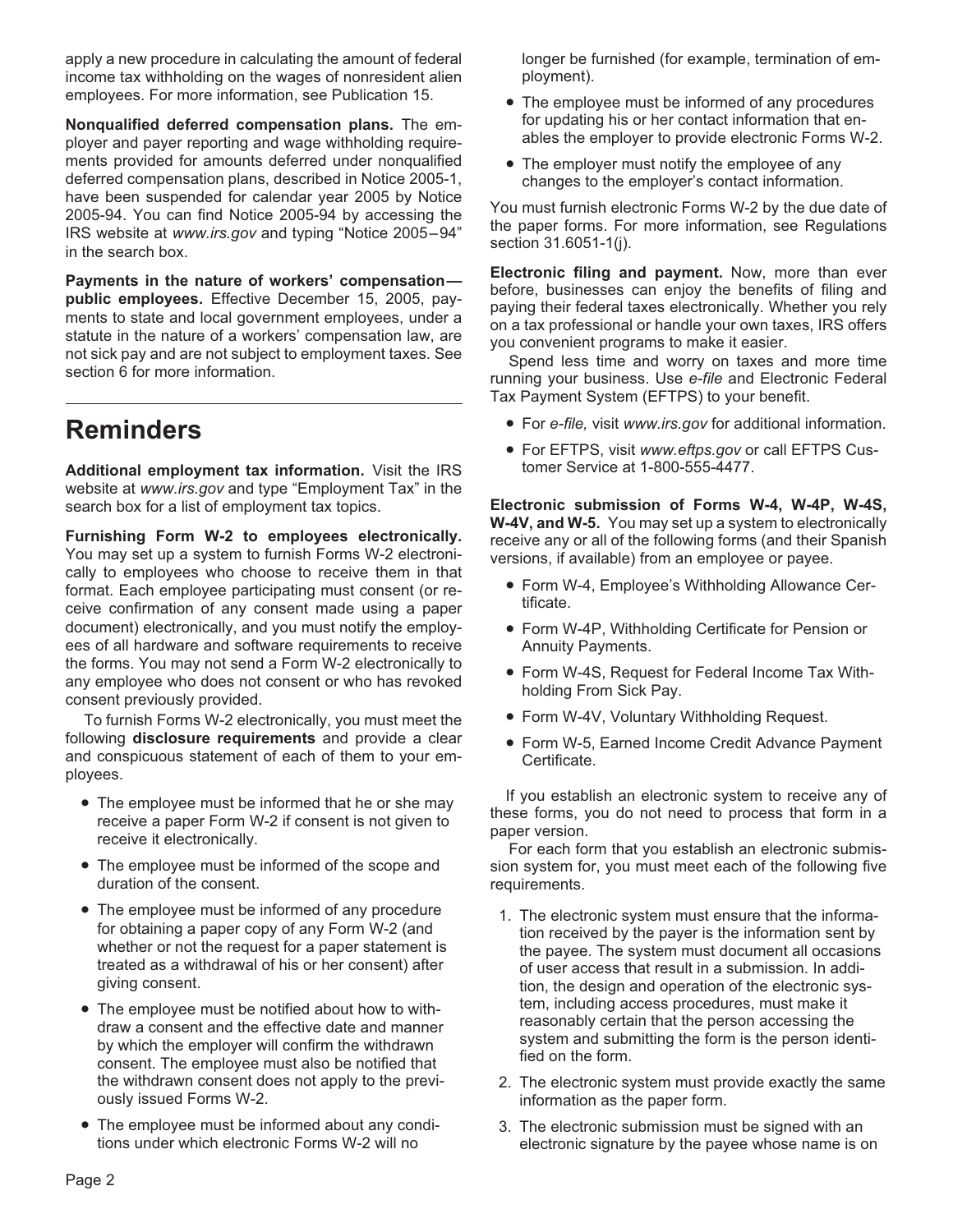apply a new procedure in calculating the amount of federal income tax withholding on the wages of nonresident alien employees. For more information, see Publication 15.

**Nonqualified deferred compensation plans.** The employer and payer reporting and wage withholding requirements provided for amounts deferred under nonqualified deferred compensation plans, described in Notice 2005-1, have been suspended for calendar year 2005 by Notice 2005-94. You can find Notice 2005-94 by accessing the IRS website at *www.irs.gov* and typing "Notice 2005–94" in the search box.

**Payments in the nature of workers' compensation—public employees.** Effective December 15, 2005, payments to state and local government employees, under a statute in the nature of a workers' compensation law, are not sick pay and are not subject to employment taxes. See section 6 for more information.

# Reminders

**Additional employment tax information.** Visit the IRS website at *www.irs.gov* and type "Employment Tax" in the search box for a list of employment tax topics.

**Furnishing Form W-2 to employees electronically.** You may set up a system to furnish Forms W-2 electronically to employees who choose to receive them in that format. Each employee participating must consent (or receive confirmation of any consent made using a paper document) electronically, and you must notify the employees of all hardware and software requirements to receive the forms. You may not send a Form W-2 electronically to any employee who does not consent or who has revoked consent previously provided.

To furnish Forms W-2 electronically, you must meet the following **disclosure requirements** and provide a clear and conspicuous statement of each of them to your employees.

- The employee must be informed that he or she may receive a paper Form W-2 if consent is not given to receive it electronically.
- The employee must be informed of the scope and duration of the consent.
- The employee must be informed of any procedure for obtaining a paper copy of any Form W-2 (and whether or not the request for a paper statement is treated as a withdrawal of his or her consent) after giving consent.
- The employee must be notified about how to withdraw a consent and the effective date and manner by which the employer will confirm the withdrawn consent. The employee must also be notified that the withdrawn consent does not apply to the previously issued Forms W-2.
- The employee must be informed about any conditions under which electronic Forms W-2 will no longer be furnished (for example, termination of employment).
- The employee must be informed of any procedures for updating his or her contact information that enables the employer to provide electronic Forms W-2.
- The employer must notify the employee of any changes to the employer's contact information.

You must furnish electronic Forms W-2 by the due date of the paper forms. For more information, see Regulations section 31.6051-1(j).

**Electronic filing and payment.** Now, more than ever before, businesses can enjoy the benefits of filing and paying their federal taxes electronically. Whether you rely on a tax professional or handle your own taxes, IRS offers you convenient programs to make it easier.

Spend less time and worry on taxes and more time running your business. Use *e-file* and Electronic Federal Tax Payment System (EFTPS) to your benefit.

- For *e-file,* visit *www.irs.gov* for additional information.
- For EFTPS, visit *www.eftps.gov* or call EFTPS Customer Service at 1-800-555-4477.

**Electronic submission of Forms W-4, W-4P, W-4S, W-4V, and W-5.** You may set up a system to electronically receive any or all of the following forms (and their Spanish versions, if available) from an employee or payee.

- Form W-4, Employee's Withholding Allowance Certificate.
- Form W-4P, Withholding Certificate for Pension or Annuity Payments.
- Form W-4S, Request for Federal Income Tax Withholding From Sick Pay.
- Form W-4V, Voluntary Withholding Request.
- Form W-5, Earned Income Credit Advance Payment Certificate.

If you establish an electronic system to receive any of these forms, you do not need to process that form in a paper version.

For each form that you establish an electronic submission system for, you must meet each of the following five requirements.

1. The electronic system must ensure that the information received by the payer is the information sent by the payee. The system must document all occasions of user access that result in a submission. In addition, the design and operation of the electronic system, including access procedures, must make it reasonably certain that the person accessing the system and submitting the form is the person identified on the form.
2. The electronic system must provide exactly the same information as the paper form.
3. The electronic submission must be signed with an electronic signature by the payee whose name is on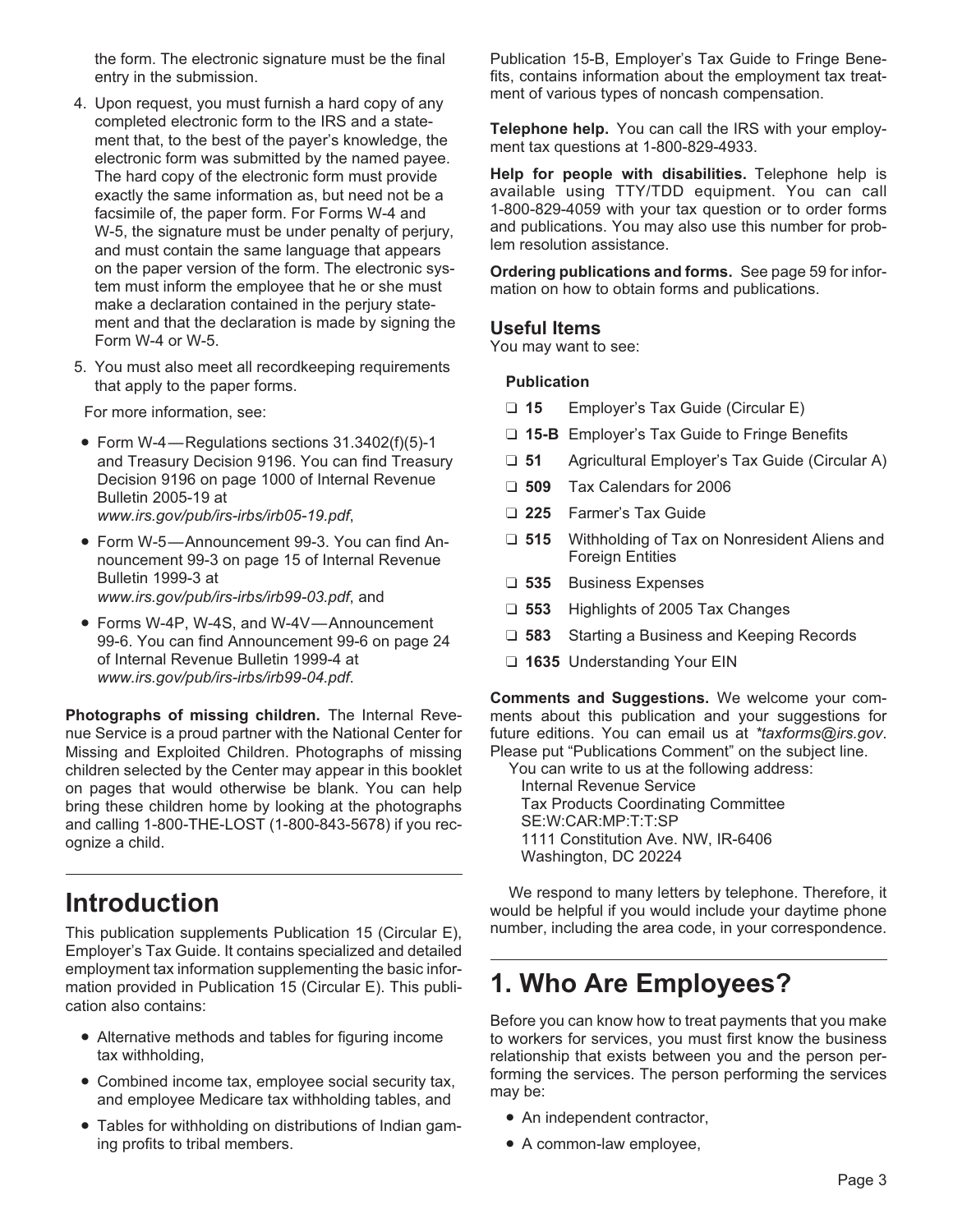the form. The electronic signature must be the final entry in the submission.

4. Upon request, you must furnish a hard copy of any completed electronic form to the IRS and a statement that, to the best of the payer's knowledge, the electronic form was submitted by the named payee. The hard copy of the electronic form must provide exactly the same information as, but need not be a facsimile of, the paper form. For Forms W-4 and W-5, the signature must be under penalty of perjury, and must contain the same language that appears on the paper version of the form. The electronic system must inform the employee that he or she must make a declaration contained in the perjury statement and that the declaration is made by signing the Form W-4 or W-5.

5. You must also meet all recordkeeping requirements that apply to the paper forms.

For more information, see:

- Form W-4 — Regulations sections 31.3402(f)(5)-1 and Treasury Decision 9196. You can find Treasury Decision 9196 on page 1000 of Internal Revenue Bulletin 2005-19 at *www.irs.gov/pub/irs-irbs/irb05-19.pdf*,
- Form W-5 — Announcement 99-3. You can find Announcement 99-3 on page 15 of Internal Revenue Bulletin 1999-3 at *www.irs.gov/pub/irs-irbs/irb99-03.pdf*, and
- Forms W-4P, W-4S, and W-4V — Announcement 99-6. You can find Announcement 99-6 on page 24 of Internal Revenue Bulletin 1999-4 at *www.irs.gov/pub/irs-irbs/irb99-04.pdf*.

**Photographs of missing children.** The Internal Revenue Service is a proud partner with the National Center for Missing and Exploited Children. Photographs of missing children selected by the Center may appear in this booklet on pages that would otherwise be blank. You can help bring these children home by looking at the photographs and calling 1-800-THE-LOST (1-800-843-5678) if you recognize a child.

# Introduction

This publication supplements Publication 15 (Circular E), Employer's Tax Guide. It contains specialized and detailed employment tax information supplementing the basic information provided in Publication 15 (Circular E). This publication also contains:

- Alternative methods and tables for figuring income tax withholding,
- Combined income tax, employee social security tax, and employee Medicare tax withholding tables, and
- Tables for withholding on distributions of Indian gaming profits to tribal members.

Publication 15-B, Employer's Tax Guide to Fringe Benefits, contains information about the employment tax treatment of various types of noncash compensation.

**Telephone help.** You can call the IRS with your employment tax questions at 1-800-829-4933.

**Help for people with disabilities.** Telephone help is available using TTY/TDD equipment. You can call 1-800-829-4059 with your tax question or to order forms and publications. You may also use this number for problem resolution assistance.

**Ordering publications and forms.** See page 59 for information on how to obtain forms and publications.

## Useful Items

You may want to see:

**Publication**

- ❑ **15** Employer's Tax Guide (Circular E)
- ❑ **15-B** Employer's Tax Guide to Fringe Benefits
- ❑ **51** Agricultural Employer's Tax Guide (Circular A)
- ❑ **509** Tax Calendars for 2006
- ❑ **225** Farmer's Tax Guide
- ❑ **515** Withholding of Tax on Nonresident Aliens and Foreign Entities
- ❑ **535** Business Expenses
- ❑ **553** Highlights of 2005 Tax Changes
- ❑ **583** Starting a Business and Keeping Records
- ❑ **1635** Understanding Your EIN

**Comments and Suggestions.** We welcome your comments about this publication and your suggestions for future editions. You can email us at **taxforms@irs.gov*. Please put "Publications Comment" on the subject line.

You can write to us at the following address:

Internal Revenue Service
Tax Products Coordinating Committee
SE:W:CAR:MP:T:T:SP
1111 Constitution Ave. NW, IR-6406
Washington, DC 20224

We respond to many letters by telephone. Therefore, it would be helpful if you would include your daytime phone number, including the area code, in your correspondence.

# 1. Who Are Employees?

Before you can know how to treat payments that you make to workers for services, you must first know the business relationship that exists between you and the person performing the services. The person performing the services may be:

- An independent contractor,
- A common-law employee,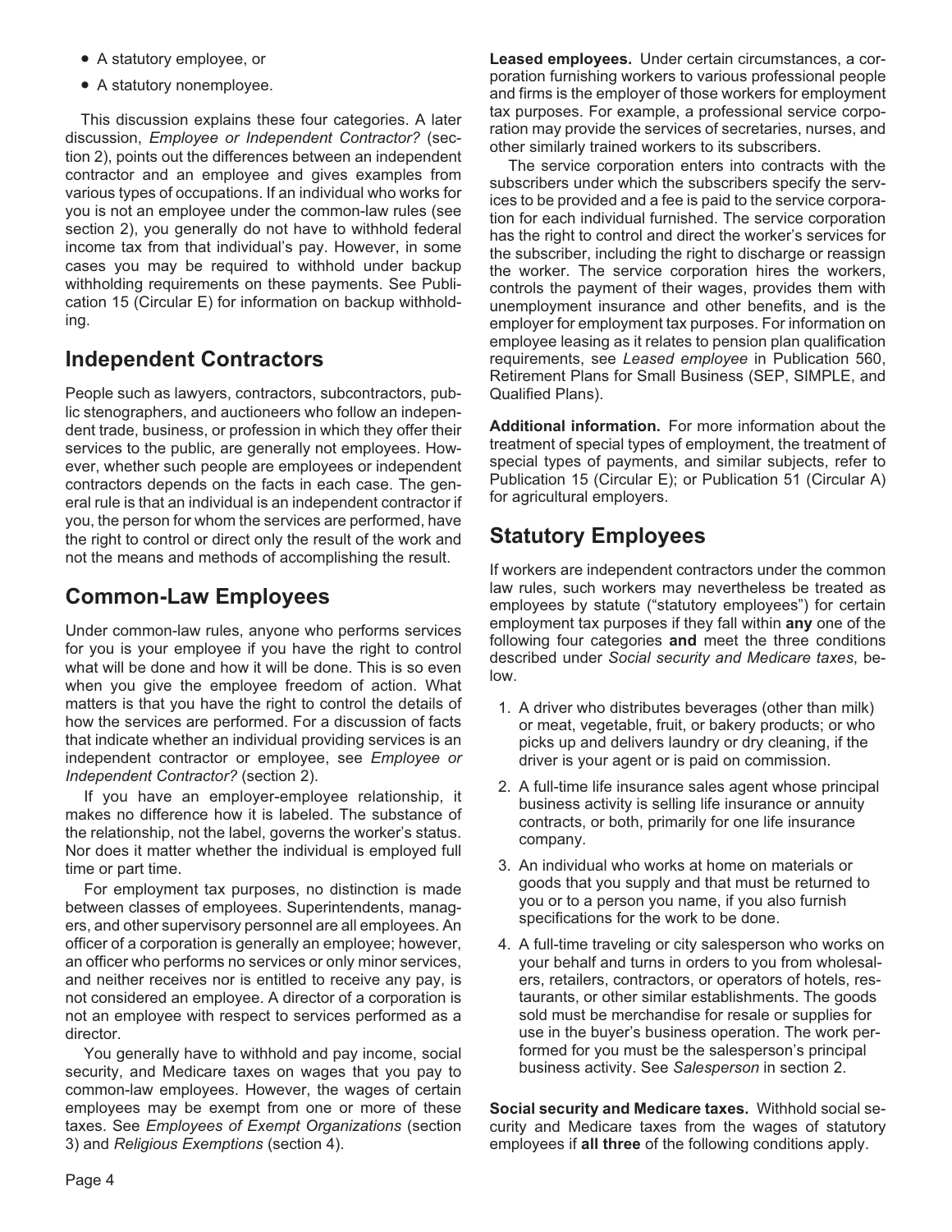- A statutory employee, or
- A statutory nonemployee.

This discussion explains these four categories. A later discussion, *Employee or Independent Contractor?* (section 2), points out the differences between an independent contractor and an employee and gives examples from various types of occupations. If an individual who works for you is not an employee under the common-law rules (see section 2), you generally do not have to withhold federal income tax from that individual's pay. However, in some cases you may be required to withhold under backup withholding requirements on these payments. See Publication 15 (Circular E) for information on backup withholding.

## Independent Contractors

People such as lawyers, contractors, subcontractors, public stenographers, and auctioneers who follow an independent trade, business, or profession in which they offer their services to the public, are generally not employees. However, whether such people are employees or independent contractors depends on the facts in each case. The general rule is that an individual is an independent contractor if you, the person for whom the services are performed, have the right to control or direct only the result of the work and not the means and methods of accomplishing the result.

## Common-Law Employees

Under common-law rules, anyone who performs services for you is your employee if you have the right to control what will be done and how it will be done. This is so even when you give the employee freedom of action. What matters is that you have the right to control the details of how the services are performed. For a discussion of facts that indicate whether an individual providing services is an independent contractor or employee, see *Employee or Independent Contractor?* (section 2).

If you have an employer-employee relationship, it makes no difference how it is labeled. The substance of the relationship, not the label, governs the worker's status. Nor does it matter whether the individual is employed full time or part time.

For employment tax purposes, no distinction is made between classes of employees. Superintendents, managers, and other supervisory personnel are all employees. An officer of a corporation is generally an employee; however, an officer who performs no services or only minor services, and neither receives nor is entitled to receive any pay, is not considered an employee. A director of a corporation is not an employee with respect to services performed as a director.

You generally have to withhold and pay income, social security, and Medicare taxes on wages that you pay to common-law employees. However, the wages of certain employees may be exempt from one or more of these taxes. See *Employees of Exempt Organizations* (section 3) and *Religious Exemptions* (section 4).

**Leased employees.** Under certain circumstances, a corporation furnishing workers to various professional people and firms is the employer of those workers for employment tax purposes. For example, a professional service corporation may provide the services of secretaries, nurses, and other similarly trained workers to its subscribers.

The service corporation enters into contracts with the subscribers under which the subscribers specify the services to be provided and a fee is paid to the service corporation for each individual furnished. The service corporation has the right to control and direct the worker's services for the subscriber, including the right to discharge or reassign the worker. The service corporation hires the workers, controls the payment of their wages, provides them with unemployment insurance and other benefits, and is the employer for employment tax purposes. For information on employee leasing as it relates to pension plan qualification requirements, see *Leased employee* in Publication 560, Retirement Plans for Small Business (SEP, SIMPLE, and Qualified Plans).

**Additional information.** For more information about the treatment of special types of employment, the treatment of special types of payments, and similar subjects, refer to Publication 15 (Circular E); or Publication 51 (Circular A) for agricultural employers.

## Statutory Employees

If workers are independent contractors under the common law rules, such workers may nevertheless be treated as employees by statute ("statutory employees") for certain employment tax purposes if they fall within **any** one of the following four categories **and** meet the three conditions described under *Social security and Medicare taxes*, below.

1. A driver who distributes beverages (other than milk) or meat, vegetable, fruit, or bakery products; or who picks up and delivers laundry or dry cleaning, if the driver is your agent or is paid on commission.
2. A full-time life insurance sales agent whose principal business activity is selling life insurance or annuity contracts, or both, primarily for one life insurance company.
3. An individual who works at home on materials or goods that you supply and that must be returned to you or to a person you name, if you also furnish specifications for the work to be done.
4. A full-time traveling or city salesperson who works on your behalf and turns in orders to you from wholesalers, retailers, contractors, or operators of hotels, restaurants, or other similar establishments. The goods sold must be merchandise for resale or supplies for use in the buyer's business operation. The work performed for you must be the salesperson's principal business activity. See *Salesperson* in section 2.

**Social security and Medicare taxes.** Withhold social security and Medicare taxes from the wages of statutory employees if **all three** of the following conditions apply.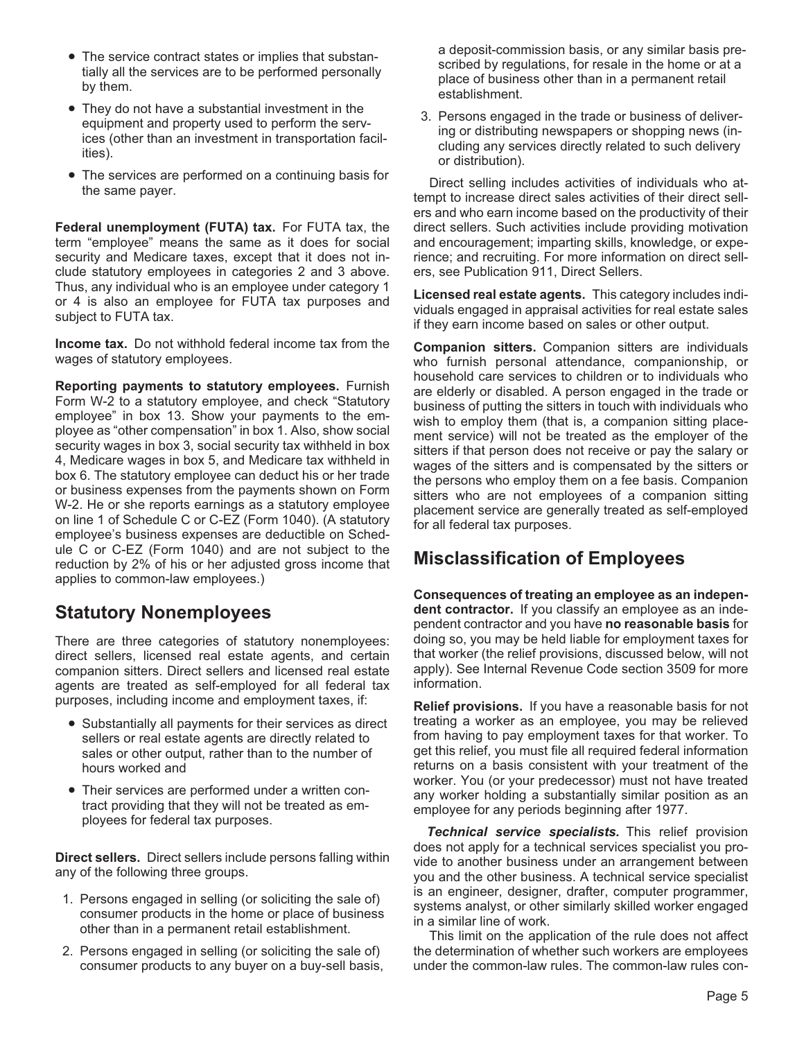- The service contract states or implies that substantially all the services are to be performed personally by them.
- They do not have a substantial investment in the equipment and property used to perform the services (other than an investment in transportation facilities).
- The services are performed on a continuing basis for the same payer.

**Federal unemployment (FUTA) tax.** For FUTA tax, the term "employee" means the same as it does for social security and Medicare taxes, except that it does not include statutory employees in categories 2 and 3 above. Thus, any individual who is an employee under category 1 or 4 is also an employee for FUTA tax purposes and subject to FUTA tax.

**Income tax.** Do not withhold federal income tax from the wages of statutory employees.

**Reporting payments to statutory employees.** Furnish Form W-2 to a statutory employee, and check "Statutory employee" in box 13. Show your payments to the employee as "other compensation" in box 1. Also, show social security wages in box 3, social security tax withheld in box 4, Medicare wages in box 5, and Medicare tax withheld in box 6. The statutory employee can deduct his or her trade or business expenses from the payments shown on Form W-2. He or she reports earnings as a statutory employee on line 1 of Schedule C or C-EZ (Form 1040). (A statutory employee's business expenses are deductible on Schedule C or C-EZ (Form 1040) and are not subject to the reduction by 2% of his or her adjusted gross income that applies to common-law employees.)

## Statutory Nonemployees

There are three categories of statutory nonemployees: direct sellers, licensed real estate agents, and certain companion sitters. Direct sellers and licensed real estate agents are treated as self-employed for all federal tax purposes, including income and employment taxes, if:

- Substantially all payments for their services as direct sellers or real estate agents are directly related to sales or other output, rather than to the number of hours worked and
- Their services are performed under a written contract providing that they will not be treated as employees for federal tax purposes.

**Direct sellers.** Direct sellers include persons falling within any of the following three groups.

1. Persons engaged in selling (or soliciting the sale of) consumer products in the home or place of business other than in a permanent retail establishment.
2. Persons engaged in selling (or soliciting the sale of) consumer products to any buyer on a buy-sell basis, a deposit-commission basis, or any similar basis prescribed by regulations, for resale in the home or at a place of business other than in a permanent retail establishment.
3. Persons engaged in the trade or business of delivering or distributing newspapers or shopping news (including any services directly related to such delivery or distribution).

Direct selling includes activities of individuals who attempt to increase direct sales activities of their direct sellers and who earn income based on the productivity of their direct sellers. Such activities include providing motivation and encouragement; imparting skills, knowledge, or experience; and recruiting. For more information on direct sellers, see Publication 911, Direct Sellers.

**Licensed real estate agents.** This category includes individuals engaged in appraisal activities for real estate sales if they earn income based on sales or other output.

**Companion sitters.** Companion sitters are individuals who furnish personal attendance, companionship, or household care services to children or to individuals who are elderly or disabled. A person engaged in the trade or business of putting the sitters in touch with individuals who wish to employ them (that is, a companion sitting placement service) will not be treated as the employer of the sitters if that person does not receive or pay the salary or wages of the sitters and is compensated by the sitters or the persons who employ them on a fee basis. Companion sitters who are not employees of a companion sitting placement service are generally treated as self-employed for all federal tax purposes.

## Misclassification of Employees

**Consequences of treating an employee as an independent contractor.** If you classify an employee as an independent contractor and you have **no reasonable basis** for doing so, you may be held liable for employment taxes for that worker (the relief provisions, discussed below, will not apply). See Internal Revenue Code section 3509 for more information.

**Relief provisions.** If you have a reasonable basis for not treating a worker as an employee, you may be relieved from having to pay employment taxes for that worker. To get this relief, you must file all required federal information returns on a basis consistent with your treatment of the worker. You (or your predecessor) must not have treated any worker holding a substantially similar position as an employee for any periods beginning after 1977.

***Technical service specialists.*** This relief provision does not apply for a technical services specialist you provide to another business under an arrangement between you and the other business. A technical service specialist is an engineer, designer, drafter, computer programmer, systems analyst, or other similarly skilled worker engaged in a similar line of work.

This limit on the application of the rule does not affect the determination of whether such workers are employees under the common-law rules. The common-law rules con-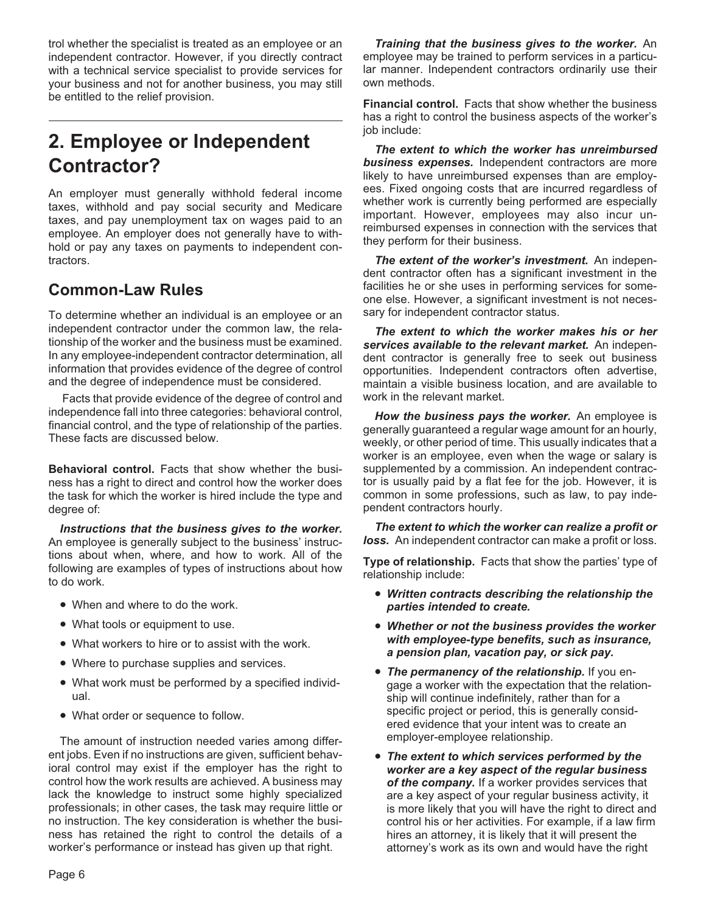trol whether the specialist is treated as an employee or an independent contractor. However, if you directly contract with a technical service specialist to provide services for your business and not for another business, you may still be entitled to the relief provision.

# 2. Employee or Independent Contractor?

An employer must generally withhold federal income taxes, withhold and pay social security and Medicare taxes, and pay unemployment tax on wages paid to an employee. An employer does not generally have to withhold or pay any taxes on payments to independent contractors.

## Common-Law Rules

To determine whether an individual is an employee or an independent contractor under the common law, the relationship of the worker and the business must be examined. In any employee-independent contractor determination, all information that provides evidence of the degree of control and the degree of independence must be considered.

Facts that provide evidence of the degree of control and independence fall into three categories: behavioral control, financial control, and the type of relationship of the parties. These facts are discussed below.

**Behavioral control.** Facts that show whether the business has a right to direct and control how the worker does the task for which the worker is hired include the type and degree of:

***Instructions that the business gives to the worker.*** An employee is generally subject to the business' instructions about when, where, and how to work. All of the following are examples of types of instructions about how to do work.

- When and where to do the work.
- What tools or equipment to use.
- What workers to hire or to assist with the work.
- Where to purchase supplies and services.
- What work must be performed by a specified individual.
- What order or sequence to follow.

The amount of instruction needed varies among different jobs. Even if no instructions are given, sufficient behavioral control may exist if the employer has the right to control how the work results are achieved. A business may lack the knowledge to instruct some highly specialized professionals; in other cases, the task may require little or no instruction. The key consideration is whether the business has retained the right to control the details of a worker's performance or instead has given up that right.

***Training that the business gives to the worker.*** An employee may be trained to perform services in a particular manner. Independent contractors ordinarily use their own methods.

**Financial control.** Facts that show whether the business has a right to control the business aspects of the worker's job include:

***The extent to which the worker has unreimbursed business expenses.*** Independent contractors are more likely to have unreimbursed expenses than are employees. Fixed ongoing costs that are incurred regardless of whether work is currently being performed are especially important. However, employees may also incur unreimbursed expenses in connection with the services that they perform for their business.

***The extent of the worker's investment.*** An independent contractor often has a significant investment in the facilities he or she uses in performing services for someone else. However, a significant investment is not necessary for independent contractor status.

***The extent to which the worker makes his or her services available to the relevant market.*** An independent contractor is generally free to seek out business opportunities. Independent contractors often advertise, maintain a visible business location, and are available to work in the relevant market.

***How the business pays the worker.*** An employee is generally guaranteed a regular wage amount for an hourly, weekly, or other period of time. This usually indicates that a worker is an employee, even when the wage or salary is supplemented by a commission. An independent contractor is usually paid by a flat fee for the job. However, it is common in some professions, such as law, to pay independent contractors hourly.

***The extent to which the worker can realize a profit or loss.*** An independent contractor can make a profit or loss.

**Type of relationship.** Facts that show the parties' type of relationship include:

- ***Written contracts describing the relationship the parties intended to create.***
- ***Whether or not the business provides the worker with employee-type benefits, such as insurance, a pension plan, vacation pay, or sick pay.***
- ***The permanency of the relationship.*** If you engage a worker with the expectation that the relationship will continue indefinitely, rather than for a specific project or period, this is generally considered evidence that your intent was to create an employer-employee relationship.
- ***The extent to which services performed by the worker are a key aspect of the regular business of the company.*** If a worker provides services that are a key aspect of your regular business activity, it is more likely that you will have the right to direct and control his or her activities. For example, if a law firm hires an attorney, it is likely that it will present the attorney's work as its own and would have the right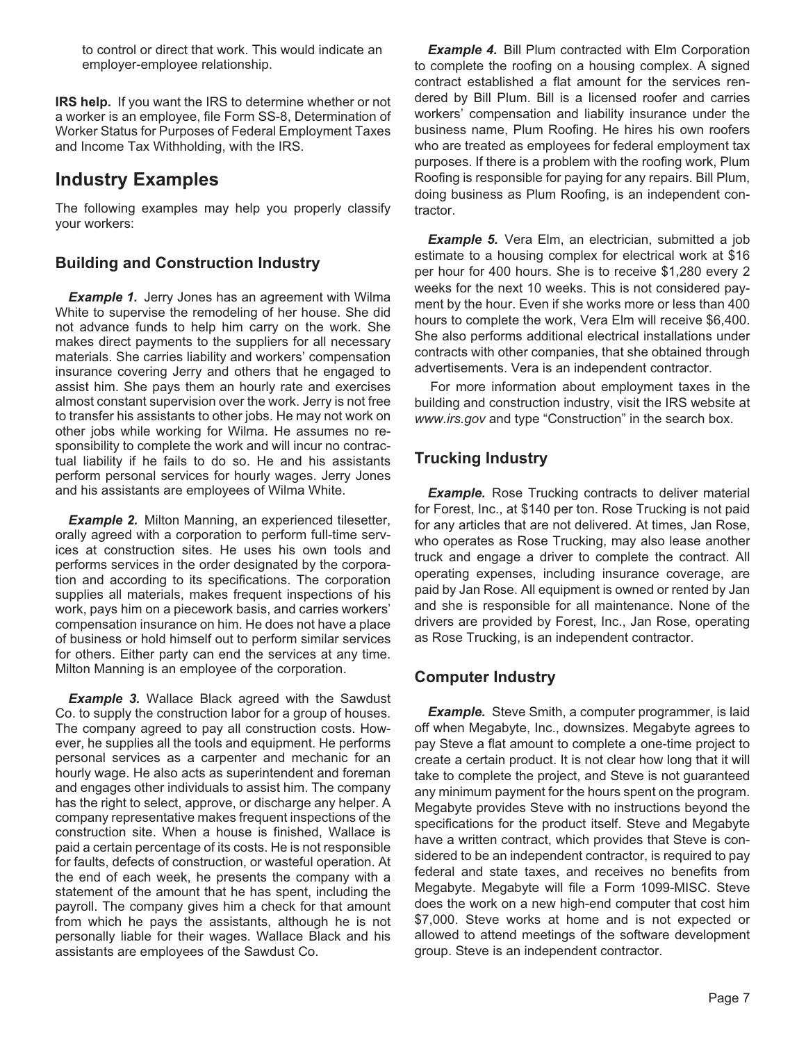to control or direct that work. This would indicate an employer-employee relationship.

**IRS help.** If you want the IRS to determine whether or not a worker is an employee, file Form SS-8, Determination of Worker Status for Purposes of Federal Employment Taxes and Income Tax Withholding, with the IRS.

## Industry Examples

The following examples may help you properly classify your workers:

### Building and Construction Industry

***Example 1.*** Jerry Jones has an agreement with Wilma White to supervise the remodeling of her house. She did not advance funds to help him carry on the work. She makes direct payments to the suppliers for all necessary materials. She carries liability and workers' compensation insurance covering Jerry and others that he engaged to assist him. She pays them an hourly rate and exercises almost constant supervision over the work. Jerry is not free to transfer his assistants to other jobs. He may not work on other jobs while working for Wilma. He assumes no responsibility to complete the work and will incur no contractual liability if he fails to do so. He and his assistants perform personal services for hourly wages. Jerry Jones and his assistants are employees of Wilma White.

***Example 2.*** Milton Manning, an experienced tilesetter, orally agreed with a corporation to perform full-time services at construction sites. He uses his own tools and performs services in the order designated by the corporation and according to its specifications. The corporation supplies all materials, makes frequent inspections of his work, pays him on a piecework basis, and carries workers' compensation insurance on him. He does not have a place of business or hold himself out to perform similar services for others. Either party can end the services at any time. Milton Manning is an employee of the corporation.

***Example 3.*** Wallace Black agreed with the Sawdust Co. to supply the construction labor for a group of houses. The company agreed to pay all construction costs. However, he supplies all the tools and equipment. He performs personal services as a carpenter and mechanic for an hourly wage. He also acts as superintendent and foreman and engages other individuals to assist him. The company has the right to select, approve, or discharge any helper. A company representative makes frequent inspections of the construction site. When a house is finished, Wallace is paid a certain percentage of its costs. He is not responsible for faults, defects of construction, or wasteful operation. At the end of each week, he presents the company with a statement of the amount that he has spent, including the payroll. The company gives him a check for that amount from which he pays the assistants, although he is not personally liable for their wages. Wallace Black and his assistants are employees of the Sawdust Co.

***Example 4.*** Bill Plum contracted with Elm Corporation to complete the roofing on a housing complex. A signed contract established a flat amount for the services rendered by Bill Plum. Bill is a licensed roofer and carries workers' compensation and liability insurance under the business name, Plum Roofing. He hires his own roofers who are treated as employees for federal employment tax purposes. If there is a problem with the roofing work, Plum Roofing is responsible for paying for any repairs. Bill Plum, doing business as Plum Roofing, is an independent contractor.

***Example 5.*** Vera Elm, an electrician, submitted a job estimate to a housing complex for electrical work at $16 per hour for 400 hours. She is to receive $1,280 every 2 weeks for the next 10 weeks. This is not considered payment by the hour. Even if she works more or less than 400 hours to complete the work, Vera Elm will receive $6,400. She also performs additional electrical installations under contracts with other companies, that she obtained through advertisements. Vera is an independent contractor.

For more information about employment taxes in the building and construction industry, visit the IRS website at *www.irs.gov* and type "Construction" in the search box.

### Trucking Industry

***Example.*** Rose Trucking contracts to deliver material for Forest, Inc., at $140 per ton. Rose Trucking is not paid for any articles that are not delivered. At times, Jan Rose, who operates as Rose Trucking, may also lease another truck and engage a driver to complete the contract. All operating expenses, including insurance coverage, are paid by Jan Rose. All equipment is owned or rented by Jan and she is responsible for all maintenance. None of the drivers are provided by Forest, Inc., Jan Rose, operating as Rose Trucking, is an independent contractor.

### Computer Industry

***Example.*** Steve Smith, a computer programmer, is laid off when Megabyte, Inc., downsizes. Megabyte agrees to pay Steve a flat amount to complete a one-time project to create a certain product. It is not clear how long that it will take to complete the project, and Steve is not guaranteed any minimum payment for the hours spent on the program. Megabyte provides Steve with no instructions beyond the specifications for the product itself. Steve and Megabyte have a written contract, which provides that Steve is considered to be an independent contractor, is required to pay federal and state taxes, and receives no benefits from Megabyte. Megabyte will file a Form 1099-MISC. Steve does the work on a new high-end computer that cost him $7,000. Steve works at home and is not expected or allowed to attend meetings of the software development group. Steve is an independent contractor.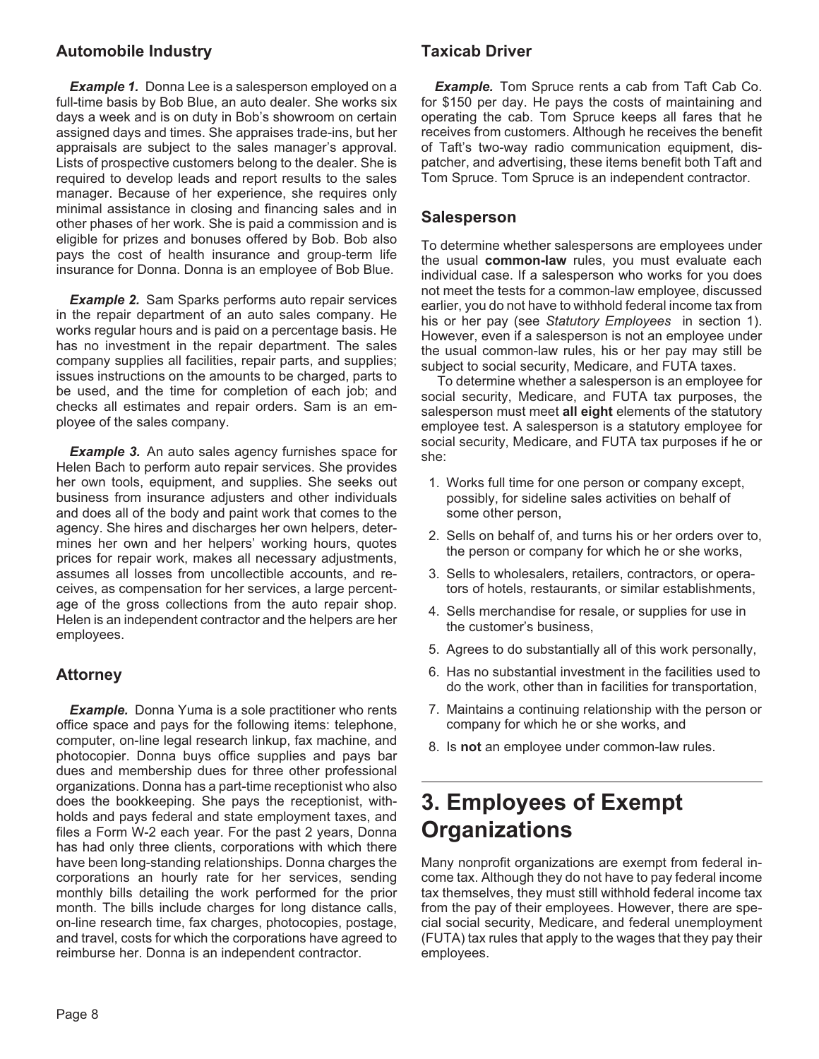### Automobile Industry

***Example 1.*** Donna Lee is a salesperson employed on a full-time basis by Bob Blue, an auto dealer. She works six days a week and is on duty in Bob's showroom on certain assigned days and times. She appraises trade-ins, but her appraisals are subject to the sales manager's approval. Lists of prospective customers belong to the dealer. She is required to develop leads and report results to the sales manager. Because of her experience, she requires only minimal assistance in closing and financing sales and in other phases of her work. She is paid a commission and is eligible for prizes and bonuses offered by Bob. Bob also pays the cost of health insurance and group-term life insurance for Donna. Donna is an employee of Bob Blue.

***Example 2.*** Sam Sparks performs auto repair services in the repair department of an auto sales company. He works regular hours and is paid on a percentage basis. He has no investment in the repair department. The sales company supplies all facilities, repair parts, and supplies; issues instructions on the amounts to be charged, parts to be used, and the time for completion of each job; and checks all estimates and repair orders. Sam is an employee of the sales company.

***Example 3.*** An auto sales agency furnishes space for Helen Bach to perform auto repair services. She provides her own tools, equipment, and supplies. She seeks out business from insurance adjusters and other individuals and does all of the body and paint work that comes to the agency. She hires and discharges her own helpers, determines her own and her helpers' working hours, quotes prices for repair work, makes all necessary adjustments, assumes all losses from uncollectible accounts, and receives, as compensation for her services, a large percentage of the gross collections from the auto repair shop. Helen is an independent contractor and the helpers are her employees.

### Attorney

***Example.*** Donna Yuma is a sole practitioner who rents office space and pays for the following items: telephone, computer, on-line legal research linkup, fax machine, and photocopier. Donna buys office supplies and pays bar dues and membership dues for three other professional organizations. Donna has a part-time receptionist who also does the bookkeeping. She pays the receptionist, withholds and pays federal and state employment taxes, and files a Form W-2 each year. For the past 2 years, Donna has had only three clients, corporations with which there have been long-standing relationships. Donna charges the corporations an hourly rate for her services, sending monthly bills detailing the work performed for the prior month. The bills include charges for long distance calls, on-line research time, fax charges, photocopies, postage, and travel, costs for which the corporations have agreed to reimburse her. Donna is an independent contractor.

### Taxicab Driver

***Example.*** Tom Spruce rents a cab from Taft Cab Co. for $150 per day. He pays the costs of maintaining and operating the cab. Tom Spruce keeps all fares that he receives from customers. Although he receives the benefit of Taft's two-way radio communication equipment, dispatcher, and advertising, these items benefit both Taft and Tom Spruce. Tom Spruce is an independent contractor.

### Salesperson

To determine whether salespersons are employees under the usual **common-law** rules, you must evaluate each individual case. If a salesperson who works for you does not meet the tests for a common-law employee, discussed earlier, you do not have to withhold federal income tax from his or her pay (see *Statutory Employees* in section 1). However, even if a salesperson is not an employee under the usual common-law rules, his or her pay may still be subject to social security, Medicare, and FUTA taxes.

To determine whether a salesperson is an employee for social security, Medicare, and FUTA tax purposes, the salesperson must meet **all eight** elements of the statutory employee test. A salesperson is a statutory employee for social security, Medicare, and FUTA tax purposes if he or she:

1. Works full time for one person or company except, possibly, for sideline sales activities on behalf of some other person,
2. Sells on behalf of, and turns his or her orders over to, the person or company for which he or she works,
3. Sells to wholesalers, retailers, contractors, or operators of hotels, restaurants, or similar establishments,
4. Sells merchandise for resale, or supplies for use in the customer's business,
5. Agrees to do substantially all of this work personally,
6. Has no substantial investment in the facilities used to do the work, other than in facilities for transportation,
7. Maintains a continuing relationship with the person or company for which he or she works, and
8. Is **not** an employee under common-law rules.

## 3. Employees of Exempt Organizations

Many nonprofit organizations are exempt from federal income tax. Although they do not have to pay federal income tax themselves, they must still withhold federal income tax from the pay of their employees. However, there are special social security, Medicare, and federal unemployment (FUTA) tax rules that apply to the wages that they pay their employees.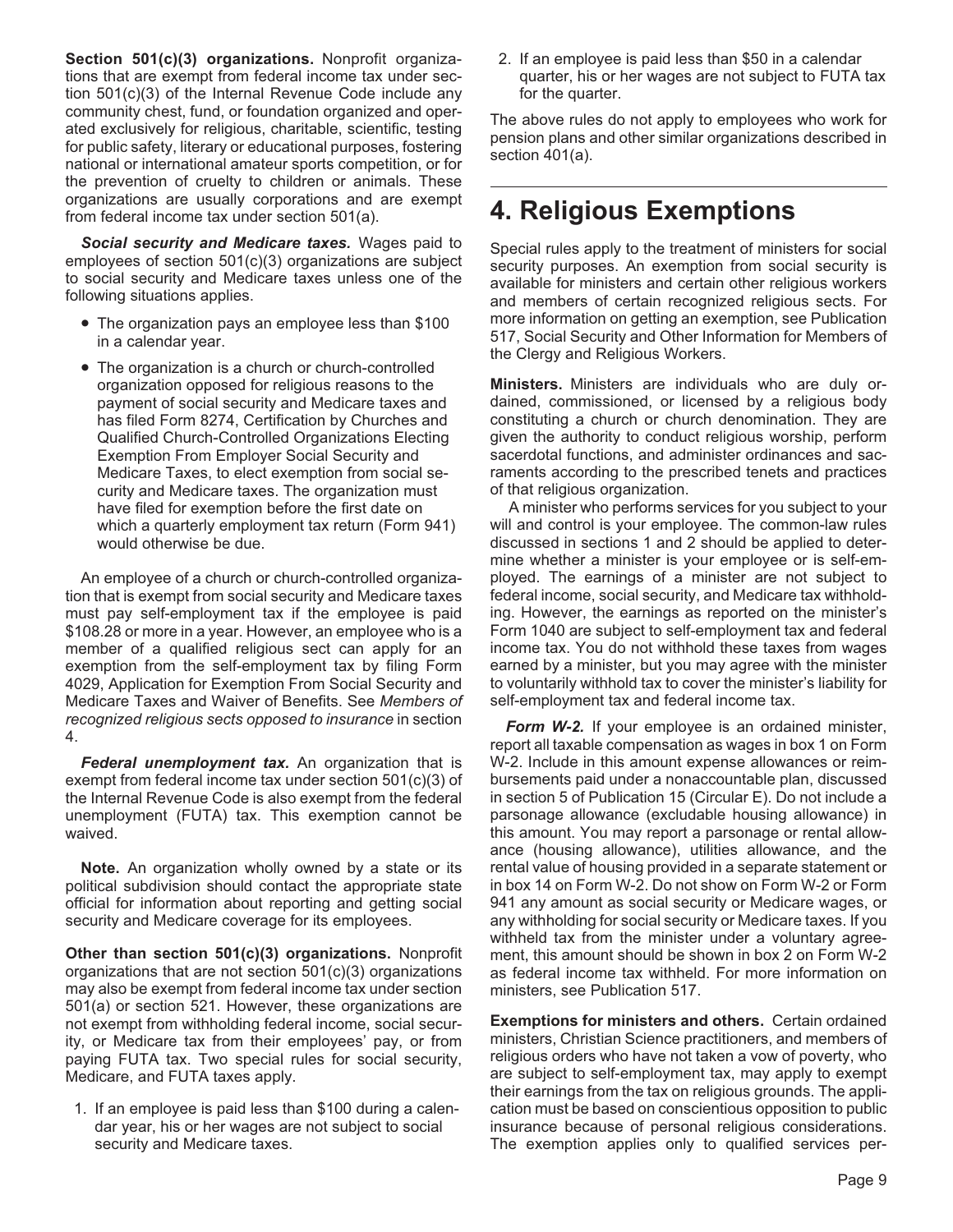**Section 501(c)(3) organizations.** Nonprofit organizations that are exempt from federal income tax under section 501(c)(3) of the Internal Revenue Code include any community chest, fund, or foundation organized and operated exclusively for religious, charitable, scientific, testing for public safety, literary or educational purposes, fostering national or international amateur sports competition, or for the prevention of cruelty to children or animals. These organizations are usually corporations and are exempt from federal income tax under section 501(a).

***Social security and Medicare taxes.*** Wages paid to employees of section 501(c)(3) organizations are subject to social security and Medicare taxes unless one of the following situations applies.

- The organization pays an employee less than $100 in a calendar year.
- The organization is a church or church-controlled organization opposed for religious reasons to the payment of social security and Medicare taxes and has filed Form 8274, Certification by Churches and Qualified Church-Controlled Organizations Electing Exemption From Employer Social Security and Medicare Taxes, to elect exemption from social security and Medicare taxes. The organization must have filed for exemption before the first date on which a quarterly employment tax return (Form 941) would otherwise be due.

An employee of a church or church-controlled organization that is exempt from social security and Medicare taxes must pay self-employment tax if the employee is paid $108.28 or more in a year. However, an employee who is a member of a qualified religious sect can apply for an exemption from the self-employment tax by filing Form 4029, Application for Exemption From Social Security and Medicare Taxes and Waiver of Benefits. See *Members of recognized religious sects opposed to insurance* in section 4.

***Federal unemployment tax.*** An organization that is exempt from federal income tax under section 501(c)(3) of the Internal Revenue Code is also exempt from the federal unemployment (FUTA) tax. This exemption cannot be waived.

**Note.** An organization wholly owned by a state or its political subdivision should contact the appropriate state official for information about reporting and getting social security and Medicare coverage for its employees.

**Other than section 501(c)(3) organizations.** Nonprofit organizations that are not section 501(c)(3) organizations may also be exempt from federal income tax under section 501(a) or section 521. However, these organizations are not exempt from withholding federal income, social security, or Medicare tax from their employees' pay, or from paying FUTA tax. Two special rules for social security, Medicare, and FUTA taxes apply.

1. If an employee is paid less than $100 during a calendar year, his or her wages are not subject to social security and Medicare taxes.
2. If an employee is paid less than $50 in a calendar quarter, his or her wages are not subject to FUTA tax for the quarter.

The above rules do not apply to employees who work for pension plans and other similar organizations described in section 401(a).

# 4. Religious Exemptions

Special rules apply to the treatment of ministers for social security purposes. An exemption from social security is available for ministers and certain other religious workers and members of certain recognized religious sects. For more information on getting an exemption, see Publication 517, Social Security and Other Information for Members of the Clergy and Religious Workers.

**Ministers.** Ministers are individuals who are duly ordained, commissioned, or licensed by a religious body constituting a church or church denomination. They are given the authority to conduct religious worship, perform sacerdotal functions, and administer ordinances and sacraments according to the prescribed tenets and practices of that religious organization.

A minister who performs services for you subject to your will and control is your employee. The common-law rules discussed in sections 1 and 2 should be applied to determine whether a minister is your employee or is self-employed. The earnings of a minister are not subject to federal income, social security, and Medicare tax withholding. However, the earnings as reported on the minister's Form 1040 are subject to self-employment tax and federal income tax. You do not withhold these taxes from wages earned by a minister, but you may agree with the minister to voluntarily withhold tax to cover the minister's liability for self-employment tax and federal income tax.

***Form W-2.*** If your employee is an ordained minister, report all taxable compensation as wages in box 1 on Form W-2. Include in this amount expense allowances or reimbursements paid under a nonaccountable plan, discussed in section 5 of Publication 15 (Circular E). Do not include a parsonage allowance (excludable housing allowance) in this amount. You may report a parsonage or rental allowance (housing allowance), utilities allowance, and the rental value of housing provided in a separate statement or in box 14 on Form W-2. Do not show on Form W-2 or Form 941 any amount as social security or Medicare wages, or any withholding for social security or Medicare taxes. If you withheld tax from the minister under a voluntary agreement, this amount should be shown in box 2 on Form W-2 as federal income tax withheld. For more information on ministers, see Publication 517.

**Exemptions for ministers and others.** Certain ordained ministers, Christian Science practitioners, and members of religious orders who have not taken a vow of poverty, who are subject to self-employment tax, may apply to exempt their earnings from the tax on religious grounds. The application must be based on conscientious opposition to public insurance because of personal religious considerations. The exemption applies only to qualified services per-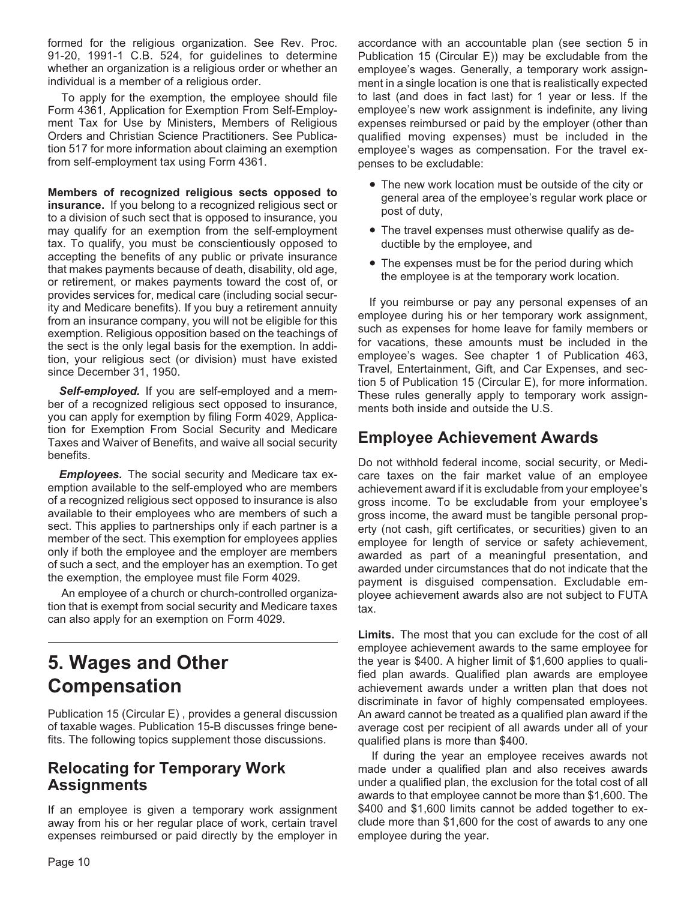formed for the religious organization. See Rev. Proc. 91-20, 1991-1 C.B. 524, for guidelines to determine whether an organization is a religious order or whether an individual is a member of a religious order.

To apply for the exemption, the employee should file Form 4361, Application for Exemption From Self-Employment Tax for Use by Ministers, Members of Religious Orders and Christian Science Practitioners. See Publication 517 for more information about claiming an exemption from self-employment tax using Form 4361.

**Members of recognized religious sects opposed to insurance.** If you belong to a recognized religious sect or to a division of such sect that is opposed to insurance, you may qualify for an exemption from the self-employment tax. To qualify, you must be conscientiously opposed to accepting the benefits of any public or private insurance that makes payments because of death, disability, old age, or retirement, or makes payments toward the cost of, or provides services for, medical care (including social security and Medicare benefits). If you buy a retirement annuity from an insurance company, you will not be eligible for this exemption. Religious opposition based on the teachings of the sect is the only legal basis for the exemption. In addition, your religious sect (or division) must have existed since December 31, 1950.

***Self-employed.*** If you are self-employed and a member of a recognized religious sect opposed to insurance, you can apply for exemption by filing Form 4029, Application for Exemption From Social Security and Medicare Taxes and Waiver of Benefits, and waive all social security benefits.

***Employees.*** The social security and Medicare tax exemption available to the self-employed who are members of a recognized religious sect opposed to insurance is also available to their employees who are members of such a sect. This applies to partnerships only if each partner is a member of the sect. This exemption for employees applies only if both the employee and the employer are members of such a sect, and the employer has an exemption. To get the exemption, the employee must file Form 4029.

An employee of a church or church-controlled organization that is exempt from social security and Medicare taxes can also apply for an exemption on Form 4029.

# 5. Wages and Other Compensation

Publication 15 (Circular E) , provides a general discussion of taxable wages. Publication 15-B discusses fringe benefits. The following topics supplement those discussions.

## Relocating for Temporary Work Assignments

If an employee is given a temporary work assignment away from his or her regular place of work, certain travel expenses reimbursed or paid directly by the employer in accordance with an accountable plan (see section 5 in Publication 15 (Circular E)) may be excludable from the employee's wages. Generally, a temporary work assignment in a single location is one that is realistically expected to last (and does in fact last) for 1 year or less. If the employee's new work assignment is indefinite, any living expenses reimbursed or paid by the employer (other than qualified moving expenses) must be included in the employee's wages as compensation. For the travel expenses to be excludable:

- The new work location must be outside of the city or general area of the employee's regular work place or post of duty,
- The travel expenses must otherwise qualify as deductible by the employee, and
- The expenses must be for the period during which the employee is at the temporary work location.

If you reimburse or pay any personal expenses of an employee during his or her temporary work assignment, such as expenses for home leave for family members or for vacations, these amounts must be included in the employee's wages. See chapter 1 of Publication 463, Travel, Entertainment, Gift, and Car Expenses, and section 5 of Publication 15 (Circular E), for more information. These rules generally apply to temporary work assignments both inside and outside the U.S.

## Employee Achievement Awards

Do not withhold federal income, social security, or Medicare taxes on the fair market value of an employee achievement award if it is excludable from your employee's gross income. To be excludable from your employee's gross income, the award must be tangible personal property (not cash, gift certificates, or securities) given to an employee for length of service or safety achievement, awarded as part of a meaningful presentation, and awarded under circumstances that do not indicate that the payment is disguised compensation. Excludable employee achievement awards also are not subject to FUTA tax.

**Limits.** The most that you can exclude for the cost of all employee achievement awards to the same employee for the year is $400. A higher limit of $1,600 applies to qualified plan awards. Qualified plan awards are employee achievement awards under a written plan that does not discriminate in favor of highly compensated employees. An award cannot be treated as a qualified plan award if the average cost per recipient of all awards under all of your qualified plans is more than $400.

If during the year an employee receives awards not made under a qualified plan and also receives awards under a qualified plan, the exclusion for the total cost of all awards to that employee cannot be more than $1,600. The $400 and $1,600 limits cannot be added together to exclude more than $1,600 for the cost of awards to any one employee during the year.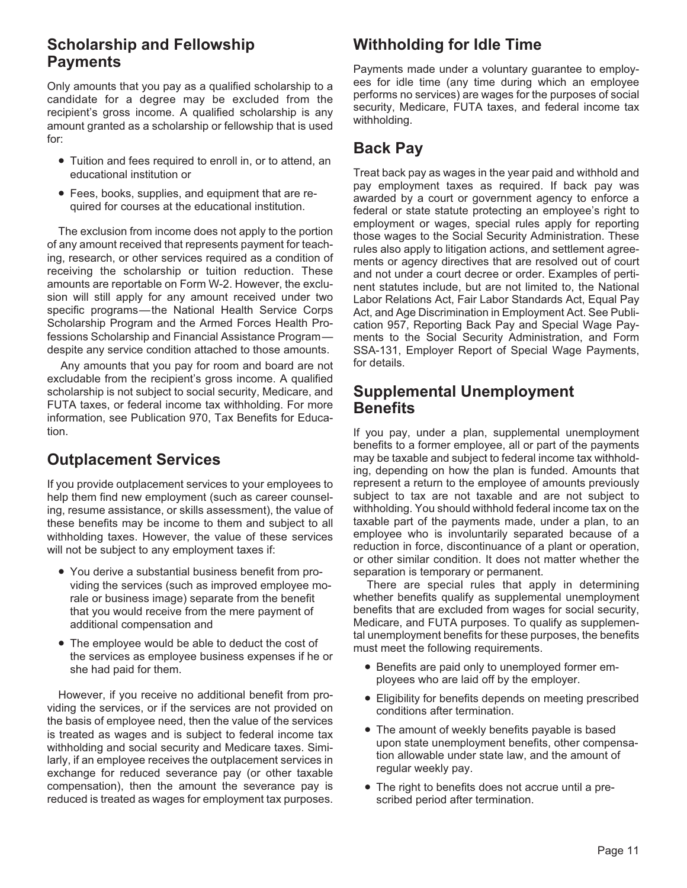## Scholarship and Fellowship Payments

Only amounts that you pay as a qualified scholarship to a candidate for a degree may be excluded from the recipient's gross income. A qualified scholarship is any amount granted as a scholarship or fellowship that is used for:

- Tuition and fees required to enroll in, or to attend, an educational institution or
- Fees, books, supplies, and equipment that are required for courses at the educational institution.

The exclusion from income does not apply to the portion of any amount received that represents payment for teaching, research, or other services required as a condition of receiving the scholarship or tuition reduction. These amounts are reportable on Form W-2. However, the exclusion will still apply for any amount received under two specific programs—the National Health Service Corps Scholarship Program and the Armed Forces Health Professions Scholarship and Financial Assistance Program—despite any service condition attached to those amounts.

Any amounts that you pay for room and board are not excludable from the recipient's gross income. A qualified scholarship is not subject to social security, Medicare, and FUTA taxes, or federal income tax withholding. For more information, see Publication 970, Tax Benefits for Education.

## Outplacement Services

If you provide outplacement services to your employees to help them find new employment (such as career counseling, resume assistance, or skills assessment), the value of these benefits may be income to them and subject to all withholding taxes. However, the value of these services will not be subject to any employment taxes if:

- You derive a substantial business benefit from providing the services (such as improved employee morale or business image) separate from the benefit that you would receive from the mere payment of additional compensation and
- The employee would be able to deduct the cost of the services as employee business expenses if he or she had paid for them.

However, if you receive no additional benefit from providing the services, or if the services are not provided on the basis of employee need, then the value of the services is treated as wages and is subject to federal income tax withholding and social security and Medicare taxes. Similarly, if an employee receives the outplacement services in exchange for reduced severance pay (or other taxable compensation), then the amount the severance pay is reduced is treated as wages for employment tax purposes.

## Withholding for Idle Time

Payments made under a voluntary guarantee to employees for idle time (any time during which an employee performs no services) are wages for the purposes of social security, Medicare, FUTA taxes, and federal income tax withholding.

## Back Pay

Treat back pay as wages in the year paid and withhold and pay employment taxes as required. If back pay was awarded by a court or government agency to enforce a federal or state statute protecting an employee's right to employment or wages, special rules apply for reporting those wages to the Social Security Administration. These rules also apply to litigation actions, and settlement agreements or agency directives that are resolved out of court and not under a court decree or order. Examples of pertinent statutes include, but are not limited to, the National Labor Relations Act, Fair Labor Standards Act, Equal Pay Act, and Age Discrimination in Employment Act. See Publication 957, Reporting Back Pay and Special Wage Payments to the Social Security Administration, and Form SSA-131, Employer Report of Special Wage Payments, for details.

## Supplemental Unemployment Benefits

If you pay, under a plan, supplemental unemployment benefits to a former employee, all or part of the payments may be taxable and subject to federal income tax withholding, depending on how the plan is funded. Amounts that represent a return to the employee of amounts previously subject to tax are not taxable and are not subject to withholding. You should withhold federal income tax on the taxable part of the payments made, under a plan, to an employee who is involuntarily separated because of a reduction in force, discontinuance of a plant or operation, or other similar condition. It does not matter whether the separation is temporary or permanent.

There are special rules that apply in determining whether benefits qualify as supplemental unemployment benefits that are excluded from wages for social security, Medicare, and FUTA purposes. To qualify as supplemental unemployment benefits for these purposes, the benefits must meet the following requirements.

- Benefits are paid only to unemployed former employees who are laid off by the employer.
- Eligibility for benefits depends on meeting prescribed conditions after termination.
- The amount of weekly benefits payable is based upon state unemployment benefits, other compensation allowable under state law, and the amount of regular weekly pay.
- The right to benefits does not accrue until a prescribed period after termination.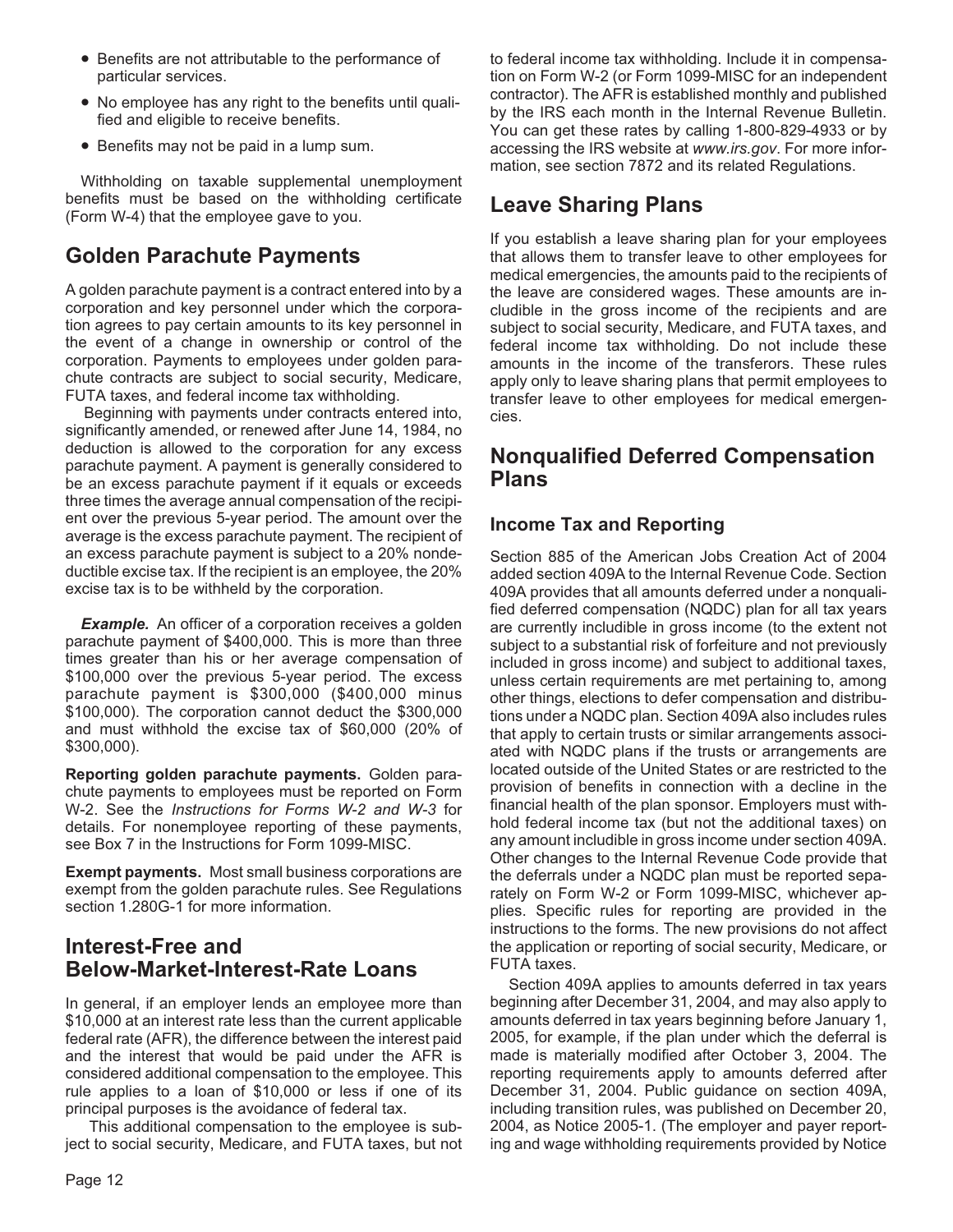- Benefits are not attributable to the performance of particular services.
- No employee has any right to the benefits until qualified and eligible to receive benefits.
- Benefits may not be paid in a lump sum.

Withholding on taxable supplemental unemployment benefits must be based on the withholding certificate (Form W-4) that the employee gave to you.

## Golden Parachute Payments

A golden parachute payment is a contract entered into by a corporation and key personnel under which the corporation agrees to pay certain amounts to its key personnel in the event of a change in ownership or control of the corporation. Payments to employees under golden parachute contracts are subject to social security, Medicare, FUTA taxes, and federal income tax withholding.

Beginning with payments under contracts entered into, significantly amended, or renewed after June 14, 1984, no deduction is allowed to the corporation for any excess parachute payment. A payment is generally considered to be an excess parachute payment if it equals or exceeds three times the average annual compensation of the recipient over the previous 5-year period. The amount over the average is the excess parachute payment. The recipient of an excess parachute payment is subject to a 20% nondeductible excise tax. If the recipient is an employee, the 20% excise tax is to be withheld by the corporation.

***Example.*** An officer of a corporation receives a golden parachute payment of $400,000. This is more than three times greater than his or her average compensation of $100,000 over the previous 5-year period. The excess parachute payment is $300,000 ($400,000 minus $100,000). The corporation cannot deduct the $300,000 and must withhold the excise tax of $60,000 (20% of $300,000).

**Reporting golden parachute payments.** Golden parachute payments to employees must be reported on Form W-2. See the *Instructions for Forms W-2 and W-3* for details. For nonemployee reporting of these payments, see Box 7 in the Instructions for Form 1099-MISC.

**Exempt payments.** Most small business corporations are exempt from the golden parachute rules. See Regulations section 1.280G-1 for more information.

## Interest-Free and Below-Market-Interest-Rate Loans

In general, if an employer lends an employee more than $10,000 at an interest rate less than the current applicable federal rate (AFR), the difference between the interest paid and the interest that would be paid under the AFR is considered additional compensation to the employee. This rule applies to a loan of $10,000 or less if one of its principal purposes is the avoidance of federal tax.

This additional compensation to the employee is subject to social security, Medicare, and FUTA taxes, but not to federal income tax withholding. Include it in compensation on Form W-2 (or Form 1099-MISC for an independent contractor). The AFR is established monthly and published by the IRS each month in the Internal Revenue Bulletin. You can get these rates by calling 1-800-829-4933 or by accessing the IRS website at *www.irs.gov*. For more information, see section 7872 and its related Regulations.

## Leave Sharing Plans

If you establish a leave sharing plan for your employees that allows them to transfer leave to other employees for medical emergencies, the amounts paid to the recipients of the leave are considered wages. These amounts are includible in the gross income of the recipients and are subject to social security, Medicare, and FUTA taxes, and federal income tax withholding. Do not include these amounts in the income of the transferors. These rules apply only to leave sharing plans that permit employees to transfer leave to other employees for medical emergencies.

## Nonqualified Deferred Compensation Plans

### Income Tax and Reporting

Section 885 of the American Jobs Creation Act of 2004 added section 409A to the Internal Revenue Code. Section 409A provides that all amounts deferred under a nonqualified deferred compensation (NQDC) plan for all tax years are currently includible in gross income (to the extent not subject to a substantial risk of forfeiture and not previously included in gross income) and subject to additional taxes, unless certain requirements are met pertaining to, among other things, elections to defer compensation and distributions under a NQDC plan. Section 409A also includes rules that apply to certain trusts or similar arrangements associated with NQDC plans if the trusts or arrangements are located outside of the United States or are restricted to the provision of benefits in connection with a decline in the financial health of the plan sponsor. Employers must withhold federal income tax (but not the additional taxes) on any amount includible in gross income under section 409A. Other changes to the Internal Revenue Code provide that the deferrals under a NQDC plan must be reported separately on Form W-2 or Form 1099-MISC, whichever applies. Specific rules for reporting are provided in the instructions to the forms. The new provisions do not affect the application or reporting of social security, Medicare, or FUTA taxes.

Section 409A applies to amounts deferred in tax years beginning after December 31, 2004, and may also apply to amounts deferred in tax years beginning before January 1, 2005, for example, if the plan under which the deferral is made is materially modified after October 3, 2004. The reporting requirements apply to amounts deferred after December 31, 2004. Public guidance on section 409A, including transition rules, was published on December 20, 2004, as Notice 2005-1. (The employer and payer reporting and wage withholding requirements provided by Notice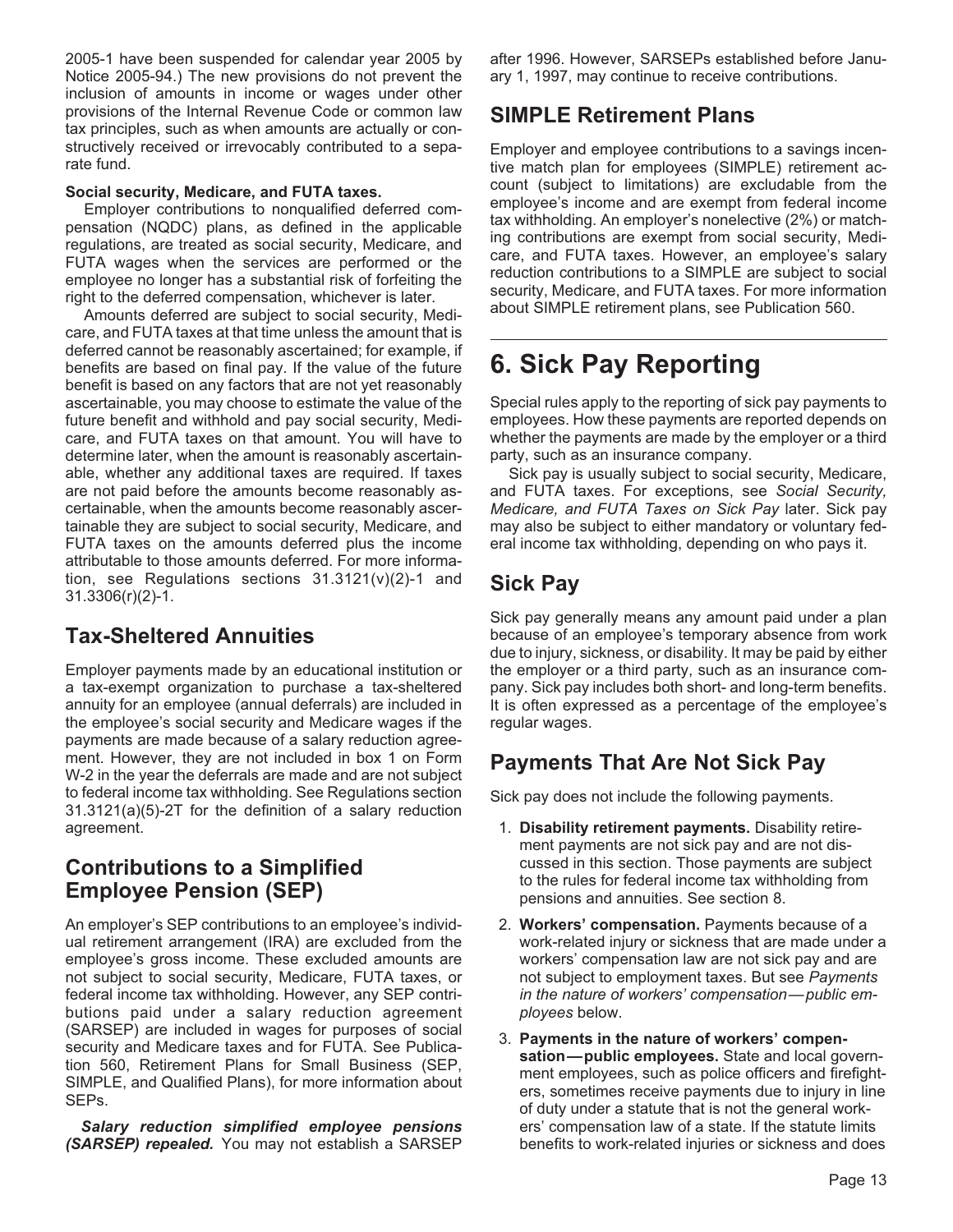2005-1 have been suspended for calendar year 2005 by Notice 2005-94.) The new provisions do not prevent the inclusion of amounts in income or wages under other provisions of the Internal Revenue Code or common law tax principles, such as when amounts are actually or constructively received or irrevocably contributed to a separate fund.

**Social security, Medicare, and FUTA taxes.** Employer contributions to nonqualified deferred compensation (NQDC) plans, as defined in the applicable regulations, are treated as social security, Medicare, and FUTA wages when the services are performed or the employee no longer has a substantial risk of forfeiting the right to the deferred compensation, whichever is later.

Amounts deferred are subject to social security, Medicare, and FUTA taxes at that time unless the amount that is deferred cannot be reasonably ascertained; for example, if benefits are based on final pay. If the value of the future benefit is based on any factors that are not yet reasonably ascertainable, you may choose to estimate the value of the future benefit and withhold and pay social security, Medicare, and FUTA taxes on that amount. You will have to determine later, when the amount is reasonably ascertainable, whether any additional taxes are required. If taxes are not paid before the amounts become reasonably ascertainable, when the amounts become reasonably ascertainable they are subject to social security, Medicare, and FUTA taxes on the amounts deferred plus the income attributable to those amounts deferred. For more information, see Regulations sections 31.3121(v)(2)-1 and 31.3306(r)(2)-1.

## Tax-Sheltered Annuities

Employer payments made by an educational institution or a tax-exempt organization to purchase a tax-sheltered annuity for an employee (annual deferrals) are included in the employee's social security and Medicare wages if the payments are made because of a salary reduction agreement. However, they are not included in box 1 on Form W-2 in the year the deferrals are made and are not subject to federal income tax withholding. See Regulations section 31.3121(a)(5)-2T for the definition of a salary reduction agreement.

## Contributions to a Simplified Employee Pension (SEP)

An employer's SEP contributions to an employee's individual retirement arrangement (IRA) are excluded from the employee's gross income. These excluded amounts are not subject to social security, Medicare, FUTA taxes, or federal income tax withholding. However, any SEP contributions paid under a salary reduction agreement (SARSEP) are included in wages for purposes of social security and Medicare taxes and for FUTA. See Publication 560, Retirement Plans for Small Business (SEP, SIMPLE, and Qualified Plans), for more information about SEPs.

***Salary reduction simplified employee pensions (SARSEP) repealed.*** You may not establish a SARSEP after 1996. However, SARSEPs established before January 1, 1997, may continue to receive contributions.

## SIMPLE Retirement Plans

Employer and employee contributions to a savings incentive match plan for employees (SIMPLE) retirement account (subject to limitations) are excludable from the employee's income and are exempt from federal income tax withholding. An employer's nonelective (2%) or matching contributions are exempt from social security, Medicare, and FUTA taxes. However, an employee's salary reduction contributions to a SIMPLE are subject to social security, Medicare, and FUTA taxes. For more information about SIMPLE retirement plans, see Publication 560.

# 6. Sick Pay Reporting

Special rules apply to the reporting of sick pay payments to employees. How these payments are reported depends on whether the payments are made by the employer or a third party, such as an insurance company.

Sick pay is usually subject to social security, Medicare, and FUTA taxes. For exceptions, see *Social Security, Medicare, and FUTA Taxes on Sick Pay* later. Sick pay may also be subject to either mandatory or voluntary federal income tax withholding, depending on who pays it.

## Sick Pay

Sick pay generally means any amount paid under a plan because of an employee's temporary absence from work due to injury, sickness, or disability. It may be paid by either the employer or a third party, such as an insurance company. Sick pay includes both short- and long-term benefits. It is often expressed as a percentage of the employee's regular wages.

## Payments That Are Not Sick Pay

Sick pay does not include the following payments.

1. **Disability retirement payments.** Disability retirement payments are not sick pay and are not discussed in this section. Those payments are subject to the rules for federal income tax withholding from pensions and annuities. See section 8.
2. **Workers' compensation.** Payments because of a work-related injury or sickness that are made under a workers' compensation law are not sick pay and are not subject to employment taxes. But see *Payments in the nature of workers' compensation—public employees* below.
3. **Payments in the nature of workers' compensation—public employees.** State and local government employees, such as police officers and firefighters, sometimes receive payments due to injury in line of duty under a statute that is not the general workers' compensation law of a state. If the statute limits benefits to work-related injuries or sickness and does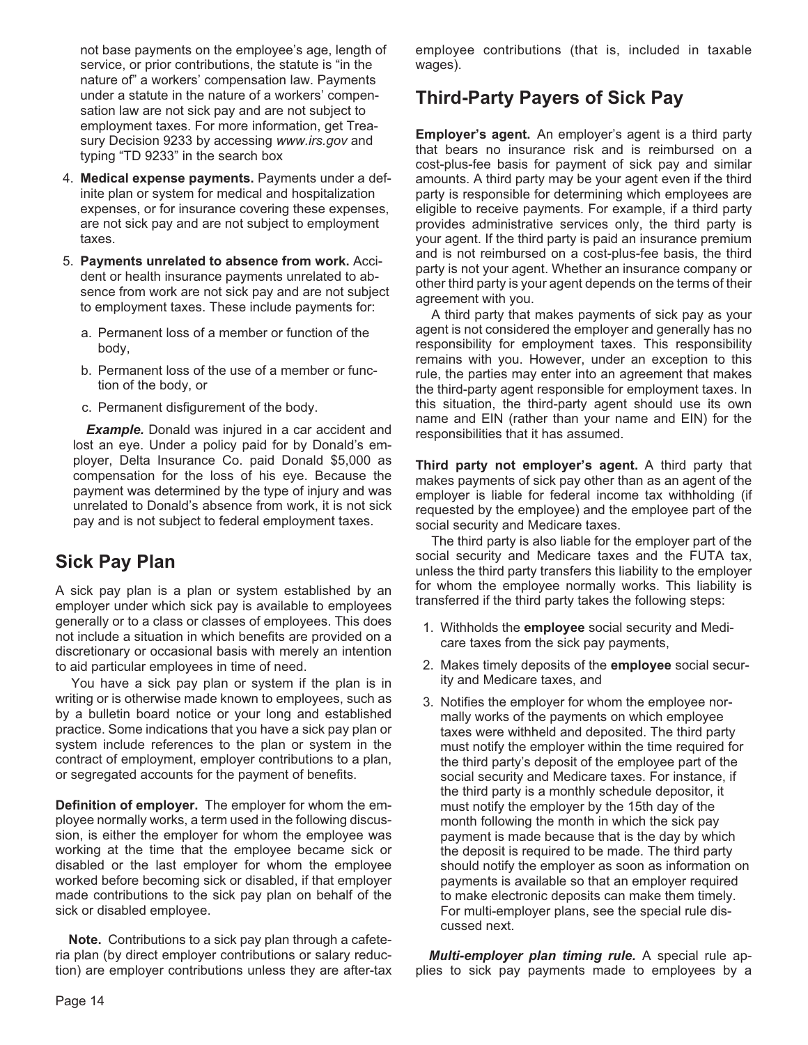not base payments on the employee's age, length of service, or prior contributions, the statute is "in the nature of" a workers' compensation law. Payments under a statute in the nature of a workers' compensation law are not sick pay and are not subject to employment taxes. For more information, get Treasury Decision 9233 by accessing *www.irs.gov* and typing "TD 9233" in the search box

4. **Medical expense payments.** Payments under a definite plan or system for medical and hospitalization expenses, or for insurance covering these expenses, are not sick pay and are not subject to employment taxes.

5. **Payments unrelated to absence from work.** Accident or health insurance payments unrelated to absence from work are not sick pay and are not subject to employment taxes. These include payments for:

   a. Permanent loss of a member or function of the body,

   b. Permanent loss of the use of a member or function of the body, or

   c. Permanent disfigurement of the body.

   ***Example.*** Donald was injured in a car accident and lost an eye. Under a policy paid for by Donald's employer, Delta Insurance Co. paid Donald $5,000 as compensation for the loss of his eye. Because the payment was determined by the type of injury and was unrelated to Donald's absence from work, it is not sick pay and is not subject to federal employment taxes.

## Sick Pay Plan

A sick pay plan is a plan or system established by an employer under which sick pay is available to employees generally or to a class or classes of employees. This does not include a situation in which benefits are provided on a discretionary or occasional basis with merely an intention to aid particular employees in time of need.

You have a sick pay plan or system if the plan is in writing or is otherwise made known to employees, such as by a bulletin board notice or your long and established practice. Some indications that you have a sick pay plan or system include references to the plan or system in the contract of employment, employer contributions to a plan, or segregated accounts for the payment of benefits.

**Definition of employer.** The employer for whom the employee normally works, a term used in the following discussion, is either the employer for whom the employee was working at the time that the employee became sick or disabled or the last employer for whom the employee worked before becoming sick or disabled, if that employer made contributions to the sick pay plan on behalf of the sick or disabled employee.

**Note.** Contributions to a sick pay plan through a cafeteria plan (by direct employer contributions or salary reduction) are employer contributions unless they are after-tax employee contributions (that is, included in taxable wages).

## Third-Party Payers of Sick Pay

**Employer's agent.** An employer's agent is a third party that bears no insurance risk and is reimbursed on a cost-plus-fee basis for payment of sick pay and similar amounts. A third party may be your agent even if the third party is responsible for determining which employees are eligible to receive payments. For example, if a third party provides administrative services only, the third party is your agent. If the third party is paid an insurance premium and is not reimbursed on a cost-plus-fee basis, the third party is not your agent. Whether an insurance company or other third party is your agent depends on the terms of their agreement with you.

A third party that makes payments of sick pay as your agent is not considered the employer and generally has no responsibility for employment taxes. This responsibility remains with you. However, under an exception to this rule, the parties may enter into an agreement that makes the third-party agent responsible for employment taxes. In this situation, the third-party agent should use its own name and EIN (rather than your name and EIN) for the responsibilities that it has assumed.

**Third party not employer's agent.** A third party that makes payments of sick pay other than as an agent of the employer is liable for federal income tax withholding (if requested by the employee) and the employee part of the social security and Medicare taxes.

The third party is also liable for the employer part of the social security and Medicare taxes and the FUTA tax, unless the third party transfers this liability to the employer for whom the employee normally works. This liability is transferred if the third party takes the following steps:

1. Withholds the **employee** social security and Medicare taxes from the sick pay payments,
2. Makes timely deposits of the **employee** social security and Medicare taxes, and
3. Notifies the employer for whom the employee normally works of the payments on which employee taxes were withheld and deposited. The third party must notify the employer within the time required for the third party's deposit of the employee part of the social security and Medicare taxes. For instance, if the third party is a monthly schedule depositor, it must notify the employer by the 15th day of the month following the month in which the sick pay payment is made because that is the day by which the deposit is required to be made. The third party should notify the employer as soon as information on payments is available so that an employer required to make electronic deposits can make them timely. For multi-employer plans, see the special rule discussed next.

***Multi-employer plan timing rule.*** A special rule applies to sick pay payments made to employees by a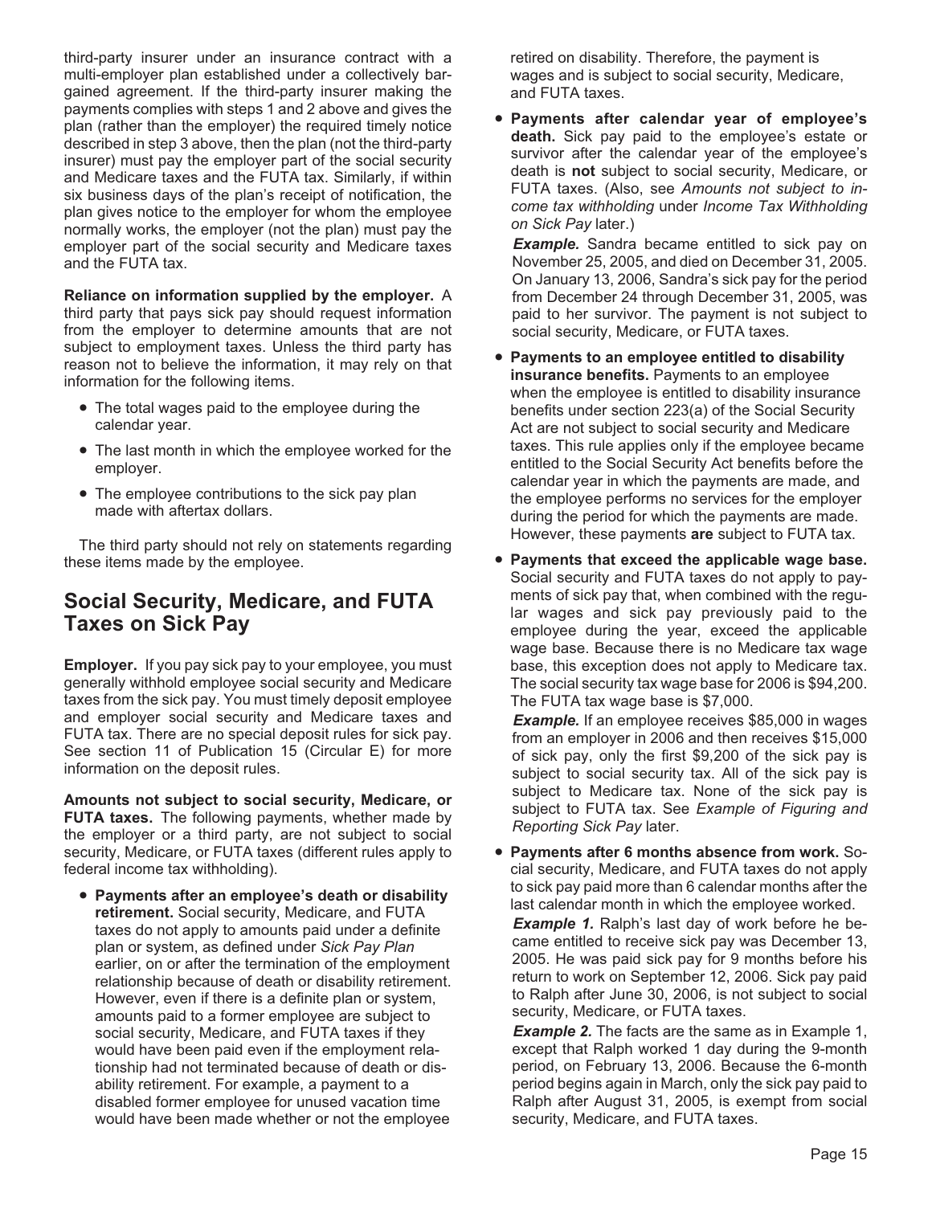third-party insurer under an insurance contract with a multi-employer plan established under a collectively bargained agreement. If the third-party insurer making the payments complies with steps 1 and 2 above and gives the plan (rather than the employer) the required timely notice described in step 3 above, then the plan (not the third-party insurer) must pay the employer part of the social security and Medicare taxes and the FUTA tax. Similarly, if within six business days of the plan's receipt of notification, the plan gives notice to the employer for whom the employee normally works, the employer (not the plan) must pay the employer part of the social security and Medicare taxes and the FUTA tax.

**Reliance on information supplied by the employer.** A third party that pays sick pay should request information from the employer to determine amounts that are not subject to employment taxes. Unless the third party has reason not to believe the information, it may rely on that information for the following items.

- The total wages paid to the employee during the calendar year.
- The last month in which the employee worked for the employer.
- The employee contributions to the sick pay plan made with aftertax dollars.

The third party should not rely on statements regarding these items made by the employee.

## Social Security, Medicare, and FUTA Taxes on Sick Pay

**Employer.** If you pay sick pay to your employee, you must generally withhold employee social security and Medicare taxes from the sick pay. You must timely deposit employee and employer social security and Medicare taxes and FUTA tax. There are no special deposit rules for sick pay. See section 11 of Publication 15 (Circular E) for more information on the deposit rules.

**Amounts not subject to social security, Medicare, or FUTA taxes.** The following payments, whether made by the employer or a third party, are not subject to social security, Medicare, or FUTA taxes (different rules apply to federal income tax withholding).

- **Payments after an employee's death or disability retirement.** Social security, Medicare, and FUTA taxes do not apply to amounts paid under a definite plan or system, as defined under *Sick Pay Plan* earlier, on or after the termination of the employment relationship because of death or disability retirement. However, even if there is a definite plan or system, amounts paid to a former employee are subject to social security, Medicare, and FUTA taxes if they would have been paid even if the employment relationship had not terminated because of death or disability retirement. For example, a payment to a disabled former employee for unused vacation time would have been made whether or not the employee retired on disability. Therefore, the payment is wages and is subject to social security, Medicare, and FUTA taxes.
- **Payments after calendar year of employee's death.** Sick pay paid to the employee's estate or survivor after the calendar year of the employee's death is **not** subject to social security, Medicare, or FUTA taxes. (Also, see *Amounts not subject to income tax withholding* under *Income Tax Withholding on Sick Pay* later.)

  ***Example.*** Sandra became entitled to sick pay on November 25, 2005, and died on December 31, 2005. On January 13, 2006, Sandra's sick pay for the period from December 24 through December 31, 2005, was paid to her survivor. The payment is not subject to social security, Medicare, or FUTA taxes.
- **Payments to an employee entitled to disability insurance benefits.** Payments to an employee when the employee is entitled to disability insurance benefits under section 223(a) of the Social Security Act are not subject to social security and Medicare taxes. This rule applies only if the employee became entitled to the Social Security Act benefits before the calendar year in which the payments are made, and the employee performs no services for the employer during the period for which the payments are made. However, these payments **are** subject to FUTA tax.
- **Payments that exceed the applicable wage base.** Social security and FUTA taxes do not apply to payments of sick pay that, when combined with the regular wages and sick pay previously paid to the employee during the year, exceed the applicable wage base. Because there is no Medicare tax wage base, this exception does not apply to Medicare tax. The social security tax wage base for 2006 is $94,200. The FUTA tax wage base is $7,000.

  ***Example.*** If an employee receives $85,000 in wages from an employer in 2006 and then receives $15,000 of sick pay, only the first $9,200 of the sick pay is subject to social security tax. All of the sick pay is subject to Medicare tax. None of the sick pay is subject to FUTA tax. See *Example of Figuring and Reporting Sick Pay* later.
- **Payments after 6 months absence from work.** Social security, Medicare, and FUTA taxes do not apply to sick pay paid more than 6 calendar months after the last calendar month in which the employee worked.

  ***Example 1.*** Ralph's last day of work before he became entitled to receive sick pay was December 13, 2005. He was paid sick pay for 9 months before his return to work on September 12, 2006. Sick pay paid to Ralph after June 30, 2006, is not subject to social security, Medicare, or FUTA taxes.

  ***Example 2.*** The facts are the same as in Example 1, except that Ralph worked 1 day during the 9-month period, on February 13, 2006. Because the 6-month period begins again in March, only the sick pay paid to Ralph after August 31, 2005, is exempt from social security, Medicare, and FUTA taxes.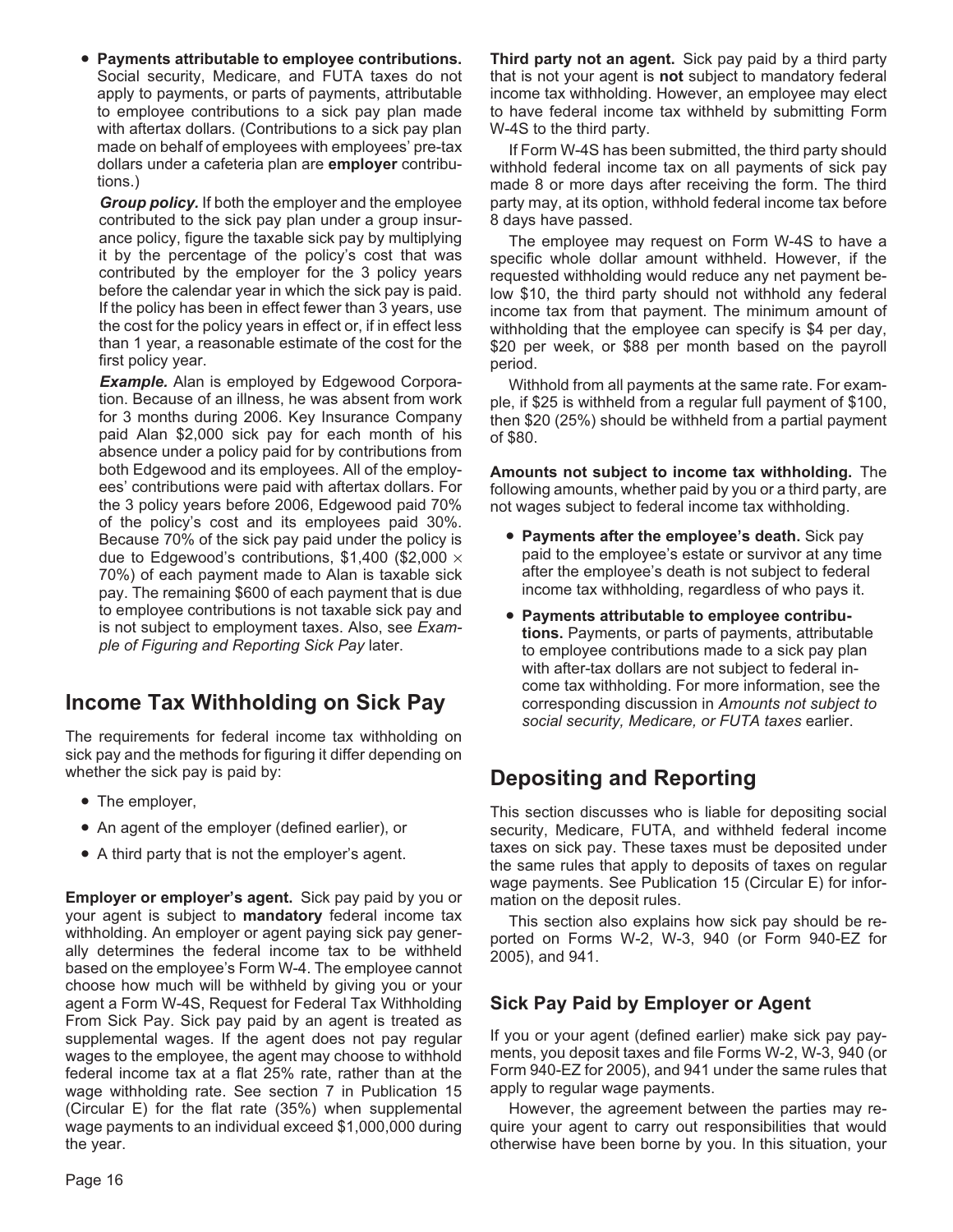- **Payments attributable to employee contributions.** Social security, Medicare, and FUTA taxes do not apply to payments, or parts of payments, attributable to employee contributions to a sick pay plan made with aftertax dollars. (Contributions to a sick pay plan made on behalf of employees with employees' pre-tax dollars under a cafeteria plan are **employer** contributions.)

***Group policy.*** If both the employer and the employee contributed to the sick pay plan under a group insurance policy, figure the taxable sick pay by multiplying it by the percentage of the policy's cost that was contributed by the employer for the 3 policy years before the calendar year in which the sick pay is paid. If the policy has been in effect fewer than 3 years, use the cost for the policy years in effect or, if in effect less than 1 year, a reasonable estimate of the cost for the first policy year.

***Example.*** Alan is employed by Edgewood Corporation. Because of an illness, he was absent from work for 3 months during 2006. Key Insurance Company paid Alan $2,000 sick pay for each month of his absence under a policy paid for by contributions from both Edgewood and its employees. All of the employees' contributions were paid with aftertax dollars. For the 3 policy years before 2006, Edgewood paid 70% of the policy's cost and its employees paid 30%. Because 70% of the sick pay paid under the policy is due to Edgewood's contributions, $1,400 ($2,000 × 70%) of each payment made to Alan is taxable sick pay. The remaining $600 of each payment that is due to employee contributions is not taxable sick pay and is not subject to employment taxes. Also, see *Example of Figuring and Reporting Sick Pay* later.

## Income Tax Withholding on Sick Pay

The requirements for federal income tax withholding on sick pay and the methods for figuring it differ depending on whether the sick pay is paid by:

- The employer,
- An agent of the employer (defined earlier), or
- A third party that is not the employer's agent.

**Employer or employer's agent.** Sick pay paid by you or your agent is subject to **mandatory** federal income tax withholding. An employer or agent paying sick pay generally determines the federal income tax to be withheld based on the employee's Form W-4. The employee cannot choose how much will be withheld by giving you or your agent a Form W-4S, Request for Federal Tax Withholding From Sick Pay. Sick pay paid by an agent is treated as supplemental wages. If the agent does not pay regular wages to the employee, the agent may choose to withhold federal income tax at a flat 25% rate, rather than at the wage withholding rate. See section 7 in Publication 15 (Circular E) for the flat rate (35%) when supplemental wage payments to an individual exceed $1,000,000 during the year.

**Third party not an agent.** Sick pay paid by a third party that is not your agent is **not** subject to mandatory federal income tax withholding. However, an employee may elect to have federal income tax withheld by submitting Form W-4S to the third party.

If Form W-4S has been submitted, the third party should withhold federal income tax on all payments of sick pay made 8 or more days after receiving the form. The third party may, at its option, withhold federal income tax before 8 days have passed.

The employee may request on Form W-4S to have a specific whole dollar amount withheld. However, if the requested withholding would reduce any net payment below $10, the third party should not withhold any federal income tax from that payment. The minimum amount of withholding that the employee can specify is $4 per day, $20 per week, or $88 per month based on the payroll period.

Withhold from all payments at the same rate. For example, if $25 is withheld from a regular full payment of $100, then $20 (25%) should be withheld from a partial payment of $80.

**Amounts not subject to income tax withholding.** The following amounts, whether paid by you or a third party, are not wages subject to federal income tax withholding.

- **Payments after the employee's death.** Sick pay paid to the employee's estate or survivor at any time after the employee's death is not subject to federal income tax withholding, regardless of who pays it.
- **Payments attributable to employee contributions.** Payments, or parts of payments, attributable to employee contributions made to a sick pay plan with after-tax dollars are not subject to federal income tax withholding. For more information, see the corresponding discussion in *Amounts not subject to social security, Medicare, or FUTA taxes* earlier.

## Depositing and Reporting

This section discusses who is liable for depositing social security, Medicare, FUTA, and withheld federal income taxes on sick pay. These taxes must be deposited under the same rules that apply to deposits of taxes on regular wage payments. See Publication 15 (Circular E) for information on the deposit rules.

This section also explains how sick pay should be reported on Forms W-2, W-3, 940 (or Form 940-EZ for 2005), and 941.

### Sick Pay Paid by Employer or Agent

If you or your agent (defined earlier) make sick pay payments, you deposit taxes and file Forms W-2, W-3, 940 (or Form 940-EZ for 2005), and 941 under the same rules that apply to regular wage payments.

However, the agreement between the parties may require your agent to carry out responsibilities that would otherwise have been borne by you. In this situation, your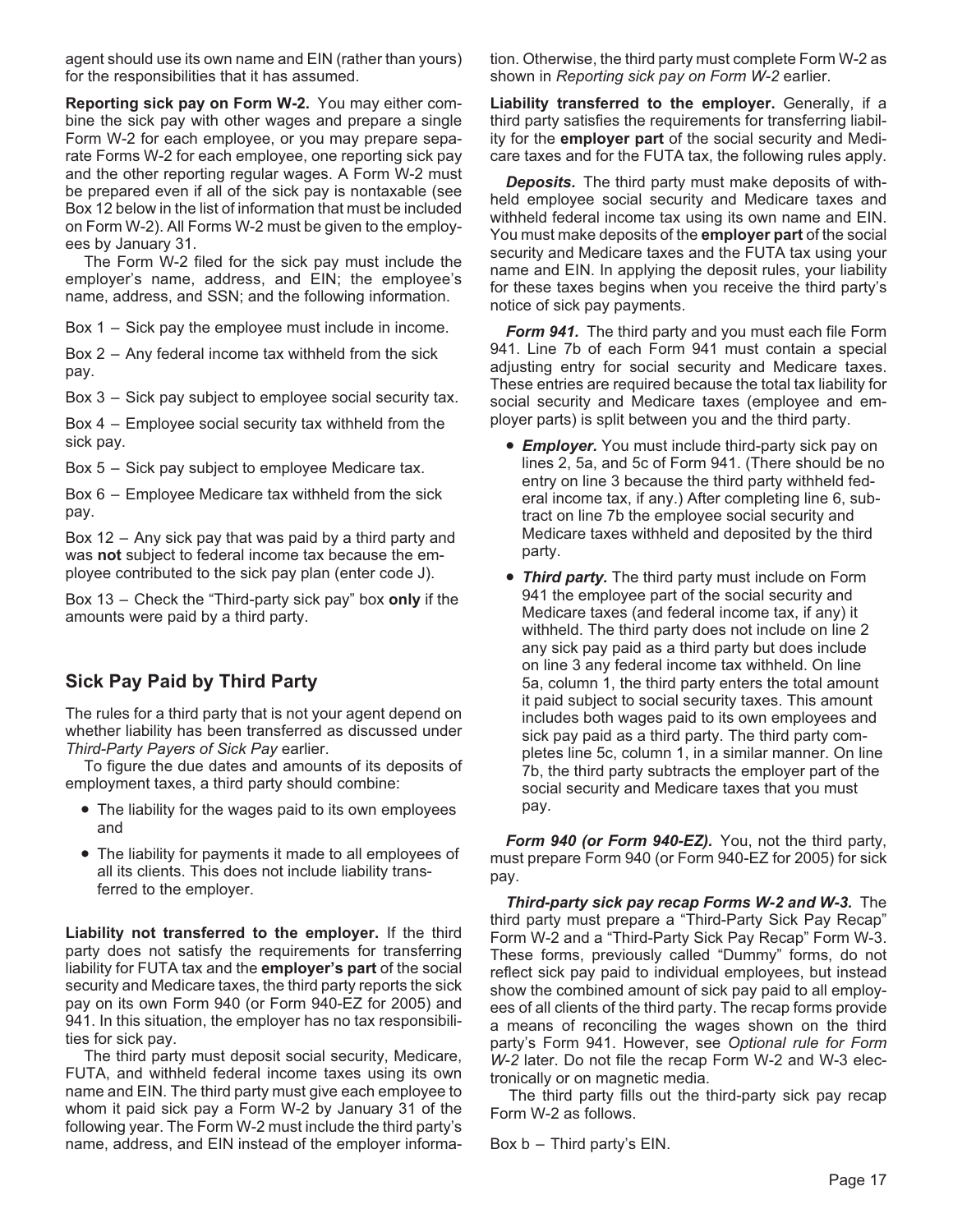agent should use its own name and EIN (rather than yours) for the responsibilities that it has assumed.

**Reporting sick pay on Form W-2.** You may either combine the sick pay with other wages and prepare a single Form W-2 for each employee, or you may prepare separate Forms W-2 for each employee, one reporting sick pay and the other reporting regular wages. A Form W-2 must be prepared even if all of the sick pay is nontaxable (see Box 12 below in the list of information that must be included on Form W-2). All Forms W-2 must be given to the employees by January 31.

The Form W-2 filed for the sick pay must include the employer's name, address, and EIN; the employee's name, address, and SSN; and the following information.

Box 1 – Sick pay the employee must include in income.

Box 2 – Any federal income tax withheld from the sick pay.

Box 3 – Sick pay subject to employee social security tax.

Box 4 – Employee social security tax withheld from the sick pay.

Box 5 – Sick pay subject to employee Medicare tax.

Box 6 – Employee Medicare tax withheld from the sick pay.

Box 12 – Any sick pay that was paid by a third party and was **not** subject to federal income tax because the employee contributed to the sick pay plan (enter code J).

Box 13 – Check the "Third-party sick pay" box **only** if the amounts were paid by a third party.

## Sick Pay Paid by Third Party

The rules for a third party that is not your agent depend on whether liability has been transferred as discussed under *Third-Party Payers of Sick Pay* earlier.

To figure the due dates and amounts of its deposits of employment taxes, a third party should combine:

- The liability for the wages paid to its own employees and
- The liability for payments it made to all employees of all its clients. This does not include liability transferred to the employer.

**Liability not transferred to the employer.** If the third party does not satisfy the requirements for transferring liability for FUTA tax and the **employer's part** of the social security and Medicare taxes, the third party reports the sick pay on its own Form 940 (or Form 940-EZ for 2005) and 941. In this situation, the employer has no tax responsibilities for sick pay.

The third party must deposit social security, Medicare, FUTA, and withheld federal income taxes using its own name and EIN. The third party must give each employee to whom it paid sick pay a Form W-2 by January 31 of the following year. The Form W-2 must include the third party's name, address, and EIN instead of the employer information. Otherwise, the third party must complete Form W-2 as shown in *Reporting sick pay on Form W-2* earlier.

**Liability transferred to the employer.** Generally, if a third party satisfies the requirements for transferring liability for the **employer part** of the social security and Medicare taxes and for the FUTA tax, the following rules apply.

***Deposits.*** The third party must make deposits of withheld employee social security and Medicare taxes and withheld federal income tax using its own name and EIN. You must make deposits of the **employer part** of the social security and Medicare taxes and the FUTA tax using your name and EIN. In applying the deposit rules, your liability for these taxes begins when you receive the third party's notice of sick pay payments.

***Form 941.*** The third party and you must each file Form 941. Line 7b of each Form 941 must contain a special adjusting entry for social security and Medicare taxes. These entries are required because the total tax liability for social security and Medicare taxes (employee and employer parts) is split between you and the third party.

- ***Employer.*** You must include third-party sick pay on lines 2, 5a, and 5c of Form 941. (There should be no entry on line 3 because the third party withheld federal income tax, if any.) After completing line 6, subtract on line 7b the employee social security and Medicare taxes withheld and deposited by the third party.
- ***Third party.*** The third party must include on Form 941 the employee part of the social security and Medicare taxes (and federal income tax, if any) it withheld. The third party does not include on line 2 any sick pay paid as a third party but does include on line 3 any federal income tax withheld. On line 5a, column 1, the third party enters the total amount it paid subject to social security taxes. This amount includes both wages paid to its own employees and sick pay paid as a third party. The third party completes line 5c, column 1, in a similar manner. On line 7b, the third party subtracts the employer part of the social security and Medicare taxes that you must pay.

***Form 940 (or Form 940-EZ).*** You, not the third party, must prepare Form 940 (or Form 940-EZ for 2005) for sick pay.

***Third-party sick pay recap Forms W-2 and W-3.*** The third party must prepare a "Third-Party Sick Pay Recap" Form W-2 and a "Third-Party Sick Pay Recap" Form W-3. These forms, previously called "Dummy" forms, do not reflect sick pay paid to individual employees, but instead show the combined amount of sick pay paid to all employees of all clients of the third party. The recap forms provide a means of reconciling the wages shown on the third party's Form 941. However, see *Optional rule for Form W-2* later. Do not file the recap Form W-2 and W-3 electronically or on magnetic media.

The third party fills out the third-party sick pay recap Form W-2 as follows.

Box b – Third party's EIN.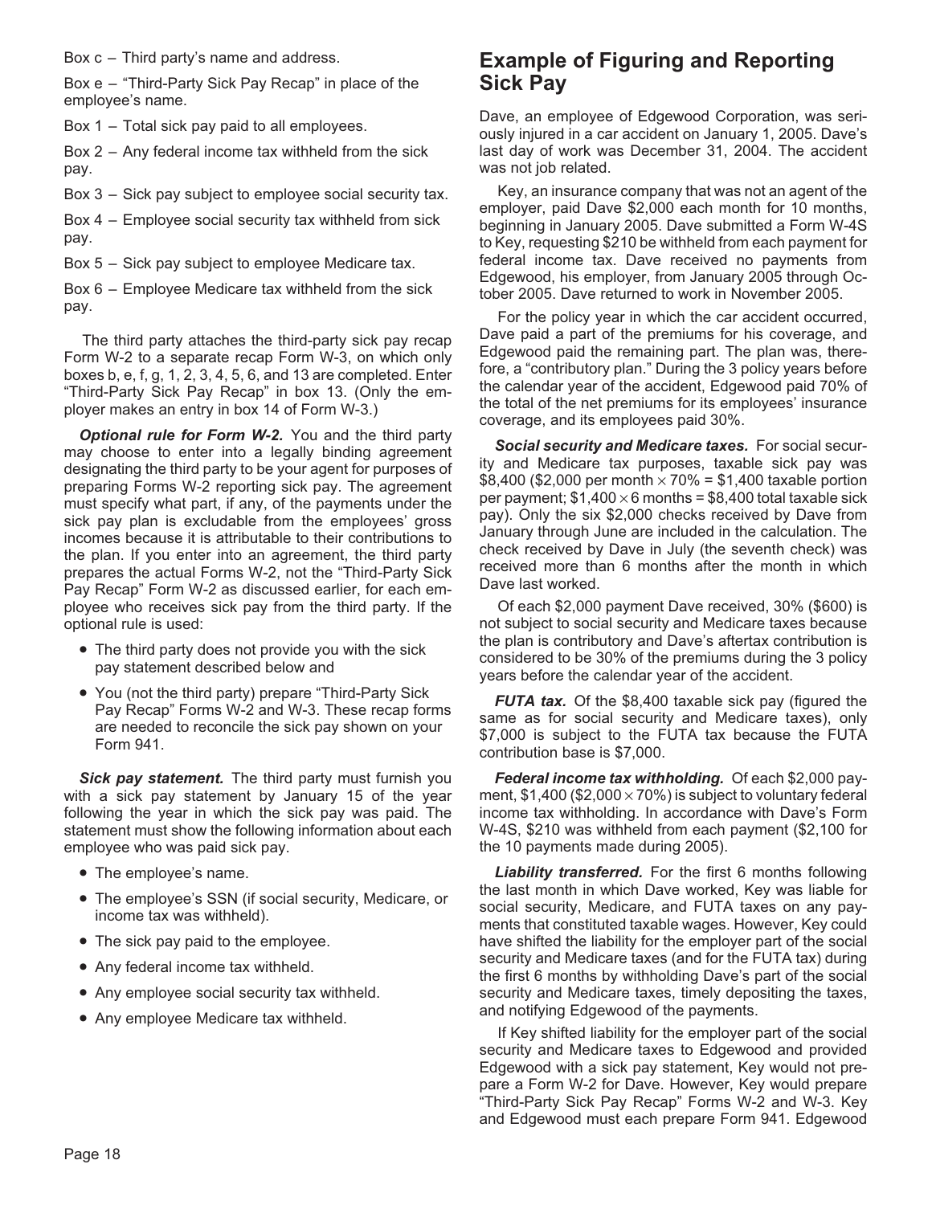Box c – Third party's name and address.

Box e – "Third-Party Sick Pay Recap" in place of the employee's name.

Box 1 – Total sick pay paid to all employees.

Box 2 – Any federal income tax withheld from the sick pay.

Box 3 – Sick pay subject to employee social security tax.

Box 4 – Employee social security tax withheld from sick pay.

Box 5 – Sick pay subject to employee Medicare tax.

Box 6 – Employee Medicare tax withheld from the sick pay.

The third party attaches the third-party sick pay recap Form W-2 to a separate recap Form W-3, on which only boxes b, e, f, g, 1, 2, 3, 4, 5, 6, and 13 are completed. Enter "Third-Party Sick Pay Recap" in box 13. (Only the employer makes an entry in box 14 of Form W-3.)

***Optional rule for Form W-2.*** You and the third party may choose to enter into a legally binding agreement designating the third party to be your agent for purposes of preparing Forms W-2 reporting sick pay. The agreement must specify what part, if any, of the payments under the sick pay plan is excludable from the employees' gross incomes because it is attributable to their contributions to the plan. If you enter into an agreement, the third party prepares the actual Forms W-2, not the "Third-Party Sick Pay Recap" Form W-2 as discussed earlier, for each employee who receives sick pay from the third party. If the optional rule is used:

- The third party does not provide you with the sick pay statement described below and
- You (not the third party) prepare "Third-Party Sick Pay Recap" Forms W-2 and W-3. These recap forms are needed to reconcile the sick pay shown on your Form 941.

***Sick pay statement.*** The third party must furnish you with a sick pay statement by January 15 of the year following the year in which the sick pay was paid. The statement must show the following information about each employee who was paid sick pay.

- The employee's name.
- The employee's SSN (if social security, Medicare, or income tax was withheld).
- The sick pay paid to the employee.
- Any federal income tax withheld.
- Any employee social security tax withheld.
- Any employee Medicare tax withheld.

## Example of Figuring and Reporting Sick Pay

Dave, an employee of Edgewood Corporation, was seriously injured in a car accident on January 1, 2005. Dave's last day of work was December 31, 2004. The accident was not job related.

Key, an insurance company that was not an agent of the employer, paid Dave $2,000 each month for 10 months, beginning in January 2005. Dave submitted a Form W-4S to Key, requesting $210 be withheld from each payment for federal income tax. Dave received no payments from Edgewood, his employer, from January 2005 through October 2005. Dave returned to work in November 2005.

For the policy year in which the car accident occurred, Dave paid a part of the premiums for his coverage, and Edgewood paid the remaining part. The plan was, therefore, a "contributory plan." During the 3 policy years before the calendar year of the accident, Edgewood paid 70% of the total of the net premiums for its employees' insurance coverage, and its employees paid 30%.

***Social security and Medicare taxes.*** For social security and Medicare tax purposes, taxable sick pay was $8,400 ($2,000 per month × 70% = $1,400 taxable portion per payment; $1,400 × 6 months = $8,400 total taxable sick pay). Only the six $2,000 checks received by Dave from January through June are included in the calculation. The check received by Dave in July (the seventh check) was received more than 6 months after the month in which Dave last worked.

Of each $2,000 payment Dave received, 30% ($600) is not subject to social security and Medicare taxes because the plan is contributory and Dave's aftertax contribution is considered to be 30% of the premiums during the 3 policy years before the calendar year of the accident.

***FUTA tax.*** Of the $8,400 taxable sick pay (figured the same as for social security and Medicare taxes), only $7,000 is subject to the FUTA tax because the FUTA contribution base is $7,000.

***Federal income tax withholding.*** Of each $2,000 payment, $1,400 ($2,000 × 70%) is subject to voluntary federal income tax withholding. In accordance with Dave's Form W-4S, $210 was withheld from each payment ($2,100 for the 10 payments made during 2005).

***Liability transferred.*** For the first 6 months following the last month in which Dave worked, Key was liable for social security, Medicare, and FUTA taxes on any payments that constituted taxable wages. However, Key could have shifted the liability for the employer part of the social security and Medicare taxes (and for the FUTA tax) during the first 6 months by withholding Dave's part of the social security and Medicare taxes, timely depositing the taxes, and notifying Edgewood of the payments.

If Key shifted liability for the employer part of the social security and Medicare taxes to Edgewood and provided Edgewood with a sick pay statement, Key would not prepare a Form W-2 for Dave. However, Key would prepare "Third-Party Sick Pay Recap" Forms W-2 and W-3. Key and Edgewood must each prepare Form 941. Edgewood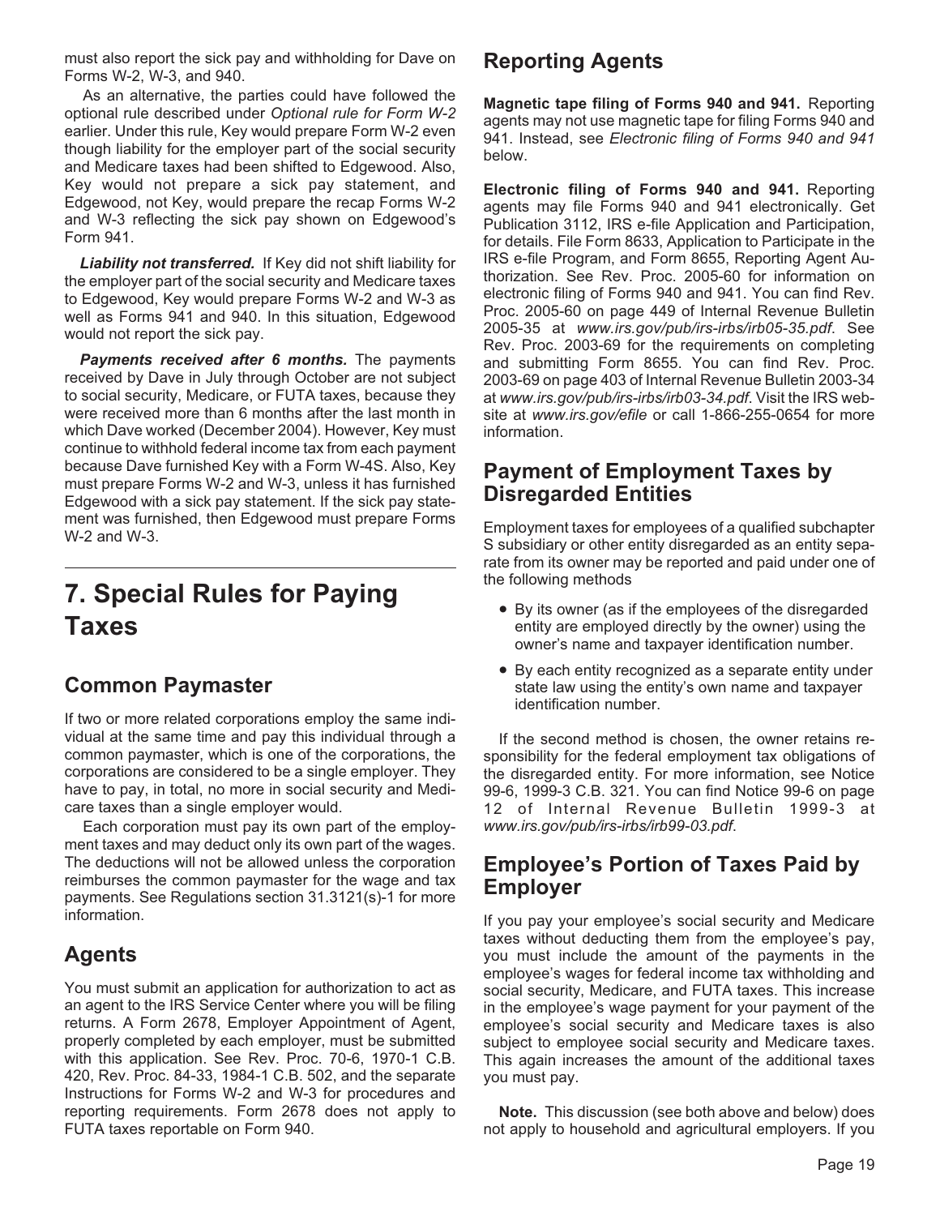must also report the sick pay and withholding for Dave on Forms W-2, W-3, and 940.

As an alternative, the parties could have followed the optional rule described under *Optional rule for Form W-2* earlier. Under this rule, Key would prepare Form W-2 even though liability for the employer part of the social security and Medicare taxes had been shifted to Edgewood. Also, Key would not prepare a sick pay statement, and Edgewood, not Key, would prepare the recap Forms W-2 and W-3 reflecting the sick pay shown on Edgewood's Form 941.

***Liability not transferred.*** If Key did not shift liability for the employer part of the social security and Medicare taxes to Edgewood, Key would prepare Forms W-2 and W-3 as well as Forms 941 and 940. In this situation, Edgewood would not report the sick pay.

***Payments received after 6 months.*** The payments received by Dave in July through October are not subject to social security, Medicare, or FUTA taxes, because they were received more than 6 months after the last month in which Dave worked (December 2004). However, Key must continue to withhold federal income tax from each payment because Dave furnished Key with a Form W-4S. Also, Key must prepare Forms W-2 and W-3, unless it has furnished Edgewood with a sick pay statement. If the sick pay statement was furnished, then Edgewood must prepare Forms W-2 and W-3.

# 7. Special Rules for Paying Taxes

## Common Paymaster

If two or more related corporations employ the same individual at the same time and pay this individual through a common paymaster, which is one of the corporations, the corporations are considered to be a single employer. They have to pay, in total, no more in social security and Medicare taxes than a single employer would.

Each corporation must pay its own part of the employment taxes and may deduct only its own part of the wages. The deductions will not be allowed unless the corporation reimburses the common paymaster for the wage and tax payments. See Regulations section 31.3121(s)-1 for more information.

## Agents

You must submit an application for authorization to act as an agent to the IRS Service Center where you will be filing returns. A Form 2678, Employer Appointment of Agent, properly completed by each employer, must be submitted with this application. See Rev. Proc. 70-6, 1970-1 C.B. 420, Rev. Proc. 84-33, 1984-1 C.B. 502, and the separate Instructions for Forms W-2 and W-3 for procedures and reporting requirements. Form 2678 does not apply to FUTA taxes reportable on Form 940.

## Reporting Agents

**Magnetic tape filing of Forms 940 and 941.** Reporting agents may not use magnetic tape for filing Forms 940 and 941. Instead, see *Electronic filing of Forms 940 and 941* below.

**Electronic filing of Forms 940 and 941.** Reporting agents may file Forms 940 and 941 electronically. Get Publication 3112, IRS e-file Application and Participation, for details. File Form 8633, Application to Participate in the IRS e-file Program, and Form 8655, Reporting Agent Authorization. See Rev. Proc. 2005-60 for information on electronic filing of Forms 940 and 941. You can find Rev. Proc. 2005-60 on page 449 of Internal Revenue Bulletin 2005-35 at *www.irs.gov/pub/irs-irbs/irb05-35.pdf*. See Rev. Proc. 2003-69 for the requirements on completing and submitting Form 8655. You can find Rev. Proc. 2003-69 on page 403 of Internal Revenue Bulletin 2003-34 at *www.irs.gov/pub/irs-irbs/irb03-34.pdf*. Visit the IRS website at *www.irs.gov/efile* or call 1-866-255-0654 for more information.

## Payment of Employment Taxes by Disregarded Entities

Employment taxes for employees of a qualified subchapter S subsidiary or other entity disregarded as an entity separate from its owner may be reported and paid under one of the following methods

- By its owner (as if the employees of the disregarded entity are employed directly by the owner) using the owner's name and taxpayer identification number.
- By each entity recognized as a separate entity under state law using the entity's own name and taxpayer identification number.

If the second method is chosen, the owner retains responsibility for the federal employment tax obligations of the disregarded entity. For more information, see Notice 99-6, 1999-3 C.B. 321. You can find Notice 99-6 on page 12 of Internal Revenue Bulletin 1999-3 at *www.irs.gov/pub/irs-irbs/irb99-03.pdf*.

## Employee's Portion of Taxes Paid by Employer

If you pay your employee's social security and Medicare taxes without deducting them from the employee's pay, you must include the amount of the payments in the employee's wages for federal income tax withholding and social security, Medicare, and FUTA taxes. This increase in the employee's wage payment for your payment of the employee's social security and Medicare taxes is also subject to employee social security and Medicare taxes. This again increases the amount of the additional taxes you must pay.

**Note.** This discussion (see both above and below) does not apply to household and agricultural employers. If you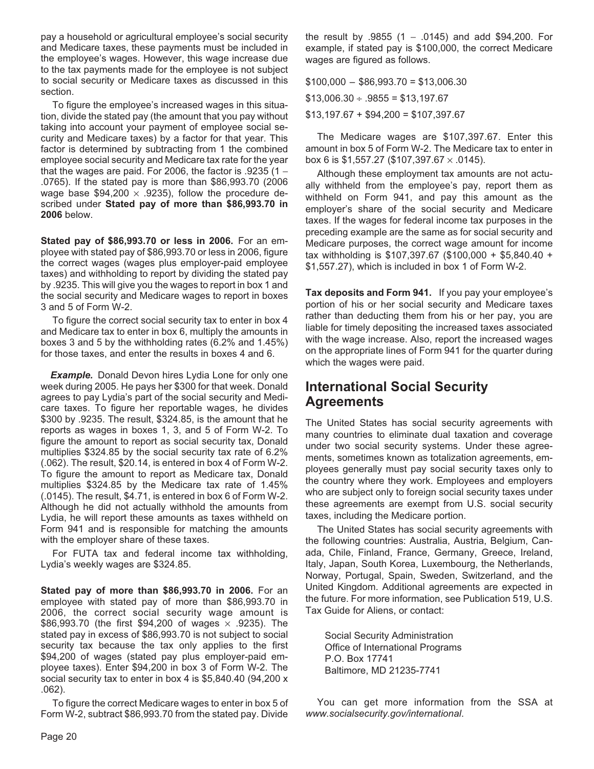pay a household or agricultural employee's social security and Medicare taxes, these payments must be included in the employee's wages. However, this wage increase due to the tax payments made for the employee is not subject to social security or Medicare taxes as discussed in this section.

To figure the employee's increased wages in this situation, divide the stated pay (the amount that you pay without taking into account your payment of employee social security and Medicare taxes) by a factor for that year. This factor is determined by subtracting from 1 the combined employee social security and Medicare tax rate for the year that the wages are paid. For 2006, the factor is .9235 (1 − .0765). If the stated pay is more than $86,993.70 (2006 wage base $94,200 × .9235), follow the procedure described under **Stated pay of more than $86,993.70 in 2006** below.

**Stated pay of $86,993.70 or less in 2006.** For an employee with stated pay of $86,993.70 or less in 2006, figure the correct wages (wages plus employer-paid employee taxes) and withholding to report by dividing the stated pay by .9235. This will give you the wages to report in box 1 and the social security and Medicare wages to report in boxes 3 and 5 of Form W-2.

To figure the correct social security tax to enter in box 4 and Medicare tax to enter in box 6, multiply the amounts in boxes 3 and 5 by the withholding rates (6.2% and 1.45%) for those taxes, and enter the results in boxes 4 and 6.

***Example.*** Donald Devon hires Lydia Lone for only one week during 2005. He pays her $300 for that week. Donald agrees to pay Lydia's part of the social security and Medicare taxes. To figure her reportable wages, he divides $300 by .9235. The result, $324.85, is the amount that he reports as wages in boxes 1, 3, and 5 of Form W-2. To figure the amount to report as social security tax, Donald multiplies $324.85 by the social security tax rate of 6.2% (.062). The result, $20.14, is entered in box 4 of Form W-2. To figure the amount to report as Medicare tax, Donald multiplies $324.85 by the Medicare tax rate of 1.45% (.0145). The result, $4.71, is entered in box 6 of Form W-2. Although he did not actually withhold the amounts from Lydia, he will report these amounts as taxes withheld on Form 941 and is responsible for matching the amounts with the employer share of these taxes.

For FUTA tax and federal income tax withholding, Lydia's weekly wages are $324.85.

**Stated pay of more than $86,993.70 in 2006.** For an employee with stated pay of more than $86,993.70 in 2006, the correct social security wage amount is $86,993.70 (the first $94,200 of wages × .9235). The stated pay in excess of $86,993.70 is not subject to social security tax because the tax only applies to the first $94,200 of wages (stated pay plus employer-paid employee taxes). Enter $94,200 in box 3 of Form W-2. The social security tax to enter in box 4 is $5,840.40 (94,200 x .062).

To figure the correct Medicare wages to enter in box 5 of Form W-2, subtract $86,993.70 from the stated pay. Divide the result by .9855 (1 − .0145) and add $94,200. For example, if stated pay is $100,000, the correct Medicare wages are figured as follows.

$100,000 − $86,993.70 = $13,006.30

$13,006.30 ÷ .9855 = $13,197.67

$13,197.67 + $94,200 = $107,397.67

The Medicare wages are $107,397.67. Enter this amount in box 5 of Form W-2. The Medicare tax to enter in box 6 is $1,557.27 ($107,397.67 × .0145).

Although these employment tax amounts are not actually withheld from the employee's pay, report them as withheld on Form 941, and pay this amount as the employer's share of the social security and Medicare taxes. If the wages for federal income tax purposes in the preceding example are the same as for social security and Medicare purposes, the correct wage amount for income tax withholding is $107,397.67 ($100,000 + $5,840.40 + $1,557.27), which is included in box 1 of Form W-2.

**Tax deposits and Form 941.** If you pay your employee's portion of his or her social security and Medicare taxes rather than deducting them from his or her pay, you are liable for timely depositing the increased taxes associated with the wage increase. Also, report the increased wages on the appropriate lines of Form 941 for the quarter during which the wages were paid.

## International Social Security Agreements

The United States has social security agreements with many countries to eliminate dual taxation and coverage under two social security systems. Under these agreements, sometimes known as totalization agreements, employees generally must pay social security taxes only to the country where they work. Employees and employers who are subject only to foreign social security taxes under these agreements are exempt from U.S. social security taxes, including the Medicare portion.

The United States has social security agreements with the following countries: Australia, Austria, Belgium, Canada, Chile, Finland, France, Germany, Greece, Ireland, Italy, Japan, South Korea, Luxembourg, the Netherlands, Norway, Portugal, Spain, Sweden, Switzerland, and the United Kingdom. Additional agreements are expected in the future. For more information, see Publication 519, U.S. Tax Guide for Aliens, or contact:

Social Security Administration
Office of International Programs
P.O. Box 17741
Baltimore, MD 21235-7741

You can get more information from the SSA at *www.socialsecurity.gov/international*.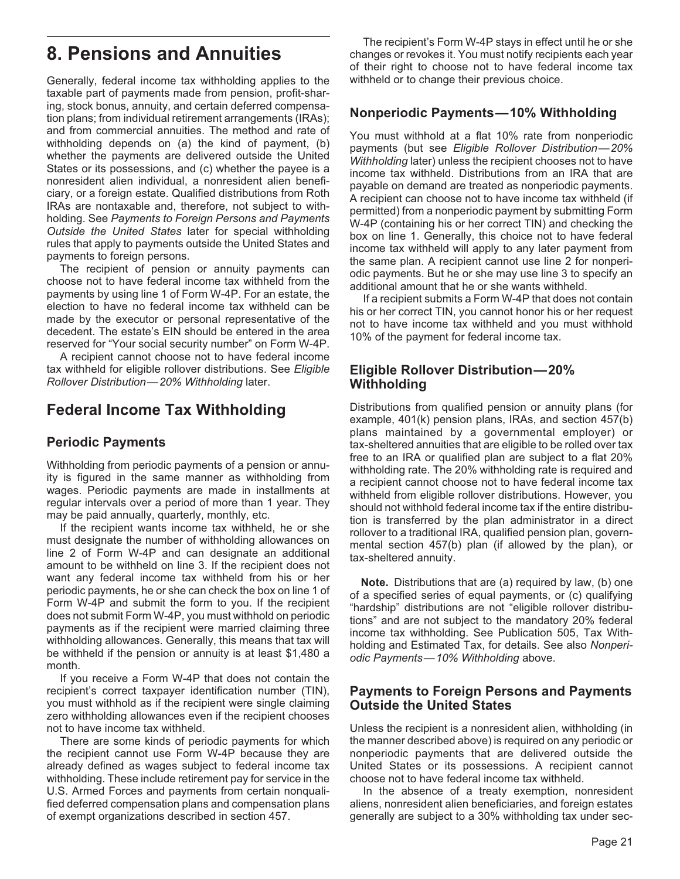# 8. Pensions and Annuities

Generally, federal income tax withholding applies to the taxable part of payments made from pension, profit-sharing, stock bonus, annuity, and certain deferred compensation plans; from individual retirement arrangements (IRAs); and from commercial annuities. The method and rate of withholding depends on (a) the kind of payment, (b) whether the payments are delivered outside the United States or its possessions, and (c) whether the payee is a nonresident alien individual, a nonresident alien beneficiary, or a foreign estate. Qualified distributions from Roth IRAs are nontaxable and, therefore, not subject to withholding. See *Payments to Foreign Persons and Payments Outside the United States* later for special withholding rules that apply to payments outside the United States and payments to foreign persons.

The recipient of pension or annuity payments can choose not to have federal income tax withheld from the payments by using line 1 of Form W-4P. For an estate, the election to have no federal income tax withheld can be made by the executor or personal representative of the decedent. The estate's EIN should be entered in the area reserved for "Your social security number" on Form W-4P.

A recipient cannot choose not to have federal income tax withheld for eligible rollover distributions. See *Eligible Rollover Distribution—20% Withholding* later.

## Federal Income Tax Withholding

### Periodic Payments

Withholding from periodic payments of a pension or annuity is figured in the same manner as withholding from wages. Periodic payments are made in installments at regular intervals over a period of more than 1 year. They may be paid annually, quarterly, monthly, etc.

If the recipient wants income tax withheld, he or she must designate the number of withholding allowances on line 2 of Form W-4P and can designate an additional amount to be withheld on line 3. If the recipient does not want any federal income tax withheld from his or her periodic payments, he or she can check the box on line 1 of Form W-4P and submit the form to you. If the recipient does not submit Form W-4P, you must withhold on periodic payments as if the recipient were married claiming three withholding allowances. Generally, this means that tax will be withheld if the pension or annuity is at least $1,480 a month.

If you receive a Form W-4P that does not contain the recipient's correct taxpayer identification number (TIN), you must withhold as if the recipient were single claiming zero withholding allowances even if the recipient chooses not to have income tax withheld.

There are some kinds of periodic payments for which the recipient cannot use Form W-4P because they are already defined as wages subject to federal income tax withholding. These include retirement pay for service in the U.S. Armed Forces and payments from certain nonqualified deferred compensation plans and compensation plans of exempt organizations described in section 457.

The recipient's Form W-4P stays in effect until he or she changes or revokes it. You must notify recipients each year of their right to choose not to have federal income tax withheld or to change their previous choice.

### Nonperiodic Payments—10% Withholding

You must withhold at a flat 10% rate from nonperiodic payments (but see *Eligible Rollover Distribution—20% Withholding* later) unless the recipient chooses not to have income tax withheld. Distributions from an IRA that are payable on demand are treated as nonperiodic payments. A recipient can choose not to have income tax withheld (if permitted) from a nonperiodic payment by submitting Form W-4P (containing his or her correct TIN) and checking the box on line 1. Generally, this choice not to have federal income tax withheld will apply to any later payment from the same plan. A recipient cannot use line 2 for nonperiodic payments. But he or she may use line 3 to specify an additional amount that he or she wants withheld.

If a recipient submits a Form W-4P that does not contain his or her correct TIN, you cannot honor his or her request not to have income tax withheld and you must withhold 10% of the payment for federal income tax.

### Eligible Rollover Distribution—20% Withholding

Distributions from qualified pension or annuity plans (for example, 401(k) pension plans, IRAs, and section 457(b) plans maintained by a governmental employer) or tax-sheltered annuities that are eligible to be rolled over tax free to an IRA or qualified plan are subject to a flat 20% withholding rate. The 20% withholding rate is required and a recipient cannot choose not to have federal income tax withheld from eligible rollover distributions. However, you should not withhold federal income tax if the entire distribution is transferred by the plan administrator in a direct rollover to a traditional IRA, qualified pension plan, governmental section 457(b) plan (if allowed by the plan), or tax-sheltered annuity.

**Note.** Distributions that are (a) required by law, (b) one of a specified series of equal payments, or (c) qualifying "hardship" distributions are not "eligible rollover distributions" and are not subject to the mandatory 20% federal income tax withholding. See Publication 505, Tax Withholding and Estimated Tax, for details. See also *Nonperiodic Payments—10% Withholding* above.

### Payments to Foreign Persons and Payments Outside the United States

Unless the recipient is a nonresident alien, withholding (in the manner described above) is required on any periodic or nonperiodic payments that are delivered outside the United States or its possessions. A recipient cannot choose not to have federal income tax withheld.

In the absence of a treaty exemption, nonresident aliens, nonresident alien beneficiaries, and foreign estates generally are subject to a 30% withholding tax under sec-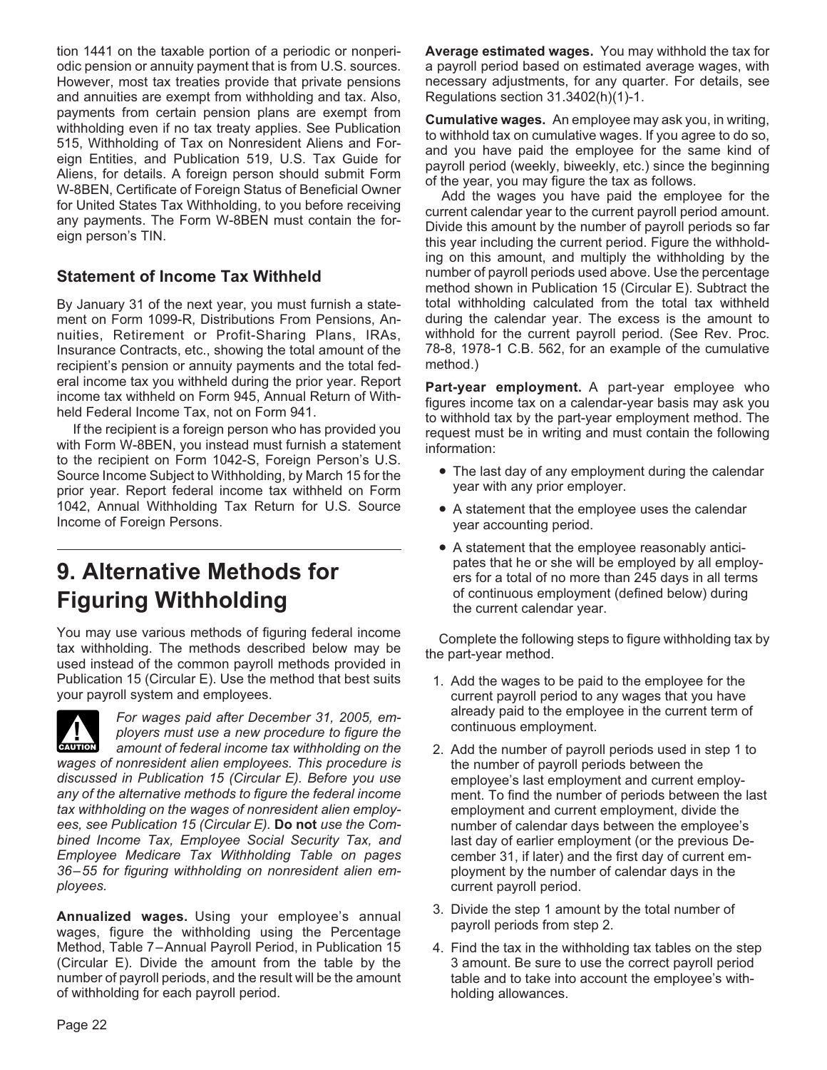tion 1441 on the taxable portion of a periodic or nonperiodic pension or annuity payment that is from U.S. sources. However, most tax treaties provide that private pensions and annuities are exempt from withholding and tax. Also, payments from certain pension plans are exempt from withholding even if no tax treaty applies. See Publication 515, Withholding of Tax on Nonresident Aliens and Foreign Entities, and Publication 519, U.S. Tax Guide for Aliens, for details. A foreign person should submit Form W-8BEN, Certificate of Foreign Status of Beneficial Owner for United States Tax Withholding, to you before receiving any payments. The Form W-8BEN must contain the foreign person's TIN.

## Statement of Income Tax Withheld

By January 31 of the next year, you must furnish a statement on Form 1099-R, Distributions From Pensions, Annuities, Retirement or Profit-Sharing Plans, IRAs, Insurance Contracts, etc., showing the total amount of the recipient's pension or annuity payments and the total federal income tax you withheld during the prior year. Report income tax withheld on Form 945, Annual Return of Withheld Federal Income Tax, not on Form 941.

If the recipient is a foreign person who has provided you with Form W-8BEN, you instead must furnish a statement to the recipient on Form 1042-S, Foreign Person's U.S. Source Income Subject to Withholding, by March 15 for the prior year. Report federal income tax withheld on Form 1042, Annual Withholding Tax Return for U.S. Source Income of Foreign Persons.

# 9. Alternative Methods for Figuring Withholding

You may use various methods of figuring federal income tax withholding. The methods described below may be used instead of the common payroll methods provided in Publication 15 (Circular E). Use the method that best suits your payroll system and employees.

**CAUTION:** *For wages paid after December 31, 2005, employers must use a new procedure to figure the amount of federal income tax withholding on the wages of nonresident alien employees. This procedure is discussed in Publication 15 (Circular E). Before you use any of the alternative methods to figure the federal income tax withholding on the wages of nonresident alien employees, see Publication 15 (Circular E).* **Do not** *use the Combined Income Tax, Employee Social Security Tax, and Employee Medicare Tax Withholding Table on pages 36–55 for figuring withholding on nonresident alien employees.*

**Annualized wages.** Using your employee's annual wages, figure the withholding using the Percentage Method, Table 7–Annual Payroll Period, in Publication 15 (Circular E). Divide the amount from the table by the number of payroll periods, and the result will be the amount of withholding for each payroll period.

**Average estimated wages.** You may withhold the tax for a payroll period based on estimated average wages, with necessary adjustments, for any quarter. For details, see Regulations section 31.3402(h)(1)-1.

**Cumulative wages.** An employee may ask you, in writing, to withhold tax on cumulative wages. If you agree to do so, and you have paid the employee for the same kind of payroll period (weekly, biweekly, etc.) since the beginning of the year, you may figure the tax as follows.

Add the wages you have paid the employee for the current calendar year to the current payroll period amount. Divide this amount by the number of payroll periods so far this year including the current period. Figure the withholding on this amount, and multiply the withholding by the number of payroll periods used above. Use the percentage method shown in Publication 15 (Circular E). Subtract the total withholding calculated from the total tax withheld during the calendar year. The excess is the amount to withhold for the current payroll period. (See Rev. Proc. 78-8, 1978-1 C.B. 562, for an example of the cumulative method.)

**Part-year employment.** A part-year employee who figures income tax on a calendar-year basis may ask you to withhold tax by the part-year employment method. The request must be in writing and must contain the following information:

- The last day of any employment during the calendar year with any prior employer.
- A statement that the employee uses the calendar year accounting period.
- A statement that the employee reasonably anticipates that he or she will be employed by all employers for a total of no more than 245 days in all terms of continuous employment (defined below) during the current calendar year.

Complete the following steps to figure withholding tax by the part-year method.

1. Add the wages to be paid to the employee for the current payroll period to any wages that you have already paid to the employee in the current term of continuous employment.
2. Add the number of payroll periods used in step 1 to the number of payroll periods between the employee's last employment and current employment. To find the number of periods between the last employment and current employment, divide the number of calendar days between the employee's last day of earlier employment (or the previous December 31, if later) and the first day of current employment by the number of calendar days in the current payroll period.
3. Divide the step 1 amount by the total number of payroll periods from step 2.
4. Find the tax in the withholding tax tables on the step 3 amount. Be sure to use the correct payroll period table and to take into account the employee's withholding allowances.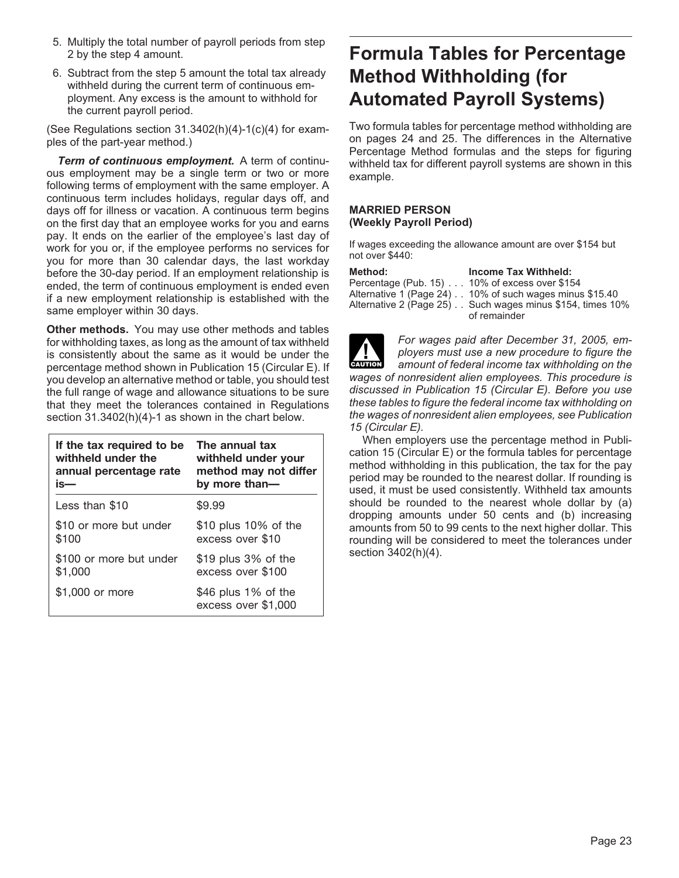5. Multiply the total number of payroll periods from step 2 by the step 4 amount.
6. Subtract from the step 5 amount the total tax already withheld during the current term of continuous employment. Any excess is the amount to withhold for the current payroll period.

(See Regulations section 31.3402(h)(4)-1(c)(4) for examples of the part-year method.)

***Term of continuous employment.*** A term of continuous employment may be a single term or two or more following terms of employment with the same employer. A continuous term includes holidays, regular days off, and days off for illness or vacation. A continuous term begins on the first day that an employee works for you and earns pay. It ends on the earlier of the employee's last day of work for you or, if the employee performs no services for you for more than 30 calendar days, the last workday before the 30-day period. If an employment relationship is ended, the term of continuous employment is ended even if a new employment relationship is established with the same employer within 30 days.

**Other methods.** You may use other methods and tables for withholding taxes, as long as the amount of tax withheld is consistently about the same as it would be under the percentage method shown in Publication 15 (Circular E). If you develop an alternative method or table, you should test the full range of wage and allowance situations to be sure that they meet the tolerances contained in Regulations section 31.3402(h)(4)-1 as shown in the chart below.

| If the tax required to be withheld under the annual percentage rate is— | The annual tax withheld under your method may not differ by more than— |
|---|---|
| Less than $10 | $9.99 |
| $10 or more but under $100 | $10 plus 10% of the excess over $10 |
| $100 or more but under $1,000 | $19 plus 3% of the excess over $100 |
| $1,000 or more | $46 plus 1% of the excess over $1,000 |

# Formula Tables for Percentage Method Withholding (for Automated Payroll Systems)

Two formula tables for percentage method withholding are on pages 24 and 25. The differences in the Alternative Percentage Method formulas and the steps for figuring withheld tax for different payroll systems are shown in this example.

**MARRIED PERSON**
**(Weekly Payroll Period)**

If wages exceeding the allowance amount are over $154 but not over $440:

| **Method:** | **Income Tax Withheld:** |
|---|---|
| Percentage (Pub. 15) . . . | 10% of excess over $154 |
| Alternative 1 (Page 24) . . | 10% of such wages minus $15.40 |
| Alternative 2 (Page 25) . . | Such wages minus $154, times 10% of remainder |

CAUTION: *For wages paid after December 31, 2005, employers must use a new procedure to figure the amount of federal income tax withholding on the wages of nonresident alien employees. This procedure is discussed in Publication 15 (Circular E). Before you use these tables to figure the federal income tax withholding on the wages of nonresident alien employees, see Publication 15 (Circular E).*

When employers use the percentage method in Publication 15 (Circular E) or the formula tables for percentage method withholding in this publication, the tax for the pay period may be rounded to the nearest dollar. If rounding is used, it must be used consistently. Withheld tax amounts should be rounded to the nearest whole dollar by (a) dropping amounts under 50 cents and (b) increasing amounts from 50 to 99 cents to the next higher dollar. This rounding will be considered to meet the tolerances under section 3402(h)(4).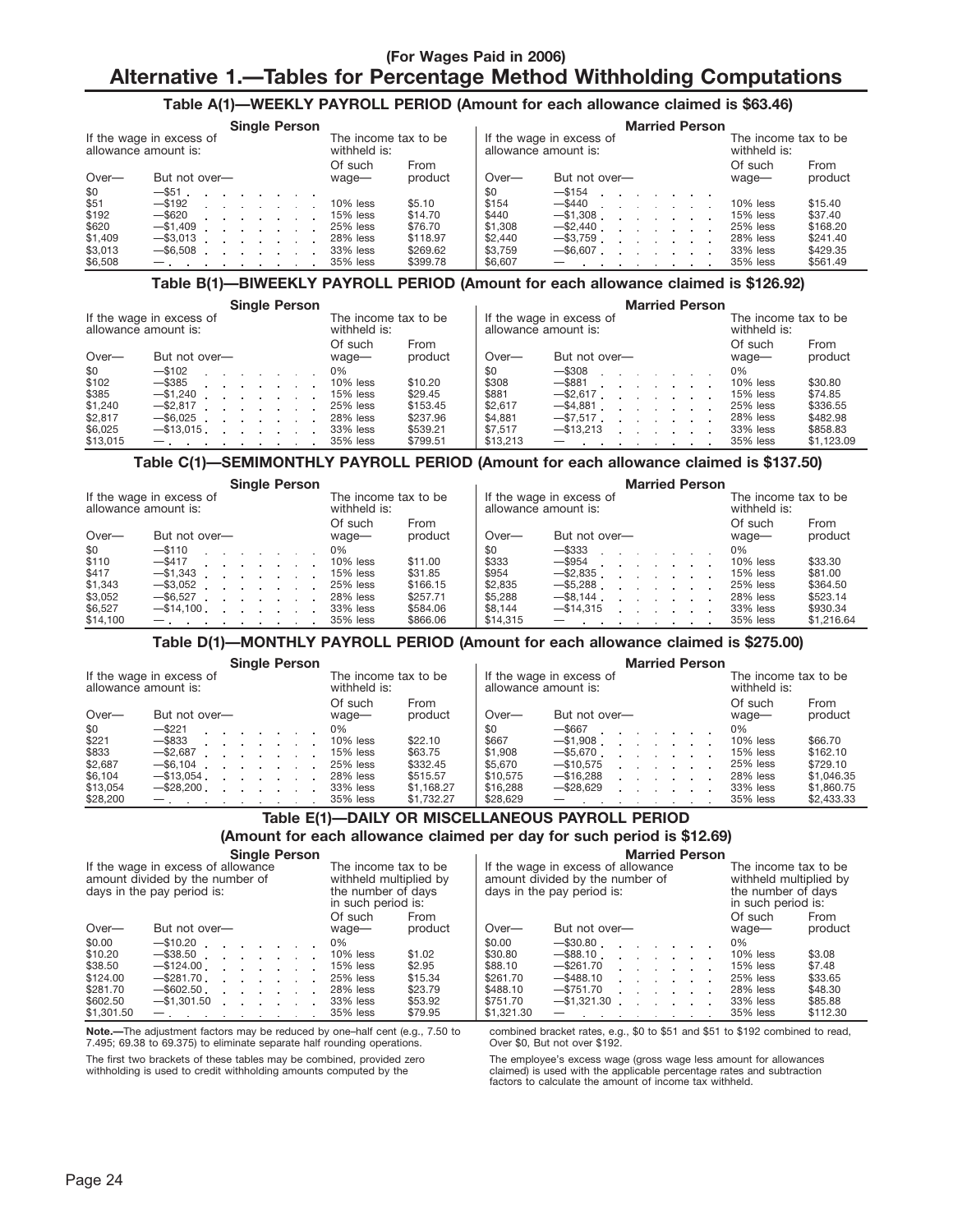### (For Wages Paid in 2006)

# Alternative 1.—Tables for Percentage Method Withholding Computations

## Table A(1)—WEEKLY PAYROLL PERIOD (Amount for each allowance claimed is $63.46)

| Single Person | | | | Married Person | | | |
|---|---|---|---|---|---|---|---|
| If the wage in excess of allowance amount is: | | The income tax to be withheld is: | | If the wage in excess of allowance amount is: | | The income tax to be withheld is: | |
| Over— | But not over— | Of such wage— | From product | Over— | But not over— | Of such wage— | From product |
| $0 | —$51 | | | $0 | —$154 | | |
| $51 | —$192 | 10% less | $5.10 | $154 | —$440 | 10% less | $15.40 |
| $192 | —$620 | 15% less | $14.70 | $440 | —$1,308 | 15% less | $37.40 |
| $620 | —$1,409 | 25% less | $76.70 | $1,308 | —$2,440 | 25% less | $168.20 |
| $1,409 | —$3,013 | 28% less | $118.97 | $2,440 | —$3,759 | 28% less | $241.40 |
| $3,013 | —$6,508 | 33% less | $269.62 | $3,759 | —$6,607 | 33% less | $429.35 |
| $6,508 | — | 35% less | $399.78 | $6,607 | — | 35% less | $561.49 |

## Table B(1)—BIWEEKLY PAYROLL PERIOD (Amount for each allowance claimed is $126.92)

| Single Person | | | | Married Person | | | |
|---|---|---|---|---|---|---|---|
| If the wage in excess of allowance amount is: | | The income tax to be withheld is: | | If the wage in excess of allowance amount is: | | The income tax to be withheld is: | |
| Over— | But not over— | Of such wage— | From product | Over— | But not over— | Of such wage— | From product |
| $0 | —$102 | 0% | | $0 | —$308 | 0% | |
| $102 | —$385 | 10% less | $10.20 | $308 | —$881 | 10% less | $30.80 |
| $385 | —$1,240 | 15% less | $29.45 | $881 | —$2,617 | 15% less | $74.85 |
| $1,240 | —$2,817 | 25% less | $153.45 | $2,617 | —$4,881 | 25% less | $336.55 |
| $2,817 | —$6,025 | 28% less | $237.96 | $4,881 | —$7,517 | 28% less | $482.98 |
| $6,025 | —$13,015 | 33% less | $539.21 | $7,517 | —$13,213 | 33% less | $858.83 |
| $13,015 | — | 35% less | $799.51 | $13,213 | — | 35% less | $1,123.09 |

## Table C(1)—SEMIMONTHLY PAYROLL PERIOD (Amount for each allowance claimed is $137.50)

| Single Person | | | | Married Person | | | |
|---|---|---|---|---|---|---|---|
| If the wage in excess of allowance amount is: | | The income tax to be withheld is: | | If the wage in excess of allowance amount is: | | The income tax to be withheld is: | |
| Over— | But not over— | Of such wage— | From product | Over— | But not over— | Of such wage— | From product |
| $0 | —$110 | 0% | | $0 | —$333 | 0% | |
| $110 | —$417 | 10% less | $11.00 | $333 | —$954 | 10% less | $33.30 |
| $417 | —$1,343 | 15% less | $31.85 | $954 | —$2,835 | 15% less | $81.00 |
| $1,343 | —$3,052 | 25% less | $166.15 | $2,835 | —$5,288 | 25% less | $364.50 |
| $3,052 | —$6,527 | 28% less | $257.71 | $5,288 | —$8,144 | 28% less | $523.14 |
| $6,527 | —$14,100 | 33% less | $584.06 | $8,144 | —$14,315 | 33% less | $930.34 |
| $14,100 | — | 35% less | $866.06 | $14,315 | — | 35% less | $1,216.64 |

## Table D(1)—MONTHLY PAYROLL PERIOD (Amount for each allowance claimed is $275.00)

| Single Person | | | | Married Person | | | |
|---|---|---|---|---|---|---|---|
| If the wage in excess of allowance amount is: | | The income tax to be withheld is: | | If the wage in excess of allowance amount is: | | The income tax to be withheld is: | |
| Over— | But not over— | Of such wage— | From product | Over— | But not over— | Of such wage— | From product |
| $0 | —$221 | 0% | | $0 | —$667 | 0% | |
| $221 | —$833 | 10% less | $22.10 | $667 | —$1,908 | 10% less | $66.70 |
| $833 | —$2,687 | 15% less | $63.75 | $1,908 | —$5,670 | 15% less | $162.10 |
| $2,687 | —$6,104 | 25% less | $332.45 | $5,670 | —$10,575 | 25% less | $729.10 |
| $6,104 | —$13,054 | 28% less | $515.57 | $10,575 | —$16,288 | 28% less | $1,046.35 |
| $13,054 | —$28,200 | 33% less | $1,168.27 | $16,288 | —$28,629 | 33% less | $1,860.75 |
| $28,200 | — | 35% less | $1,732.27 | $28,629 | — | 35% less | $2,433.33 |

## Table E(1)—DAILY OR MISCELLANEOUS PAYROLL PERIOD (Amount for each allowance claimed per day for such period is $12.69)

| Single Person | | | | Married Person | | | |
|---|---|---|---|---|---|---|---|
| If the wage in excess of allowance amount divided by the number of days in the pay period is: | | The income tax to be withheld multiplied by the number of days in such period is: | | If the wage in excess of allowance amount divided by the number of days in the pay period is: | | The income tax to be withheld multiplied by the number of days in such period is: | |
| Over— | But not over— | Of such wage— | From product | Over— | But not over— | Of such wage— | From product |
| $0.00 | —$10.20 | 0% | | $0.00 | —$30.80 | 0% | |
| $10.20 | —$38.50 | 10% less | $1.02 | $30.80 | —$88.10 | 10% less | $3.08 |
| $38.50 | —$124.00 | 15% less | $2.95 | $88.10 | —$261.70 | 15% less | $7.48 |
| $124.00 | —$281.70 | 25% less | $15.34 | $261.70 | —$488.10 | 25% less | $33.65 |
| $281.70 | —$602.50 | 28% less | $23.79 | $488.10 | —$751.70 | 28% less | $48.30 |
| $602.50 | —$1,301.50 | 33% less | $53.92 | $751.70 | —$1,321.30 | 33% less | $85.88 |
| $1,301.50 | — | 35% less | $79.95 | $1,321.30 | — | 35% less | $112.30 |

**Note.**—The adjustment factors may be reduced by one–half cent (e.g., 7.50 to 7.495; 69.38 to 69.375) to eliminate separate half rounding operations.

The first two brackets of these tables may be combined, provided zero withholding is used to credit withholding amounts computed by the combined bracket rates, e.g., $0 to $51 and $51 to $192 combined to read, Over $0, But not over $192.

The employee's excess wage (gross wage less amount for allowances claimed) is used with the applicable percentage rates and subtraction factors to calculate the amount of income tax withheld.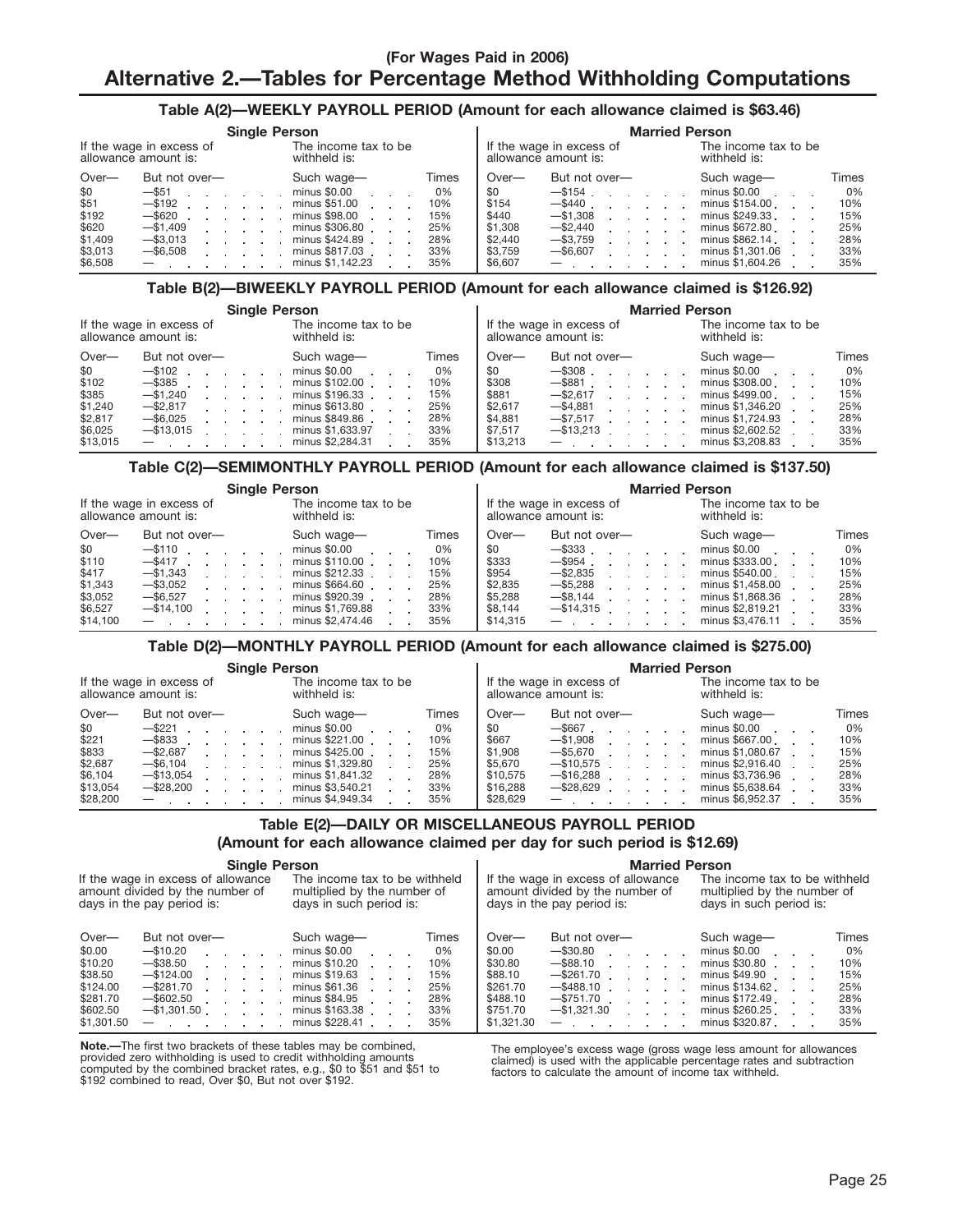(For Wages Paid in 2006)

# Alternative 2.—Tables for Percentage Method Withholding Computations

## Table A(2)—WEEKLY PAYROLL PERIOD (Amount for each allowance claimed is $63.46)

| Single Person | | | | Married Person | | | |
|---|---|---|---|---|---|---|---|
| If the wage in excess of allowance amount is: | | The income tax to be withheld is: | | If the wage in excess of allowance amount is: | | The income tax to be withheld is: | |
| Over— | But not over— | Such wage— | Times | Over— | But not over— | Such wage— | Times |
| $0 | —$51 | minus $0.00 | 0% | $0 | —$154 | minus $0.00 | 0% |
| $51 | —$192 | minus $51.00 | 10% | $154 | —$440 | minus $154.00 | 10% |
| $192 | —$620 | minus $98.00 | 15% | $440 | —$1,308 | minus $249.33 | 15% |
| $620 | —$1,409 | minus $306.80 | 25% | $1,308 | —$2,440 | minus $672.80 | 25% |
| $1,409 | —$3,013 | minus $424.89 | 28% | $2,440 | —$3,759 | minus $862.14 | 28% |
| $3,013 | —$6,508 | minus $817.03 | 33% | $3,759 | —$6,607 | minus $1,301.06 | 33% |
| $6,508 | — | minus $1,142.23 | 35% | $6,607 | — | minus $1,604.26 | 35% |

## Table B(2)—BIWEEKLY PAYROLL PERIOD (Amount for each allowance claimed is $126.92)

| Single Person | | | | Married Person | | | |
|---|---|---|---|---|---|---|---|
| If the wage in excess of allowance amount is: | | The income tax to be withheld is: | | If the wage in excess of allowance amount is: | | The income tax to be withheld is: | |
| Over— | But not over— | Such wage— | Times | Over— | But not over— | Such wage— | Times |
| $0 | —$102 | minus $0.00 | 0% | $0 | —$308 | minus $0.00 | 0% |
| $102 | —$385 | minus $102.00 | 10% | $308 | —$881 | minus $308.00 | 10% |
| $385 | —$1,240 | minus $196.33 | 15% | $881 | —$2,617 | minus $499.00 | 15% |
| $1,240 | —$2,817 | minus $613.80 | 25% | $2,617 | —$4,881 | minus $1,346.20 | 25% |
| $2,817 | —$6,025 | minus $849.86 | 28% | $4,881 | —$7,517 | minus $1,724.93 | 28% |
| $6,025 | —$13,015 | minus $1,633.97 | 33% | $7,517 | —$13,213 | minus $2,602.52 | 33% |
| $13,015 | — | minus $2,284.31 | 35% | $13,213 | — | minus $3,208.83 | 35% |

## Table C(2)—SEMIMONTHLY PAYROLL PERIOD (Amount for each allowance claimed is $137.50)

| Single Person | | | | Married Person | | | |
|---|---|---|---|---|---|---|---|
| If the wage in excess of allowance amount is: | | The income tax to be withheld is: | | If the wage in excess of allowance amount is: | | The income tax to be withheld is: | |
| Over— | But not over— | Such wage— | Times | Over— | But not over— | Such wage— | Times |
| $0 | —$110 | minus $0.00 | 0% | $0 | —$333 | minus $0.00 | 0% |
| $110 | —$417 | minus $110.00 | 10% | $333 | —$954 | minus $333.00 | 10% |
| $417 | —$1,343 | minus $212.33 | 15% | $954 | —$2,835 | minus $540.00 | 15% |
| $1,343 | —$3,052 | minus $664.60 | 25% | $2,835 | —$5,288 | minus $1,458.00 | 25% |
| $3,052 | —$6,527 | minus $920.39 | 28% | $5,288 | —$8,144 | minus $1,868.36 | 28% |
| $6,527 | —$14,100 | minus $1,769.88 | 33% | $8,144 | —$14,315 | minus $2,819.21 | 33% |
| $14,100 | — | minus $2,474.46 | 35% | $14,315 | — | minus $3,476.11 | 35% |

## Table D(2)—MONTHLY PAYROLL PERIOD (Amount for each allowance claimed is $275.00)

| Single Person | | | | Married Person | | | |
|---|---|---|---|---|---|---|---|
| If the wage in excess of allowance amount is: | | The income tax to be withheld is: | | If the wage in excess of allowance amount is: | | The income tax to be withheld is: | |
| Over— | But not over— | Such wage— | Times | Over— | But not over— | Such wage— | Times |
| $0 | —$221 | minus $0.00 | 0% | $0 | —$667 | minus $0.00 | 0% |
| $221 | —$833 | minus $221.00 | 10% | $667 | —$1,908 | minus $667.00 | 10% |
| $833 | —$2,687 | minus $425.00 | 15% | $1,908 | —$5,670 | minus $1,080.67 | 15% |
| $2,687 | —$6,104 | minus $1,329.80 | 25% | $5,670 | —$10,575 | minus $2,916.40 | 25% |
| $6,104 | —$13,054 | minus $1,841.32 | 28% | $10,575 | —$16,288 | minus $3,736.96 | 28% |
| $13,054 | —$28,200 | minus $3,540.21 | 33% | $16,288 | —$28,629 | minus $5,638.64 | 33% |
| $28,200 | — | minus $4,949.34 | 35% | $28,629 | — | minus $6,952.37 | 35% |

## Table E(2)—DAILY OR MISCELLANEOUS PAYROLL PERIOD (Amount for each allowance claimed per day for such period is $12.69)

| Single Person | | | | Married Person | | | |
|---|---|---|---|---|---|---|---|
| If the wage in excess of allowance amount divided by the number of days in the pay period is: | | The income tax to be withheld multiplied by the number of days in such period is: | | If the wage in excess of allowance amount divided by the number of days in the pay period is: | | The income tax to be withheld multiplied by the number of days in such period is: | |
| Over— | But not over— | Such wage— | Times | Over— | But not over— | Such wage— | Times |
| $0.00 | —$10.20 | minus $0.00 | 0% | $0.00 | —$30.80 | minus $0.00 | 0% |
| $10.20 | —$38.50 | minus $10.20 | 10% | $30.80 | —$88.10 | minus $30.80 | 10% |
| $38.50 | —$124.00 | minus $19.63 | 15% | $88.10 | —$261.70 | minus $49.90 | 15% |
| $124.00 | —$281.70 | minus $61.36 | 25% | $261.70 | —$488.10 | minus $134.62 | 25% |
| $281.70 | —$602.50 | minus $84.95 | 28% | $488.10 | —$751.70 | minus $172.49 | 28% |
| $602.50 | —$1,301.50 | minus $163.38 | 33% | $751.70 | —$1,321.30 | minus $260.25 | 33% |
| $1,301.50 | — | minus $228.41 | 35% | $1,321.30 | — | minus $320.87 | 35% |

**Note.**—The first two brackets of these tables may be combined, provided zero withholding is used to credit withholding amounts computed by the combined bracket rates, e.g., $0 to $51 and $51 to $192 combined to read, Over $0, But not over $192.

The employee's excess wage (gross wage less amount for allowances claimed) is used with the applicable percentage rates and subtraction factors to calculate the amount of income tax withheld.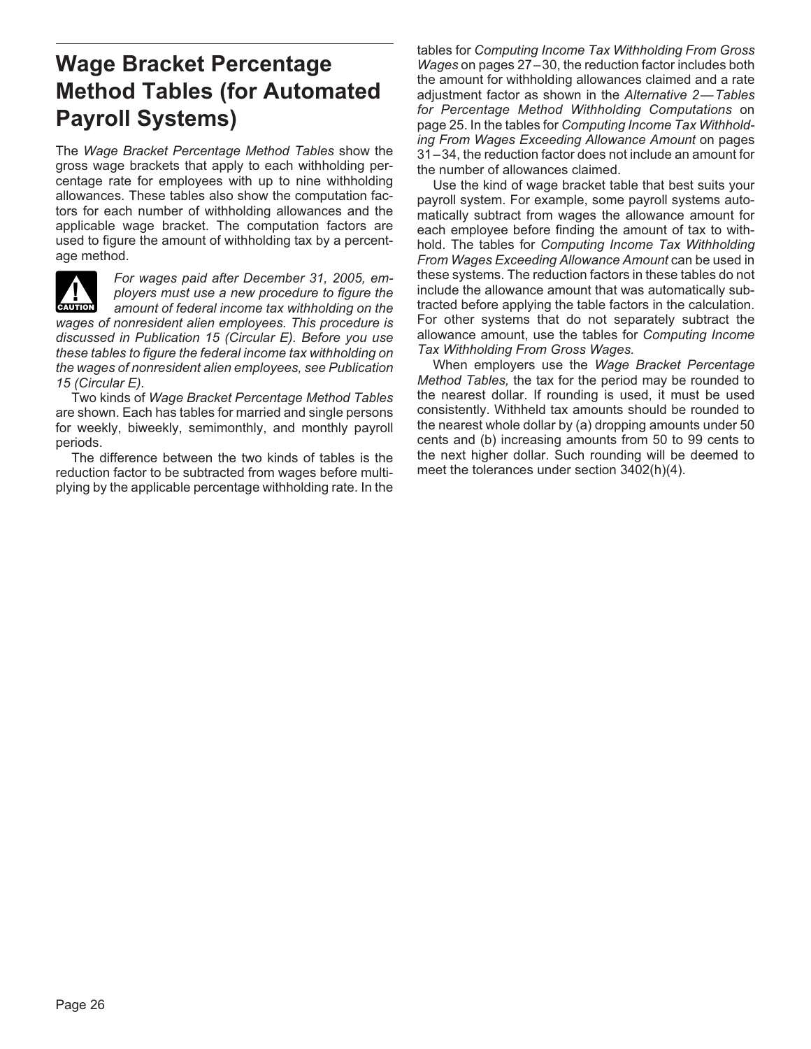# Wage Bracket Percentage Method Tables (for Automated Payroll Systems)

The *Wage Bracket Percentage Method Tables* show the gross wage brackets that apply to each withholding percentage rate for employees with up to nine withholding allowances. These tables also show the computation factors for each number of withholding allowances and the applicable wage bracket. The computation factors are used to figure the amount of withholding tax by a percentage method.

**CAUTION** *For wages paid after December 31, 2005, employers must use a new procedure to figure the amount of federal income tax withholding on the wages of nonresident alien employees. This procedure is discussed in Publication 15 (Circular E). Before you use these tables to figure the federal income tax withholding on the wages of nonresident alien employees, see Publication 15 (Circular E).*

Two kinds of *Wage Bracket Percentage Method Tables* are shown. Each has tables for married and single persons for weekly, biweekly, semimonthly, and monthly payroll periods.

The difference between the two kinds of tables is the reduction factor to be subtracted from wages before multiplying by the applicable percentage withholding rate. In the tables for *Computing Income Tax Withholding From Gross Wages* on pages 27–30, the reduction factor includes both the amount for withholding allowances claimed and a rate adjustment factor as shown in the *Alternative 2—Tables for Percentage Method Withholding Computations* on page 25. In the tables for *Computing Income Tax Withholding From Wages Exceeding Allowance Amount* on pages 31–34, the reduction factor does not include an amount for the number of allowances claimed.

Use the kind of wage bracket table that best suits your payroll system. For example, some payroll systems automatically subtract from wages the allowance amount for each employee before finding the amount of tax to withhold. The tables for *Computing Income Tax Withholding From Wages Exceeding Allowance Amount* can be used in these systems. The reduction factors in these tables do not include the allowance amount that was automatically subtracted before applying the table factors in the calculation. For other systems that do not separately subtract the allowance amount, use the tables for *Computing Income Tax Withholding From Gross Wages.*

When employers use the *Wage Bracket Percentage Method Tables,* the tax for the period may be rounded to the nearest dollar. If rounding is used, it must be used consistently. Withheld tax amounts should be rounded to the nearest whole dollar by (a) dropping amounts under 50 cents and (b) increasing amounts from 50 to 99 cents to the next higher dollar. Such rounding will be deemed to meet the tolerances under section 3402(h)(4).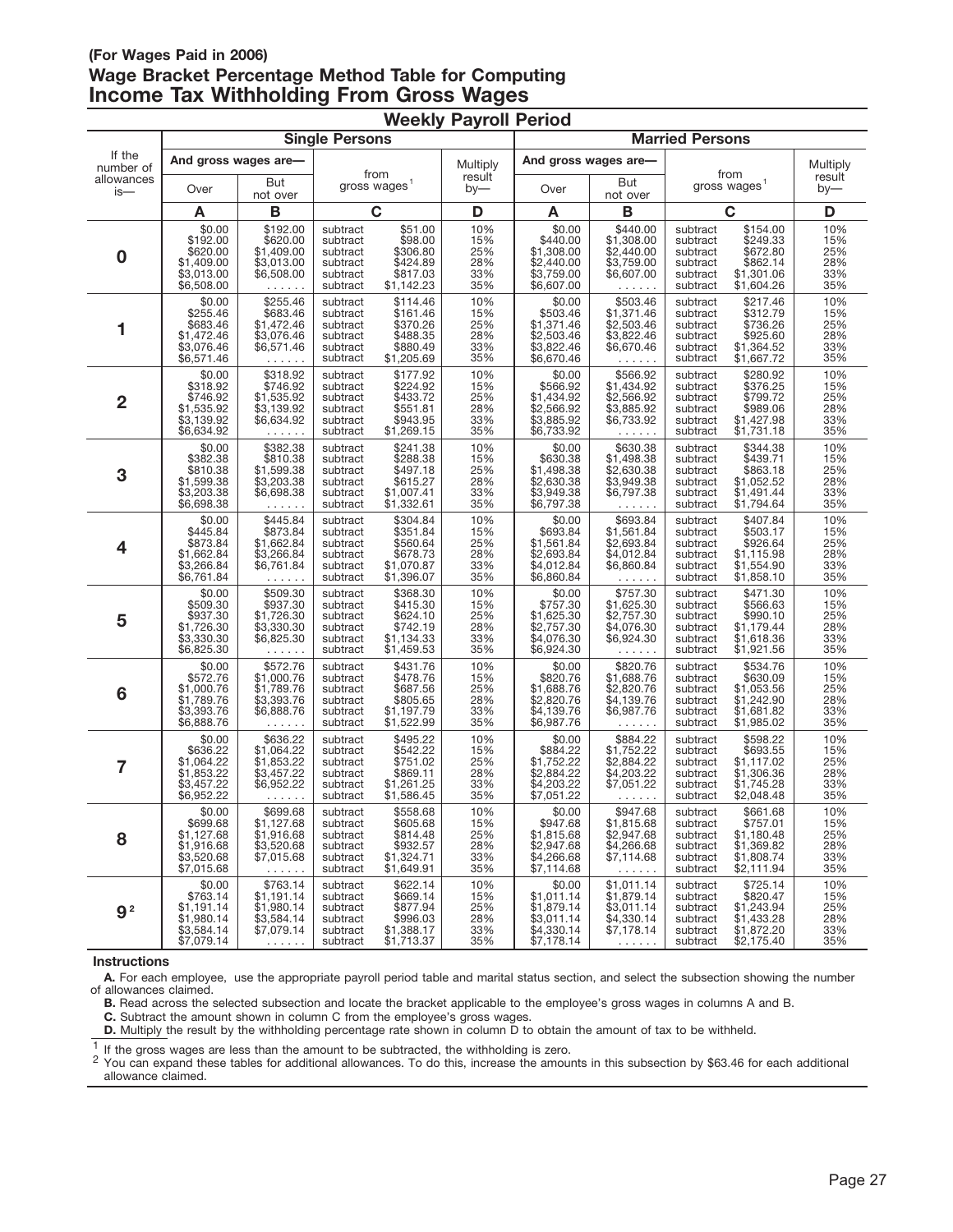**(For Wages Paid in 2006)**

## Wage Bracket Percentage Method Table for Computing Income Tax Withholding From Gross Wages

### Weekly Payroll Period

| If the number of allowances is— | Single Persons | | | | Married Persons | | | |
|---|---|---|---|---|---|---|---|---|
| | And gross wages are— | | from gross wages[1] | Multiply result by— | And gross wages are— | | from gross wages[1] | Multiply result by— |
| | Over | But not over | | | Over | But not over | | |
| | **A** | **B** | **C** | **D** | **A** | **B** | **C** | **D** |
| **0** | $0.00 | $192.00 | subtract $51.00 | 10% | $0.00 | $440.00 | subtract $154.00 | 10% |
| | $192.00 | $620.00 | subtract $98.00 | 15% | $440.00 | $1,308.00 | subtract $249.33 | 15% |
| | $620.00 | $1,409.00 | subtract $306.80 | 25% | $1,308.00 | $2,440.00 | subtract $672.80 | 25% |
| | $1,409.00 | $3,013.00 | subtract $424.89 | 28% | $2,440.00 | $3,759.00 | subtract $862.14 | 28% |
| | $3,013.00 | $6,508.00 | subtract $817.03 | 33% | $3,759.00 | $6,607.00 | subtract $1,301.06 | 33% |
| | $6,508.00 | ...... | subtract $1,142.23 | 35% | $6,607.00 | ...... | subtract $1,604.26 | 35% |
| **1** | $0.00 | $255.46 | subtract $114.46 | 10% | $0.00 | $503.46 | subtract $217.46 | 10% |
| | $255.46 | $683.46 | subtract $161.46 | 15% | $503.46 | $1,371.46 | subtract $312.79 | 15% |
| | $683.46 | $1,472.46 | subtract $370.26 | 25% | $1,371.46 | $2,503.46 | subtract $736.26 | 25% |
| | $1,472.46 | $3,076.46 | subtract $488.35 | 28% | $2,503.46 | $3,822.46 | subtract $925.60 | 28% |
| | $3,076.46 | $6,571.46 | subtract $880.49 | 33% | $3,822.46 | $6,670.46 | subtract $1,364.52 | 33% |
| | $6,571.46 | ...... | subtract $1,205.69 | 35% | $6,670.46 | ...... | subtract $1,667.72 | 35% |
| **2** | $0.00 | $318.92 | subtract $177.92 | 10% | $0.00 | $566.92 | subtract $280.92 | 10% |
| | $318.92 | $746.92 | subtract $224.92 | 15% | $566.92 | $1,434.92 | subtract $376.25 | 15% |
| | $746.92 | $1,535.92 | subtract $433.72 | 25% | $1,434.92 | $2,566.92 | subtract $799.72 | 25% |
| | $1,535.92 | $3,139.92 | subtract $551.81 | 28% | $2,566.92 | $3,885.92 | subtract $989.06 | 28% |
| | $3,139.92 | $6,634.92 | subtract $943.95 | 33% | $3,885.92 | $6,733.92 | subtract $1,427.98 | 33% |
| | $6,634.92 | ...... | subtract $1,269.15 | 35% | $6,733.92 | ...... | subtract $1,731.18 | 35% |
| **3** | $0.00 | $382.38 | subtract $241.38 | 10% | $0.00 | $630.38 | subtract $344.38 | 10% |
| | $382.38 | $810.38 | subtract $288.38 | 15% | $630.38 | $1,498.38 | subtract $439.71 | 15% |
| | $810.38 | $1,599.38 | subtract $497.18 | 25% | $1,498.38 | $2,630.38 | subtract $863.18 | 25% |
| | $1,599.38 | $3,203.38 | subtract $615.27 | 28% | $2,630.38 | $3,949.38 | subtract $1,052.52 | 28% |
| | $3,203.38 | $6,698.38 | subtract $1,007.41 | 33% | $3,949.38 | $6,797.38 | subtract $1,491.44 | 33% |
| | $6,698.38 | ...... | subtract $1,332.61 | 35% | $6,797.38 | ...... | subtract $1,794.64 | 35% |
| **4** | $0.00 | $445.84 | subtract $304.84 | 10% | $0.00 | $693.84 | subtract $407.84 | 10% |
| | $445.84 | $873.84 | subtract $351.84 | 15% | $693.84 | $1,561.84 | subtract $503.17 | 15% |
| | $873.84 | $1,662.84 | subtract $560.64 | 25% | $1,561.84 | $2,693.84 | subtract $926.64 | 25% |
| | $1,662.84 | $3,266.84 | subtract $678.73 | 28% | $2,693.84 | $4,012.84 | subtract $1,115.98 | 28% |
| | $3,266.84 | $6,761.84 | subtract $1,070.87 | 33% | $4,012.84 | $6,860.84 | subtract $1,554.90 | 33% |
| | $6,761.84 | ...... | subtract $1,396.07 | 35% | $6,860.84 | ...... | subtract $1,858.10 | 35% |
| **5** | $0.00 | $509.30 | subtract $368.30 | 10% | $0.00 | $757.30 | subtract $471.30 | 10% |
| | $509.30 | $937.30 | subtract $415.30 | 15% | $757.30 | $1,625.30 | subtract $566.63 | 15% |
| | $937.30 | $1,726.30 | subtract $624.10 | 25% | $1,625.30 | $2,757.30 | subtract $990.10 | 25% |
| | $1,726.30 | $3,330.30 | subtract $742.19 | 28% | $2,757.30 | $4,076.30 | subtract $1,179.44 | 28% |
| | $3,330.30 | $6,825.30 | subtract $1,134.33 | 33% | $4,076.30 | $6,924.30 | subtract $1,618.36 | 33% |
| | $6,825.30 | ...... | subtract $1,459.53 | 35% | $6,924.30 | ...... | subtract $1,921.56 | 35% |
| **6** | $0.00 | $572.76 | subtract $431.76 | 10% | $0.00 | $820.76 | subtract $534.76 | 10% |
| | $572.76 | $1,000.76 | subtract $478.76 | 15% | $820.76 | $1,688.76 | subtract $630.09 | 15% |
| | $1,000.76 | $1,789.76 | subtract $687.56 | 25% | $1,688.76 | $2,820.76 | subtract $1,053.56 | 25% |
| | $1,789.76 | $3,393.76 | subtract $805.65 | 28% | $2,820.76 | $4,139.76 | subtract $1,242.90 | 28% |
| | $3,393.76 | $6,888.76 | subtract $1,197.79 | 33% | $4,139.76 | $6,987.76 | subtract $1,681.82 | 33% |
| | $6,888.76 | ...... | subtract $1,522.99 | 35% | $6,987.76 | ...... | subtract $1,985.02 | 35% |
| **7** | $0.00 | $636.22 | subtract $495.22 | 10% | $0.00 | $884.22 | subtract $598.22 | 10% |
| | $636.22 | $1,064.22 | subtract $542.22 | 15% | $884.22 | $1,752.22 | subtract $693.55 | 15% |
| | $1,064.22 | $1,853.22 | subtract $751.02 | 25% | $1,752.22 | $2,884.22 | subtract $1,117.02 | 25% |
| | $1,853.22 | $3,457.22 | subtract $869.11 | 28% | $2,884.22 | $4,203.22 | subtract $1,306.36 | 28% |
| | $3,457.22 | $6,952.22 | subtract $1,261.25 | 33% | $4,203.22 | $7,051.22 | subtract $1,745.28 | 33% |
| | $6,952.22 | ...... | subtract $1,586.45 | 35% | $7,051.22 | ...... | subtract $2,048.48 | 35% |
| **8** | $0.00 | $699.68 | subtract $558.68 | 10% | $0.00 | $947.68 | subtract $661.68 | 10% |
| | $699.68 | $1,127.68 | subtract $605.68 | 15% | $947.68 | $1,815.68 | subtract $757.01 | 15% |
| | $1,127.68 | $1,916.68 | subtract $814.48 | 25% | $1,815.68 | $2,947.68 | subtract $1,180.48 | 25% |
| | $1,916.68 | $3,520.68 | subtract $932.57 | 28% | $2,947.68 | $4,266.68 | subtract $1,369.82 | 28% |
| | $3,520.68 | $7,015.68 | subtract $1,324.71 | 33% | $4,266.68 | $7,114.68 | subtract $1,808.74 | 33% |
| | $7,015.68 | ...... | subtract $1,649.91 | 35% | $7,114.68 | ...... | subtract $2,111.94 | 35% |
| **9**[2] | $0.00 | $763.14 | subtract $622.14 | 10% | $0.00 | $1,011.14 | subtract $725.14 | 10% |
| | $763.14 | $1,191.14 | subtract $669.14 | 15% | $1,011.14 | $1,879.14 | subtract $820.47 | 15% |
| | $1,191.14 | $1,980.14 | subtract $877.94 | 25% | $1,879.14 | $3,011.14 | subtract $1,243.94 | 25% |
| | $1,980.14 | $3,584.14 | subtract $996.03 | 28% | $3,011.14 | $4,330.14 | subtract $1,433.28 | 28% |
| | $3,584.14 | $7,079.14 | subtract $1,388.17 | 33% | $4,330.14 | $7,178.14 | subtract $1,872.20 | 33% |
| | $7,079.14 | ...... | subtract $1,713.37 | 35% | $7,178.14 | ...... | subtract $2,175.40 | 35% |

**Instructions**

**A.** For each employee, use the appropriate payroll period table and marital status section, and select the subsection showing the number of allowances claimed.

**B.** Read across the selected subsection and locate the bracket applicable to the employee's gross wages in columns A and B.

**C.** Subtract the amount shown in column C from the employee's gross wages.

**D.** Multiply the result by the withholding percentage rate shown in column D to obtain the amount of tax to be withheld.

[1] If the gross wages are less than the amount to be subtracted, the withholding is zero.

[2] You can expand these tables for additional allowances. To do this, increase the amounts in this subsection by $63.46 for each additional allowance claimed.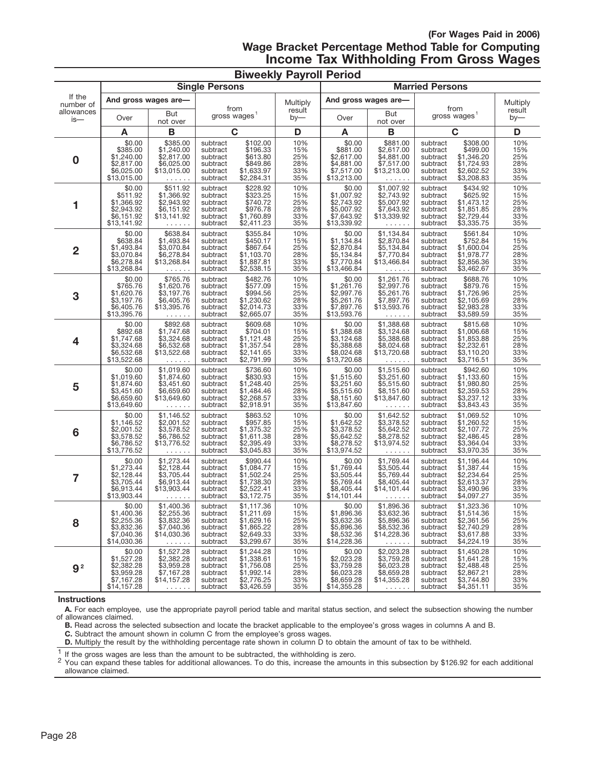**(For Wages Paid in 2006)**

## Wage Bracket Percentage Method Table for Computing Income Tax Withholding From Gross Wages

### Biweekly Payroll Period

| If the number of allowances is— | Single Persons | | | | Married Persons | | | |
|---|---|---|---|---|---|---|---|---|
| | And gross wages are— | | from gross wages[1] | Multiply result by— | And gross wages are— | | from gross wages[1] | Multiply result by— |
| | Over | But not over | | | Over | But not over | | |
| | **A** | **B** | **C** | **D** | **A** | **B** | **C** | **D** |
| **0** | $0.00 | $385.00 | subtract $102.00 | 10% | $0.00 | $881.00 | subtract $308.00 | 10% |
| | $385.00 | $1,240.00 | subtract $196.33 | 15% | $881.00 | $2,617.00 | subtract $499.00 | 15% |
| | $1,240.00 | $2,817.00 | subtract $613.80 | 25% | $2,617.00 | $4,881.00 | subtract $1,346.20 | 25% |
| | $2,817.00 | $6,025.00 | subtract $849.86 | 28% | $4,881.00 | $7,517.00 | subtract $1,724.93 | 28% |
| | $6,025.00 | $13,015.00 | subtract $1,633.97 | 33% | $7,517.00 | $13,213.00 | subtract $2,602.52 | 33% |
| | $13,015.00 | ...... | subtract $2,284.31 | 35% | $13,213.00 | ...... | subtract $3,208.83 | 35% |
| **1** | $0.00 | $511.92 | subtract $228.92 | 10% | $0.00 | $1,007.92 | subtract $434.92 | 10% |
| | $511.92 | $1,366.92 | subtract $323.25 | 15% | $1,007.92 | $2,743.92 | subtract $625.92 | 15% |
| | $1,366.92 | $2,943.92 | subtract $740.72 | 25% | $2,743.92 | $5,007.92 | subtract $1,473.12 | 25% |
| | $2,943.92 | $6,151.92 | subtract $976.78 | 28% | $5,007.92 | $7,643.92 | subtract $1,851.85 | 28% |
| | $6,151.92 | $13,141.92 | subtract $1,760.89 | 33% | $7,643.92 | $13,339.92 | subtract $2,729.44 | 33% |
| | $13,141.92 | ...... | subtract $2,411.23 | 35% | $13,339.92 | ...... | subtract $3,335.75 | 35% |
| **2** | $0.00 | $638.84 | subtract $355.84 | 10% | $0.00 | $1,134.84 | subtract $561.84 | 10% |
| | $638.84 | $1,493.84 | subtract $450.17 | 15% | $1,134.84 | $2,870.84 | subtract $752.84 | 15% |
| | $1,493.84 | $3,070.84 | subtract $867.64 | 25% | $2,870.84 | $5,134.84 | subtract $1,600.04 | 25% |
| | $3,070.84 | $6,278.84 | subtract $1,103.70 | 28% | $5,134.84 | $7,770.84 | subtract $1,978.77 | 28% |
| | $6,278.84 | $13,268.84 | subtract $1,887.81 | 33% | $7,770.84 | $13,466.84 | subtract $2,856.36 | 33% |
| | $13,268.84 | ...... | subtract $2,538.15 | 35% | $13,466.84 | ...... | subtract $3,462.67 | 35% |
| **3** | $0.00 | $765.76 | subtract $482.76 | 10% | $0.00 | $1,261.76 | subtract $688.76 | 10% |
| | $765.76 | $1,620.76 | subtract $577.09 | 15% | $1,261.76 | $2,997.76 | subtract $879.76 | 15% |
| | $1,620.76 | $3,197.76 | subtract $994.56 | 25% | $2,997.76 | $5,261.76 | subtract $1,726.96 | 25% |
| | $3,197.76 | $6,405.76 | subtract $1,230.62 | 28% | $5,261.76 | $7,897.76 | subtract $2,105.69 | 28% |
| | $6,405.76 | $13,395.76 | subtract $2,014.73 | 33% | $7,897.76 | $13,593.76 | subtract $2,983.28 | 33% |
| | $13,395.76 | ...... | subtract $2,665.07 | 35% | $13,593.76 | ...... | subtract $3,589.59 | 35% |
| **4** | $0.00 | $892.68 | subtract $609.68 | 10% | $0.00 | $1,388.68 | subtract $815.68 | 10% |
| | $892.68 | $1,747.68 | subtract $704.01 | 15% | $1,388.68 | $3,124.68 | subtract $1,006.68 | 15% |
| | $1,747.68 | $3,324.68 | subtract $1,121.48 | 25% | $3,124.68 | $5,388.68 | subtract $1,853.88 | 25% |
| | $3,324.68 | $6,532.68 | subtract $1,357.54 | 28% | $5,388.68 | $8,024.68 | subtract $2,232.61 | 28% |
| | $6,532.68 | $13,522.68 | subtract $2,141.65 | 33% | $8,024.68 | $13,720.68 | subtract $3,110.20 | 33% |
| | $13,522.68 | ...... | subtract $2,791.99 | 35% | $13,720.68 | ...... | subtract $3,716.51 | 35% |
| **5** | $0.00 | $1,019.60 | subtract $736.60 | 10% | $0.00 | $1,515.60 | subtract $942.60 | 10% |
| | $1,019.60 | $1,874.60 | subtract $830.93 | 15% | $1,515.60 | $3,251.60 | subtract $1,133.60 | 15% |
| | $1,874.60 | $3,451.60 | subtract $1,248.40 | 25% | $3,251.60 | $5,515.60 | subtract $1,980.80 | 25% |
| | $3,451.60 | $6,659.60 | subtract $1,484.46 | 28% | $5,515.60 | $8,151.60 | subtract $2,359.53 | 28% |
| | $6,659.60 | $13,649.60 | subtract $2,268.57 | 33% | $8,151.60 | $13,847.60 | subtract $3,237.12 | 33% |
| | $13,649.60 | ...... | subtract $2,918.91 | 35% | $13,847.60 | ...... | subtract $3,843.43 | 35% |
| **6** | $0.00 | $1,146.52 | subtract $863.52 | 10% | $0.00 | $1,642.52 | subtract $1,069.52 | 10% |
| | $1,146.52 | $2,001.52 | subtract $957.85 | 15% | $1,642.52 | $3,378.52 | subtract $1,260.52 | 15% |
| | $2,001.52 | $3,578.52 | subtract $1,375.32 | 25% | $3,378.52 | $5,642.52 | subtract $2,107.72 | 25% |
| | $3,578.52 | $6,786.52 | subtract $1,611.38 | 28% | $5,642.52 | $8,278.52 | subtract $2,486.45 | 28% |
| | $6,786.52 | $13,776.52 | subtract $2,395.49 | 33% | $8,278.52 | $13,974.52 | subtract $3,364.04 | 33% |
| | $13,776.52 | ...... | subtract $3,045.83 | 35% | $13,974.52 | ...... | subtract $3,970.35 | 35% |
| **7** | $0.00 | $1,273.44 | subtract $990.44 | 10% | $0.00 | $1,769.44 | subtract $1,196.44 | 10% |
| | $1,273.44 | $2,128.44 | subtract $1,084.77 | 15% | $1,769.44 | $3,505.44 | subtract $1,387.44 | 15% |
| | $2,128.44 | $3,705.44 | subtract $1,502.24 | 25% | $3,505.44 | $5,769.44 | subtract $2,234.64 | 25% |
| | $3,705.44 | $6,913.44 | subtract $1,738.30 | 28% | $5,769.44 | $8,405.44 | subtract $2,613.37 | 28% |
| | $6,913.44 | $13,903.44 | subtract $2,522.41 | 33% | $8,405.44 | $14,101.44 | subtract $3,490.96 | 33% |
| | $13,903.44 | ...... | subtract $3,172.75 | 35% | $14,101.44 | ...... | subtract $4,097.27 | 35% |
| **8** | $0.00 | $1,400.36 | subtract $1,117.36 | 10% | $0.00 | $1,896.36 | subtract $1,323.36 | 10% |
| | $1,400.36 | $2,255.36 | subtract $1,211.69 | 15% | $1,896.36 | $3,632.36 | subtract $1,514.36 | 15% |
| | $2,255.36 | $3,832.36 | subtract $1,629.16 | 25% | $3,632.36 | $5,896.36 | subtract $2,361.56 | 25% |
| | $3,832.36 | $7,040.36 | subtract $1,865.22 | 28% | $5,896.36 | $8,532.36 | subtract $2,740.29 | 28% |
| | $7,040.36 | $14,030.36 | subtract $2,649.33 | 33% | $8,532.36 | $14,228.36 | subtract $3,617.88 | 33% |
| | $14,030.36 | ...... | subtract $3,299.67 | 35% | $14,228.36 | ...... | subtract $4,224.19 | 35% |
| **9**[2] | $0.00 | $1,527.28 | subtract $1,244.28 | 10% | $0.00 | $2,023.28 | subtract $1,450.28 | 10% |
| | $1,527.28 | $2,382.28 | subtract $1,338.61 | 15% | $2,023.28 | $3,759.28 | subtract $1,641.28 | 15% |
| | $2,382.28 | $3,959.28 | subtract $1,756.08 | 25% | $3,759.28 | $6,023.28 | subtract $2,488.48 | 25% |
| | $3,959.28 | $7,167.28 | subtract $1,992.14 | 28% | $6,023.28 | $8,659.28 | subtract $2,867.21 | 28% |
| | $7,167.28 | $14,157.28 | subtract $2,776.25 | 33% | $8,659.28 | $14,355.28 | subtract $3,744.80 | 33% |
| | $14,157.28 | ...... | subtract $3,426.59 | 35% | $14,355.28 | ...... | subtract $4,351.11 | 35% |

**Instructions**

**A.** For each employee, use the appropriate payroll period table and marital status section, and select the subsection showing the number of allowances claimed.

**B.** Read across the selected subsection and locate the bracket applicable to the employee's gross wages in columns A and B.

**C.** Subtract the amount shown in column C from the employee's gross wages.

**D.** Multiply the result by the withholding percentage rate shown in column D to obtain the amount of tax to be withheld.

[1] If the gross wages are less than the amount to be subtracted, the withholding is zero.

[2] You can expand these tables for additional allowances. To do this, increase the amounts in this subsection by $126.92 for each additional allowance claimed.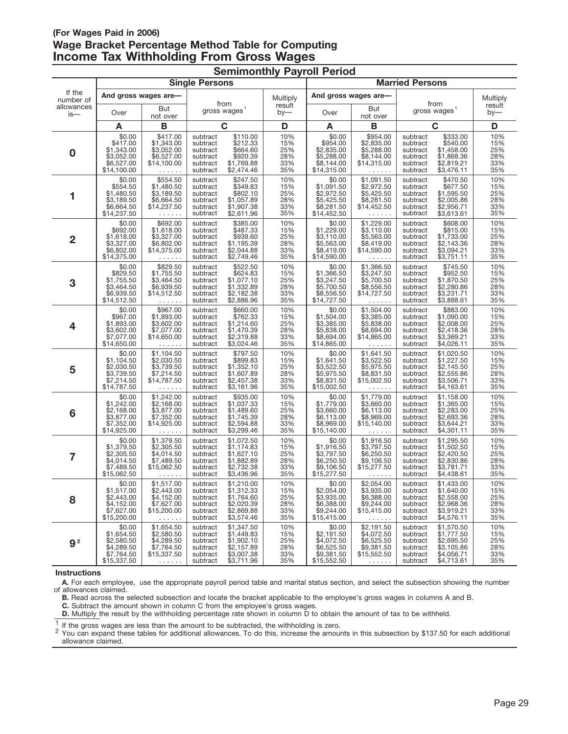**(For Wages Paid in 2006)**

## Wage Bracket Percentage Method Table for Computing Income Tax Withholding From Gross Wages

### Semimonthly Payroll Period

| If the number of allowances is— | Single Persons | | | | Married Persons | | | |
|---|---|---|---|---|---|---|---|---|
| | And gross wages are— | | from gross wages[1] | Multiply result by— | And gross wages are— | | from gross wages[1] | Multiply result by— |
| | Over | But not over | | | Over | But not over | | |
| | **A** | **B** | **C** | **D** | **A** | **B** | **C** | **D** |
| **0** | $0.00 | $417.00 | subtract $110.00 | 10% | $0.00 | $954.00 | subtract $333.00 | 10% |
| | $417.00 | $1,343.00 | subtract $212.33 | 15% | $954.00 | $2,835.00 | subtract $540.00 | 15% |
| | $1,343.00 | $3,052.00 | subtract $664.60 | 25% | $2,835.00 | $5,288.00 | subtract $1,458.00 | 25% |
| | $3,052.00 | $6,527.00 | subtract $920.39 | 28% | $5,288.00 | $8,144.00 | subtract $1,868.36 | 28% |
| | $6,527.00 | $14,100.00 | subtract $1,769.88 | 33% | $8,144.00 | $14,315.00 | subtract $2,819.21 | 33% |
| | $14,100.00 | . . . . . . | subtract $2,474.46 | 35% | $14,315.00 | . . . . . . | subtract $3,476.11 | 35% |
| **1** | $0.00 | $554.50 | subtract $247.50 | 10% | $0.00 | $1,091.50 | subtract $470.50 | 10% |
| | $554.50 | $1,480.50 | subtract $349.83 | 15% | $1,091.50 | $2,972.50 | subtract $677.50 | 15% |
| | $1,480.50 | $3,189.50 | subtract $802.10 | 25% | $2,972.50 | $5,425.50 | subtract $1,595.50 | 25% |
| | $3,189.50 | $6,664.50 | subtract $1,057.89 | 28% | $5,425.50 | $8,281.50 | subtract $2,005.86 | 28% |
| | $6,664.50 | $14,237.50 | subtract $1,907.38 | 33% | $8,281.50 | $14,452.50 | subtract $2,956.71 | 33% |
| | $14,237.50 | . . . . . . | subtract $2,611.96 | 35% | $14,452.50 | . . . . . . | subtract $3,613.61 | 35% |
| **2** | $0.00 | $692.00 | subtract $385.00 | 10% | $0.00 | $1,229.00 | subtract $608.00 | 10% |
| | $692.00 | $1,618.00 | subtract $487.33 | 15% | $1,229.00 | $3,110.00 | subtract $815.00 | 15% |
| | $1,618.00 | $3,327.00 | subtract $939.60 | 25% | $3,110.00 | $5,563.00 | subtract $1,733.00 | 25% |
| | $3,327.00 | $6,802.00 | subtract $1,195.39 | 28% | $5,563.00 | $8,419.00 | subtract $2,143.36 | 28% |
| | $6,802.00 | $14,375.00 | subtract $2,044.88 | 33% | $8,419.00 | $14,590.00 | subtract $3,094.21 | 33% |
| | $14,375.00 | . . . . . . | subtract $2,749.46 | 35% | $14,590.00 | . . . . . . | subtract $3,751.11 | 35% |
| **3** | $0.00 | $829.50 | subtract $522.50 | 10% | $0.00 | $1,366.50 | subtract $745.50 | 10% |
| | $829.50 | $1,755.50 | subtract $624.83 | 15% | $1,366.50 | $3,247.50 | subtract $952.50 | 15% |
| | $1,755.50 | $3,464.50 | subtract $1,077.10 | 25% | $3,247.50 | $5,700.50 | subtract $1,870.50 | 25% |
| | $3,464.50 | $6,939.50 | subtract $1,332.89 | 28% | $5,700.50 | $8,556.50 | subtract $2,280.86 | 28% |
| | $6,939.50 | $14,512.50 | subtract $2,182.38 | 33% | $8,556.50 | $14,727.50 | subtract $3,231.71 | 33% |
| | $14,512.50 | . . . . . . | subtract $2,886.96 | 35% | $14,727.50 | . . . . . . | subtract $3,888.61 | 35% |
| **4** | $0.00 | $967.00 | subtract $660.00 | 10% | $0.00 | $1,504.00 | subtract $883.00 | 10% |
| | $967.00 | $1,893.00 | subtract $762.33 | 15% | $1,504.00 | $3,385.00 | subtract $1,090.00 | 15% |
| | $1,893.00 | $3,602.00 | subtract $1,214.60 | 25% | $3,385.00 | $5,838.00 | subtract $2,008.00 | 25% |
| | $3,602.00 | $7,077.00 | subtract $1,470.39 | 28% | $5,838.00 | $8,694.00 | subtract $2,418.36 | 28% |
| | $7,077.00 | $14,650.00 | subtract $2,319.88 | 33% | $8,694.00 | $14,865.00 | subtract $3,369.21 | 33% |
| | $14,650.00 | . . . . . . | subtract $3,024.46 | 35% | $14,865.00 | . . . . . . | subtract $4,026.11 | 35% |
| **5** | $0.00 | $1,104.50 | subtract $797.50 | 10% | $0.00 | $1,641.50 | subtract $1,020.50 | 10% |
| | $1,104.50 | $2,030.50 | subtract $899.83 | 15% | $1,641.50 | $3,522.50 | subtract $1,227.50 | 15% |
| | $2,030.50 | $3,739.50 | subtract $1,352.10 | 25% | $3,522.50 | $5,975.50 | subtract $2,145.50 | 25% |
| | $3,739.50 | $7,214.50 | subtract $1,607.89 | 28% | $5,975.50 | $8,831.50 | subtract $2,555.86 | 28% |
| | $7,214.50 | $14,787.50 | subtract $2,457.38 | 33% | $8,831.50 | $15,002.50 | subtract $3,506.71 | 33% |
| | $14,787.50 | . . . . . . | subtract $3,161.96 | 35% | $15,002.50 | . . . . . . | subtract $4,163.61 | 35% |
| **6** | $0.00 | $1,242.00 | subtract $935.00 | 10% | $0.00 | $1,779.00 | subtract $1,158.00 | 10% |
| | $1,242.00 | $2,168.00 | subtract $1,037.33 | 15% | $1,779.00 | $3,660.00 | subtract $1,365.00 | 15% |
| | $2,168.00 | $3,877.00 | subtract $1,489.60 | 25% | $3,660.00 | $6,113.00 | subtract $2,283.00 | 25% |
| | $3,877.00 | $7,352.00 | subtract $1,745.39 | 28% | $6,113.00 | $8,969.00 | subtract $2,693.36 | 28% |
| | $7,352.00 | $14,925.00 | subtract $2,594.88 | 33% | $8,969.00 | $15,140.00 | subtract $3,644.21 | 33% |
| | $14,925.00 | . . . . . . | subtract $3,299.46 | 35% | $15,140.00 | . . . . . . | subtract $4,301.11 | 35% |
| **7** | $0.00 | $1,379.50 | subtract $1,072.50 | 10% | $0.00 | $1,916.50 | subtract $1,295.50 | 10% |
| | $1,379.50 | $2,305.50 | subtract $1,174.83 | 15% | $1,916.50 | $3,797.50 | subtract $1,502.50 | 15% |
| | $2,305.50 | $4,014.50 | subtract $1,627.10 | 25% | $3,797.50 | $6,250.50 | subtract $2,420.50 | 25% |
| | $4,014.50 | $7,489.50 | subtract $1,882.89 | 28% | $6,250.50 | $9,106.50 | subtract $2,830.86 | 28% |
| | $7,489.50 | $15,062.50 | subtract $2,732.38 | 33% | $9,106.50 | $15,277.50 | subtract $3,781.71 | 33% |
| | $15,062.50 | . . . . . . | subtract $3,436.96 | 35% | $15,277.50 | . . . . . . | subtract $4,438.61 | 35% |
| **8** | $0.00 | $1,517.00 | subtract $1,210.00 | 10% | $0.00 | $2,054.00 | subtract $1,433.00 | 10% |
| | $1,517.00 | $2,443.00 | subtract $1,312.33 | 15% | $2,054.00 | $3,935.00 | subtract $1,640.00 | 15% |
| | $2,443.00 | $4,152.00 | subtract $1,764.60 | 25% | $3,935.00 | $6,388.00 | subtract $2,558.00 | 25% |
| | $4,152.00 | $7,627.00 | subtract $2,020.39 | 28% | $6,388.00 | $9,244.00 | subtract $2,968.36 | 28% |
| | $7,627.00 | $15,200.00 | subtract $2,869.88 | 33% | $9,244.00 | $15,415.00 | subtract $3,919.21 | 33% |
| | $15,200.00 | . . . . . . | subtract $3,574.46 | 35% | $15,415.00 | . . . . . . | subtract $4,576.11 | 35% |
| **9**[2] | $0.00 | $1,654.50 | subtract $1,347.50 | 10% | $0.00 | $2,191.50 | subtract $1,570.50 | 10% |
| | $1,654.50 | $2,580.50 | subtract $1,449.83 | 15% | $2,191.50 | $4,072.50 | subtract $1,777.50 | 15% |
| | $2,580.50 | $4,289.50 | subtract $1,902.10 | 25% | $4,072.50 | $6,525.50 | subtract $2,695.50 | 25% |
| | $4,289.50 | $7,764.50 | subtract $2,157.89 | 28% | $6,525.50 | $9,381.50 | subtract $3,105.86 | 28% |
| | $7,764.50 | $15,337.50 | subtract $3,007.38 | 33% | $9,381.50 | $15,552.50 | subtract $4,056.71 | 33% |
| | $15,337.50 | . . . . . . | subtract $3,711.96 | 35% | $15,552.50 | . . . . . . | subtract $4,713.61 | 35% |

**Instructions**

**A.** For each employee, use the appropriate payroll period table and marital status section, and select the subsection showing the number of allowances claimed.

**B.** Read across the selected subsection and locate the bracket applicable to the employee's gross wages in columns A and B.

**C.** Subtract the amount shown in column C from the employee's gross wages.

**D.** Multiply the result by the withholding percentage rate shown in column D to obtain the amount of tax to be withheld.

[1] If the gross wages are less than the amount to be subtracted, the withholding is zero.

[2] You can expand these tables for additional allowances. To do this, increase the amounts in this subsection by $137.50 for each additional allowance claimed.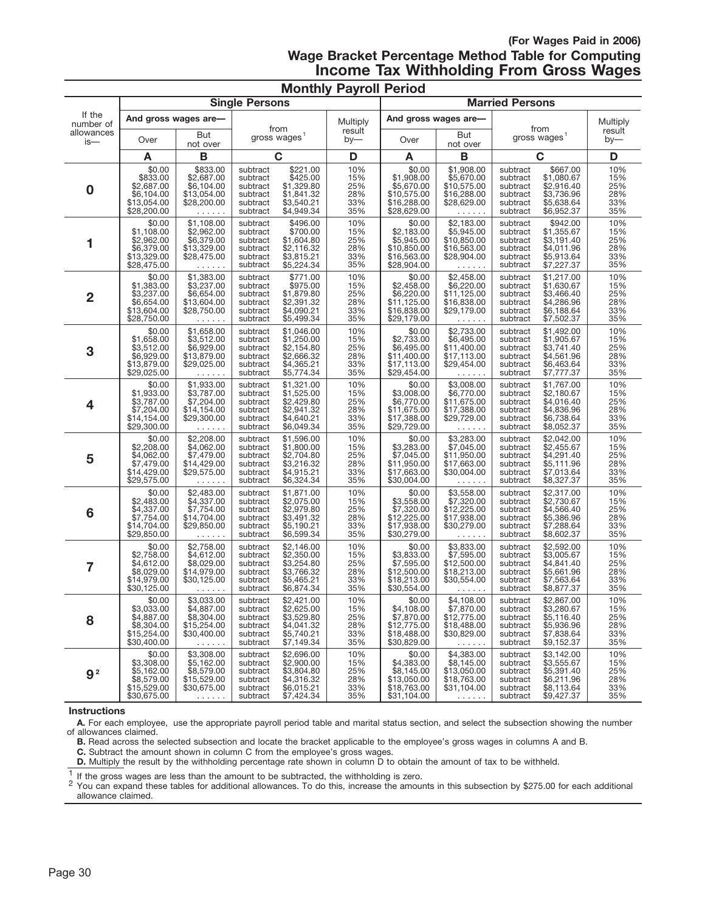**(For Wages Paid in 2006)**

## Wage Bracket Percentage Method Table for Computing Income Tax Withholding From Gross Wages

### Monthly Payroll Period

| If the number of allowances is— | Single Persons | | | | Married Persons | | | |
|---|---|---|---|---|---|---|---|---|
| | And gross wages are— | | from gross wages[1] | Multiply result by— | And gross wages are— | | from gross wages[1] | Multiply result by— |
| | Over | But not over | | | Over | But not over | | |
| | A | B | C | D | A | B | C | D |
| 0 | $0.00 | $833.00 | subtract $221.00 | 10% | $0.00 | $1,908.00 | subtract $667.00 | 10% |
| | $833.00 | $2,687.00 | subtract $425.00 | 15% | $1,908.00 | $5,670.00 | subtract $1,080.67 | 15% |
| | $2,687.00 | $6,104.00 | subtract $1,329.80 | 25% | $5,670.00 | $10,575.00 | subtract $2,916.40 | 25% |
| | $6,104.00 | $13,054.00 | subtract $1,841.32 | 28% | $10,575.00 | $16,288.00 | subtract $3,736.96 | 28% |
| | $13,054.00 | $28,200.00 | subtract $3,540.21 | 33% | $16,288.00 | $28,629.00 | subtract $5,638.64 | 33% |
| | $28,200.00 | ...... | subtract $4,949.34 | 35% | $28,629.00 | ...... | subtract $6,952.37 | 35% |
| 1 | $0.00 | $1,108.00 | subtract $496.00 | 10% | $0.00 | $2,183.00 | subtract $942.00 | 10% |
| | $1,108.00 | $2,962.00 | subtract $700.00 | 15% | $2,183.00 | $5,945.00 | subtract $1,355.67 | 15% |
| | $2,962.00 | $6,379.00 | subtract $1,604.80 | 25% | $5,945.00 | $10,850.00 | subtract $3,191.40 | 25% |
| | $6,379.00 | $13,329.00 | subtract $2,116.32 | 28% | $10,850.00 | $16,563.00 | subtract $4,011.96 | 28% |
| | $13,329.00 | $28,475.00 | subtract $3,815.21 | 33% | $16,563.00 | $28,904.00 | subtract $5,913.64 | 33% |
| | $28,475.00 | ...... | subtract $5,224.34 | 35% | $28,904.00 | ...... | subtract $7,227.37 | 35% |
| 2 | $0.00 | $1,383.00 | subtract $771.00 | 10% | $0.00 | $2,458.00 | subtract $1,217.00 | 10% |
| | $1,383.00 | $3,237.00 | subtract $975.00 | 15% | $2,458.00 | $6,220.00 | subtract $1,630.67 | 15% |
| | $3,237.00 | $6,654.00 | subtract $1,879.80 | 25% | $6,220.00 | $11,125.00 | subtract $3,466.40 | 25% |
| | $6,654.00 | $13,604.00 | subtract $2,391.32 | 28% | $11,125.00 | $16,838.00 | subtract $4,286.96 | 28% |
| | $13,604.00 | $28,750.00 | subtract $4,090.21 | 33% | $16,838.00 | $29,179.00 | subtract $6,188.64 | 33% |
| | $28,750.00 | ...... | subtract $5,499.34 | 35% | $29,179.00 | ...... | subtract $7,502.37 | 35% |
| 3 | $0.00 | $1,658.00 | subtract $1,046.00 | 10% | $0.00 | $2,733.00 | subtract $1,492.00 | 10% |
| | $1,658.00 | $3,512.00 | subtract $1,250.00 | 15% | $2,733.00 | $6,495.00 | subtract $1,905.67 | 15% |
| | $3,512.00 | $6,929.00 | subtract $2,154.80 | 25% | $6,495.00 | $11,400.00 | subtract $3,741.40 | 25% |
| | $6,929.00 | $13,879.00 | subtract $2,666.32 | 28% | $11,400.00 | $17,113.00 | subtract $4,561.96 | 28% |
| | $13,879.00 | $29,025.00 | subtract $4,365.21 | 33% | $17,113.00 | $29,454.00 | subtract $6,463.64 | 33% |
| | $29,025.00 | ...... | subtract $5,774.34 | 35% | $29,454.00 | ...... | subtract $7,777.37 | 35% |
| 4 | $0.00 | $1,933.00 | subtract $1,321.00 | 10% | $0.00 | $3,008.00 | subtract $1,767.00 | 10% |
| | $1,933.00 | $3,787.00 | subtract $1,525.00 | 15% | $3,008.00 | $6,770.00 | subtract $2,180.67 | 15% |
| | $3,787.00 | $7,204.00 | subtract $2,429.80 | 25% | $6,770.00 | $11,675.00 | subtract $4,016.40 | 25% |
| | $7,204.00 | $14,154.00 | subtract $2,941.32 | 28% | $11,675.00 | $17,388.00 | subtract $4,836.96 | 28% |
| | $14,154.00 | $29,300.00 | subtract $4,640.21 | 33% | $17,388.00 | $29,729.00 | subtract $6,738.64 | 33% |
| | $29,300.00 | ...... | subtract $6,049.34 | 35% | $29,729.00 | ...... | subtract $8,052.37 | 35% |
| 5 | $0.00 | $2,208.00 | subtract $1,596.00 | 10% | $0.00 | $3,283.00 | subtract $2,042.00 | 10% |
| | $2,208.00 | $4,062.00 | subtract $1,800.00 | 15% | $3,283.00 | $7,045.00 | subtract $2,455.67 | 15% |
| | $4,062.00 | $7,479.00 | subtract $2,704.80 | 25% | $7,045.00 | $11,950.00 | subtract $4,291.40 | 25% |
| | $7,479.00 | $14,429.00 | subtract $3,216.32 | 28% | $11,950.00 | $17,663.00 | subtract $5,111.96 | 28% |
| | $14,429.00 | $29,575.00 | subtract $4,915.21 | 33% | $17,663.00 | $30,004.00 | subtract $7,013.64 | 33% |
| | $29,575.00 | ...... | subtract $6,324.34 | 35% | $30,004.00 | ...... | subtract $8,327.37 | 35% |
| 6 | $0.00 | $2,483.00 | subtract $1,871.00 | 10% | $0.00 | $3,558.00 | subtract $2,317.00 | 10% |
| | $2,483.00 | $4,337.00 | subtract $2,075.00 | 15% | $3,558.00 | $7,320.00 | subtract $2,730.67 | 15% |
| | $4,337.00 | $7,754.00 | subtract $2,979.80 | 25% | $7,320.00 | $12,225.00 | subtract $4,566.40 | 25% |
| | $7,754.00 | $14,704.00 | subtract $3,491.32 | 28% | $12,225.00 | $17,938.00 | subtract $5,386.96 | 28% |
| | $14,704.00 | $29,850.00 | subtract $5,190.21 | 33% | $17,938.00 | $30,279.00 | subtract $7,288.64 | 33% |
| | $29,850.00 | ...... | subtract $6,599.34 | 35% | $30,279.00 | ...... | subtract $8,602.37 | 35% |
| 7 | $0.00 | $2,758.00 | subtract $2,146.00 | 10% | $0.00 | $3,833.00 | subtract $2,592.00 | 10% |
| | $2,758.00 | $4,612.00 | subtract $2,350.00 | 15% | $3,833.00 | $7,595.00 | subtract $3,005.67 | 15% |
| | $4,612.00 | $8,029.00 | subtract $3,254.80 | 25% | $7,595.00 | $12,500.00 | subtract $4,841.40 | 25% |
| | $8,029.00 | $14,979.00 | subtract $3,766.32 | 28% | $12,500.00 | $18,213.00 | subtract $5,661.96 | 28% |
| | $14,979.00 | $30,125.00 | subtract $5,465.21 | 33% | $18,213.00 | $30,554.00 | subtract $7,563.64 | 33% |
| | $30,125.00 | ...... | subtract $6,874.34 | 35% | $30,554.00 | ...... | subtract $8,877.37 | 35% |
| 8 | $0.00 | $3,033.00 | subtract $2,421.00 | 10% | $0.00 | $4,108.00 | subtract $2,867.00 | 10% |
| | $3,033.00 | $4,887.00 | subtract $2,625.00 | 15% | $4,108.00 | $7,870.00 | subtract $3,280.67 | 15% |
| | $4,887.00 | $8,304.00 | subtract $3,529.80 | 25% | $7,870.00 | $12,775.00 | subtract $5,116.40 | 25% |
| | $8,304.00 | $15,254.00 | subtract $4,041.32 | 28% | $12,775.00 | $18,488.00 | subtract $5,936.96 | 28% |
| | $15,254.00 | $30,400.00 | subtract $5,740.21 | 33% | $18,488.00 | $30,829.00 | subtract $7,838.64 | 33% |
| | $30,400.00 | ...... | subtract $7,149.34 | 35% | $30,829.00 | ...... | subtract $9,152.37 | 35% |
| 9[2] | $0.00 | $3,308.00 | subtract $2,696.00 | 10% | $0.00 | $4,383.00 | subtract $3,142.00 | 10% |
| | $3,308.00 | $5,162.00 | subtract $2,900.00 | 15% | $4,383.00 | $8,145.00 | subtract $3,555.67 | 15% |
| | $5,162.00 | $8,579.00 | subtract $3,804.80 | 25% | $8,145.00 | $13,050.00 | subtract $5,391.40 | 25% |
| | $8,579.00 | $15,529.00 | subtract $4,316.32 | 28% | $13,050.00 | $18,763.00 | subtract $6,211.96 | 28% |
| | $15,529.00 | $30,675.00 | subtract $6,015.21 | 33% | $18,763.00 | $31,104.00 | subtract $8,113.64 | 33% |
| | $30,675.00 | ...... | subtract $7,424.34 | 35% | $31,104.00 | ...... | subtract $9,427.37 | 35% |

**Instructions**

**A.** For each employee, use the appropriate payroll period table and marital status section, and select the subsection showing the number of allowances claimed.

**B.** Read across the selected subsection and locate the bracket applicable to the employee's gross wages in columns A and B.

**C.** Subtract the amount shown in column C from the employee's gross wages.

**D.** Multiply the result by the withholding percentage rate shown in column D to obtain the amount of tax to be withheld.

[1] If the gross wages are less than the amount to be subtracted, the withholding is zero.

[2] You can expand these tables for additional allowances. To do this, increase the amounts in this subsection by $275.00 for each additional allowance claimed.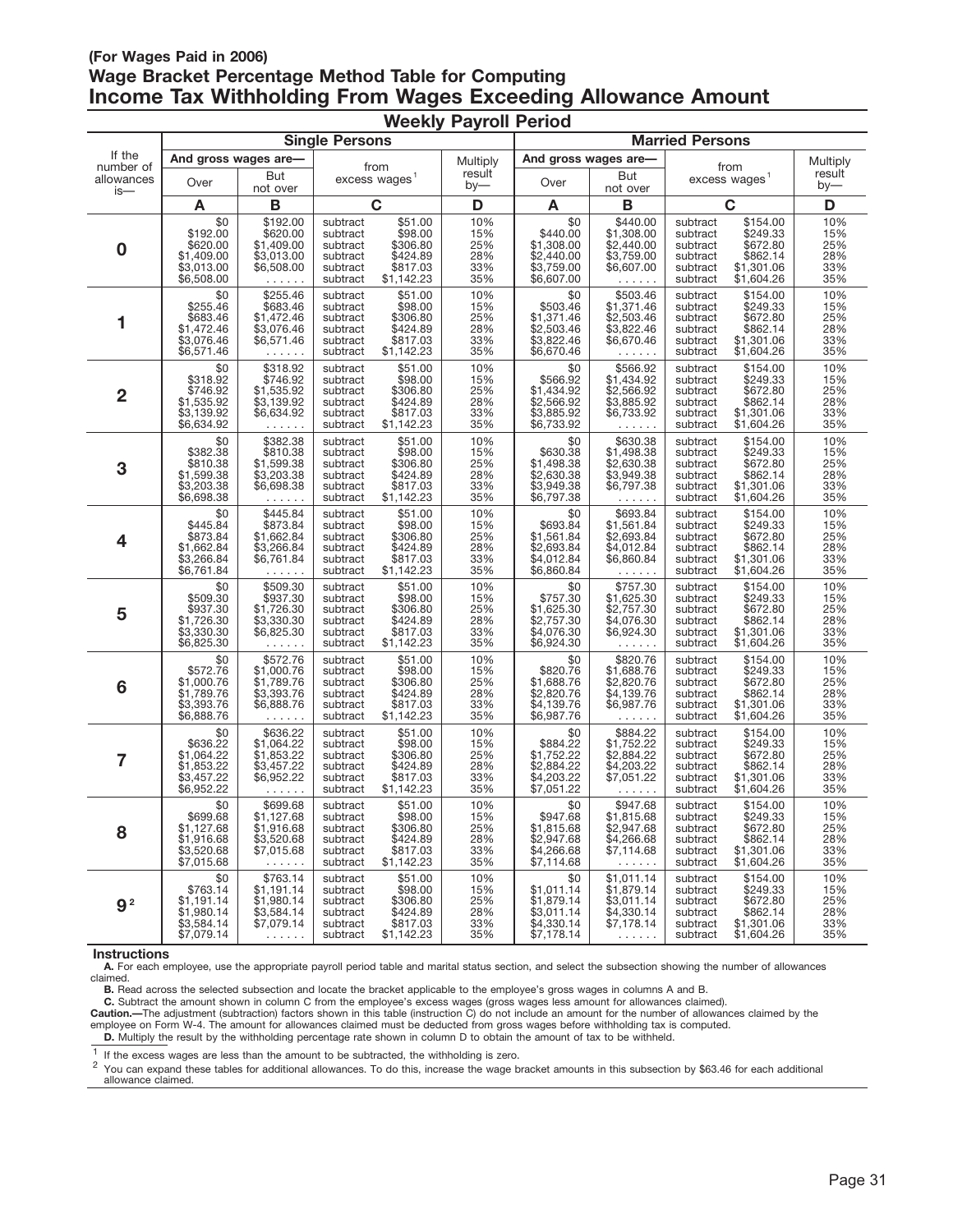**(For Wages Paid in 2006)**

# Wage Bracket Percentage Method Table for Computing Income Tax Withholding From Wages Exceeding Allowance Amount

## Weekly Payroll Period

| If the number of allowances is— | Single Persons | | | | | Married Persons | | | | |
|---|---|---|---|---|---|---|---|---|---|---|
| | And gross wages are— | | from excess wages[1] | | Multiply result by— | And gross wages are— | | from excess wages[1] | | Multiply result by— |
| | Over | But not over | | | | Over | But not over | | | |
| | **A** | **B** | **C** | | **D** | **A** | **B** | **C** | | **D** |
| **0** | $0 | $192.00 | subtract | $51.00 | 10% | $0 | $440.00 | subtract | $154.00 | 10% |
| | $192.00 | $620.00 | subtract | $98.00 | 15% | $440.00 | $1,308.00 | subtract | $249.33 | 15% |
| | $620.00 | $1,409.00 | subtract | $306.80 | 25% | $1,308.00 | $2,440.00 | subtract | $672.80 | 25% |
| | $1,409.00 | $3,013.00 | subtract | $424.89 | 28% | $2,440.00 | $3,759.00 | subtract | $862.14 | 28% |
| | $3,013.00 | $6,508.00 | subtract | $817.03 | 33% | $3,759.00 | $6,607.00 | subtract | $1,301.06 | 33% |
| | $6,508.00 | . . . . . . | subtract | $1,142.23 | 35% | $6,607.00 | . . . . . . | subtract | $1,604.26 | 35% |
| **1** | $0 | $255.46 | subtract | $51.00 | 10% | $0 | $503.46 | subtract | $154.00 | 10% |
| | $255.46 | $683.46 | subtract | $98.00 | 15% | $503.46 | $1,371.46 | subtract | $249.33 | 15% |
| | $683.46 | $1,472.46 | subtract | $306.80 | 25% | $1,371.46 | $2,503.46 | subtract | $672.80 | 25% |
| | $1,472.46 | $3,076.46 | subtract | $424.89 | 28% | $2,503.46 | $3,822.46 | subtract | $862.14 | 28% |
| | $3,076.46 | $6,571.46 | subtract | $817.03 | 33% | $3,822.46 | $6,670.46 | subtract | $1,301.06 | 33% |
| | $6,571.46 | . . . . . . | subtract | $1,142.23 | 35% | $6,670.46 | . . . . . . | subtract | $1,604.26 | 35% |
| **2** | $0 | $318.92 | subtract | $51.00 | 10% | $0 | $566.92 | subtract | $154.00 | 10% |
| | $318.92 | $746.92 | subtract | $98.00 | 15% | $566.92 | $1,434.92 | subtract | $249.33 | 15% |
| | $746.92 | $1,535.92 | subtract | $306.80 | 25% | $1,434.92 | $2,566.92 | subtract | $672.80 | 25% |
| | $1,535.92 | $3,139.92 | subtract | $424.89 | 28% | $2,566.92 | $3,885.92 | subtract | $862.14 | 28% |
| | $3,139.92 | $6,634.92 | subtract | $817.03 | 33% | $3,885.92 | $6,733.92 | subtract | $1,301.06 | 33% |
| | $6,634.92 | . . . . . . | subtract | $1,142.23 | 35% | $6,733.92 | . . . . . . | subtract | $1,604.26 | 35% |
| **3** | $0 | $382.38 | subtract | $51.00 | 10% | $0 | $630.38 | subtract | $154.00 | 10% |
| | $382.38 | $810.38 | subtract | $98.00 | 15% | $630.38 | $1,498.38 | subtract | $249.33 | 15% |
| | $810.38 | $1,599.38 | subtract | $306.80 | 25% | $1,498.38 | $2,630.38 | subtract | $672.80 | 25% |
| | $1,599.38 | $3,203.38 | subtract | $424.89 | 28% | $2,630.38 | $3,949.38 | subtract | $862.14 | 28% |
| | $3,203.38 | $6,698.38 | subtract | $817.03 | 33% | $3,949.38 | $6,797.38 | subtract | $1,301.06 | 33% |
| | $6,698.38 | . . . . . . | subtract | $1,142.23 | 35% | $6,797.38 | . . . . . . | subtract | $1,604.26 | 35% |
| **4** | $0 | $445.84 | subtract | $51.00 | 10% | $0 | $693.84 | subtract | $154.00 | 10% |
| | $445.84 | $873.84 | subtract | $98.00 | 15% | $693.84 | $1,561.84 | subtract | $249.33 | 15% |
| | $873.84 | $1,662.84 | subtract | $306.80 | 25% | $1,561.84 | $2,693.84 | subtract | $672.80 | 25% |
| | $1,662.84 | $3,266.84 | subtract | $424.89 | 28% | $2,693.84 | $4,012.84 | subtract | $862.14 | 28% |
| | $3,266.84 | $6,761.84 | subtract | $817.03 | 33% | $4,012.84 | $6,860.84 | subtract | $1,301.06 | 33% |
| | $6,761.84 | . . . . . . | subtract | $1,142.23 | 35% | $6,860.84 | . . . . . . | subtract | $1,604.26 | 35% |
| **5** | $0 | $509.30 | subtract | $51.00 | 10% | $0 | $757.30 | subtract | $154.00 | 10% |
| | $509.30 | $937.30 | subtract | $98.00 | 15% | $757.30 | $1,625.30 | subtract | $249.33 | 15% |
| | $937.30 | $1,726.30 | subtract | $306.80 | 25% | $1,625.30 | $2,757.30 | subtract | $672.80 | 25% |
| | $1,726.30 | $3,330.30 | subtract | $424.89 | 28% | $2,757.30 | $4,076.30 | subtract | $862.14 | 28% |
| | $3,330.30 | $6,825.30 | subtract | $817.03 | 33% | $4,076.30 | $6,924.30 | subtract | $1,301.06 | 33% |
| | $6,825.30 | . . . . . . | subtract | $1,142.23 | 35% | $6,924.30 | . . . . . . | subtract | $1,604.26 | 35% |
| **6** | $0 | $572.76 | subtract | $51.00 | 10% | $0 | $820.76 | subtract | $154.00 | 10% |
| | $572.76 | $1,000.76 | subtract | $98.00 | 15% | $820.76 | $1,688.76 | subtract | $249.33 | 15% |
| | $1,000.76 | $1,789.76 | subtract | $306.80 | 25% | $1,688.76 | $2,820.76 | subtract | $672.80 | 25% |
| | $1,789.76 | $3,393.76 | subtract | $424.89 | 28% | $2,820.76 | $4,139.76 | subtract | $862.14 | 28% |
| | $3,393.76 | $6,888.76 | subtract | $817.03 | 33% | $4,139.76 | $6,987.76 | subtract | $1,301.06 | 33% |
| | $6,888.76 | . . . . . . | subtract | $1,142.23 | 35% | $6,987.76 | . . . . . . | subtract | $1,604.26 | 35% |
| **7** | $0 | $636.22 | subtract | $51.00 | 10% | $0 | $884.22 | subtract | $154.00 | 10% |
| | $636.22 | $1,064.22 | subtract | $98.00 | 15% | $884.22 | $1,752.22 | subtract | $249.33 | 15% |
| | $1,064.22 | $1,853.22 | subtract | $306.80 | 25% | $1,752.22 | $2,884.22 | subtract | $672.80 | 25% |
| | $1,853.22 | $3,457.22 | subtract | $424.89 | 28% | $2,884.22 | $4,203.22 | subtract | $862.14 | 28% |
| | $3,457.22 | $6,952.22 | subtract | $817.03 | 33% | $4,203.22 | $7,051.22 | subtract | $1,301.06 | 33% |
| | $6,952.22 | . . . . . . | subtract | $1,142.23 | 35% | $7,051.22 | . . . . . . | subtract | $1,604.26 | 35% |
| **8** | $0 | $699.68 | subtract | $51.00 | 10% | $0 | $947.68 | subtract | $154.00 | 10% |
| | $699.68 | $1,127.68 | subtract | $98.00 | 15% | $947.68 | $1,815.68 | subtract | $249.33 | 15% |
| | $1,127.68 | $1,916.68 | subtract | $306.80 | 25% | $1,815.68 | $2,947.68 | subtract | $672.80 | 25% |
| | $1,916.68 | $3,520.68 | subtract | $424.89 | 28% | $2,947.68 | $4,266.68 | subtract | $862.14 | 28% |
| | $3,520.68 | $7,015.68 | subtract | $817.03 | 33% | $4,266.68 | $7,114.68 | subtract | $1,301.06 | 33% |
| | $7,015.68 | . . . . . . | subtract | $1,142.23 | 35% | $7,114.68 | . . . . . . | subtract | $1,604.26 | 35% |
| **9**[2] | $0 | $763.14 | subtract | $51.00 | 10% | $0 | $1,011.14 | subtract | $154.00 | 10% |
| | $763.14 | $1,191.14 | subtract | $98.00 | 15% | $1,011.14 | $1,879.14 | subtract | $249.33 | 15% |
| | $1,191.14 | $1,980.14 | subtract | $306.80 | 25% | $1,879.14 | $3,011.14 | subtract | $672.80 | 25% |
| | $1,980.14 | $3,584.14 | subtract | $424.89 | 28% | $3,011.14 | $4,330.14 | subtract | $862.14 | 28% |
| | $3,584.14 | $7,079.14 | subtract | $817.03 | 33% | $4,330.14 | $7,178.14 | subtract | $1,301.06 | 33% |
| | $7,079.14 | . . . . . . | subtract | $1,142.23 | 35% | $7,178.14 | . . . . . . | subtract | $1,604.26 | 35% |

**Instructions**

**A.** For each employee, use the appropriate payroll period table and marital status section, and select the subsection showing the number of allowances claimed.

**B.** Read across the selected subsection and locate the bracket applicable to the employee's gross wages in columns A and B.

**C.** Subtract the amount shown in column C from the employee's excess wages (gross wages less amount for allowances claimed).

**Caution.—**The adjustment (subtraction) factors shown in this table (instruction C) do not include an amount for the number of allowances claimed by the employee on Form W-4. The amount for allowances claimed must be deducted from gross wages before withholding tax is computed.

**D.** Multiply the result by the withholding percentage rate shown in column D to obtain the amount of tax to be withheld.

[1] If the excess wages are less than the amount to be subtracted, the withholding is zero.

[2] You can expand these tables for additional allowances. To do this, increase the wage bracket amounts in this subsection by $63.46 for each additional allowance claimed.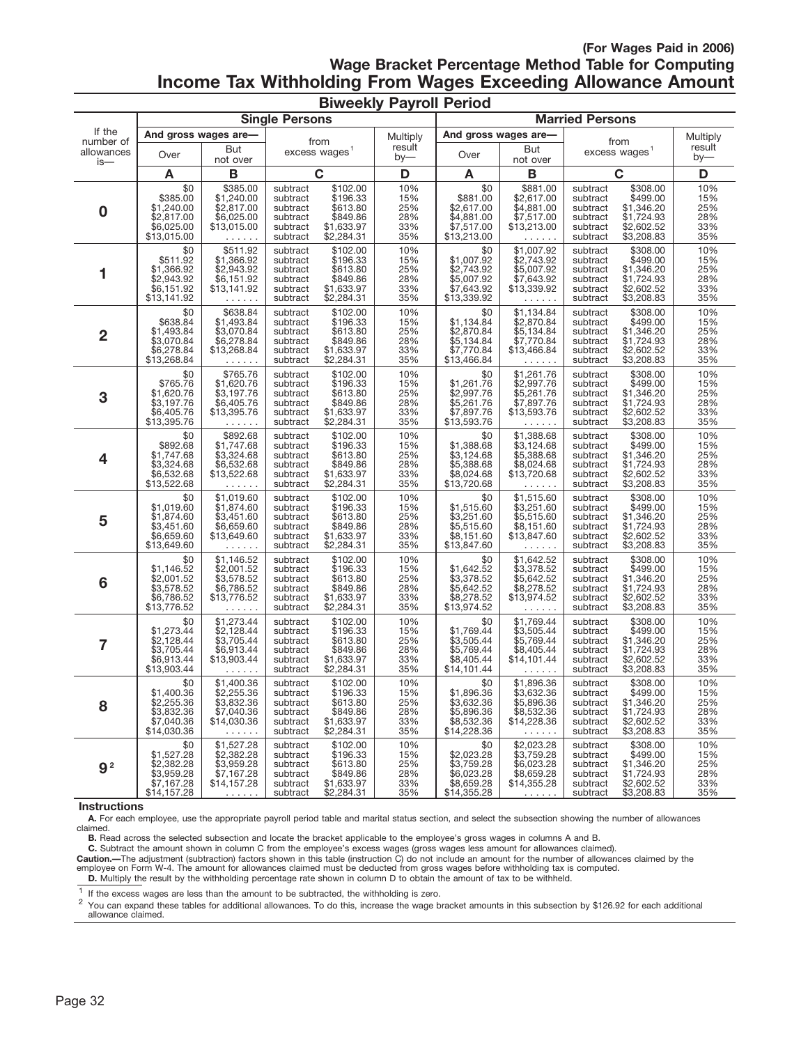**(For Wages Paid in 2006)**

## Wage Bracket Percentage Method Table for Computing

# Income Tax Withholding From Wages Exceeding Allowance Amount

### Biweekly Payroll Period

| If the number of allowances is— | Single Persons | | | | | | Married Persons | | | | | |
|---|---|---|---|---|---|---|---|---|---|---|---|---|
| | And gross wages are— | | from excess wages[1] | | Multiply result by— | | And gross wages are— | | from excess wages[1] | | Multiply result by— | |
| | Over | But not over | | | | | Over | But not over | | | | |
| | **A** | **B** | **C** | | **D** | | **A** | **B** | **C** | | **D** | |
| **0** | $0 | $385.00 | subtract | $102.00 | 10% | | $0 | $881.00 | subtract | $308.00 | 10% | |
| | $385.00 | $1,240.00 | subtract | $196.33 | 15% | | $881.00 | $2,617.00 | subtract | $499.00 | 15% | |
| | $1,240.00 | $2,817.00 | subtract | $613.80 | 25% | | $2,617.00 | $4,881.00 | subtract | $1,346.20 | 25% | |
| | $2,817.00 | $6,025.00 | subtract | $849.86 | 28% | | $4,881.00 | $7,517.00 | subtract | $1,724.93 | 28% | |
| | $6,025.00 | $13,015.00 | subtract | $1,633.97 | 33% | | $7,517.00 | $13,213.00 | subtract | $2,602.52 | 33% | |
| | $13,015.00 | . . . . . . | subtract | $2,284.31 | 35% | | $13,213.00 | . . . . . . | subtract | $3,208.83 | 35% | |
| **1** | $0 | $511.92 | subtract | $102.00 | 10% | | $0 | $1,007.92 | subtract | $308.00 | 10% | |
| | $511.92 | $1,366.92 | subtract | $196.33 | 15% | | $1,007.92 | $2,743.92 | subtract | $499.00 | 15% | |
| | $1,366.92 | $2,943.92 | subtract | $613.80 | 25% | | $2,743.92 | $5,007.92 | subtract | $1,346.20 | 25% | |
| | $2,943.92 | $6,151.92 | subtract | $849.86 | 28% | | $5,007.92 | $7,643.92 | subtract | $1,724.93 | 28% | |
| | $6,151.92 | $13,141.92 | subtract | $1,633.97 | 33% | | $7,643.92 | $13,339.92 | subtract | $2,602.52 | 33% | |
| | $13,141.92 | . . . . . . | subtract | $2,284.31 | 35% | | $13,339.92 | . . . . . . | subtract | $3,208.83 | 35% | |
| **2** | $0 | $638.84 | subtract | $102.00 | 10% | | $0 | $1,134.84 | subtract | $308.00 | 10% | |
| | $638.84 | $1,493.84 | subtract | $196.33 | 15% | | $1,134.84 | $2,870.84 | subtract | $499.00 | 15% | |
| | $1,493.84 | $3,070.84 | subtract | $613.80 | 25% | | $2,870.84 | $5,134.84 | subtract | $1,346.20 | 25% | |
| | $3,070.84 | $6,278.84 | subtract | $849.86 | 28% | | $5,134.84 | $7,770.84 | subtract | $1,724.93 | 28% | |
| | $6,278.84 | $13,268.84 | subtract | $1,633.97 | 33% | | $7,770.84 | $13,466.84 | subtract | $2,602.52 | 33% | |
| | $13,268.84 | . . . . . . | subtract | $2,284.31 | 35% | | $13,466.84 | . . . . . . | subtract | $3,208.83 | 35% | |
| **3** | $0 | $765.76 | subtract | $102.00 | 10% | | $0 | $1,261.76 | subtract | $308.00 | 10% | |
| | $765.76 | $1,620.76 | subtract | $196.33 | 15% | | $1,261.76 | $2,997.76 | subtract | $499.00 | 15% | |
| | $1,620.76 | $3,197.76 | subtract | $613.80 | 25% | | $2,997.76 | $5,261.76 | subtract | $1,346.20 | 25% | |
| | $3,197.76 | $6,405.76 | subtract | $849.86 | 28% | | $5,261.76 | $7,897.76 | subtract | $1,724.93 | 28% | |
| | $6,405.76 | $13,395.76 | subtract | $1,633.97 | 33% | | $7,897.76 | $13,593.76 | subtract | $2,602.52 | 33% | |
| | $13,395.76 | . . . . . . | subtract | $2,284.31 | 35% | | $13,593.76 | . . . . . . | subtract | $3,208.83 | 35% | |
| **4** | $0 | $892.68 | subtract | $102.00 | 10% | | $0 | $1,388.68 | subtract | $308.00 | 10% | |
| | $892.68 | $1,747.68 | subtract | $196.33 | 15% | | $1,388.68 | $3,124.68 | subtract | $499.00 | 15% | |
| | $1,747.68 | $3,324.68 | subtract | $613.80 | 25% | | $3,124.68 | $5,388.68 | subtract | $1,346.20 | 25% | |
| | $3,324.68 | $6,532.68 | subtract | $849.86 | 28% | | $5,388.68 | $8,024.68 | subtract | $1,724.93 | 28% | |
| | $6,532.68 | $13,522.68 | subtract | $1,633.97 | 33% | | $8,024.68 | $13,720.68 | subtract | $2,602.52 | 33% | |
| | $13,522.68 | . . . . . . | subtract | $2,284.31 | 35% | | $13,720.68 | . . . . . . | subtract | $3,208.83 | 35% | |
| **5** | $0 | $1,019.60 | subtract | $102.00 | 10% | | $0 | $1,515.60 | subtract | $308.00 | 10% | |
| | $1,019.60 | $1,874.60 | subtract | $196.33 | 15% | | $1,515.60 | $3,251.60 | subtract | $499.00 | 15% | |
| | $1,874.60 | $3,451.60 | subtract | $613.80 | 25% | | $3,251.60 | $5,515.60 | subtract | $1,346.20 | 25% | |
| | $3,451.60 | $6,659.60 | subtract | $849.86 | 28% | | $5,515.60 | $8,151.60 | subtract | $1,724.93 | 28% | |
| | $6,659.60 | $13,649.60 | subtract | $1,633.97 | 33% | | $8,151.60 | $13,847.60 | subtract | $2,602.52 | 33% | |
| | $13,649.60 | . . . . . . | subtract | $2,284.31 | 35% | | $13,847.60 | . . . . . . | subtract | $3,208.83 | 35% | |
| **6** | $0 | $1,146.52 | subtract | $102.00 | 10% | | $0 | $1,642.52 | subtract | $308.00 | 10% | |
| | $1,146.52 | $2,001.52 | subtract | $196.33 | 15% | | $1,642.52 | $3,378.52 | subtract | $499.00 | 15% | |
| | $2,001.52 | $3,578.52 | subtract | $613.80 | 25% | | $3,378.52 | $5,642.52 | subtract | $1,346.20 | 25% | |
| | $3,578.52 | $6,786.52 | subtract | $849.86 | 28% | | $5,642.52 | $8,278.52 | subtract | $1,724.93 | 28% | |
| | $6,786.52 | $13,776.52 | subtract | $1,633.97 | 33% | | $8,278.52 | $13,974.52 | subtract | $2,602.52 | 33% | |
| | $13,776.52 | . . . . . . | subtract | $2,284.31 | 35% | | $13,974.52 | . . . . . . | subtract | $3,208.83 | 35% | |
| **7** | $0 | $1,273.44 | subtract | $102.00 | 10% | | $0 | $1,769.44 | subtract | $308.00 | 10% | |
| | $1,273.44 | $2,128.44 | subtract | $196.33 | 15% | | $1,769.44 | $3,505.44 | subtract | $499.00 | 15% | |
| | $2,128.44 | $3,705.44 | subtract | $613.80 | 25% | | $3,505.44 | $5,769.44 | subtract | $1,346.20 | 25% | |
| | $3,705.44 | $6,913.44 | subtract | $849.86 | 28% | | $5,769.44 | $8,405.44 | subtract | $1,724.93 | 28% | |
| | $6,913.44 | $13,903.44 | subtract | $1,633.97 | 33% | | $8,405.44 | $14,101.44 | subtract | $2,602.52 | 33% | |
| | $13,903.44 | . . . . . . | subtract | $2,284.31 | 35% | | $14,101.44 | . . . . . . | subtract | $3,208.83 | 35% | |
| **8** | $0 | $1,400.36 | subtract | $102.00 | 10% | | $0 | $1,896.36 | subtract | $308.00 | 10% | |
| | $1,400.36 | $2,255.36 | subtract | $196.33 | 15% | | $1,896.36 | $3,632.36 | subtract | $499.00 | 15% | |
| | $2,255.36 | $3,832.36 | subtract | $613.80 | 25% | | $3,632.36 | $5,896.36 | subtract | $1,346.20 | 25% | |
| | $3,832.36 | $7,040.36 | subtract | $849.86 | 28% | | $5,896.36 | $8,532.36 | subtract | $1,724.93 | 28% | |
| | $7,040.36 | $14,030.36 | subtract | $1,633.97 | 33% | | $8,532.36 | $14,228.36 | subtract | $2,602.52 | 33% | |
| | $14,030.36 | . . . . . . | subtract | $2,284.31 | 35% | | $14,228.36 | . . . . . . | subtract | $3,208.83 | 35% | |
| **9**[2] | $0 | $1,527.28 | subtract | $102.00 | 10% | | $0 | $2,023.28 | subtract | $308.00 | 10% | |
| | $1,527.28 | $2,382.28 | subtract | $196.33 | 15% | | $2,023.28 | $3,759.28 | subtract | $499.00 | 15% | |
| | $2,382.28 | $3,959.28 | subtract | $613.80 | 25% | | $3,759.28 | $6,023.28 | subtract | $1,346.20 | 25% | |
| | $3,959.28 | $7,167.28 | subtract | $849.86 | 28% | | $6,023.28 | $8,659.28 | subtract | $1,724.93 | 28% | |
| | $7,167.28 | $14,157.28 | subtract | $1,633.97 | 33% | | $8,659.28 | $14,355.28 | subtract | $2,602.52 | 33% | |
| | $14,157.28 | . . . . . . | subtract | $2,284.31 | 35% | | $14,355.28 | . . . . . . | subtract | $3,208.83 | 35% | |

**Instructions**

**A.** For each employee, use the appropriate payroll period table and marital status section, and select the subsection showing the number of allowances claimed.

**B.** Read across the selected subsection and locate the bracket applicable to the employee's gross wages in columns A and B.

**C.** Subtract the amount shown in column C from the employee's excess wages (gross wages less amount for allowances claimed).

**Caution.**—The adjustment (subtraction) factors shown in this table (instruction C) do not include an amount for the number of allowances claimed by the employee on Form W-4. The amount for allowances claimed must be deducted from gross wages before withholding tax is computed.

**D.** Multiply the result by the withholding percentage rate shown in column D to obtain the amount of tax to be withheld.

[1] If the excess wages are less than the amount to be subtracted, the withholding is zero.

[2] You can expand these tables for additional allowances. To do this, increase the wage bracket amounts in this subsection by $126.92 for each additional allowance claimed.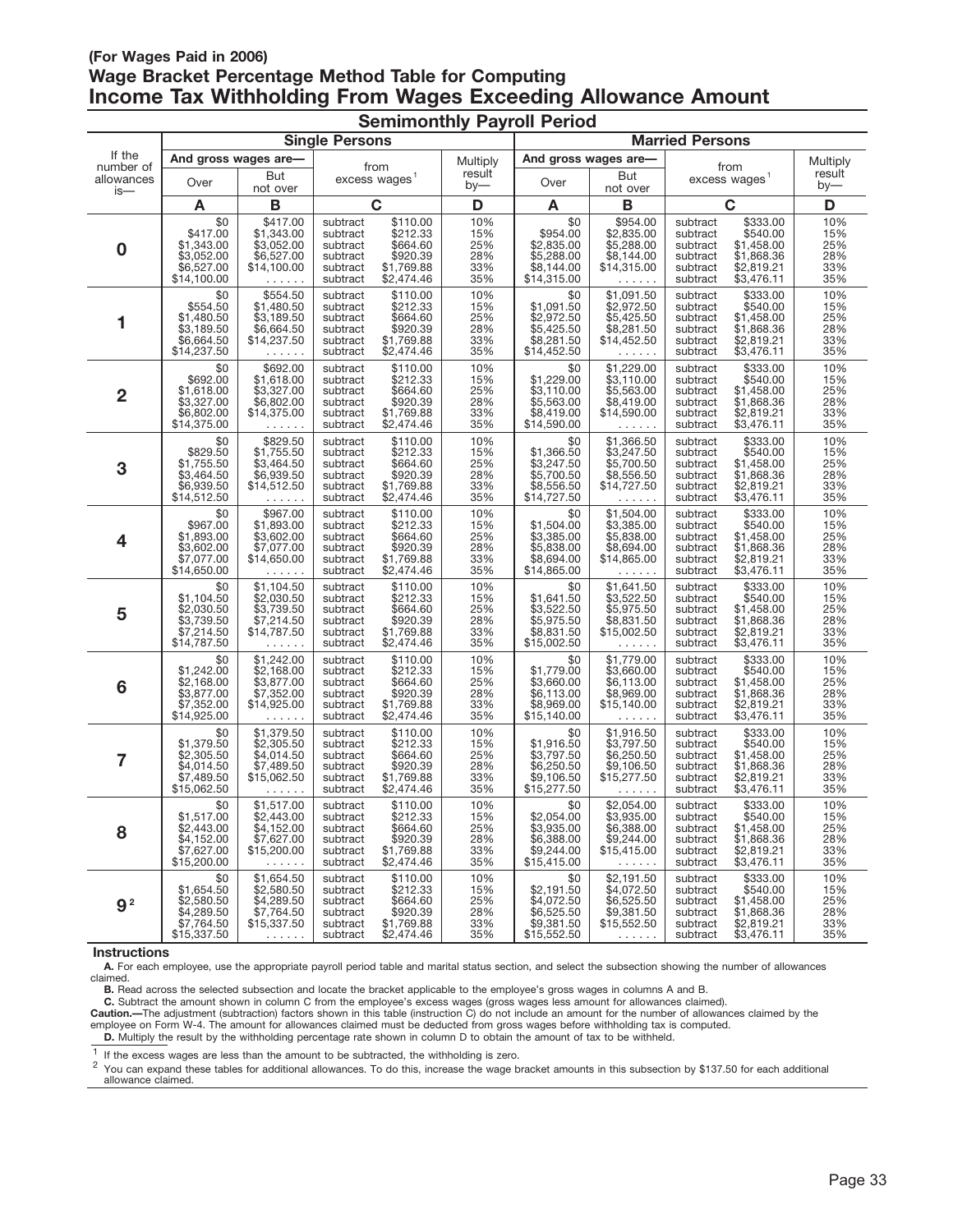**(For Wages Paid in 2006)**

## Wage Bracket Percentage Method Table for Computing
# Income Tax Withholding From Wages Exceeding Allowance Amount

### Semimonthly Payroll Period

| If the number of allowances is— | Single Persons | | | | | Married Persons | | | | |
|---|---|---|---|---|---|---|---|---|---|---|
| | And gross wages are— | | from excess wages[1] | | Multiply result by— | And gross wages are— | | from excess wages[1] | | Multiply result by— |
| | Over | But not over | | | | Over | But not over | | | |
| | **A** | **B** | **C** | | **D** | **A** | **B** | **C** | | **D** |
| **0** | $0 | $417.00 | subtract | $110.00 | 10% | $0 | $954.00 | subtract | $333.00 | 10% |
| | $417.00 | $1,343.00 | subtract | $212.33 | 15% | $954.00 | $2,835.00 | subtract | $540.00 | 15% |
| | $1,343.00 | $3,052.00 | subtract | $664.60 | 25% | $2,835.00 | $5,288.00 | subtract | $1,458.00 | 25% |
| | $3,052.00 | $6,527.00 | subtract | $920.39 | 28% | $5,288.00 | $8,144.00 | subtract | $1,868.36 | 28% |
| | $6,527.00 | $14,100.00 | subtract | $1,769.88 | 33% | $8,144.00 | $14,315.00 | subtract | $2,819.21 | 33% |
| | $14,100.00 | ...... | subtract | $2,474.46 | 35% | $14,315.00 | ...... | subtract | $3,476.11 | 35% |
| **1** | $0 | $554.50 | subtract | $110.00 | 10% | $0 | $1,091.50 | subtract | $333.00 | 10% |
| | $554.50 | $1,480.50 | subtract | $212.33 | 15% | $1,091.50 | $2,972.50 | subtract | $540.00 | 15% |
| | $1,480.50 | $3,189.50 | subtract | $664.60 | 25% | $2,972.50 | $5,425.50 | subtract | $1,458.00 | 25% |
| | $3,189.50 | $6,664.50 | subtract | $920.39 | 28% | $5,425.50 | $8,281.50 | subtract | $1,868.36 | 28% |
| | $6,664.50 | $14,237.50 | subtract | $1,769.88 | 33% | $8,281.50 | $14,452.50 | subtract | $2,819.21 | 33% |
| | $14,237.50 | ...... | subtract | $2,474.46 | 35% | $14,452.50 | ...... | subtract | $3,476.11 | 35% |
| **2** | $0 | $692.00 | subtract | $110.00 | 10% | $0 | $1,229.00 | subtract | $333.00 | 10% |
| | $692.00 | $1,618.00 | subtract | $212.33 | 15% | $1,229.00 | $3,110.00 | subtract | $540.00 | 15% |
| | $1,618.00 | $3,327.00 | subtract | $664.60 | 25% | $3,110.00 | $5,563.00 | subtract | $1,458.00 | 25% |
| | $3,327.00 | $6,802.00 | subtract | $920.39 | 28% | $5,563.00 | $8,419.00 | subtract | $1,868.36 | 28% |
| | $6,802.00 | $14,375.00 | subtract | $1,769.88 | 33% | $8,419.00 | $14,590.00 | subtract | $2,819.21 | 33% |
| | $14,375.00 | ...... | subtract | $2,474.46 | 35% | $14,590.00 | ...... | subtract | $3,476.11 | 35% |
| **3** | $0 | $829.50 | subtract | $110.00 | 10% | $0 | $1,366.50 | subtract | $333.00 | 10% |
| | $829.50 | $1,755.50 | subtract | $212.33 | 15% | $1,366.50 | $3,247.50 | subtract | $540.00 | 15% |
| | $1,755.50 | $3,464.50 | subtract | $664.60 | 25% | $3,247.50 | $5,700.50 | subtract | $1,458.00 | 25% |
| | $3,464.50 | $6,939.50 | subtract | $920.39 | 28% | $5,700.50 | $8,556.50 | subtract | $1,868.36 | 28% |
| | $6,939.50 | $14,512.50 | subtract | $1,769.88 | 33% | $8,556.50 | $14,727.50 | subtract | $2,819.21 | 33% |
| | $14,512.50 | ...... | subtract | $2,474.46 | 35% | $14,727.50 | ...... | subtract | $3,476.11 | 35% |
| **4** | $0 | $967.00 | subtract | $110.00 | 10% | $0 | $1,504.00 | subtract | $333.00 | 10% |
| | $967.00 | $1,893.00 | subtract | $212.33 | 15% | $1,504.00 | $3,385.00 | subtract | $540.00 | 15% |
| | $1,893.00 | $3,602.00 | subtract | $664.60 | 25% | $3,385.00 | $5,838.00 | subtract | $1,458.00 | 25% |
| | $3,602.00 | $7,077.00 | subtract | $920.39 | 28% | $5,838.00 | $8,694.00 | subtract | $1,868.36 | 28% |
| | $7,077.00 | $14,650.00 | subtract | $1,769.88 | 33% | $8,694.00 | $14,865.00 | subtract | $2,819.21 | 33% |
| | $14,650.00 | ...... | subtract | $2,474.46 | 35% | $14,865.00 | ...... | subtract | $3,476.11 | 35% |
| **5** | $0 | $1,104.50 | subtract | $110.00 | 10% | $0 | $1,641.50 | subtract | $333.00 | 10% |
| | $1,104.50 | $2,030.50 | subtract | $212.33 | 15% | $1,641.50 | $3,522.50 | subtract | $540.00 | 15% |
| | $2,030.50 | $3,739.50 | subtract | $664.60 | 25% | $3,522.50 | $5,975.50 | subtract | $1,458.00 | 25% |
| | $3,739.50 | $7,214.50 | subtract | $920.39 | 28% | $5,975.50 | $8,831.50 | subtract | $1,868.36 | 28% |
| | $7,214.50 | $14,787.50 | subtract | $1,769.88 | 33% | $8,831.50 | $15,002.50 | subtract | $2,819.21 | 33% |
| | $14,787.50 | ...... | subtract | $2,474.46 | 35% | $15,002.50 | ...... | subtract | $3,476.11 | 35% |
| **6** | $0 | $1,242.00 | subtract | $110.00 | 10% | $0 | $1,779.00 | subtract | $333.00 | 10% |
| | $1,242.00 | $2,168.00 | subtract | $212.33 | 15% | $1,779.00 | $3,660.00 | subtract | $540.00 | 15% |
| | $2,168.00 | $3,877.00 | subtract | $664.60 | 25% | $3,660.00 | $6,113.00 | subtract | $1,458.00 | 25% |
| | $3,877.00 | $7,352.00 | subtract | $920.39 | 28% | $6,113.00 | $8,969.00 | subtract | $1,868.36 | 28% |
| | $7,352.00 | $14,925.00 | subtract | $1,769.88 | 33% | $8,969.00 | $15,140.00 | subtract | $2,819.21 | 33% |
| | $14,925.00 | ...... | subtract | $2,474.46 | 35% | $15,140.00 | ...... | subtract | $3,476.11 | 35% |
| **7** | $0 | $1,379.50 | subtract | $110.00 | 10% | $0 | $1,916.50 | subtract | $333.00 | 10% |
| | $1,379.50 | $2,305.50 | subtract | $212.33 | 15% | $1,916.50 | $3,797.50 | subtract | $540.00 | 15% |
| | $2,305.50 | $4,014.50 | subtract | $664.60 | 25% | $3,797.50 | $6,250.50 | subtract | $1,458.00 | 25% |
| | $4,014.50 | $7,489.50 | subtract | $920.39 | 28% | $6,250.50 | $9,106.50 | subtract | $1,868.36 | 28% |
| | $7,489.50 | $15,062.50 | subtract | $1,769.88 | 33% | $9,106.50 | $15,277.50 | subtract | $2,819.21 | 33% |
| | $15,062.50 | ...... | subtract | $2,474.46 | 35% | $15,277.50 | ...... | subtract | $3,476.11 | 35% |
| **8** | $0 | $1,517.00 | subtract | $110.00 | 10% | $0 | $2,054.00 | subtract | $333.00 | 10% |
| | $1,517.00 | $2,443.00 | subtract | $212.33 | 15% | $2,054.00 | $3,935.00 | subtract | $540.00 | 15% |
| | $2,443.00 | $4,152.00 | subtract | $664.60 | 25% | $3,935.00 | $6,388.00 | subtract | $1,458.00 | 25% |
| | $4,152.00 | $7,627.00 | subtract | $920.39 | 28% | $6,388.00 | $9,244.00 | subtract | $1,868.36 | 28% |
| | $7,627.00 | $15,200.00 | subtract | $1,769.88 | 33% | $9,244.00 | $15,415.00 | subtract | $2,819.21 | 33% |
| | $15,200.00 | ...... | subtract | $2,474.46 | 35% | $15,415.00 | ...... | subtract | $3,476.11 | 35% |
| **9**[2] | $0 | $1,654.50 | subtract | $110.00 | 10% | $0 | $2,191.50 | subtract | $333.00 | 10% |
| | $1,654.50 | $2,580.50 | subtract | $212.33 | 15% | $2,191.50 | $4,072.50 | subtract | $540.00 | 15% |
| | $2,580.50 | $4,289.50 | subtract | $664.60 | 25% | $4,072.50 | $6,525.50 | subtract | $1,458.00 | 25% |
| | $4,289.50 | $7,764.50 | subtract | $920.39 | 28% | $6,525.50 | $9,381.50 | subtract | $1,868.36 | 28% |
| | $7,764.50 | $15,337.50 | subtract | $1,769.88 | 33% | $9,381.50 | $15,552.50 | subtract | $2,819.21 | 33% |
| | $15,337.50 | ...... | subtract | $2,474.46 | 35% | $15,552.50 | ...... | subtract | $3,476.11 | 35% |

**Instructions**

**A.** For each employee, use the appropriate payroll period table and marital status section, and select the subsection showing the number of allowances claimed.

**B.** Read across the selected subsection and locate the bracket applicable to the employee's gross wages in columns A and B.

**C.** Subtract the amount shown in column C from the employee's excess wages (gross wages less amount for allowances claimed).

**Caution.—**The adjustment (subtraction) factors shown in this table (instruction C) do not include an amount for the number of allowances claimed by the employee on Form W-4. The amount for allowances claimed must be deducted from gross wages before withholding tax is computed.

**D.** Multiply the result by the withholding percentage rate shown in column D to obtain the amount of tax to be withheld.

[1] If the excess wages are less than the amount to be subtracted, the withholding is zero.

[2] You can expand these tables for additional allowances. To do this, increase the wage bracket amounts in this subsection by $137.50 for each additional allowance claimed.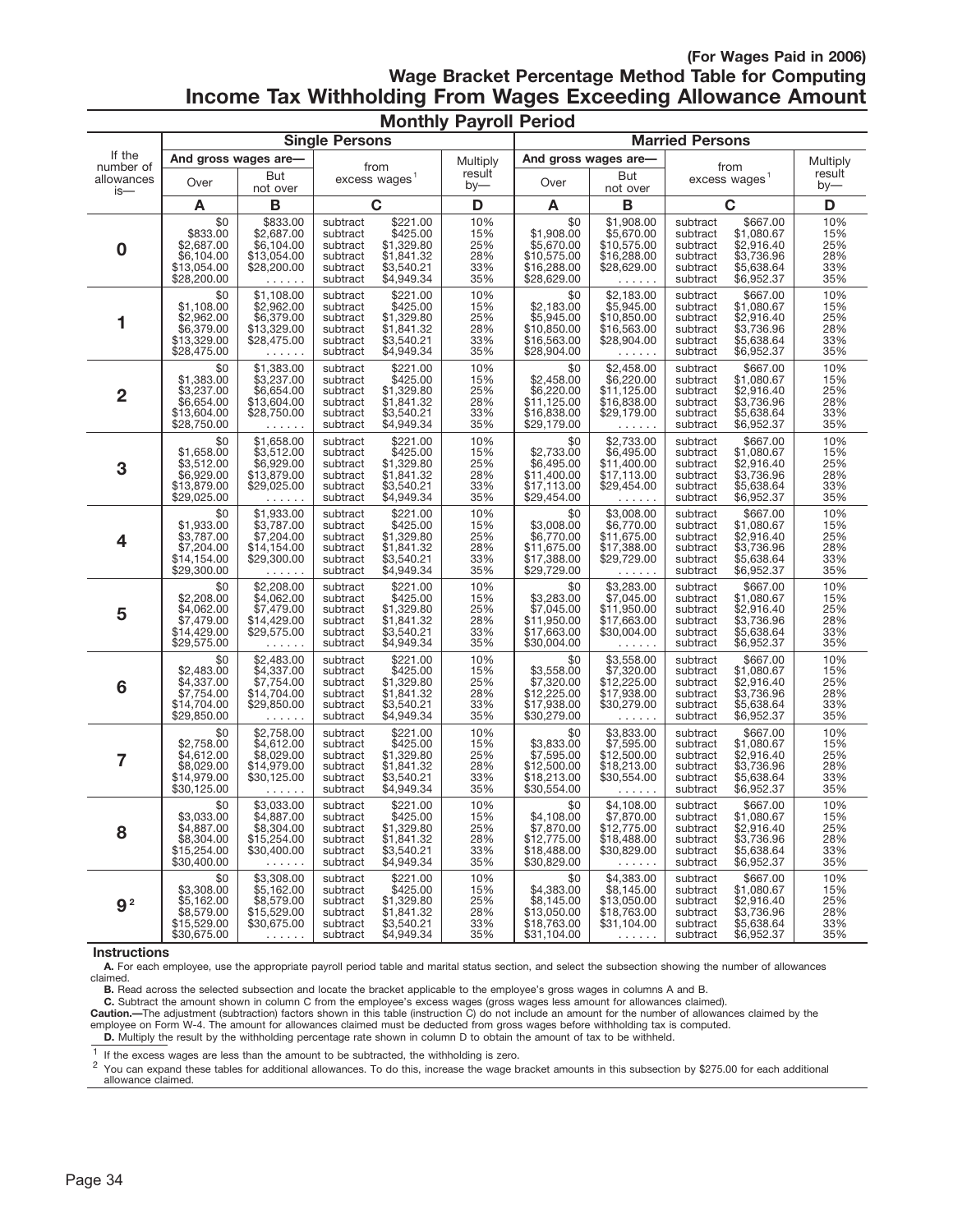**(For Wages Paid in 2006)**

# Wage Bracket Percentage Method Table for Computing Income Tax Withholding From Wages Exceeding Allowance Amount

## Monthly Payroll Period

| If the number of allowances is— | Single Persons | | | | Married Persons | | | |
|---|---|---|---|---|---|---|---|---|
| | And gross wages are— Over | But not over | from excess wages[1] | Multiply result by— | And gross wages are— Over | But not over | from excess wages[1] | Multiply result by— |
| | **A** | **B** | **C** | **D** | **A** | **B** | **C** | **D** |
| **0** | $0 | $833.00 | subtract $221.00 | 10% | $0 | $1,908.00 | subtract $667.00 | 10% |
| | $833.00 | $2,687.00 | subtract $425.00 | 15% | $1,908.00 | $5,670.00 | subtract $1,080.67 | 15% |
| | $2,687.00 | $6,104.00 | subtract $1,329.80 | 25% | $5,670.00 | $10,575.00 | subtract $2,916.40 | 25% |
| | $6,104.00 | $13,054.00 | subtract $1,841.32 | 28% | $10,575.00 | $16,288.00 | subtract $3,736.96 | 28% |
| | $13,054.00 | $28,200.00 | subtract $3,540.21 | 33% | $16,288.00 | $28,629.00 | subtract $5,638.64 | 33% |
| | $28,200.00 | ...... | subtract $4,949.34 | 35% | $28,629.00 | ...... | subtract $6,952.37 | 35% |
| **1** | $0 | $1,108.00 | subtract $221.00 | 10% | $0 | $2,183.00 | subtract $667.00 | 10% |
| | $1,108.00 | $2,962.00 | subtract $425.00 | 15% | $2,183.00 | $5,945.00 | subtract $1,080.67 | 15% |
| | $2,962.00 | $6,379.00 | subtract $1,329.80 | 25% | $5,945.00 | $10,850.00 | subtract $2,916.40 | 25% |
| | $6,379.00 | $13,329.00 | subtract $1,841.32 | 28% | $10,850.00 | $16,563.00 | subtract $3,736.96 | 28% |
| | $13,329.00 | $28,475.00 | subtract $3,540.21 | 33% | $16,563.00 | $28,904.00 | subtract $5,638.64 | 33% |
| | $28,475.00 | ...... | subtract $4,949.34 | 35% | $28,904.00 | ...... | subtract $6,952.37 | 35% |
| **2** | $0 | $1,383.00 | subtract $221.00 | 10% | $0 | $2,458.00 | subtract $667.00 | 10% |
| | $1,383.00 | $3,237.00 | subtract $425.00 | 15% | $2,458.00 | $6,220.00 | subtract $1,080.67 | 15% |
| | $3,237.00 | $6,654.00 | subtract $1,329.80 | 25% | $6,220.00 | $11,125.00 | subtract $2,916.40 | 25% |
| | $6,654.00 | $13,604.00 | subtract $1,841.32 | 28% | $11,125.00 | $16,838.00 | subtract $3,736.96 | 28% |
| | $13,604.00 | $28,750.00 | subtract $3,540.21 | 33% | $16,838.00 | $29,179.00 | subtract $5,638.64 | 33% |
| | $28,750.00 | ...... | subtract $4,949.34 | 35% | $29,179.00 | ...... | subtract $6,952.37 | 35% |
| **3** | $0 | $1,658.00 | subtract $221.00 | 10% | $0 | $2,733.00 | subtract $667.00 | 10% |
| | $1,658.00 | $3,512.00 | subtract $425.00 | 15% | $2,733.00 | $6,495.00 | subtract $1,080.67 | 15% |
| | $3,512.00 | $6,929.00 | subtract $1,329.80 | 25% | $6,495.00 | $11,400.00 | subtract $2,916.40 | 25% |
| | $6,929.00 | $13,879.00 | subtract $1,841.32 | 28% | $11,400.00 | $17,113.00 | subtract $3,736.96 | 28% |
| | $13,879.00 | $29,025.00 | subtract $3,540.21 | 33% | $17,113.00 | $29,454.00 | subtract $5,638.64 | 33% |
| | $29,025.00 | ...... | subtract $4,949.34 | 35% | $29,454.00 | ...... | subtract $6,952.37 | 35% |
| **4** | $0 | $1,933.00 | subtract $221.00 | 10% | $0 | $3,008.00 | subtract $667.00 | 10% |
| | $1,933.00 | $3,787.00 | subtract $425.00 | 15% | $3,008.00 | $6,770.00 | subtract $1,080.67 | 15% |
| | $3,787.00 | $7,204.00 | subtract $1,329.80 | 25% | $6,770.00 | $11,675.00 | subtract $2,916.40 | 25% |
| | $7,204.00 | $14,154.00 | subtract $1,841.32 | 28% | $11,675.00 | $17,388.00 | subtract $3,736.96 | 28% |
| | $14,154.00 | $29,300.00 | subtract $3,540.21 | 33% | $17,388.00 | $29,729.00 | subtract $5,638.64 | 33% |
| | $29,300.00 | ...... | subtract $4,949.34 | 35% | $29,729.00 | ...... | subtract $6,952.37 | 35% |
| **5** | $0 | $2,208.00 | subtract $221.00 | 10% | $0 | $3,283.00 | subtract $667.00 | 10% |
| | $2,208.00 | $4,062.00 | subtract $425.00 | 15% | $3,283.00 | $7,045.00 | subtract $1,080.67 | 15% |
| | $4,062.00 | $7,479.00 | subtract $1,329.80 | 25% | $7,045.00 | $11,950.00 | subtract $2,916.40 | 25% |
| | $7,479.00 | $14,429.00 | subtract $1,841.32 | 28% | $11,950.00 | $17,663.00 | subtract $3,736.96 | 28% |
| | $14,429.00 | $29,575.00 | subtract $3,540.21 | 33% | $17,663.00 | $30,004.00 | subtract $5,638.64 | 33% |
| | $29,575.00 | ...... | subtract $4,949.34 | 35% | $30,004.00 | ...... | subtract $6,952.37 | 35% |
| **6** | $0 | $2,483.00 | subtract $221.00 | 10% | $0 | $3,558.00 | subtract $667.00 | 10% |
| | $2,483.00 | $4,337.00 | subtract $425.00 | 15% | $3,558.00 | $7,320.00 | subtract $1,080.67 | 15% |
| | $4,337.00 | $7,754.00 | subtract $1,329.80 | 25% | $7,320.00 | $12,225.00 | subtract $2,916.40 | 25% |
| | $7,754.00 | $14,704.00 | subtract $1,841.32 | 28% | $12,225.00 | $17,938.00 | subtract $3,736.96 | 28% |
| | $14,704.00 | $29,850.00 | subtract $3,540.21 | 33% | $17,938.00 | $30,279.00 | subtract $5,638.64 | 33% |
| | $29,850.00 | ...... | subtract $4,949.34 | 35% | $30,279.00 | ...... | subtract $6,952.37 | 35% |
| **7** | $0 | $2,758.00 | subtract $221.00 | 10% | $0 | $3,833.00 | subtract $667.00 | 10% |
| | $2,758.00 | $4,612.00 | subtract $425.00 | 15% | $3,833.00 | $7,595.00 | subtract $1,080.67 | 15% |
| | $4,612.00 | $8,029.00 | subtract $1,329.80 | 25% | $7,595.00 | $12,500.00 | subtract $2,916.40 | 25% |
| | $8,029.00 | $14,979.00 | subtract $1,841.32 | 28% | $12,500.00 | $18,213.00 | subtract $3,736.96 | 28% |
| | $14,979.00 | $30,125.00 | subtract $3,540.21 | 33% | $18,213.00 | $30,554.00 | subtract $5,638.64 | 33% |
| | $30,125.00 | ...... | subtract $4,949.34 | 35% | $30,554.00 | ...... | subtract $6,952.37 | 35% |
| **8** | $0 | $3,033.00 | subtract $221.00 | 10% | $0 | $4,108.00 | subtract $667.00 | 10% |
| | $3,033.00 | $4,887.00 | subtract $425.00 | 15% | $4,108.00 | $7,870.00 | subtract $1,080.67 | 15% |
| | $4,887.00 | $8,304.00 | subtract $1,329.80 | 25% | $7,870.00 | $12,775.00 | subtract $2,916.40 | 25% |
| | $8,304.00 | $15,254.00 | subtract $1,841.32 | 28% | $12,775.00 | $18,488.00 | subtract $3,736.96 | 28% |
| | $15,254.00 | $30,400.00 | subtract $3,540.21 | 33% | $18,488.00 | $30,829.00 | subtract $5,638.64 | 33% |
| | $30,400.00 | ...... | subtract $4,949.34 | 35% | $30,829.00 | ...... | subtract $6,952.37 | 35% |
| **9**[2] | $0 | $3,308.00 | subtract $221.00 | 10% | $0 | $4,383.00 | subtract $667.00 | 10% |
| | $3,308.00 | $5,162.00 | subtract $425.00 | 15% | $4,383.00 | $8,145.00 | subtract $1,080.67 | 15% |
| | $5,162.00 | $8,579.00 | subtract $1,329.80 | 25% | $8,145.00 | $13,050.00 | subtract $2,916.40 | 25% |
| | $8,579.00 | $15,529.00 | subtract $1,841.32 | 28% | $13,050.00 | $18,763.00 | subtract $3,736.96 | 28% |
| | $15,529.00 | $30,675.00 | subtract $3,540.21 | 33% | $18,763.00 | $31,104.00 | subtract $5,638.64 | 33% |
| | $30,675.00 | ...... | subtract $4,949.34 | 35% | $31,104.00 | ...... | subtract $6,952.37 | 35% |

**Instructions**

**A.** For each employee, use the appropriate payroll period table and marital status section, and select the subsection showing the number of allowances claimed.

**B.** Read across the selected subsection and locate the bracket applicable to the employee's gross wages in columns A and B.

**C.** Subtract the amount shown in column C from the employee's excess wages (gross wages less amount for allowances claimed).

**Caution.—**The adjustment (subtraction) factors shown in this table (instruction C) do not include an amount for the number of allowances claimed by the employee on Form W-4. The amount for allowances claimed must be deducted from gross wages before withholding tax is computed.

**D.** Multiply the result by the withholding percentage rate shown in column D to obtain the amount of tax to be withheld.

[1] If the excess wages are less than the amount to be subtracted, the withholding is zero.

[2] You can expand these tables for additional allowances. To do this, increase the wage bracket amounts in this subsection by $275.00 for each additional allowance claimed.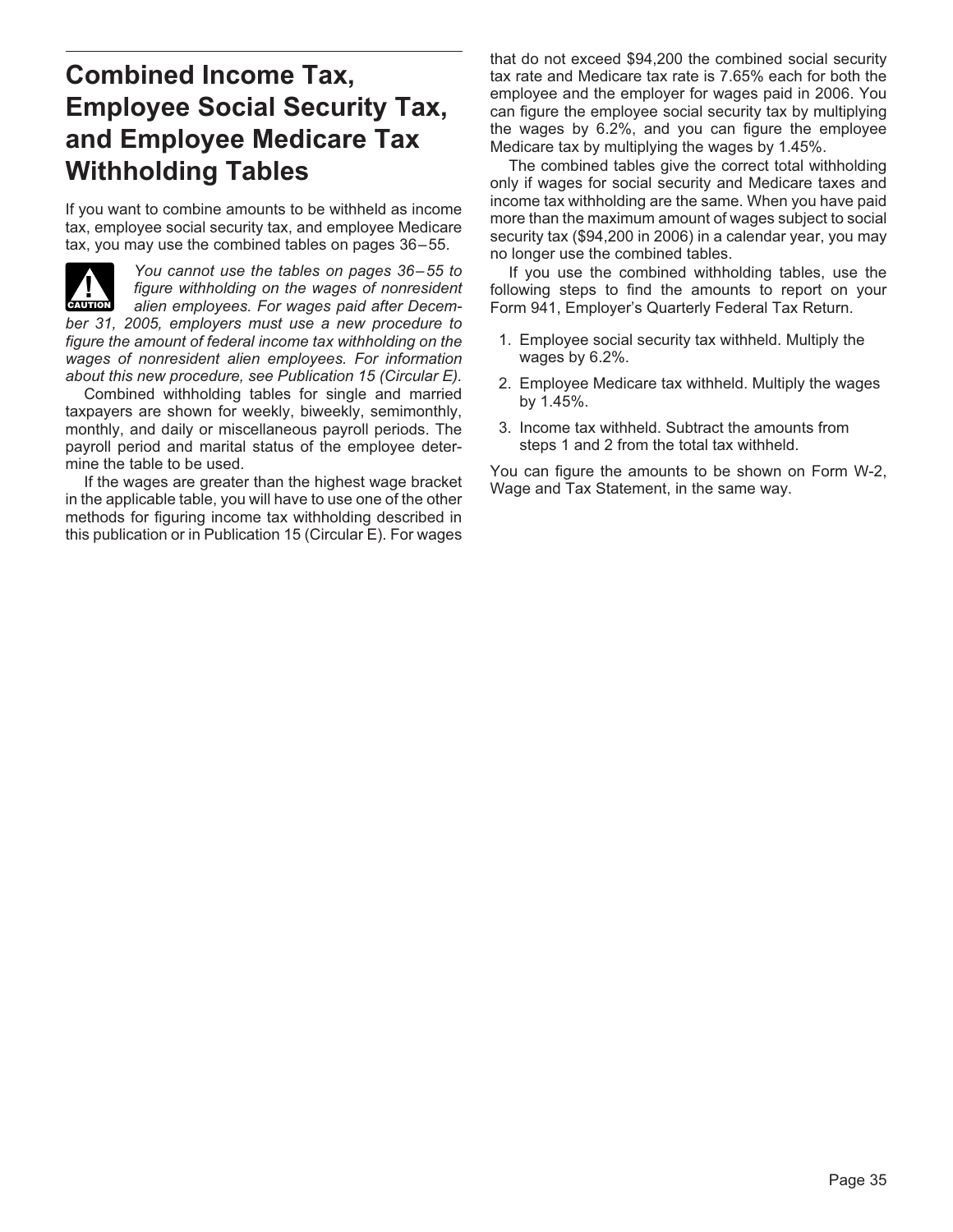# Combined Income Tax, Employee Social Security Tax, and Employee Medicare Tax Withholding Tables

If you want to combine amounts to be withheld as income tax, employee social security tax, and employee Medicare tax, you may use the combined tables on pages 36–55.

**CAUTION** *You cannot use the tables on pages 36–55 to figure withholding on the wages of nonresident alien employees. For wages paid after December 31, 2005, employers must use a new procedure to figure the amount of federal income tax withholding on the wages of nonresident alien employees. For information about this new procedure, see Publication 15 (Circular E).*

Combined withholding tables for single and married taxpayers are shown for weekly, biweekly, semimonthly, monthly, and daily or miscellaneous payroll periods. The payroll period and marital status of the employee determine the table to be used.

If the wages are greater than the highest wage bracket in the applicable table, you will have to use one of the other methods for figuring income tax withholding described in this publication or in Publication 15 (Circular E). For wages that do not exceed $94,200 the combined social security tax rate and Medicare tax rate is 7.65% each for both the employee and the employer for wages paid in 2006. You can figure the employee social security tax by multiplying the wages by 6.2%, and you can figure the employee Medicare tax by multiplying the wages by 1.45%.

The combined tables give the correct total withholding only if wages for social security and Medicare taxes and income tax withholding are the same. When you have paid more than the maximum amount of wages subject to social security tax ($94,200 in 2006) in a calendar year, you may no longer use the combined tables.

If you use the combined withholding tables, use the following steps to find the amounts to report on your Form 941, Employer's Quarterly Federal Tax Return.

1. Employee social security tax withheld. Multiply the wages by 6.2%.
2. Employee Medicare tax withheld. Multiply the wages by 1.45%.
3. Income tax withheld. Subtract the amounts from steps 1 and 2 from the total tax withheld.

You can figure the amounts to be shown on Form W-2, Wage and Tax Statement, in the same way.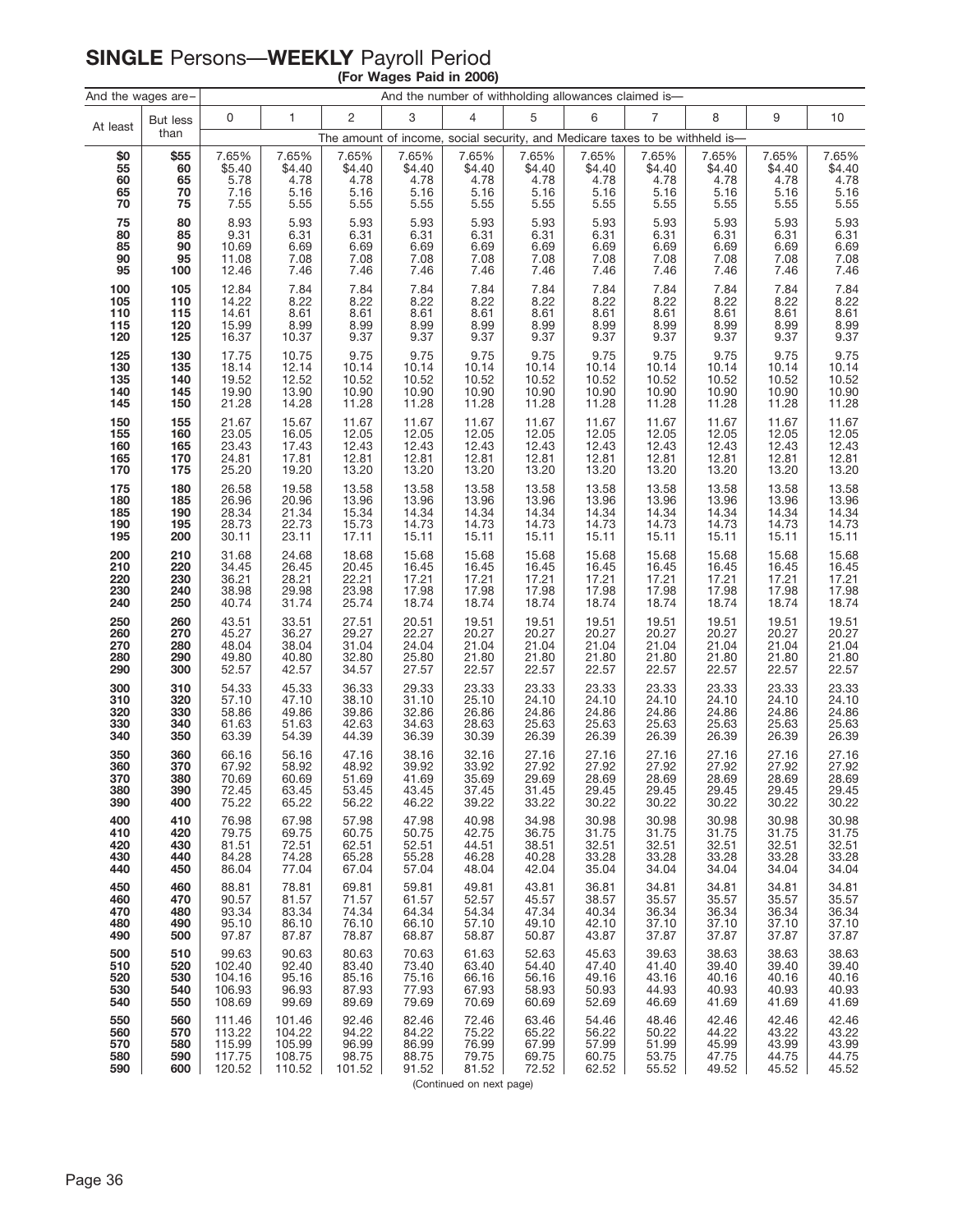## **SINGLE** Persons—**WEEKLY** Payroll Period

**(For Wages Paid in 2006)**

| And the wages are– | | And the number of withholding allowances claimed is— | | | | | | | | | | |
|---|---|---|---|---|---|---|---|---|---|---|---|---|
| At least | But less than | 0 | 1 | 2 | 3 | 4 | 5 | 6 | 7 | 8 | 9 | 10 |
| | | The amount of income, social security, and Medicare taxes to be withheld is— | | | | | | | | | | |
| $0 | $55 | 7.65% | 7.65% | 7.65% | 7.65% | 7.65% | 7.65% | 7.65% | 7.65% | 7.65% | 7.65% | 7.65% |
| 55 | 60 | $5.40 | $4.40 | $4.40 | $4.40 | $4.40 | $4.40 | $4.40 | $4.40 | $4.40 | $4.40 | $4.40 |
| 60 | 65 | 5.78 | 4.78 | 4.78 | 4.78 | 4.78 | 4.78 | 4.78 | 4.78 | 4.78 | 4.78 | 4.78 |
| 65 | 70 | 7.16 | 5.16 | 5.16 | 5.16 | 5.16 | 5.16 | 5.16 | 5.16 | 5.16 | 5.16 | 5.16 |
| 70 | 75 | 7.55 | 5.55 | 5.55 | 5.55 | 5.55 | 5.55 | 5.55 | 5.55 | 5.55 | 5.55 | 5.55 |
| 75 | 80 | 8.93 | 5.93 | 5.93 | 5.93 | 5.93 | 5.93 | 5.93 | 5.93 | 5.93 | 5.93 | 5.93 |
| 80 | 85 | 9.31 | 6.31 | 6.31 | 6.31 | 6.31 | 6.31 | 6.31 | 6.31 | 6.31 | 6.31 | 6.31 |
| 85 | 90 | 10.69 | 6.69 | 6.69 | 6.69 | 6.69 | 6.69 | 6.69 | 6.69 | 6.69 | 6.69 | 6.69 |
| 90 | 95 | 11.08 | 7.08 | 7.08 | 7.08 | 7.08 | 7.08 | 7.08 | 7.08 | 7.08 | 7.08 | 7.08 |
| 95 | 100 | 12.46 | 7.46 | 7.46 | 7.46 | 7.46 | 7.46 | 7.46 | 7.46 | 7.46 | 7.46 | 7.46 |
| 100 | 105 | 12.84 | 7.84 | 7.84 | 7.84 | 7.84 | 7.84 | 7.84 | 7.84 | 7.84 | 7.84 | 7.84 |
| 105 | 110 | 14.22 | 8.22 | 8.22 | 8.22 | 8.22 | 8.22 | 8.22 | 8.22 | 8.22 | 8.22 | 8.22 |
| 110 | 115 | 14.61 | 8.61 | 8.61 | 8.61 | 8.61 | 8.61 | 8.61 | 8.61 | 8.61 | 8.61 | 8.61 |
| 115 | 120 | 15.99 | 8.99 | 8.99 | 8.99 | 8.99 | 8.99 | 8.99 | 8.99 | 8.99 | 8.99 | 8.99 |
| 120 | 125 | 16.37 | 10.37 | 9.37 | 9.37 | 9.37 | 9.37 | 9.37 | 9.37 | 9.37 | 9.37 | 9.37 |
| 125 | 130 | 17.75 | 10.75 | 9.75 | 9.75 | 9.75 | 9.75 | 9.75 | 9.75 | 9.75 | 9.75 | 9.75 |
| 130 | 135 | 18.14 | 12.14 | 10.14 | 10.14 | 10.14 | 10.14 | 10.14 | 10.14 | 10.14 | 10.14 | 10.14 |
| 135 | 140 | 19.52 | 12.52 | 10.52 | 10.52 | 10.52 | 10.52 | 10.52 | 10.52 | 10.52 | 10.52 | 10.52 |
| 140 | 145 | 19.90 | 13.90 | 10.90 | 10.90 | 10.90 | 10.90 | 10.90 | 10.90 | 10.90 | 10.90 | 10.90 |
| 145 | 150 | 21.28 | 14.28 | 11.28 | 11.28 | 11.28 | 11.28 | 11.28 | 11.28 | 11.28 | 11.28 | 11.28 |
| 150 | 155 | 21.67 | 15.67 | 11.67 | 11.67 | 11.67 | 11.67 | 11.67 | 11.67 | 11.67 | 11.67 | 11.67 |
| 155 | 160 | 23.05 | 16.05 | 12.05 | 12.05 | 12.05 | 12.05 | 12.05 | 12.05 | 12.05 | 12.05 | 12.05 |
| 160 | 165 | 23.43 | 17.43 | 12.43 | 12.43 | 12.43 | 12.43 | 12.43 | 12.43 | 12.43 | 12.43 | 12.43 |
| 165 | 170 | 24.81 | 17.81 | 12.81 | 12.81 | 12.81 | 12.81 | 12.81 | 12.81 | 12.81 | 12.81 | 12.81 |
| 170 | 175 | 25.20 | 19.20 | 13.20 | 13.20 | 13.20 | 13.20 | 13.20 | 13.20 | 13.20 | 13.20 | 13.20 |
| 175 | 180 | 26.58 | 19.58 | 13.58 | 13.58 | 13.58 | 13.58 | 13.58 | 13.58 | 13.58 | 13.58 | 13.58 |
| 180 | 185 | 26.96 | 20.96 | 13.96 | 13.96 | 13.96 | 13.96 | 13.96 | 13.96 | 13.96 | 13.96 | 13.96 |
| 185 | 190 | 28.34 | 21.34 | 15.34 | 14.34 | 14.34 | 14.34 | 14.34 | 14.34 | 14.34 | 14.34 | 14.34 |
| 190 | 195 | 28.73 | 22.73 | 15.73 | 14.73 | 14.73 | 14.73 | 14.73 | 14.73 | 14.73 | 14.73 | 14.73 |
| 195 | 200 | 30.11 | 23.11 | 17.11 | 15.11 | 15.11 | 15.11 | 15.11 | 15.11 | 15.11 | 15.11 | 15.11 |
| 200 | 210 | 31.68 | 24.68 | 18.68 | 15.68 | 15.68 | 15.68 | 15.68 | 15.68 | 15.68 | 15.68 | 15.68 |
| 210 | 220 | 34.45 | 26.45 | 20.45 | 16.45 | 16.45 | 16.45 | 16.45 | 16.45 | 16.45 | 16.45 | 16.45 |
| 220 | 230 | 36.21 | 28.21 | 22.21 | 17.21 | 17.21 | 17.21 | 17.21 | 17.21 | 17.21 | 17.21 | 17.21 |
| 230 | 240 | 38.98 | 29.98 | 23.98 | 17.98 | 17.98 | 17.98 | 17.98 | 17.98 | 17.98 | 17.98 | 17.98 |
| 240 | 250 | 40.74 | 31.74 | 25.74 | 18.74 | 18.74 | 18.74 | 18.74 | 18.74 | 18.74 | 18.74 | 18.74 |
| 250 | 260 | 43.51 | 33.51 | 27.51 | 20.51 | 19.51 | 19.51 | 19.51 | 19.51 | 19.51 | 19.51 | 19.51 |
| 260 | 270 | 45.27 | 36.27 | 29.27 | 22.27 | 20.27 | 20.27 | 20.27 | 20.27 | 20.27 | 20.27 | 20.27 |
| 270 | 280 | 48.04 | 38.04 | 31.04 | 24.04 | 21.04 | 21.04 | 21.04 | 21.04 | 21.04 | 21.04 | 21.04 |
| 280 | 290 | 49.80 | 40.80 | 32.80 | 25.80 | 21.80 | 21.80 | 21.80 | 21.80 | 21.80 | 21.80 | 21.80 |
| 290 | 300 | 52.57 | 42.57 | 34.57 | 27.57 | 22.57 | 22.57 | 22.57 | 22.57 | 22.57 | 22.57 | 22.57 |
| 300 | 310 | 54.33 | 45.33 | 36.33 | 29.33 | 23.33 | 23.33 | 23.33 | 23.33 | 23.33 | 23.33 | 23.33 |
| 310 | 320 | 57.10 | 47.10 | 38.10 | 31.10 | 25.10 | 24.10 | 24.10 | 24.10 | 24.10 | 24.10 | 24.10 |
| 320 | 330 | 58.86 | 49.86 | 39.86 | 32.86 | 26.86 | 24.86 | 24.86 | 24.86 | 24.86 | 24.86 | 24.86 |
| 330 | 340 | 61.63 | 51.63 | 42.63 | 34.63 | 28.63 | 25.63 | 25.63 | 25.63 | 25.63 | 25.63 | 25.63 |
| 340 | 350 | 63.39 | 54.39 | 44.39 | 36.39 | 30.39 | 26.39 | 26.39 | 26.39 | 26.39 | 26.39 | 26.39 |
| 350 | 360 | 66.16 | 56.16 | 47.16 | 38.16 | 32.16 | 27.16 | 27.16 | 27.16 | 27.16 | 27.16 | 27.16 |
| 360 | 370 | 67.92 | 58.92 | 48.92 | 39.92 | 33.92 | 27.92 | 27.92 | 27.92 | 27.92 | 27.92 | 27.92 |
| 370 | 380 | 70.69 | 60.69 | 51.69 | 41.69 | 35.69 | 29.69 | 28.69 | 28.69 | 28.69 | 28.69 | 28.69 |
| 380 | 390 | 72.45 | 63.45 | 53.45 | 43.45 | 37.45 | 31.45 | 29.45 | 29.45 | 29.45 | 29.45 | 29.45 |
| 390 | 400 | 75.22 | 65.22 | 56.22 | 46.22 | 39.22 | 33.22 | 30.22 | 30.22 | 30.22 | 30.22 | 30.22 |
| 400 | 410 | 76.98 | 67.98 | 57.98 | 47.98 | 40.98 | 34.98 | 30.98 | 30.98 | 30.98 | 30.98 | 30.98 |
| 410 | 420 | 79.75 | 69.75 | 60.75 | 50.75 | 42.75 | 36.75 | 31.75 | 31.75 | 31.75 | 31.75 | 31.75 |
| 420 | 430 | 81.51 | 72.51 | 62.51 | 52.51 | 44.51 | 38.51 | 32.51 | 32.51 | 32.51 | 32.51 | 32.51 |
| 430 | 440 | 84.28 | 74.28 | 65.28 | 55.28 | 46.28 | 40.28 | 33.28 | 33.28 | 33.28 | 33.28 | 33.28 |
| 440 | 450 | 86.04 | 77.04 | 67.04 | 57.04 | 48.04 | 42.04 | 35.04 | 34.04 | 34.04 | 34.04 | 34.04 |
| 450 | 460 | 88.81 | 78.81 | 69.81 | 59.81 | 49.81 | 43.81 | 36.81 | 34.81 | 34.81 | 34.81 | 34.81 |
| 460 | 470 | 90.57 | 81.57 | 71.57 | 61.57 | 52.57 | 45.57 | 38.57 | 35.57 | 35.57 | 35.57 | 35.57 |
| 470 | 480 | 93.34 | 83.34 | 74.34 | 64.34 | 54.34 | 47.34 | 40.34 | 36.34 | 36.34 | 36.34 | 36.34 |
| 480 | 490 | 95.10 | 86.10 | 76.10 | 66.10 | 57.10 | 49.10 | 42.10 | 37.10 | 37.10 | 37.10 | 37.10 |
| 490 | 500 | 97.87 | 87.87 | 78.87 | 68.87 | 58.87 | 50.87 | 43.87 | 37.87 | 37.87 | 37.87 | 37.87 |
| 500 | 510 | 99.63 | 90.63 | 80.63 | 70.63 | 61.63 | 52.63 | 45.63 | 39.63 | 38.63 | 38.63 | 38.63 |
| 510 | 520 | 102.40 | 92.40 | 83.40 | 73.40 | 63.40 | 54.40 | 47.40 | 41.40 | 39.40 | 39.40 | 39.40 |
| 520 | 530 | 104.16 | 95.16 | 85.16 | 75.16 | 66.16 | 56.16 | 49.16 | 43.16 | 40.16 | 40.16 | 40.16 |
| 530 | 540 | 106.93 | 96.93 | 87.93 | 77.93 | 67.93 | 58.93 | 50.93 | 44.93 | 40.93 | 40.93 | 40.93 |
| 540 | 550 | 108.69 | 99.69 | 89.69 | 79.69 | 70.69 | 60.69 | 52.69 | 46.69 | 41.69 | 41.69 | 41.69 |
| 550 | 560 | 111.46 | 101.46 | 92.46 | 82.46 | 72.46 | 63.46 | 54.46 | 48.46 | 42.46 | 42.46 | 42.46 |
| 560 | 570 | 113.22 | 104.22 | 94.22 | 84.22 | 75.22 | 65.22 | 56.22 | 50.22 | 44.22 | 43.22 | 43.22 |
| 570 | 580 | 115.99 | 105.99 | 96.99 | 86.99 | 76.99 | 67.99 | 57.99 | 51.99 | 45.99 | 43.99 | 43.99 |
| 580 | 590 | 117.75 | 108.75 | 98.75 | 88.75 | 79.75 | 69.75 | 60.75 | 53.75 | 47.75 | 44.75 | 44.75 |
| 590 | 600 | 120.52 | 110.52 | 101.52 | 91.52 | 81.52 | 72.52 | 62.52 | 55.52 | 49.52 | 45.52 | 45.52 |

(Continued on next page)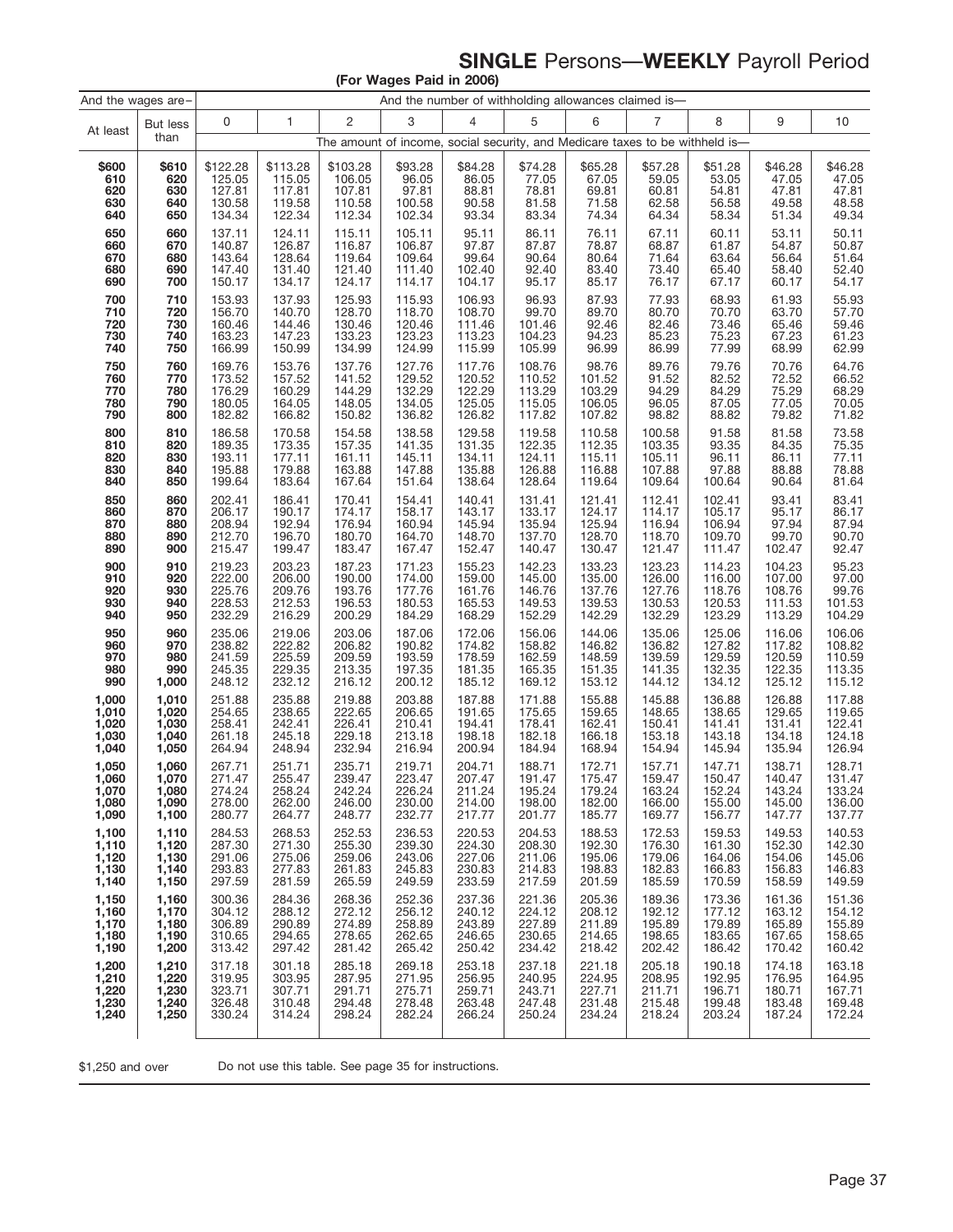# SINGLE Persons—WEEKLY Payroll Period

**(For Wages Paid in 2006)**

| And the wages are– | | And the number of withholding allowances claimed is— | | | | | | | | | | |
|---|---|---|---|---|---|---|---|---|---|---|---|---|
| At least | But less than | 0 | 1 | 2 | 3 | 4 | 5 | 6 | 7 | 8 | 9 | 10 |
| | | The amount of income, social security, and Medicare taxes to be withheld is— | | | | | | | | | | |
| **$600** | **$610** | $122.28 | $113.28 | $103.28 | $93.28 | $84.28 | $74.28 | $65.28 | $57.28 | $51.28 | $46.28 | $46.28 |
| **610** | **620** | 125.05 | 115.05 | 106.05 | 96.05 | 86.05 | 77.05 | 67.05 | 59.05 | 53.05 | 47.05 | 47.05 |
| **620** | **630** | 127.81 | 117.81 | 107.81 | 97.81 | 88.81 | 78.81 | 69.81 | 60.81 | 54.81 | 47.81 | 47.81 |
| **630** | **640** | 130.58 | 119.58 | 110.58 | 100.58 | 90.58 | 81.58 | 71.58 | 62.58 | 56.58 | 49.58 | 48.58 |
| **640** | **650** | 134.34 | 122.34 | 112.34 | 102.34 | 93.34 | 83.34 | 74.34 | 64.34 | 58.34 | 51.34 | 49.34 |
| **650** | **660** | 137.11 | 124.11 | 115.11 | 105.11 | 95.11 | 86.11 | 76.11 | 67.11 | 60.11 | 53.11 | 50.11 |
| **660** | **670** | 140.87 | 126.87 | 116.87 | 106.87 | 97.87 | 87.87 | 78.87 | 68.87 | 61.87 | 54.87 | 50.87 |
| **670** | **680** | 143.64 | 128.64 | 119.64 | 109.64 | 99.64 | 90.64 | 80.64 | 71.64 | 63.64 | 56.64 | 51.64 |
| **680** | **690** | 147.40 | 131.40 | 121.40 | 111.40 | 102.40 | 92.40 | 83.40 | 73.40 | 65.40 | 58.40 | 52.40 |
| **690** | **700** | 150.17 | 134.17 | 124.17 | 114.17 | 104.17 | 95.17 | 85.17 | 76.17 | 67.17 | 60.17 | 54.17 |
| **700** | **710** | 153.93 | 137.93 | 125.93 | 115.93 | 106.93 | 96.93 | 87.93 | 77.93 | 68.93 | 61.93 | 55.93 |
| **710** | **720** | 156.70 | 140.70 | 128.70 | 118.70 | 108.70 | 99.70 | 89.70 | 80.70 | 70.70 | 63.70 | 57.70 |
| **720** | **730** | 160.46 | 144.46 | 130.46 | 120.46 | 111.46 | 101.46 | 92.46 | 82.46 | 73.46 | 65.46 | 59.46 |
| **730** | **740** | 163.23 | 147.23 | 133.23 | 123.23 | 113.23 | 104.23 | 94.23 | 85.23 | 75.23 | 67.23 | 61.23 |
| **740** | **750** | 166.99 | 150.99 | 134.99 | 124.99 | 115.99 | 105.99 | 96.99 | 86.99 | 77.99 | 68.99 | 62.99 |
| **750** | **760** | 169.76 | 153.76 | 137.76 | 127.76 | 117.76 | 108.76 | 98.76 | 89.76 | 79.76 | 70.76 | 64.76 |
| **760** | **770** | 173.52 | 157.52 | 141.52 | 129.52 | 120.52 | 110.52 | 101.52 | 91.52 | 82.52 | 72.52 | 66.52 |
| **770** | **780** | 176.29 | 160.29 | 144.29 | 132.29 | 122.29 | 113.29 | 103.29 | 94.29 | 84.29 | 75.29 | 68.29 |
| **780** | **790** | 180.05 | 164.05 | 148.05 | 134.05 | 125.05 | 115.05 | 106.05 | 96.05 | 87.05 | 77.05 | 70.05 |
| **790** | **800** | 182.82 | 166.82 | 150.82 | 136.82 | 126.82 | 117.82 | 107.82 | 98.82 | 88.82 | 79.82 | 71.82 |
| **800** | **810** | 186.58 | 170.58 | 154.58 | 138.58 | 129.58 | 119.58 | 110.58 | 100.58 | 91.58 | 81.58 | 73.58 |
| **810** | **820** | 189.35 | 173.35 | 157.35 | 141.35 | 131.35 | 122.35 | 112.35 | 103.35 | 93.35 | 84.35 | 75.35 |
| **820** | **830** | 193.11 | 177.11 | 161.11 | 145.11 | 134.11 | 124.11 | 115.11 | 105.11 | 96.11 | 86.11 | 77.11 |
| **830** | **840** | 195.88 | 179.88 | 163.88 | 147.88 | 135.88 | 126.88 | 116.88 | 107.88 | 97.88 | 88.88 | 78.88 |
| **840** | **850** | 199.64 | 183.64 | 167.64 | 151.64 | 138.64 | 128.64 | 119.64 | 109.64 | 100.64 | 90.64 | 81.64 |
| **850** | **860** | 202.41 | 186.41 | 170.41 | 154.41 | 140.41 | 131.41 | 121.41 | 112.41 | 102.41 | 93.41 | 83.41 |
| **860** | **870** | 206.17 | 190.17 | 174.17 | 158.17 | 143.17 | 133.17 | 124.17 | 114.17 | 105.17 | 95.17 | 86.17 |
| **870** | **880** | 208.94 | 192.94 | 176.94 | 160.94 | 145.94 | 135.94 | 125.94 | 116.94 | 106.94 | 97.94 | 87.94 |
| **880** | **890** | 212.70 | 196.70 | 180.70 | 164.70 | 148.70 | 137.70 | 128.70 | 118.70 | 109.70 | 99.70 | 90.70 |
| **890** | **900** | 215.47 | 199.47 | 183.47 | 167.47 | 152.47 | 140.47 | 130.47 | 121.47 | 111.47 | 102.47 | 92.47 |
| **900** | **910** | 219.23 | 203.23 | 187.23 | 171.23 | 155.23 | 142.23 | 133.23 | 123.23 | 114.23 | 104.23 | 95.23 |
| **910** | **920** | 222.00 | 206.00 | 190.00 | 174.00 | 159.00 | 145.00 | 135.00 | 126.00 | 116.00 | 107.00 | 97.00 |
| **920** | **930** | 225.76 | 209.76 | 193.76 | 177.76 | 161.76 | 146.76 | 137.76 | 127.76 | 118.76 | 108.76 | 99.76 |
| **930** | **940** | 228.53 | 212.53 | 196.53 | 180.53 | 165.53 | 149.53 | 139.53 | 130.53 | 120.53 | 111.53 | 101.53 |
| **940** | **950** | 232.29 | 216.29 | 200.29 | 184.29 | 168.29 | 152.29 | 142.29 | 132.29 | 123.29 | 113.29 | 104.29 |
| **950** | **960** | 235.06 | 219.06 | 203.06 | 187.06 | 172.06 | 156.06 | 144.06 | 135.06 | 125.06 | 116.06 | 106.06 |
| **960** | **970** | 238.82 | 222.82 | 206.82 | 190.82 | 174.82 | 158.82 | 146.82 | 136.82 | 127.82 | 117.82 | 108.82 |
| **970** | **980** | 241.59 | 225.59 | 209.59 | 193.59 | 178.59 | 162.59 | 148.59 | 139.59 | 129.59 | 120.59 | 110.59 |
| **980** | **990** | 245.35 | 229.35 | 213.35 | 197.35 | 181.35 | 165.35 | 151.35 | 141.35 | 132.35 | 122.35 | 113.35 |
| **990** | **1,000** | 248.12 | 232.12 | 216.12 | 200.12 | 185.12 | 169.12 | 153.12 | 144.12 | 134.12 | 125.12 | 115.12 |
| **1,000** | **1,010** | 251.88 | 235.88 | 219.88 | 203.88 | 187.88 | 171.88 | 155.88 | 145.88 | 136.88 | 126.88 | 117.88 |
| **1,010** | **1,020** | 254.65 | 238.65 | 222.65 | 206.65 | 191.65 | 175.65 | 159.65 | 148.65 | 138.65 | 129.65 | 119.65 |
| **1,020** | **1,030** | 258.41 | 242.41 | 226.41 | 210.41 | 194.41 | 178.41 | 162.41 | 150.41 | 141.41 | 131.41 | 122.41 |
| **1,030** | **1,040** | 261.18 | 245.18 | 229.18 | 213.18 | 198.18 | 182.18 | 166.18 | 153.18 | 143.18 | 134.18 | 124.18 |
| **1,040** | **1,050** | 264.94 | 248.94 | 232.94 | 216.94 | 200.94 | 184.94 | 168.94 | 154.94 | 145.94 | 135.94 | 126.94 |
| **1,050** | **1,060** | 267.71 | 251.71 | 235.71 | 219.71 | 204.71 | 188.71 | 172.71 | 157.71 | 147.71 | 138.71 | 128.71 |
| **1,060** | **1,070** | 271.47 | 255.47 | 239.47 | 223.47 | 207.47 | 191.47 | 175.47 | 159.47 | 150.47 | 140.47 | 131.47 |
| **1,070** | **1,080** | 274.24 | 258.24 | 242.24 | 226.24 | 211.24 | 195.24 | 179.24 | 163.24 | 152.24 | 143.24 | 133.24 |
| **1,080** | **1,090** | 278.00 | 262.00 | 246.00 | 230.00 | 214.00 | 198.00 | 182.00 | 166.00 | 155.00 | 145.00 | 136.00 |
| **1,090** | **1,100** | 280.77 | 264.77 | 248.77 | 232.77 | 217.77 | 201.77 | 185.77 | 169.77 | 156.77 | 147.77 | 137.77 |
| **1,100** | **1,110** | 284.53 | 268.53 | 252.53 | 236.53 | 220.53 | 204.53 | 188.53 | 172.53 | 159.53 | 149.53 | 140.53 |
| **1,110** | **1,120** | 287.30 | 271.30 | 255.30 | 239.30 | 224.30 | 208.30 | 192.30 | 176.30 | 161.30 | 152.30 | 142.30 |
| **1,120** | **1,130** | 291.06 | 275.06 | 259.06 | 243.06 | 227.06 | 211.06 | 195.06 | 179.06 | 164.06 | 154.06 | 145.06 |
| **1,130** | **1,140** | 293.83 | 277.83 | 261.83 | 245.83 | 230.83 | 214.83 | 198.83 | 182.83 | 166.83 | 156.83 | 146.83 |
| **1,140** | **1,150** | 297.59 | 281.59 | 265.59 | 249.59 | 233.59 | 217.59 | 201.59 | 185.59 | 170.59 | 158.59 | 149.59 |
| **1,150** | **1,160** | 300.36 | 284.36 | 268.36 | 252.36 | 237.36 | 221.36 | 205.36 | 189.36 | 173.36 | 161.36 | 151.36 |
| **1,160** | **1,170** | 304.12 | 288.12 | 272.12 | 256.12 | 240.12 | 224.12 | 208.12 | 192.12 | 177.12 | 163.12 | 154.12 |
| **1,170** | **1,180** | 306.89 | 290.89 | 274.89 | 258.89 | 243.89 | 227.89 | 211.89 | 195.89 | 179.89 | 165.89 | 155.89 |
| **1,180** | **1,190** | 310.65 | 294.65 | 278.65 | 262.65 | 246.65 | 230.65 | 214.65 | 198.65 | 183.65 | 167.65 | 158.65 |
| **1,190** | **1,200** | 313.42 | 297.42 | 281.42 | 265.42 | 250.42 | 234.42 | 218.42 | 202.42 | 186.42 | 170.42 | 160.42 |
| **1,200** | **1,210** | 317.18 | 301.18 | 285.18 | 269.18 | 253.18 | 237.18 | 221.18 | 205.18 | 190.18 | 174.18 | 163.18 |
| **1,210** | **1,220** | 319.95 | 303.95 | 287.95 | 271.95 | 256.95 | 240.95 | 224.95 | 208.95 | 192.95 | 176.95 | 164.95 |
| **1,220** | **1,230** | 323.71 | 307.71 | 291.71 | 275.71 | 259.71 | 243.71 | 227.71 | 211.71 | 196.71 | 180.71 | 167.71 |
| **1,230** | **1,240** | 326.48 | 310.48 | 294.48 | 278.48 | 263.48 | 247.48 | 231.48 | 215.48 | 199.48 | 183.48 | 169.48 |
| **1,240** | **1,250** | 330.24 | 314.24 | 298.24 | 282.24 | 266.24 | 250.24 | 234.24 | 218.24 | 203.24 | 187.24 | 172.24 |

$1,250 and over — Do not use this table. See page 35 for instructions.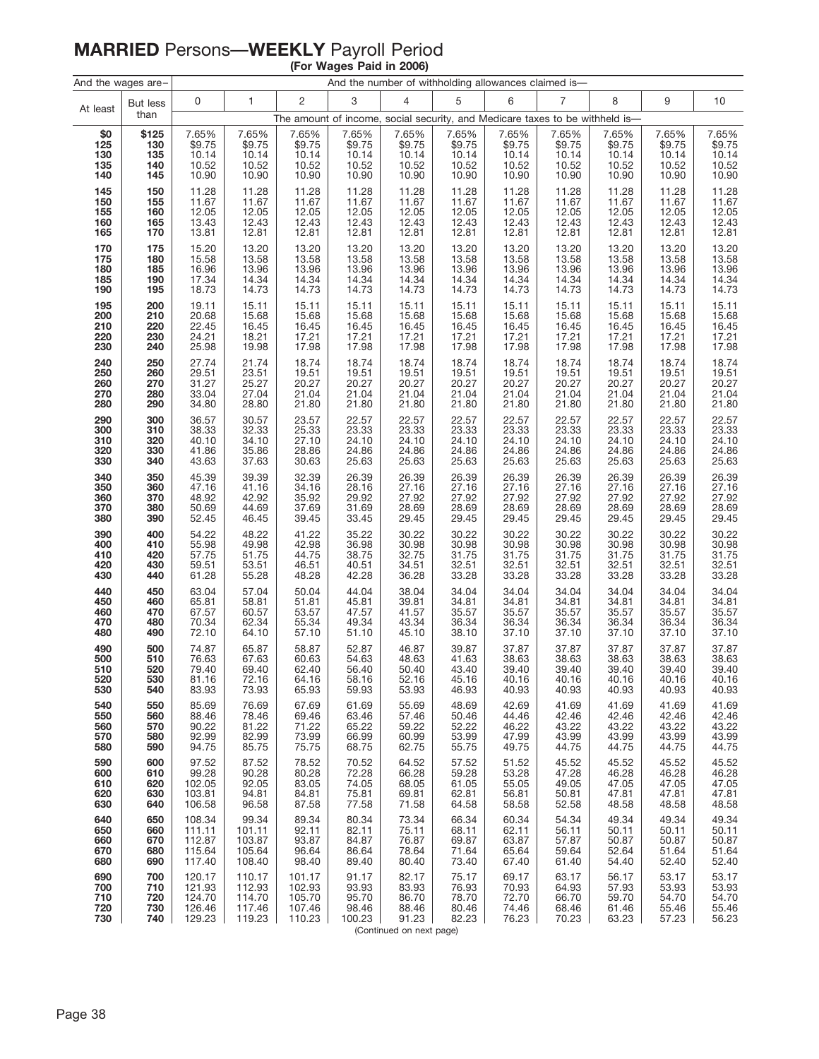# MARRIED Persons—WEEKLY Payroll Period

**(For Wages Paid in 2006)**

| And the wages are– | | And the number of withholding allowances claimed is— | | | | | | | | | | |
|---|---|---|---|---|---|---|---|---|---|---|---|---|
| At least | But less than | 0 | 1 | 2 | 3 | 4 | 5 | 6 | 7 | 8 | 9 | 10 |
| | | The amount of income, social security, and Medicare taxes to be withheld is— | | | | | | | | | | |
| $0 | $125 | 7.65% | 7.65% | 7.65% | 7.65% | 7.65% | 7.65% | 7.65% | 7.65% | 7.65% | 7.65% | 7.65% |
| 125 | 130 | $9.75 | $9.75 | $9.75 | $9.75 | $9.75 | $9.75 | $9.75 | $9.75 | $9.75 | $9.75 | $9.75 |
| 130 | 135 | 10.14 | 10.14 | 10.14 | 10.14 | 10.14 | 10.14 | 10.14 | 10.14 | 10.14 | 10.14 | 10.14 |
| 135 | 140 | 10.52 | 10.52 | 10.52 | 10.52 | 10.52 | 10.52 | 10.52 | 10.52 | 10.52 | 10.52 | 10.52 |
| 140 | 145 | 10.90 | 10.90 | 10.90 | 10.90 | 10.90 | 10.90 | 10.90 | 10.90 | 10.90 | 10.90 | 10.90 |
| 145 | 150 | 11.28 | 11.28 | 11.28 | 11.28 | 11.28 | 11.28 | 11.28 | 11.28 | 11.28 | 11.28 | 11.28 |
| 150 | 155 | 11.67 | 11.67 | 11.67 | 11.67 | 11.67 | 11.67 | 11.67 | 11.67 | 11.67 | 11.67 | 11.67 |
| 155 | 160 | 12.05 | 12.05 | 12.05 | 12.05 | 12.05 | 12.05 | 12.05 | 12.05 | 12.05 | 12.05 | 12.05 |
| 160 | 165 | 13.43 | 12.43 | 12.43 | 12.43 | 12.43 | 12.43 | 12.43 | 12.43 | 12.43 | 12.43 | 12.43 |
| 165 | 170 | 13.81 | 12.81 | 12.81 | 12.81 | 12.81 | 12.81 | 12.81 | 12.81 | 12.81 | 12.81 | 12.81 |
| 170 | 175 | 15.20 | 13.20 | 13.20 | 13.20 | 13.20 | 13.20 | 13.20 | 13.20 | 13.20 | 13.20 | 13.20 |
| 175 | 180 | 15.58 | 13.58 | 13.58 | 13.58 | 13.58 | 13.58 | 13.58 | 13.58 | 13.58 | 13.58 | 13.58 |
| 180 | 185 | 16.96 | 13.96 | 13.96 | 13.96 | 13.96 | 13.96 | 13.96 | 13.96 | 13.96 | 13.96 | 13.96 |
| 185 | 190 | 17.34 | 14.34 | 14.34 | 14.34 | 14.34 | 14.34 | 14.34 | 14.34 | 14.34 | 14.34 | 14.34 |
| 190 | 195 | 18.73 | 14.73 | 14.73 | 14.73 | 14.73 | 14.73 | 14.73 | 14.73 | 14.73 | 14.73 | 14.73 |
| 195 | 200 | 19.11 | 15.11 | 15.11 | 15.11 | 15.11 | 15.11 | 15.11 | 15.11 | 15.11 | 15.11 | 15.11 |
| 200 | 210 | 20.68 | 15.68 | 15.68 | 15.68 | 15.68 | 15.68 | 15.68 | 15.68 | 15.68 | 15.68 | 15.68 |
| 210 | 220 | 22.45 | 16.45 | 16.45 | 16.45 | 16.45 | 16.45 | 16.45 | 16.45 | 16.45 | 16.45 | 16.45 |
| 220 | 230 | 24.21 | 18.21 | 17.21 | 17.21 | 17.21 | 17.21 | 17.21 | 17.21 | 17.21 | 17.21 | 17.21 |
| 230 | 240 | 25.98 | 19.98 | 17.98 | 17.98 | 17.98 | 17.98 | 17.98 | 17.98 | 17.98 | 17.98 | 17.98 |
| 240 | 250 | 27.74 | 21.74 | 18.74 | 18.74 | 18.74 | 18.74 | 18.74 | 18.74 | 18.74 | 18.74 | 18.74 |
| 250 | 260 | 29.51 | 23.51 | 19.51 | 19.51 | 19.51 | 19.51 | 19.51 | 19.51 | 19.51 | 19.51 | 19.51 |
| 260 | 270 | 31.27 | 25.27 | 20.27 | 20.27 | 20.27 | 20.27 | 20.27 | 20.27 | 20.27 | 20.27 | 20.27 |
| 270 | 280 | 33.04 | 27.04 | 21.04 | 21.04 | 21.04 | 21.04 | 21.04 | 21.04 | 21.04 | 21.04 | 21.04 |
| 280 | 290 | 34.80 | 28.80 | 21.80 | 21.80 | 21.80 | 21.80 | 21.80 | 21.80 | 21.80 | 21.80 | 21.80 |
| 290 | 300 | 36.57 | 30.57 | 23.57 | 22.57 | 22.57 | 22.57 | 22.57 | 22.57 | 22.57 | 22.57 | 22.57 |
| 300 | 310 | 38.33 | 32.33 | 25.33 | 23.33 | 23.33 | 23.33 | 23.33 | 23.33 | 23.33 | 23.33 | 23.33 |
| 310 | 320 | 40.10 | 34.10 | 27.10 | 24.10 | 24.10 | 24.10 | 24.10 | 24.10 | 24.10 | 24.10 | 24.10 |
| 320 | 330 | 41.86 | 35.86 | 28.86 | 24.86 | 24.86 | 24.86 | 24.86 | 24.86 | 24.86 | 24.86 | 24.86 |
| 330 | 340 | 43.63 | 37.63 | 30.63 | 25.63 | 25.63 | 25.63 | 25.63 | 25.63 | 25.63 | 25.63 | 25.63 |
| 340 | 350 | 45.39 | 39.39 | 32.39 | 26.39 | 26.39 | 26.39 | 26.39 | 26.39 | 26.39 | 26.39 | 26.39 |
| 350 | 360 | 47.16 | 41.16 | 34.16 | 28.16 | 27.16 | 27.16 | 27.16 | 27.16 | 27.16 | 27.16 | 27.16 |
| 360 | 370 | 48.92 | 42.92 | 35.92 | 29.92 | 27.92 | 27.92 | 27.92 | 27.92 | 27.92 | 27.92 | 27.92 |
| 370 | 380 | 50.69 | 44.69 | 37.69 | 31.69 | 28.69 | 28.69 | 28.69 | 28.69 | 28.69 | 28.69 | 28.69 |
| 380 | 390 | 52.45 | 46.45 | 39.45 | 33.45 | 29.45 | 29.45 | 29.45 | 29.45 | 29.45 | 29.45 | 29.45 |
| 390 | 400 | 54.22 | 48.22 | 41.22 | 35.22 | 30.22 | 30.22 | 30.22 | 30.22 | 30.22 | 30.22 | 30.22 |
| 400 | 410 | 55.98 | 49.98 | 42.98 | 36.98 | 30.98 | 30.98 | 30.98 | 30.98 | 30.98 | 30.98 | 30.98 |
| 410 | 420 | 57.75 | 51.75 | 44.75 | 38.75 | 32.75 | 31.75 | 31.75 | 31.75 | 31.75 | 31.75 | 31.75 |
| 420 | 430 | 59.51 | 53.51 | 46.51 | 40.51 | 34.51 | 32.51 | 32.51 | 32.51 | 32.51 | 32.51 | 32.51 |
| 430 | 440 | 61.28 | 55.28 | 48.28 | 42.28 | 36.28 | 33.28 | 33.28 | 33.28 | 33.28 | 33.28 | 33.28 |
| 440 | 450 | 63.04 | 57.04 | 50.04 | 44.04 | 38.04 | 34.04 | 34.04 | 34.04 | 34.04 | 34.04 | 34.04 |
| 450 | 460 | 65.81 | 58.81 | 51.81 | 45.81 | 39.81 | 34.81 | 34.81 | 34.81 | 34.81 | 34.81 | 34.81 |
| 460 | 470 | 67.57 | 60.57 | 53.57 | 47.57 | 41.57 | 35.57 | 35.57 | 35.57 | 35.57 | 35.57 | 35.57 |
| 470 | 480 | 70.34 | 62.34 | 55.34 | 49.34 | 43.34 | 36.34 | 36.34 | 36.34 | 36.34 | 36.34 | 36.34 |
| 480 | 490 | 72.10 | 64.10 | 57.10 | 51.10 | 45.10 | 38.10 | 37.10 | 37.10 | 37.10 | 37.10 | 37.10 |
| 490 | 500 | 74.87 | 65.87 | 58.87 | 52.87 | 46.87 | 39.87 | 37.87 | 37.87 | 37.87 | 37.87 | 37.87 |
| 500 | 510 | 76.63 | 67.63 | 60.63 | 54.63 | 48.63 | 41.63 | 38.63 | 38.63 | 38.63 | 38.63 | 38.63 |
| 510 | 520 | 79.40 | 69.40 | 62.40 | 56.40 | 50.40 | 43.40 | 39.40 | 39.40 | 39.40 | 39.40 | 39.40 |
| 520 | 530 | 81.16 | 72.16 | 64.16 | 58.16 | 52.16 | 45.16 | 40.16 | 40.16 | 40.16 | 40.16 | 40.16 |
| 530 | 540 | 83.93 | 73.93 | 65.93 | 59.93 | 53.93 | 46.93 | 40.93 | 40.93 | 40.93 | 40.93 | 40.93 |
| 540 | 550 | 85.69 | 76.69 | 67.69 | 61.69 | 55.69 | 48.69 | 42.69 | 41.69 | 41.69 | 41.69 | 41.69 |
| 550 | 560 | 88.46 | 78.46 | 69.46 | 63.46 | 57.46 | 50.46 | 44.46 | 42.46 | 42.46 | 42.46 | 42.46 |
| 560 | 570 | 90.22 | 81.22 | 71.22 | 65.22 | 59.22 | 52.22 | 46.22 | 43.22 | 43.22 | 43.22 | 43.22 |
| 570 | 580 | 92.99 | 82.99 | 73.99 | 66.99 | 60.99 | 53.99 | 47.99 | 43.99 | 43.99 | 43.99 | 43.99 |
| 580 | 590 | 94.75 | 85.75 | 75.75 | 68.75 | 62.75 | 55.75 | 49.75 | 44.75 | 44.75 | 44.75 | 44.75 |
| 590 | 600 | 97.52 | 87.52 | 78.52 | 70.52 | 64.52 | 57.52 | 51.52 | 45.52 | 45.52 | 45.52 | 45.52 |
| 600 | 610 | 99.28 | 90.28 | 80.28 | 72.28 | 66.28 | 59.28 | 53.28 | 47.28 | 46.28 | 46.28 | 46.28 |
| 610 | 620 | 102.05 | 92.05 | 83.05 | 74.05 | 68.05 | 61.05 | 55.05 | 49.05 | 47.05 | 47.05 | 47.05 |
| 620 | 630 | 103.81 | 94.81 | 84.81 | 75.81 | 69.81 | 62.81 | 56.81 | 50.81 | 47.81 | 47.81 | 47.81 |
| 630 | 640 | 106.58 | 96.58 | 87.58 | 77.58 | 71.58 | 64.58 | 58.58 | 52.58 | 48.58 | 48.58 | 48.58 |
| 640 | 650 | 108.34 | 99.34 | 89.34 | 80.34 | 73.34 | 66.34 | 60.34 | 54.34 | 49.34 | 49.34 | 49.34 |
| 650 | 660 | 111.11 | 101.11 | 92.11 | 82.11 | 75.11 | 68.11 | 62.11 | 56.11 | 50.11 | 50.11 | 50.11 |
| 660 | 670 | 112.87 | 103.87 | 93.87 | 84.87 | 76.87 | 69.87 | 63.87 | 57.87 | 50.87 | 50.87 | 50.87 |
| 670 | 680 | 115.64 | 105.64 | 96.64 | 86.64 | 78.64 | 71.64 | 65.64 | 59.64 | 52.64 | 51.64 | 51.64 |
| 680 | 690 | 117.40 | 108.40 | 98.40 | 89.40 | 80.40 | 73.40 | 67.40 | 61.40 | 54.40 | 52.40 | 52.40 |
| 690 | 700 | 120.17 | 110.17 | 101.17 | 91.17 | 82.17 | 75.17 | 69.17 | 63.17 | 56.17 | 53.17 | 53.17 |
| 700 | 710 | 121.93 | 112.93 | 102.93 | 93.93 | 83.93 | 76.93 | 70.93 | 64.93 | 57.93 | 53.93 | 53.93 |
| 710 | 720 | 124.70 | 114.70 | 105.70 | 95.70 | 86.70 | 78.70 | 72.70 | 66.70 | 59.70 | 54.70 | 54.70 |
| 720 | 730 | 126.46 | 117.46 | 107.46 | 98.46 | 88.46 | 80.46 | 74.46 | 68.46 | 61.46 | 55.46 | 55.46 |
| 730 | 740 | 129.23 | 119.23 | 110.23 | 100.23 | 91.23 | 82.23 | 76.23 | 70.23 | 63.23 | 57.23 | 56.23 |

(Continued on next page)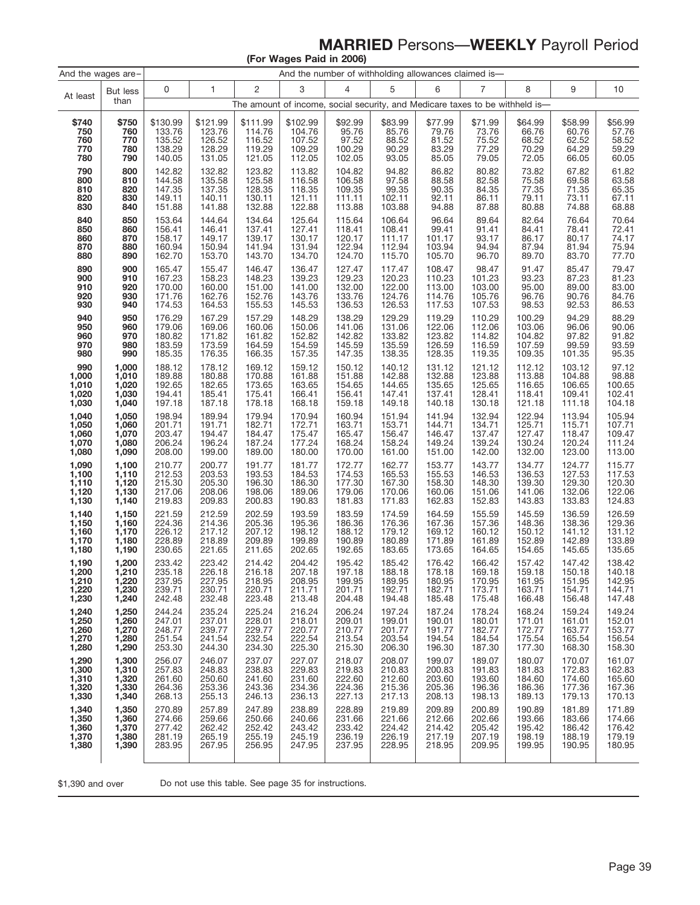# MARRIED Persons—WEEKLY Payroll Period

**(For Wages Paid in 2006)**

| And the wages are– | | And the number of withholding allowances claimed is— | | | | | | | | | | |
|---|---|---|---|---|---|---|---|---|---|---|---|---|
| At least | But less than | 0 | 1 | 2 | 3 | 4 | 5 | 6 | 7 | 8 | 9 | 10 |
| | | The amount of income, social security, and Medicare taxes to be withheld is— | | | | | | | | | | |
| $740 | $750 | $130.99 | $121.99 | $111.99 | $102.99 | $92.99 | $83.99 | $77.99 | $71.99 | $64.99 | $58.99 | $56.99 |
| 750 | 760 | 133.76 | 123.76 | 114.76 | 104.76 | 95.76 | 85.76 | 79.76 | 73.76 | 66.76 | 60.76 | 57.76 |
| 760 | 770 | 135.52 | 126.52 | 116.52 | 107.52 | 97.52 | 88.52 | 81.52 | 75.52 | 68.52 | 62.52 | 58.52 |
| 770 | 780 | 138.29 | 128.29 | 119.29 | 109.29 | 100.29 | 90.29 | 83.29 | 77.29 | 70.29 | 64.29 | 59.29 |
| 780 | 790 | 140.05 | 131.05 | 121.05 | 112.05 | 102.05 | 93.05 | 85.05 | 79.05 | 72.05 | 66.05 | 60.05 |
| 790 | 800 | 142.82 | 132.82 | 123.82 | 113.82 | 104.82 | 94.82 | 86.82 | 80.82 | 73.82 | 67.82 | 61.82 |
| 800 | 810 | 144.58 | 135.58 | 125.58 | 116.58 | 106.58 | 97.58 | 88.58 | 82.58 | 75.58 | 69.58 | 63.58 |
| 810 | 820 | 147.35 | 137.35 | 128.35 | 118.35 | 109.35 | 99.35 | 90.35 | 84.35 | 77.35 | 71.35 | 65.35 |
| 820 | 830 | 149.11 | 140.11 | 130.11 | 121.11 | 111.11 | 102.11 | 92.11 | 86.11 | 79.11 | 73.11 | 67.11 |
| 830 | 840 | 151.88 | 141.88 | 132.88 | 122.88 | 113.88 | 103.88 | 94.88 | 87.88 | 80.88 | 74.88 | 68.88 |
| 840 | 850 | 153.64 | 144.64 | 134.64 | 125.64 | 115.64 | 106.64 | 96.64 | 89.64 | 82.64 | 76.64 | 70.64 |
| 850 | 860 | 156.41 | 146.41 | 137.41 | 127.41 | 118.41 | 108.41 | 99.41 | 91.41 | 84.41 | 78.41 | 72.41 |
| 860 | 870 | 158.17 | 149.17 | 139.17 | 130.17 | 120.17 | 111.17 | 101.17 | 93.17 | 86.17 | 80.17 | 74.17 |
| 870 | 880 | 160.94 | 150.94 | 141.94 | 131.94 | 122.94 | 112.94 | 103.94 | 94.94 | 87.94 | 81.94 | 75.94 |
| 880 | 890 | 162.70 | 153.70 | 143.70 | 134.70 | 124.70 | 115.70 | 105.70 | 96.70 | 89.70 | 83.70 | 77.70 |
| 890 | 900 | 165.47 | 155.47 | 146.47 | 136.47 | 127.47 | 117.47 | 108.47 | 98.47 | 91.47 | 85.47 | 79.47 |
| 900 | 910 | 167.23 | 158.23 | 148.23 | 139.23 | 129.23 | 120.23 | 110.23 | 101.23 | 93.23 | 87.23 | 81.23 |
| 910 | 920 | 170.00 | 160.00 | 151.00 | 141.00 | 132.00 | 122.00 | 113.00 | 103.00 | 95.00 | 89.00 | 83.00 |
| 920 | 930 | 171.76 | 162.76 | 152.76 | 143.76 | 133.76 | 124.76 | 114.76 | 105.76 | 96.76 | 90.76 | 84.76 |
| 930 | 940 | 174.53 | 164.53 | 155.53 | 145.53 | 136.53 | 126.53 | 117.53 | 107.53 | 98.53 | 92.53 | 86.53 |
| 940 | 950 | 176.29 | 167.29 | 157.29 | 148.29 | 138.29 | 129.29 | 119.29 | 110.29 | 100.29 | 94.29 | 88.29 |
| 950 | 960 | 179.06 | 169.06 | 160.06 | 150.06 | 141.06 | 131.06 | 122.06 | 112.06 | 103.06 | 96.06 | 90.06 |
| 960 | 970 | 180.82 | 171.82 | 161.82 | 152.82 | 142.82 | 133.82 | 123.82 | 114.82 | 104.82 | 97.82 | 91.82 |
| 970 | 980 | 183.59 | 173.59 | 164.59 | 154.59 | 145.59 | 135.59 | 126.59 | 116.59 | 107.59 | 99.59 | 93.59 |
| 980 | 990 | 185.35 | 176.35 | 166.35 | 157.35 | 147.35 | 138.35 | 128.35 | 119.35 | 109.35 | 101.35 | 95.35 |
| 990 | 1,000 | 188.12 | 178.12 | 169.12 | 159.12 | 150.12 | 140.12 | 131.12 | 121.12 | 112.12 | 103.12 | 97.12 |
| 1,000 | 1,010 | 189.88 | 180.88 | 170.88 | 161.88 | 151.88 | 142.88 | 132.88 | 123.88 | 113.88 | 104.88 | 98.88 |
| 1,010 | 1,020 | 192.65 | 182.65 | 173.65 | 163.65 | 154.65 | 144.65 | 135.65 | 125.65 | 116.65 | 106.65 | 100.65 |
| 1,020 | 1,030 | 194.41 | 185.41 | 175.41 | 166.41 | 156.41 | 147.41 | 137.41 | 128.41 | 118.41 | 109.41 | 102.41 |
| 1,030 | 1,040 | 197.18 | 187.18 | 178.18 | 168.18 | 159.18 | 149.18 | 140.18 | 130.18 | 121.18 | 111.18 | 104.18 |
| 1,040 | 1,050 | 198.94 | 189.94 | 179.94 | 170.94 | 160.94 | 151.94 | 141.94 | 132.94 | 122.94 | 113.94 | 105.94 |
| 1,050 | 1,060 | 201.71 | 191.71 | 182.71 | 172.71 | 163.71 | 153.71 | 144.71 | 134.71 | 125.71 | 115.71 | 107.71 |
| 1,060 | 1,070 | 203.47 | 194.47 | 184.47 | 175.47 | 165.47 | 156.47 | 146.47 | 137.47 | 127.47 | 118.47 | 109.47 |
| 1,070 | 1,080 | 206.24 | 196.24 | 187.24 | 177.24 | 168.24 | 158.24 | 149.24 | 139.24 | 130.24 | 120.24 | 111.24 |
| 1,080 | 1,090 | 208.00 | 199.00 | 189.00 | 180.00 | 170.00 | 161.00 | 151.00 | 142.00 | 132.00 | 123.00 | 113.00 |
| 1,090 | 1,100 | 210.77 | 200.77 | 191.77 | 181.77 | 172.77 | 162.77 | 153.77 | 143.77 | 134.77 | 124.77 | 115.77 |
| 1,100 | 1,110 | 212.53 | 203.53 | 193.53 | 184.53 | 174.53 | 165.53 | 155.53 | 146.53 | 136.53 | 127.53 | 117.53 |
| 1,110 | 1,120 | 215.30 | 205.30 | 196.30 | 186.30 | 177.30 | 167.30 | 158.30 | 148.30 | 139.30 | 129.30 | 120.30 |
| 1,120 | 1,130 | 217.06 | 208.06 | 198.06 | 189.06 | 179.06 | 170.06 | 160.06 | 151.06 | 141.06 | 132.06 | 122.06 |
| 1,130 | 1,140 | 219.83 | 209.83 | 200.83 | 190.83 | 181.83 | 171.83 | 162.83 | 152.83 | 143.83 | 133.83 | 124.83 |
| 1,140 | 1,150 | 221.59 | 212.59 | 202.59 | 193.59 | 183.59 | 174.59 | 164.59 | 155.59 | 145.59 | 136.59 | 126.59 |
| 1,150 | 1,160 | 224.36 | 214.36 | 205.36 | 195.36 | 186.36 | 176.36 | 167.36 | 157.36 | 148.36 | 138.36 | 129.36 |
| 1,160 | 1,170 | 226.12 | 217.12 | 207.12 | 198.12 | 188.12 | 179.12 | 169.12 | 160.12 | 150.12 | 141.12 | 131.12 |
| 1,170 | 1,180 | 228.89 | 218.89 | 209.89 | 199.89 | 190.89 | 180.89 | 171.89 | 161.89 | 152.89 | 142.89 | 133.89 |
| 1,180 | 1,190 | 230.65 | 221.65 | 211.65 | 202.65 | 192.65 | 183.65 | 173.65 | 164.65 | 154.65 | 145.65 | 135.65 |
| 1,190 | 1,200 | 233.42 | 223.42 | 214.42 | 204.42 | 195.42 | 185.42 | 176.42 | 166.42 | 157.42 | 147.42 | 138.42 |
| 1,200 | 1,210 | 235.18 | 226.18 | 216.18 | 207.18 | 197.18 | 188.18 | 178.18 | 169.18 | 159.18 | 150.18 | 140.18 |
| 1,210 | 1,220 | 237.95 | 227.95 | 218.95 | 208.95 | 199.95 | 189.95 | 180.95 | 170.95 | 161.95 | 151.95 | 142.95 |
| 1,220 | 1,230 | 239.71 | 230.71 | 220.71 | 211.71 | 201.71 | 192.71 | 182.71 | 173.71 | 163.71 | 154.71 | 144.71 |
| 1,230 | 1,240 | 242.48 | 232.48 | 223.48 | 213.48 | 204.48 | 194.48 | 185.48 | 175.48 | 166.48 | 156.48 | 147.48 |
| 1,240 | 1,250 | 244.24 | 235.24 | 225.24 | 216.24 | 206.24 | 197.24 | 187.24 | 178.24 | 168.24 | 159.24 | 149.24 |
| 1,250 | 1,260 | 247.01 | 237.01 | 228.01 | 218.01 | 209.01 | 199.01 | 190.01 | 180.01 | 171.01 | 161.01 | 152.01 |
| 1,260 | 1,270 | 248.77 | 239.77 | 229.77 | 220.77 | 210.77 | 201.77 | 191.77 | 182.77 | 172.77 | 163.77 | 153.77 |
| 1,270 | 1,280 | 251.54 | 241.54 | 232.54 | 222.54 | 213.54 | 203.54 | 194.54 | 184.54 | 175.54 | 165.54 | 156.54 |
| 1,280 | 1,290 | 253.30 | 244.30 | 234.30 | 225.30 | 215.30 | 206.30 | 196.30 | 187.30 | 177.30 | 168.30 | 158.30 |
| 1,290 | 1,300 | 256.07 | 246.07 | 237.07 | 227.07 | 218.07 | 208.07 | 199.07 | 189.07 | 180.07 | 170.07 | 161.07 |
| 1,300 | 1,310 | 257.83 | 248.83 | 238.83 | 229.83 | 219.83 | 210.83 | 200.83 | 191.83 | 181.83 | 172.83 | 162.83 |
| 1,310 | 1,320 | 261.60 | 250.60 | 241.60 | 231.60 | 222.60 | 212.60 | 203.60 | 193.60 | 184.60 | 174.60 | 165.60 |
| 1,320 | 1,330 | 264.36 | 253.36 | 243.36 | 234.36 | 224.36 | 215.36 | 205.36 | 196.36 | 186.36 | 177.36 | 167.36 |
| 1,330 | 1,340 | 268.13 | 255.13 | 246.13 | 236.13 | 227.13 | 217.13 | 208.13 | 198.13 | 189.13 | 179.13 | 170.13 |
| 1,340 | 1,350 | 270.89 | 257.89 | 247.89 | 238.89 | 228.89 | 219.89 | 209.89 | 200.89 | 190.89 | 181.89 | 171.89 |
| 1,350 | 1,360 | 274.66 | 259.66 | 250.66 | 240.66 | 231.66 | 221.66 | 212.66 | 202.66 | 193.66 | 183.66 | 174.66 |
| 1,360 | 1,370 | 277.42 | 262.42 | 252.42 | 243.42 | 233.42 | 224.42 | 214.42 | 205.42 | 195.42 | 186.42 | 176.42 |
| 1,370 | 1,380 | 281.19 | 265.19 | 255.19 | 245.19 | 236.19 | 226.19 | 217.19 | 207.19 | 198.19 | 188.19 | 179.19 |
| 1,380 | 1,390 | 283.95 | 267.95 | 256.95 | 247.95 | 237.95 | 228.95 | 218.95 | 209.95 | 199.95 | 190.95 | 180.95 |

$1,390 and over — Do not use this table. See page 35 for instructions.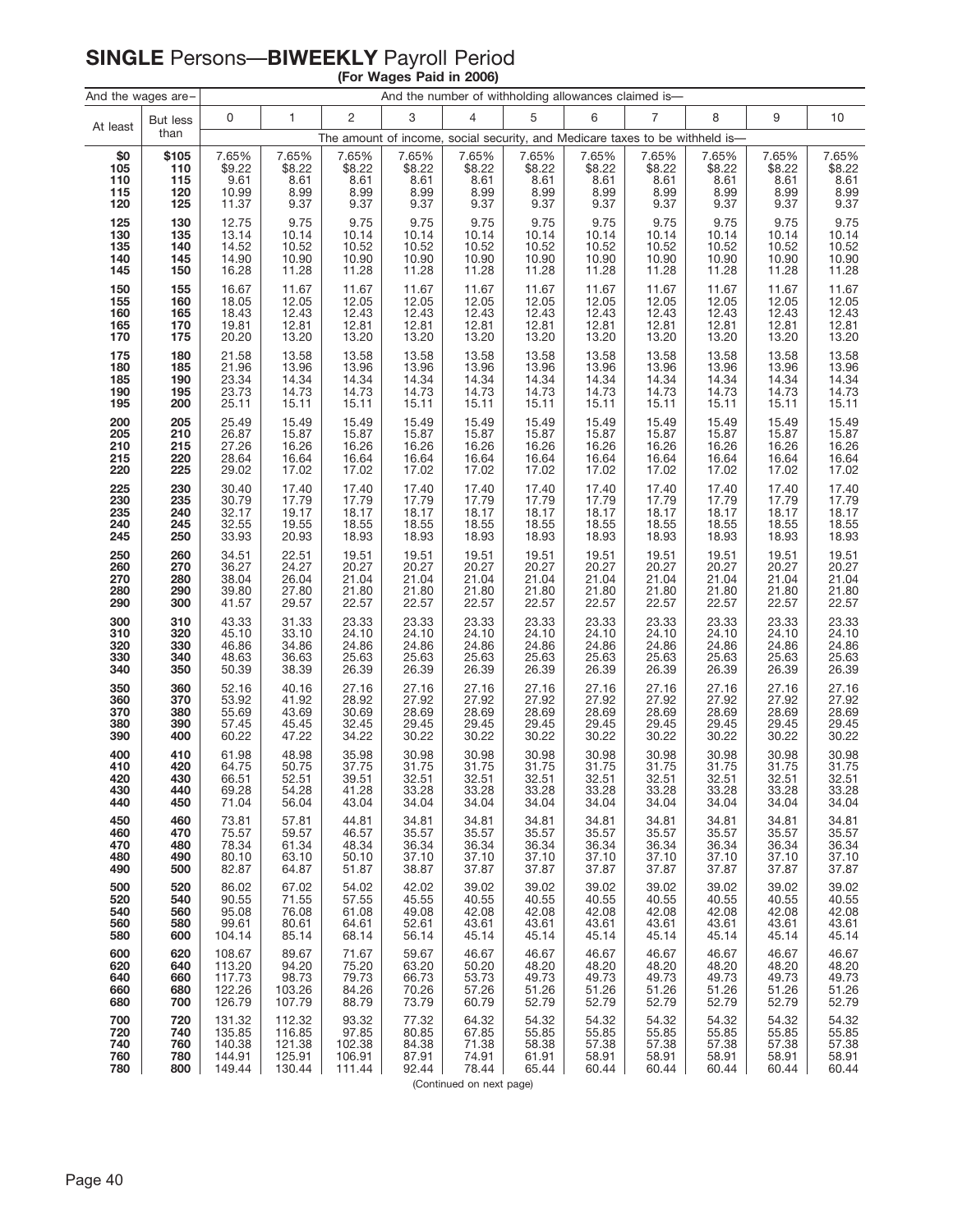# **SINGLE** Persons—**BIWEEKLY** Payroll Period

**(For Wages Paid in 2006)**

| And the wages are– | | And the number of withholding allowances claimed is— | | | | | | | | | | |
|---|---|---|---|---|---|---|---|---|---|---|---|---|
| At least | But less than | 0 | 1 | 2 | 3 | 4 | 5 | 6 | 7 | 8 | 9 | 10 |
| | | The amount of income, social security, and Medicare taxes to be withheld is— | | | | | | | | | | |
| **$0** | **$105** | 7.65% | 7.65% | 7.65% | 7.65% | 7.65% | 7.65% | 7.65% | 7.65% | 7.65% | 7.65% | 7.65% |
| **105** | **110** | $9.22 | $8.22 | $8.22 | $8.22 | $8.22 | $8.22 | $8.22 | $8.22 | $8.22 | $8.22 | $8.22 |
| **110** | **115** | 9.61 | 8.61 | 8.61 | 8.61 | 8.61 | 8.61 | 8.61 | 8.61 | 8.61 | 8.61 | 8.61 |
| **115** | **120** | 10.99 | 8.99 | 8.99 | 8.99 | 8.99 | 8.99 | 8.99 | 8.99 | 8.99 | 8.99 | 8.99 |
| **120** | **125** | 11.37 | 9.37 | 9.37 | 9.37 | 9.37 | 9.37 | 9.37 | 9.37 | 9.37 | 9.37 | 9.37 |
| **125** | **130** | 12.75 | 9.75 | 9.75 | 9.75 | 9.75 | 9.75 | 9.75 | 9.75 | 9.75 | 9.75 | 9.75 |
| **130** | **135** | 13.14 | 10.14 | 10.14 | 10.14 | 10.14 | 10.14 | 10.14 | 10.14 | 10.14 | 10.14 | 10.14 |
| **135** | **140** | 14.52 | 10.52 | 10.52 | 10.52 | 10.52 | 10.52 | 10.52 | 10.52 | 10.52 | 10.52 | 10.52 |
| **140** | **145** | 14.90 | 10.90 | 10.90 | 10.90 | 10.90 | 10.90 | 10.90 | 10.90 | 10.90 | 10.90 | 10.90 |
| **145** | **150** | 16.28 | 11.28 | 11.28 | 11.28 | 11.28 | 11.28 | 11.28 | 11.28 | 11.28 | 11.28 | 11.28 |
| **150** | **155** | 16.67 | 11.67 | 11.67 | 11.67 | 11.67 | 11.67 | 11.67 | 11.67 | 11.67 | 11.67 | 11.67 |
| **155** | **160** | 18.05 | 12.05 | 12.05 | 12.05 | 12.05 | 12.05 | 12.05 | 12.05 | 12.05 | 12.05 | 12.05 |
| **160** | **165** | 18.43 | 12.43 | 12.43 | 12.43 | 12.43 | 12.43 | 12.43 | 12.43 | 12.43 | 12.43 | 12.43 |
| **165** | **170** | 19.81 | 12.81 | 12.81 | 12.81 | 12.81 | 12.81 | 12.81 | 12.81 | 12.81 | 12.81 | 12.81 |
| **170** | **175** | 20.20 | 13.20 | 13.20 | 13.20 | 13.20 | 13.20 | 13.20 | 13.20 | 13.20 | 13.20 | 13.20 |
| **175** | **180** | 21.58 | 13.58 | 13.58 | 13.58 | 13.58 | 13.58 | 13.58 | 13.58 | 13.58 | 13.58 | 13.58 |
| **180** | **185** | 21.96 | 13.96 | 13.96 | 13.96 | 13.96 | 13.96 | 13.96 | 13.96 | 13.96 | 13.96 | 13.96 |
| **185** | **190** | 23.34 | 14.34 | 14.34 | 14.34 | 14.34 | 14.34 | 14.34 | 14.34 | 14.34 | 14.34 | 14.34 |
| **190** | **195** | 23.73 | 14.73 | 14.73 | 14.73 | 14.73 | 14.73 | 14.73 | 14.73 | 14.73 | 14.73 | 14.73 |
| **195** | **200** | 25.11 | 15.11 | 15.11 | 15.11 | 15.11 | 15.11 | 15.11 | 15.11 | 15.11 | 15.11 | 15.11 |
| **200** | **205** | 25.49 | 15.49 | 15.49 | 15.49 | 15.49 | 15.49 | 15.49 | 15.49 | 15.49 | 15.49 | 15.49 |
| **205** | **210** | 26.87 | 15.87 | 15.87 | 15.87 | 15.87 | 15.87 | 15.87 | 15.87 | 15.87 | 15.87 | 15.87 |
| **210** | **215** | 27.26 | 16.26 | 16.26 | 16.26 | 16.26 | 16.26 | 16.26 | 16.26 | 16.26 | 16.26 | 16.26 |
| **215** | **220** | 28.64 | 16.64 | 16.64 | 16.64 | 16.64 | 16.64 | 16.64 | 16.64 | 16.64 | 16.64 | 16.64 |
| **220** | **225** | 29.02 | 17.02 | 17.02 | 17.02 | 17.02 | 17.02 | 17.02 | 17.02 | 17.02 | 17.02 | 17.02 |
| **225** | **230** | 30.40 | 17.40 | 17.40 | 17.40 | 17.40 | 17.40 | 17.40 | 17.40 | 17.40 | 17.40 | 17.40 |
| **230** | **235** | 30.79 | 17.79 | 17.79 | 17.79 | 17.79 | 17.79 | 17.79 | 17.79 | 17.79 | 17.79 | 17.79 |
| **235** | **240** | 32.17 | 19.17 | 18.17 | 18.17 | 18.17 | 18.17 | 18.17 | 18.17 | 18.17 | 18.17 | 18.17 |
| **240** | **245** | 32.55 | 19.55 | 18.55 | 18.55 | 18.55 | 18.55 | 18.55 | 18.55 | 18.55 | 18.55 | 18.55 |
| **245** | **250** | 33.93 | 20.93 | 18.93 | 18.93 | 18.93 | 18.93 | 18.93 | 18.93 | 18.93 | 18.93 | 18.93 |
| **250** | **260** | 34.51 | 22.51 | 19.51 | 19.51 | 19.51 | 19.51 | 19.51 | 19.51 | 19.51 | 19.51 | 19.51 |
| **260** | **270** | 36.27 | 24.27 | 20.27 | 20.27 | 20.27 | 20.27 | 20.27 | 20.27 | 20.27 | 20.27 | 20.27 |
| **270** | **280** | 38.04 | 26.04 | 21.04 | 21.04 | 21.04 | 21.04 | 21.04 | 21.04 | 21.04 | 21.04 | 21.04 |
| **280** | **290** | 39.80 | 27.80 | 21.80 | 21.80 | 21.80 | 21.80 | 21.80 | 21.80 | 21.80 | 21.80 | 21.80 |
| **290** | **300** | 41.57 | 29.57 | 22.57 | 22.57 | 22.57 | 22.57 | 22.57 | 22.57 | 22.57 | 22.57 | 22.57 |
| **300** | **310** | 43.33 | 31.33 | 23.33 | 23.33 | 23.33 | 23.33 | 23.33 | 23.33 | 23.33 | 23.33 | 23.33 |
| **310** | **320** | 45.10 | 33.10 | 24.10 | 24.10 | 24.10 | 24.10 | 24.10 | 24.10 | 24.10 | 24.10 | 24.10 |
| **320** | **330** | 46.86 | 34.86 | 24.86 | 24.86 | 24.86 | 24.86 | 24.86 | 24.86 | 24.86 | 24.86 | 24.86 |
| **330** | **340** | 48.63 | 36.63 | 25.63 | 25.63 | 25.63 | 25.63 | 25.63 | 25.63 | 25.63 | 25.63 | 25.63 |
| **340** | **350** | 50.39 | 38.39 | 26.39 | 26.39 | 26.39 | 26.39 | 26.39 | 26.39 | 26.39 | 26.39 | 26.39 |
| **350** | **360** | 52.16 | 40.16 | 27.16 | 27.16 | 27.16 | 27.16 | 27.16 | 27.16 | 27.16 | 27.16 | 27.16 |
| **360** | **370** | 53.92 | 41.92 | 28.92 | 27.92 | 27.92 | 27.92 | 27.92 | 27.92 | 27.92 | 27.92 | 27.92 |
| **370** | **380** | 55.69 | 43.69 | 30.69 | 28.69 | 28.69 | 28.69 | 28.69 | 28.69 | 28.69 | 28.69 | 28.69 |
| **380** | **390** | 57.45 | 45.45 | 32.45 | 29.45 | 29.45 | 29.45 | 29.45 | 29.45 | 29.45 | 29.45 | 29.45 |
| **390** | **400** | 60.22 | 47.22 | 34.22 | 30.22 | 30.22 | 30.22 | 30.22 | 30.22 | 30.22 | 30.22 | 30.22 |
| **400** | **410** | 61.98 | 48.98 | 35.98 | 30.98 | 30.98 | 30.98 | 30.98 | 30.98 | 30.98 | 30.98 | 30.98 |
| **410** | **420** | 64.75 | 50.75 | 37.75 | 31.75 | 31.75 | 31.75 | 31.75 | 31.75 | 31.75 | 31.75 | 31.75 |
| **420** | **430** | 66.51 | 52.51 | 39.51 | 32.51 | 32.51 | 32.51 | 32.51 | 32.51 | 32.51 | 32.51 | 32.51 |
| **430** | **440** | 69.28 | 54.28 | 41.28 | 33.28 | 33.28 | 33.28 | 33.28 | 33.28 | 33.28 | 33.28 | 33.28 |
| **440** | **450** | 71.04 | 56.04 | 43.04 | 34.04 | 34.04 | 34.04 | 34.04 | 34.04 | 34.04 | 34.04 | 34.04 |
| **450** | **460** | 73.81 | 57.81 | 44.81 | 34.81 | 34.81 | 34.81 | 34.81 | 34.81 | 34.81 | 34.81 | 34.81 |
| **460** | **470** | 75.57 | 59.57 | 46.57 | 35.57 | 35.57 | 35.57 | 35.57 | 35.57 | 35.57 | 35.57 | 35.57 |
| **470** | **480** | 78.34 | 61.34 | 48.34 | 36.34 | 36.34 | 36.34 | 36.34 | 36.34 | 36.34 | 36.34 | 36.34 |
| **480** | **490** | 80.10 | 63.10 | 50.10 | 37.10 | 37.10 | 37.10 | 37.10 | 37.10 | 37.10 | 37.10 | 37.10 |
| **490** | **500** | 82.87 | 64.87 | 51.87 | 38.87 | 37.87 | 37.87 | 37.87 | 37.87 | 37.87 | 37.87 | 37.87 |
| **500** | **520** | 86.02 | 67.02 | 54.02 | 42.02 | 39.02 | 39.02 | 39.02 | 39.02 | 39.02 | 39.02 | 39.02 |
| **520** | **540** | 90.55 | 71.55 | 57.55 | 45.55 | 40.55 | 40.55 | 40.55 | 40.55 | 40.55 | 40.55 | 40.55 |
| **540** | **560** | 95.08 | 76.08 | 61.08 | 49.08 | 42.08 | 42.08 | 42.08 | 42.08 | 42.08 | 42.08 | 42.08 |
| **560** | **580** | 99.61 | 80.61 | 64.61 | 52.61 | 43.61 | 43.61 | 43.61 | 43.61 | 43.61 | 43.61 | 43.61 |
| **580** | **600** | 104.14 | 85.14 | 68.14 | 56.14 | 45.14 | 45.14 | 45.14 | 45.14 | 45.14 | 45.14 | 45.14 |
| **600** | **620** | 108.67 | 89.67 | 71.67 | 59.67 | 46.67 | 46.67 | 46.67 | 46.67 | 46.67 | 46.67 | 46.67 |
| **620** | **640** | 113.20 | 94.20 | 75.20 | 63.20 | 50.20 | 48.20 | 48.20 | 48.20 | 48.20 | 48.20 | 48.20 |
| **640** | **660** | 117.73 | 98.73 | 79.73 | 66.73 | 53.73 | 49.73 | 49.73 | 49.73 | 49.73 | 49.73 | 49.73 |
| **660** | **680** | 122.26 | 103.26 | 84.26 | 70.26 | 57.26 | 51.26 | 51.26 | 51.26 | 51.26 | 51.26 | 51.26 |
| **680** | **700** | 126.79 | 107.79 | 88.79 | 73.79 | 60.79 | 52.79 | 52.79 | 52.79 | 52.79 | 52.79 | 52.79 |
| **700** | **720** | 131.32 | 112.32 | 93.32 | 77.32 | 64.32 | 54.32 | 54.32 | 54.32 | 54.32 | 54.32 | 54.32 |
| **720** | **740** | 135.85 | 116.85 | 97.85 | 80.85 | 67.85 | 55.85 | 55.85 | 55.85 | 55.85 | 55.85 | 55.85 |
| **740** | **760** | 140.38 | 121.38 | 102.38 | 84.38 | 71.38 | 58.38 | 57.38 | 57.38 | 57.38 | 57.38 | 57.38 |
| **760** | **780** | 144.91 | 125.91 | 106.91 | 87.91 | 74.91 | 61.91 | 58.91 | 58.91 | 58.91 | 58.91 | 58.91 |
| **780** | **800** | 149.44 | 130.44 | 111.44 | 92.44 | 78.44 | 65.44 | 60.44 | 60.44 | 60.44 | 60.44 | 60.44 |

(Continued on next page)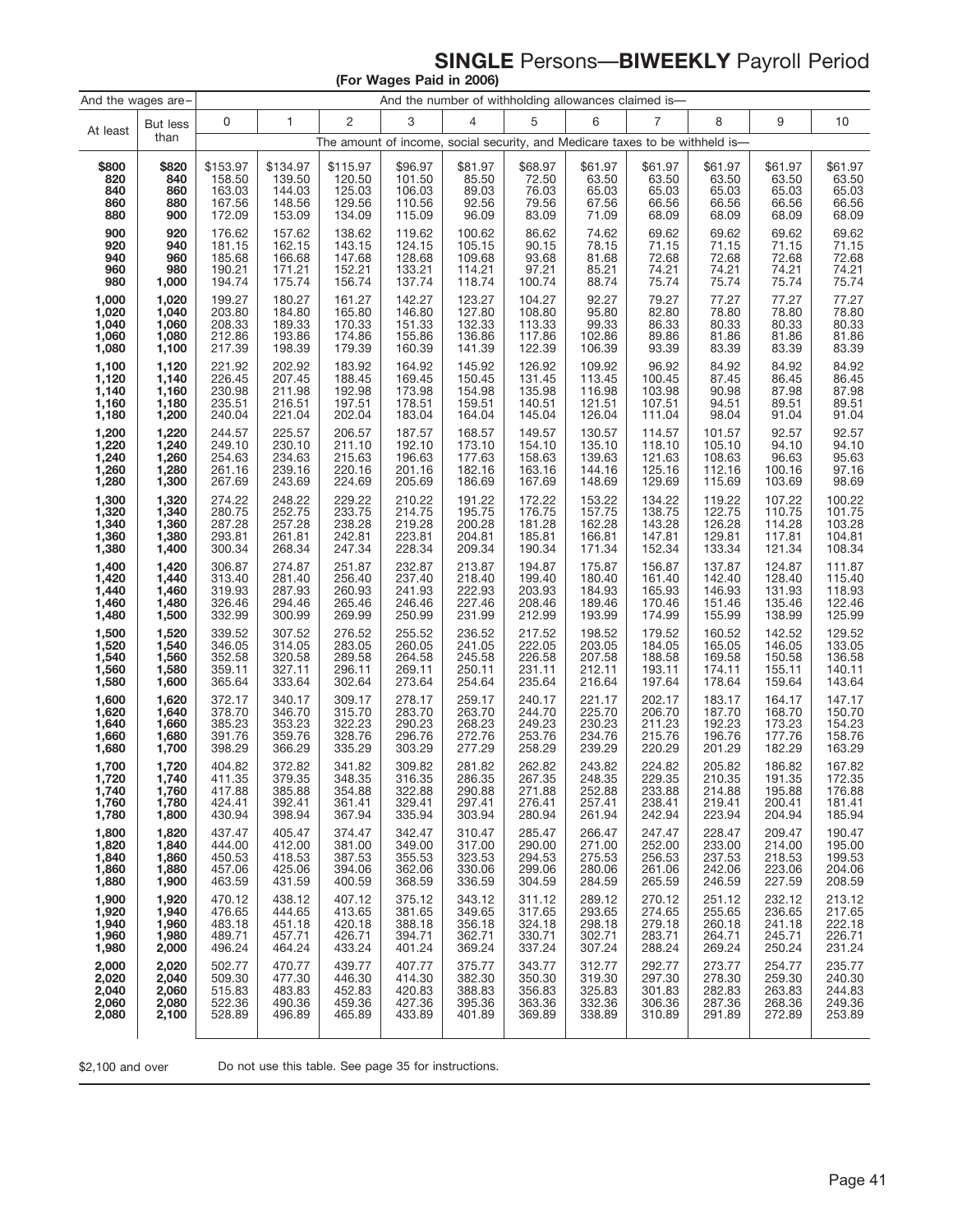# SINGLE Persons—BIWEEKLY Payroll Period

**(For Wages Paid in 2006)**

| And the wages are– | | And the number of withholding allowances claimed is— | | | | | | | | | | |
|---|---|---|---|---|---|---|---|---|---|---|---|---|
| At least | But less than | 0 | 1 | 2 | 3 | 4 | 5 | 6 | 7 | 8 | 9 | 10 |
| | | The amount of income, social security, and Medicare taxes to be withheld is— | | | | | | | | | | |
| **$800** | **$820** | $153.97 | $134.97 | $115.97 | $96.97 | $81.97 | $68.97 | $61.97 | $61.97 | $61.97 | $61.97 | $61.97 |
| **820** | **840** | 158.50 | 139.50 | 120.50 | 101.50 | 85.50 | 72.50 | 63.50 | 63.50 | 63.50 | 63.50 | 63.50 |
| **840** | **860** | 163.03 | 144.03 | 125.03 | 106.03 | 89.03 | 76.03 | 65.03 | 65.03 | 65.03 | 65.03 | 65.03 |
| **860** | **880** | 167.56 | 148.56 | 129.56 | 110.56 | 92.56 | 79.56 | 67.56 | 66.56 | 66.56 | 66.56 | 66.56 |
| **880** | **900** | 172.09 | 153.09 | 134.09 | 115.09 | 96.09 | 83.09 | 71.09 | 68.09 | 68.09 | 68.09 | 68.09 |
| **900** | **920** | 176.62 | 157.62 | 138.62 | 119.62 | 100.62 | 86.62 | 74.62 | 69.62 | 69.62 | 69.62 | 69.62 |
| **920** | **940** | 181.15 | 162.15 | 143.15 | 124.15 | 105.15 | 90.15 | 78.15 | 71.15 | 71.15 | 71.15 | 71.15 |
| **940** | **960** | 185.68 | 166.68 | 147.68 | 128.68 | 109.68 | 93.68 | 81.68 | 72.68 | 72.68 | 72.68 | 72.68 |
| **960** | **980** | 190.21 | 171.21 | 152.21 | 133.21 | 114.21 | 97.21 | 85.21 | 74.21 | 74.21 | 74.21 | 74.21 |
| **980** | **1,000** | 194.74 | 175.74 | 156.74 | 137.74 | 118.74 | 100.74 | 88.74 | 75.74 | 75.74 | 75.74 | 75.74 |
| **1,000** | **1,020** | 199.27 | 180.27 | 161.27 | 142.27 | 123.27 | 104.27 | 92.27 | 79.27 | 77.27 | 77.27 | 77.27 |
| **1,020** | **1,040** | 203.80 | 184.80 | 165.80 | 146.80 | 127.80 | 108.80 | 95.80 | 82.80 | 78.80 | 78.80 | 78.80 |
| **1,040** | **1,060** | 208.33 | 189.33 | 170.33 | 151.33 | 132.33 | 113.33 | 99.33 | 86.33 | 80.33 | 80.33 | 80.33 |
| **1,060** | **1,080** | 212.86 | 193.86 | 174.86 | 155.86 | 136.86 | 117.86 | 102.86 | 89.86 | 81.86 | 81.86 | 81.86 |
| **1,080** | **1,100** | 217.39 | 198.39 | 179.39 | 160.39 | 141.39 | 122.39 | 106.39 | 93.39 | 83.39 | 83.39 | 83.39 |
| **1,100** | **1,120** | 221.92 | 202.92 | 183.92 | 164.92 | 145.92 | 126.92 | 109.92 | 96.92 | 84.92 | 84.92 | 84.92 |
| **1,120** | **1,140** | 226.45 | 207.45 | 188.45 | 169.45 | 150.45 | 131.45 | 113.45 | 100.45 | 87.45 | 86.45 | 86.45 |
| **1,140** | **1,160** | 230.98 | 211.98 | 192.98 | 173.98 | 154.98 | 135.98 | 116.98 | 103.98 | 90.98 | 87.98 | 87.98 |
| **1,160** | **1,180** | 235.51 | 216.51 | 197.51 | 178.51 | 159.51 | 140.51 | 121.51 | 107.51 | 94.51 | 89.51 | 89.51 |
| **1,180** | **1,200** | 240.04 | 221.04 | 202.04 | 183.04 | 164.04 | 145.04 | 126.04 | 111.04 | 98.04 | 91.04 | 91.04 |
| **1,200** | **1,220** | 244.57 | 225.57 | 206.57 | 187.57 | 168.57 | 149.57 | 130.57 | 114.57 | 101.57 | 92.57 | 92.57 |
| **1,220** | **1,240** | 249.10 | 230.10 | 211.10 | 192.10 | 173.10 | 154.10 | 135.10 | 118.10 | 105.10 | 94.10 | 94.10 |
| **1,240** | **1,260** | 254.63 | 234.63 | 215.63 | 196.63 | 177.63 | 158.63 | 139.63 | 121.63 | 108.63 | 96.63 | 95.63 |
| **1,260** | **1,280** | 261.16 | 239.16 | 220.16 | 201.16 | 182.16 | 163.16 | 144.16 | 125.16 | 112.16 | 100.16 | 97.16 |
| **1,280** | **1,300** | 267.69 | 243.69 | 224.69 | 205.69 | 186.69 | 167.69 | 148.69 | 129.69 | 115.69 | 103.69 | 98.69 |
| **1,300** | **1,320** | 274.22 | 248.22 | 229.22 | 210.22 | 191.22 | 172.22 | 153.22 | 134.22 | 119.22 | 107.22 | 100.22 |
| **1,320** | **1,340** | 280.75 | 252.75 | 233.75 | 214.75 | 195.75 | 176.75 | 157.75 | 138.75 | 122.75 | 110.75 | 101.75 |
| **1,340** | **1,360** | 287.28 | 257.28 | 238.28 | 219.28 | 200.28 | 181.28 | 162.28 | 143.28 | 126.28 | 114.28 | 103.28 |
| **1,360** | **1,380** | 293.81 | 261.81 | 242.81 | 223.81 | 204.81 | 185.81 | 166.81 | 147.81 | 129.81 | 117.81 | 104.81 |
| **1,380** | **1,400** | 300.34 | 268.34 | 247.34 | 228.34 | 209.34 | 190.34 | 171.34 | 152.34 | 133.34 | 121.34 | 108.34 |
| **1,400** | **1,420** | 306.87 | 274.87 | 251.87 | 232.87 | 213.87 | 194.87 | 175.87 | 156.87 | 137.87 | 124.87 | 111.87 |
| **1,420** | **1,440** | 313.40 | 281.40 | 256.40 | 237.40 | 218.40 | 199.40 | 180.40 | 161.40 | 142.40 | 128.40 | 115.40 |
| **1,440** | **1,460** | 319.93 | 287.93 | 260.93 | 241.93 | 222.93 | 203.93 | 184.93 | 165.93 | 146.93 | 131.93 | 118.93 |
| **1,460** | **1,480** | 326.46 | 294.46 | 265.46 | 246.46 | 227.46 | 208.46 | 189.46 | 170.46 | 151.46 | 135.46 | 122.46 |
| **1,480** | **1,500** | 332.99 | 300.99 | 269.99 | 250.99 | 231.99 | 212.99 | 193.99 | 174.99 | 155.99 | 138.99 | 125.99 |
| **1,500** | **1,520** | 339.52 | 307.52 | 276.52 | 255.52 | 236.52 | 217.52 | 198.52 | 179.52 | 160.52 | 142.52 | 129.52 |
| **1,520** | **1,540** | 346.05 | 314.05 | 283.05 | 260.05 | 241.05 | 222.05 | 203.05 | 184.05 | 165.05 | 146.05 | 133.05 |
| **1,540** | **1,560** | 352.58 | 320.58 | 289.58 | 264.58 | 245.58 | 226.58 | 207.58 | 188.58 | 169.58 | 150.58 | 136.58 |
| **1,560** | **1,580** | 359.11 | 327.11 | 296.11 | 269.11 | 250.11 | 231.11 | 212.11 | 193.11 | 174.11 | 155.11 | 140.11 |
| **1,580** | **1,600** | 365.64 | 333.64 | 302.64 | 273.64 | 254.64 | 235.64 | 216.64 | 197.64 | 178.64 | 159.64 | 143.64 |
| **1,600** | **1,620** | 372.17 | 340.17 | 309.17 | 278.17 | 259.17 | 240.17 | 221.17 | 202.17 | 183.17 | 164.17 | 147.17 |
| **1,620** | **1,640** | 378.70 | 346.70 | 315.70 | 283.70 | 263.70 | 244.70 | 225.70 | 206.70 | 187.70 | 168.70 | 150.70 |
| **1,640** | **1,660** | 385.23 | 353.23 | 322.23 | 290.23 | 268.23 | 249.23 | 230.23 | 211.23 | 192.23 | 173.23 | 154.23 |
| **1,660** | **1,680** | 391.76 | 359.76 | 328.76 | 296.76 | 272.76 | 253.76 | 234.76 | 215.76 | 196.76 | 177.76 | 158.76 |
| **1,680** | **1,700** | 398.29 | 366.29 | 335.29 | 303.29 | 277.29 | 258.29 | 239.29 | 220.29 | 201.29 | 182.29 | 163.29 |
| **1,700** | **1,720** | 404.82 | 372.82 | 341.82 | 309.82 | 281.82 | 262.82 | 243.82 | 224.82 | 205.82 | 186.82 | 167.82 |
| **1,720** | **1,740** | 411.35 | 379.35 | 348.35 | 316.35 | 286.35 | 267.35 | 248.35 | 229.35 | 210.35 | 191.35 | 172.35 |
| **1,740** | **1,760** | 417.88 | 385.88 | 354.88 | 322.88 | 290.88 | 271.88 | 252.88 | 233.88 | 214.88 | 195.88 | 176.88 |
| **1,760** | **1,780** | 424.41 | 392.41 | 361.41 | 329.41 | 297.41 | 276.41 | 257.41 | 238.41 | 219.41 | 200.41 | 181.41 |
| **1,780** | **1,800** | 430.94 | 398.94 | 367.94 | 335.94 | 303.94 | 280.94 | 261.94 | 242.94 | 223.94 | 204.94 | 185.94 |
| **1,800** | **1,820** | 437.47 | 405.47 | 374.47 | 342.47 | 310.47 | 285.47 | 266.47 | 247.47 | 228.47 | 209.47 | 190.47 |
| **1,820** | **1,840** | 444.00 | 412.00 | 381.00 | 349.00 | 317.00 | 290.00 | 271.00 | 252.00 | 233.00 | 214.00 | 195.00 |
| **1,840** | **1,860** | 450.53 | 418.53 | 387.53 | 355.53 | 323.53 | 294.53 | 275.53 | 256.53 | 237.53 | 218.53 | 199.53 |
| **1,860** | **1,880** | 457.06 | 425.06 | 394.06 | 362.06 | 330.06 | 299.06 | 280.06 | 261.06 | 242.06 | 223.06 | 204.06 |
| **1,880** | **1,900** | 463.59 | 431.59 | 400.59 | 368.59 | 336.59 | 304.59 | 284.59 | 265.59 | 246.59 | 227.59 | 208.59 |
| **1,900** | **1,920** | 470.12 | 438.12 | 407.12 | 375.12 | 343.12 | 311.12 | 289.12 | 270.12 | 251.12 | 232.12 | 213.12 |
| **1,920** | **1,940** | 476.65 | 444.65 | 413.65 | 381.65 | 349.65 | 317.65 | 293.65 | 274.65 | 255.65 | 236.65 | 217.65 |
| **1,940** | **1,960** | 483.18 | 451.18 | 420.18 | 388.18 | 356.18 | 324.18 | 298.18 | 279.18 | 260.18 | 241.18 | 222.18 |
| **1,960** | **1,980** | 489.71 | 457.71 | 426.71 | 394.71 | 362.71 | 330.71 | 302.71 | 283.71 | 264.71 | 245.71 | 226.71 |
| **1,980** | **2,000** | 496.24 | 464.24 | 433.24 | 401.24 | 369.24 | 337.24 | 307.24 | 288.24 | 269.24 | 250.24 | 231.24 |
| **2,000** | **2,020** | 502.77 | 470.77 | 439.77 | 407.77 | 375.77 | 343.77 | 312.77 | 292.77 | 273.77 | 254.77 | 235.77 |
| **2,020** | **2,040** | 509.30 | 477.30 | 446.30 | 414.30 | 382.30 | 350.30 | 319.30 | 297.30 | 278.30 | 259.30 | 240.30 |
| **2,040** | **2,060** | 515.83 | 483.83 | 452.83 | 420.83 | 388.83 | 356.83 | 325.83 | 301.83 | 282.83 | 263.83 | 244.83 |
| **2,060** | **2,080** | 522.36 | 490.36 | 459.36 | 427.36 | 395.36 | 363.36 | 332.36 | 306.36 | 287.36 | 268.36 | 249.36 |
| **2,080** | **2,100** | 528.89 | 496.89 | 465.89 | 433.89 | 401.89 | 369.89 | 338.89 | 310.89 | 291.89 | 272.89 | 253.89 |

$2,100 and over — Do not use this table. See page 35 for instructions.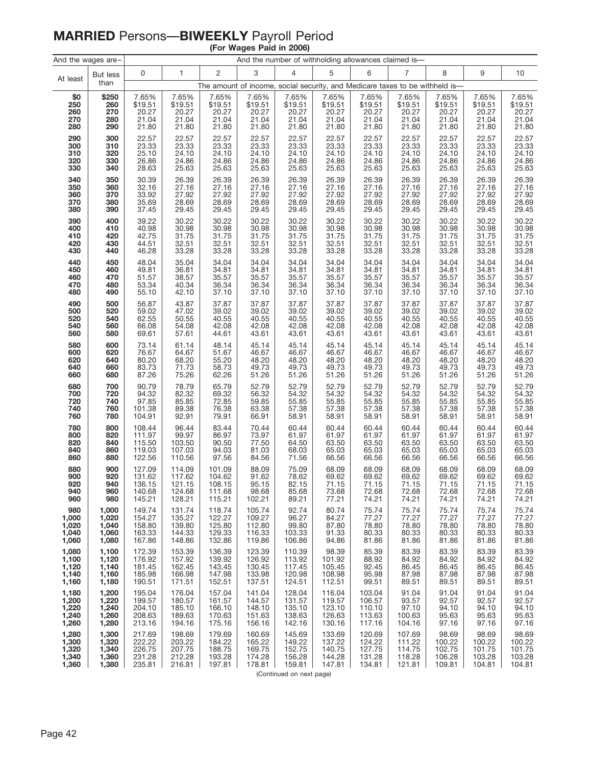# **MARRIED** Persons—**BIWEEKLY** Payroll Period

**(For Wages Paid in 2006)**

| And the wages are– | | And the number of withholding allowances claimed is— | | | | | | | | | | |
|---|---|---|---|---|---|---|---|---|---|---|---|---|
| At least | But less than | 0 | 1 | 2 | 3 | 4 | 5 | 6 | 7 | 8 | 9 | 10 |
| | | The amount of income, social security, and Medicare taxes to be withheld is— | | | | | | | | | | |
| **$0** | **$250** | 7.65% | 7.65% | 7.65% | 7.65% | 7.65% | 7.65% | 7.65% | 7.65% | 7.65% | 7.65% | 7.65% |
| **250** | **260** | $19.51 | $19.51 | $19.51 | $19.51 | $19.51 | $19.51 | $19.51 | $19.51 | $19.51 | $19.51 | $19.51 |
| **260** | **270** | 20.27 | 20.27 | 20.27 | 20.27 | 20.27 | 20.27 | 20.27 | 20.27 | 20.27 | 20.27 | 20.27 |
| **270** | **280** | 21.04 | 21.04 | 21.04 | 21.04 | 21.04 | 21.04 | 21.04 | 21.04 | 21.04 | 21.04 | 21.04 |
| **280** | **290** | 21.80 | 21.80 | 21.80 | 21.80 | 21.80 | 21.80 | 21.80 | 21.80 | 21.80 | 21.80 | 21.80 |
| **290** | **300** | 22.57 | 22.57 | 22.57 | 22.57 | 22.57 | 22.57 | 22.57 | 22.57 | 22.57 | 22.57 | 22.57 |
| **300** | **310** | 23.33 | 23.33 | 23.33 | 23.33 | 23.33 | 23.33 | 23.33 | 23.33 | 23.33 | 23.33 | 23.33 |
| **310** | **320** | 25.10 | 24.10 | 24.10 | 24.10 | 24.10 | 24.10 | 24.10 | 24.10 | 24.10 | 24.10 | 24.10 |
| **320** | **330** | 26.86 | 24.86 | 24.86 | 24.86 | 24.86 | 24.86 | 24.86 | 24.86 | 24.86 | 24.86 | 24.86 |
| **330** | **340** | 28.63 | 25.63 | 25.63 | 25.63 | 25.63 | 25.63 | 25.63 | 25.63 | 25.63 | 25.63 | 25.63 |
| **340** | **350** | 30.39 | 26.39 | 26.39 | 26.39 | 26.39 | 26.39 | 26.39 | 26.39 | 26.39 | 26.39 | 26.39 |
| **350** | **360** | 32.16 | 27.16 | 27.16 | 27.16 | 27.16 | 27.16 | 27.16 | 27.16 | 27.16 | 27.16 | 27.16 |
| **360** | **370** | 33.92 | 27.92 | 27.92 | 27.92 | 27.92 | 27.92 | 27.92 | 27.92 | 27.92 | 27.92 | 27.92 |
| **370** | **380** | 35.69 | 28.69 | 28.69 | 28.69 | 28.69 | 28.69 | 28.69 | 28.69 | 28.69 | 28.69 | 28.69 |
| **380** | **390** | 37.45 | 29.45 | 29.45 | 29.45 | 29.45 | 29.45 | 29.45 | 29.45 | 29.45 | 29.45 | 29.45 |
| **390** | **400** | 39.22 | 30.22 | 30.22 | 30.22 | 30.22 | 30.22 | 30.22 | 30.22 | 30.22 | 30.22 | 30.22 |
| **400** | **410** | 40.98 | 30.98 | 30.98 | 30.98 | 30.98 | 30.98 | 30.98 | 30.98 | 30.98 | 30.98 | 30.98 |
| **410** | **420** | 42.75 | 31.75 | 31.75 | 31.75 | 31.75 | 31.75 | 31.75 | 31.75 | 31.75 | 31.75 | 31.75 |
| **420** | **430** | 44.51 | 32.51 | 32.51 | 32.51 | 32.51 | 32.51 | 32.51 | 32.51 | 32.51 | 32.51 | 32.51 |
| **430** | **440** | 46.28 | 33.28 | 33.28 | 33.28 | 33.28 | 33.28 | 33.28 | 33.28 | 33.28 | 33.28 | 33.28 |
| **440** | **450** | 48.04 | 35.04 | 34.04 | 34.04 | 34.04 | 34.04 | 34.04 | 34.04 | 34.04 | 34.04 | 34.04 |
| **450** | **460** | 49.81 | 36.81 | 34.81 | 34.81 | 34.81 | 34.81 | 34.81 | 34.81 | 34.81 | 34.81 | 34.81 |
| **460** | **470** | 51.57 | 38.57 | 35.57 | 35.57 | 35.57 | 35.57 | 35.57 | 35.57 | 35.57 | 35.57 | 35.57 |
| **470** | **480** | 53.34 | 40.34 | 36.34 | 36.34 | 36.34 | 36.34 | 36.34 | 36.34 | 36.34 | 36.34 | 36.34 |
| **480** | **490** | 55.10 | 42.10 | 37.10 | 37.10 | 37.10 | 37.10 | 37.10 | 37.10 | 37.10 | 37.10 | 37.10 |
| **490** | **500** | 56.87 | 43.87 | 37.87 | 37.87 | 37.87 | 37.87 | 37.87 | 37.87 | 37.87 | 37.87 | 37.87 |
| **500** | **520** | 59.02 | 47.02 | 39.02 | 39.02 | 39.02 | 39.02 | 39.02 | 39.02 | 39.02 | 39.02 | 39.02 |
| **520** | **540** | 62.55 | 50.55 | 40.55 | 40.55 | 40.55 | 40.55 | 40.55 | 40.55 | 40.55 | 40.55 | 40.55 |
| **540** | **560** | 66.08 | 54.08 | 42.08 | 42.08 | 42.08 | 42.08 | 42.08 | 42.08 | 42.08 | 42.08 | 42.08 |
| **560** | **580** | 69.61 | 57.61 | 44.61 | 43.61 | 43.61 | 43.61 | 43.61 | 43.61 | 43.61 | 43.61 | 43.61 |
| **580** | **600** | 73.14 | 61.14 | 48.14 | 45.14 | 45.14 | 45.14 | 45.14 | 45.14 | 45.14 | 45.14 | 45.14 |
| **600** | **620** | 76.67 | 64.67 | 51.67 | 46.67 | 46.67 | 46.67 | 46.67 | 46.67 | 46.67 | 46.67 | 46.67 |
| **620** | **640** | 80.20 | 68.20 | 55.20 | 48.20 | 48.20 | 48.20 | 48.20 | 48.20 | 48.20 | 48.20 | 48.20 |
| **640** | **660** | 83.73 | 71.73 | 58.73 | 49.73 | 49.73 | 49.73 | 49.73 | 49.73 | 49.73 | 49.73 | 49.73 |
| **660** | **680** | 87.26 | 75.26 | 62.26 | 51.26 | 51.26 | 51.26 | 51.26 | 51.26 | 51.26 | 51.26 | 51.26 |
| **680** | **700** | 90.79 | 78.79 | 65.79 | 52.79 | 52.79 | 52.79 | 52.79 | 52.79 | 52.79 | 52.79 | 52.79 |
| **700** | **720** | 94.32 | 82.32 | 69.32 | 56.32 | 54.32 | 54.32 | 54.32 | 54.32 | 54.32 | 54.32 | 54.32 |
| **720** | **740** | 97.85 | 85.85 | 72.85 | 59.85 | 55.85 | 55.85 | 55.85 | 55.85 | 55.85 | 55.85 | 55.85 |
| **740** | **760** | 101.38 | 89.38 | 76.38 | 63.38 | 57.38 | 57.38 | 57.38 | 57.38 | 57.38 | 57.38 | 57.38 |
| **760** | **780** | 104.91 | 92.91 | 79.91 | 66.91 | 58.91 | 58.91 | 58.91 | 58.91 | 58.91 | 58.91 | 58.91 |
| **780** | **800** | 108.44 | 96.44 | 83.44 | 70.44 | 60.44 | 60.44 | 60.44 | 60.44 | 60.44 | 60.44 | 60.44 |
| **800** | **820** | 111.97 | 99.97 | 86.97 | 73.97 | 61.97 | 61.97 | 61.97 | 61.97 | 61.97 | 61.97 | 61.97 |
| **820** | **840** | 115.50 | 103.50 | 90.50 | 77.50 | 64.50 | 63.50 | 63.50 | 63.50 | 63.50 | 63.50 | 63.50 |
| **840** | **860** | 119.03 | 107.03 | 94.03 | 81.03 | 68.03 | 65.03 | 65.03 | 65.03 | 65.03 | 65.03 | 65.03 |
| **860** | **880** | 122.56 | 110.56 | 97.56 | 84.56 | 71.56 | 66.56 | 66.56 | 66.56 | 66.56 | 66.56 | 66.56 |
| **880** | **900** | 127.09 | 114.09 | 101.09 | 88.09 | 75.09 | 68.09 | 68.09 | 68.09 | 68.09 | 68.09 | 68.09 |
| **900** | **920** | 131.62 | 117.62 | 104.62 | 91.62 | 78.62 | 69.62 | 69.62 | 69.62 | 69.62 | 69.62 | 69.62 |
| **920** | **940** | 136.15 | 121.15 | 108.15 | 95.15 | 82.15 | 71.15 | 71.15 | 71.15 | 71.15 | 71.15 | 71.15 |
| **940** | **960** | 140.68 | 124.68 | 111.68 | 98.68 | 85.68 | 73.68 | 72.68 | 72.68 | 72.68 | 72.68 | 72.68 |
| **960** | **980** | 145.21 | 128.21 | 115.21 | 102.21 | 89.21 | 77.21 | 74.21 | 74.21 | 74.21 | 74.21 | 74.21 |
| **980** | **1,000** | 149.74 | 131.74 | 118.74 | 105.74 | 92.74 | 80.74 | 75.74 | 75.74 | 75.74 | 75.74 | 75.74 |
| **1,000** | **1,020** | 154.27 | 135.27 | 122.27 | 109.27 | 96.27 | 84.27 | 77.27 | 77.27 | 77.27 | 77.27 | 77.27 |
| **1,020** | **1,040** | 158.80 | 139.80 | 125.80 | 112.80 | 99.80 | 87.80 | 78.80 | 78.80 | 78.80 | 78.80 | 78.80 |
| **1,040** | **1,060** | 163.33 | 144.33 | 129.33 | 116.33 | 103.33 | 91.33 | 80.33 | 80.33 | 80.33 | 80.33 | 80.33 |
| **1,060** | **1,080** | 167.86 | 148.86 | 132.86 | 119.86 | 106.86 | 94.86 | 81.86 | 81.86 | 81.86 | 81.86 | 81.86 |
| **1,080** | **1,100** | 172.39 | 153.39 | 136.39 | 123.39 | 110.39 | 98.39 | 85.39 | 83.39 | 83.39 | 83.39 | 83.39 |
| **1,100** | **1,120** | 176.92 | 157.92 | 139.92 | 126.92 | 113.92 | 101.92 | 88.92 | 84.92 | 84.92 | 84.92 | 84.92 |
| **1,120** | **1,140** | 181.45 | 162.45 | 143.45 | 130.45 | 117.45 | 105.45 | 92.45 | 86.45 | 86.45 | 86.45 | 86.45 |
| **1,140** | **1,160** | 185.98 | 166.98 | 147.98 | 133.98 | 120.98 | 108.98 | 95.98 | 87.98 | 87.98 | 87.98 | 87.98 |
| **1,160** | **1,180** | 190.51 | 171.51 | 152.51 | 137.51 | 124.51 | 112.51 | 99.51 | 89.51 | 89.51 | 89.51 | 89.51 |
| **1,180** | **1,200** | 195.04 | 176.04 | 157.04 | 141.04 | 128.04 | 116.04 | 103.04 | 91.04 | 91.04 | 91.04 | 91.04 |
| **1,200** | **1,220** | 199.57 | 180.57 | 161.57 | 144.57 | 131.57 | 119.57 | 106.57 | 93.57 | 92.57 | 92.57 | 92.57 |
| **1,220** | **1,240** | 204.10 | 185.10 | 166.10 | 148.10 | 135.10 | 123.10 | 110.10 | 97.10 | 94.10 | 94.10 | 94.10 |
| **1,240** | **1,260** | 208.63 | 189.63 | 170.63 | 151.63 | 138.63 | 126.63 | 113.63 | 100.63 | 95.63 | 95.63 | 95.63 |
| **1,260** | **1,280** | 213.16 | 194.16 | 175.16 | 156.16 | 142.16 | 130.16 | 117.16 | 104.16 | 97.16 | 97.16 | 97.16 |
| **1,280** | **1,300** | 217.69 | 198.69 | 179.69 | 160.69 | 145.69 | 133.69 | 120.69 | 107.69 | 98.69 | 98.69 | 98.69 |
| **1,300** | **1,320** | 222.22 | 203.22 | 184.22 | 165.22 | 149.22 | 137.22 | 124.22 | 111.22 | 100.22 | 100.22 | 100.22 |
| **1,320** | **1,340** | 226.75 | 207.75 | 188.75 | 169.75 | 152.75 | 140.75 | 127.75 | 114.75 | 102.75 | 101.75 | 101.75 |
| **1,340** | **1,360** | 231.28 | 212.28 | 193.28 | 174.28 | 156.28 | 144.28 | 131.28 | 118.28 | 106.28 | 103.28 | 103.28 |
| **1,360** | **1,380** | 235.81 | 216.81 | 197.81 | 178.81 | 159.81 | 147.81 | 134.81 | 121.81 | 109.81 | 104.81 | 104.81 |

(Continued on next page)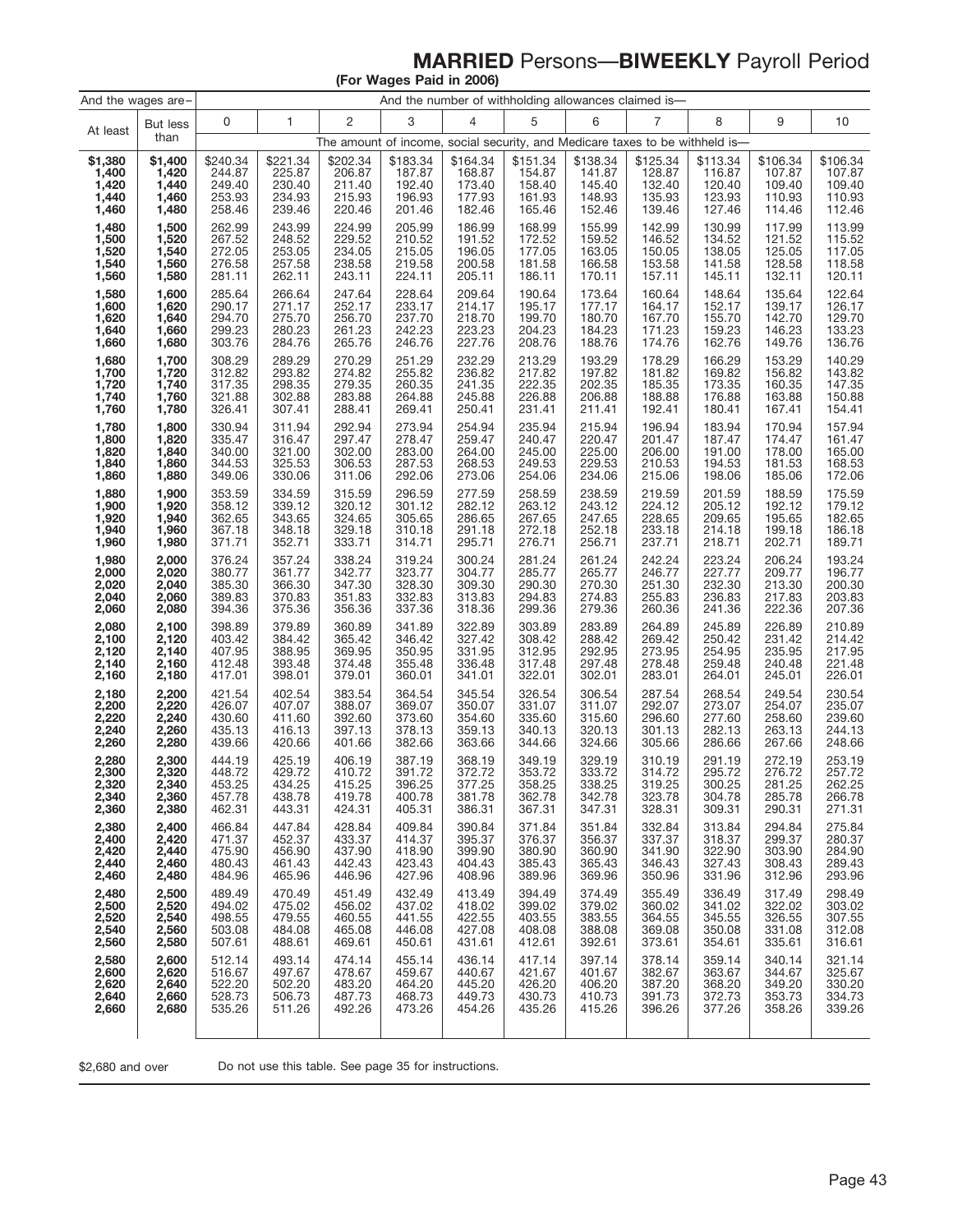## MARRIED Persons—BIWEEKLY Payroll Period

**(For Wages Paid in 2006)**

| And the wages are– | | And the number of withholding allowances claimed is— | | | | | | | | | | |
|---|---|---|---|---|---|---|---|---|---|---|---|---|
| At least | But less than | 0 | 1 | 2 | 3 | 4 | 5 | 6 | 7 | 8 | 9 | 10 |
| | | The amount of income, social security, and Medicare taxes to be withheld is— | | | | | | | | | | |
| **$1,380** | **$1,400** | $240.34 | $221.34 | $202.34 | $183.34 | $164.34 | $151.34 | $138.34 | $125.34 | $113.34 | $106.34 | $106.34 |
| **1,400** | **1,420** | 244.87 | 225.87 | 206.87 | 187.87 | 168.87 | 154.87 | 141.87 | 128.87 | 116.87 | 107.87 | 107.87 |
| **1,420** | **1,440** | 249.40 | 230.40 | 211.40 | 192.40 | 173.40 | 158.40 | 145.40 | 132.40 | 120.40 | 109.40 | 109.40 |
| **1,440** | **1,460** | 253.93 | 234.93 | 215.93 | 196.93 | 177.93 | 161.93 | 148.93 | 135.93 | 123.93 | 110.93 | 110.93 |
| **1,460** | **1,480** | 258.46 | 239.46 | 220.46 | 201.46 | 182.46 | 165.46 | 152.46 | 139.46 | 127.46 | 114.46 | 112.46 |
| **1,480** | **1,500** | 262.99 | 243.99 | 224.99 | 205.99 | 186.99 | 168.99 | 155.99 | 142.99 | 130.99 | 117.99 | 113.99 |
| **1,500** | **1,520** | 267.52 | 248.52 | 229.52 | 210.52 | 191.52 | 172.52 | 159.52 | 146.52 | 134.52 | 121.52 | 115.52 |
| **1,520** | **1,540** | 272.05 | 253.05 | 234.05 | 215.05 | 196.05 | 177.05 | 163.05 | 150.05 | 138.05 | 125.05 | 117.05 |
| **1,540** | **1,560** | 276.58 | 257.58 | 238.58 | 219.58 | 200.58 | 181.58 | 166.58 | 153.58 | 141.58 | 128.58 | 118.58 |
| **1,560** | **1,580** | 281.11 | 262.11 | 243.11 | 224.11 | 205.11 | 186.11 | 170.11 | 157.11 | 145.11 | 132.11 | 120.11 |
| **1,580** | **1,600** | 285.64 | 266.64 | 247.64 | 228.64 | 209.64 | 190.64 | 173.64 | 160.64 | 148.64 | 135.64 | 122.64 |
| **1,600** | **1,620** | 290.17 | 271.17 | 252.17 | 233.17 | 214.17 | 195.17 | 177.17 | 164.17 | 152.17 | 139.17 | 126.17 |
| **1,620** | **1,640** | 294.70 | 275.70 | 256.70 | 237.70 | 218.70 | 199.70 | 180.70 | 167.70 | 155.70 | 142.70 | 129.70 |
| **1,640** | **1,660** | 299.23 | 280.23 | 261.23 | 242.23 | 223.23 | 204.23 | 184.23 | 171.23 | 159.23 | 146.23 | 133.23 |
| **1,660** | **1,680** | 303.76 | 284.76 | 265.76 | 246.76 | 227.76 | 208.76 | 188.76 | 174.76 | 162.76 | 149.76 | 136.76 |
| **1,680** | **1,700** | 308.29 | 289.29 | 270.29 | 251.29 | 232.29 | 213.29 | 193.29 | 178.29 | 166.29 | 153.29 | 140.29 |
| **1,700** | **1,720** | 312.82 | 293.82 | 274.82 | 255.82 | 236.82 | 217.82 | 197.82 | 181.82 | 169.82 | 156.82 | 143.82 |
| **1,720** | **1,740** | 317.35 | 298.35 | 279.35 | 260.35 | 241.35 | 222.35 | 202.35 | 185.35 | 173.35 | 160.35 | 147.35 |
| **1,740** | **1,760** | 321.88 | 302.88 | 283.88 | 264.88 | 245.88 | 226.88 | 206.88 | 188.88 | 176.88 | 163.88 | 150.88 |
| **1,760** | **1,780** | 326.41 | 307.41 | 288.41 | 269.41 | 250.41 | 231.41 | 211.41 | 192.41 | 180.41 | 167.41 | 154.41 |
| **1,780** | **1,800** | 330.94 | 311.94 | 292.94 | 273.94 | 254.94 | 235.94 | 215.94 | 196.94 | 183.94 | 170.94 | 157.94 |
| **1,800** | **1,820** | 335.47 | 316.47 | 297.47 | 278.47 | 259.47 | 240.47 | 220.47 | 201.47 | 187.47 | 174.47 | 161.47 |
| **1,820** | **1,840** | 340.00 | 321.00 | 302.00 | 283.00 | 264.00 | 245.00 | 225.00 | 206.00 | 191.00 | 178.00 | 165.00 |
| **1,840** | **1,860** | 344.53 | 325.53 | 306.53 | 287.53 | 268.53 | 249.53 | 229.53 | 210.53 | 194.53 | 181.53 | 168.53 |
| **1,860** | **1,880** | 349.06 | 330.06 | 311.06 | 292.06 | 273.06 | 254.06 | 234.06 | 215.06 | 198.06 | 185.06 | 172.06 |
| **1,880** | **1,900** | 353.59 | 334.59 | 315.59 | 296.59 | 277.59 | 258.59 | 238.59 | 219.59 | 201.59 | 188.59 | 175.59 |
| **1,900** | **1,920** | 358.12 | 339.12 | 320.12 | 301.12 | 282.12 | 263.12 | 243.12 | 224.12 | 205.12 | 192.12 | 179.12 |
| **1,920** | **1,940** | 362.65 | 343.65 | 324.65 | 305.65 | 286.65 | 267.65 | 247.65 | 228.65 | 209.65 | 195.65 | 182.65 |
| **1,940** | **1,960** | 367.18 | 348.18 | 329.18 | 310.18 | 291.18 | 272.18 | 252.18 | 233.18 | 214.18 | 199.18 | 186.18 |
| **1,960** | **1,980** | 371.71 | 352.71 | 333.71 | 314.71 | 295.71 | 276.71 | 256.71 | 237.71 | 218.71 | 202.71 | 189.71 |
| **1,980** | **2,000** | 376.24 | 357.24 | 338.24 | 319.24 | 300.24 | 281.24 | 261.24 | 242.24 | 223.24 | 206.24 | 193.24 |
| **2,000** | **2,020** | 380.77 | 361.77 | 342.77 | 323.77 | 304.77 | 285.77 | 265.77 | 246.77 | 227.77 | 209.77 | 196.77 |
| **2,020** | **2,040** | 385.30 | 366.30 | 347.30 | 328.30 | 309.30 | 290.30 | 270.30 | 251.30 | 232.30 | 213.30 | 200.30 |
| **2,040** | **2,060** | 389.83 | 370.83 | 351.83 | 332.83 | 313.83 | 294.83 | 274.83 | 255.83 | 236.83 | 217.83 | 203.83 |
| **2,060** | **2,080** | 394.36 | 375.36 | 356.36 | 337.36 | 318.36 | 299.36 | 279.36 | 260.36 | 241.36 | 222.36 | 207.36 |
| **2,080** | **2,100** | 398.89 | 379.89 | 360.89 | 341.89 | 322.89 | 303.89 | 283.89 | 264.89 | 245.89 | 226.89 | 210.89 |
| **2,100** | **2,120** | 403.42 | 384.42 | 365.42 | 346.42 | 327.42 | 308.42 | 288.42 | 269.42 | 250.42 | 231.42 | 214.42 |
| **2,120** | **2,140** | 407.95 | 388.95 | 369.95 | 350.95 | 331.95 | 312.95 | 292.95 | 273.95 | 254.95 | 235.95 | 217.95 |
| **2,140** | **2,160** | 412.48 | 393.48 | 374.48 | 355.48 | 336.48 | 317.48 | 297.48 | 278.48 | 259.48 | 240.48 | 221.48 |
| **2,160** | **2,180** | 417.01 | 398.01 | 379.01 | 360.01 | 341.01 | 322.01 | 302.01 | 283.01 | 264.01 | 245.01 | 226.01 |
| **2,180** | **2,200** | 421.54 | 402.54 | 383.54 | 364.54 | 345.54 | 326.54 | 306.54 | 287.54 | 268.54 | 249.54 | 230.54 |
| **2,200** | **2,220** | 426.07 | 407.07 | 388.07 | 369.07 | 350.07 | 331.07 | 311.07 | 292.07 | 273.07 | 254.07 | 235.07 |
| **2,220** | **2,240** | 430.60 | 411.60 | 392.60 | 373.60 | 354.60 | 335.60 | 315.60 | 296.60 | 277.60 | 258.60 | 239.60 |
| **2,240** | **2,260** | 435.13 | 416.13 | 397.13 | 378.13 | 359.13 | 340.13 | 320.13 | 301.13 | 282.13 | 263.13 | 244.13 |
| **2,260** | **2,280** | 439.66 | 420.66 | 401.66 | 382.66 | 363.66 | 344.66 | 324.66 | 305.66 | 286.66 | 267.66 | 248.66 |
| **2,280** | **2,300** | 444.19 | 425.19 | 406.19 | 387.19 | 368.19 | 349.19 | 329.19 | 310.19 | 291.19 | 272.19 | 253.19 |
| **2,300** | **2,320** | 448.72 | 429.72 | 410.72 | 391.72 | 372.72 | 353.72 | 333.72 | 314.72 | 295.72 | 276.72 | 257.72 |
| **2,320** | **2,340** | 453.25 | 434.25 | 415.25 | 396.25 | 377.25 | 358.25 | 338.25 | 319.25 | 300.25 | 281.25 | 262.25 |
| **2,340** | **2,360** | 457.78 | 438.78 | 419.78 | 400.78 | 381.78 | 362.78 | 342.78 | 323.78 | 304.78 | 285.78 | 266.78 |
| **2,360** | **2,380** | 462.31 | 443.31 | 424.31 | 405.31 | 386.31 | 367.31 | 347.31 | 328.31 | 309.31 | 290.31 | 271.31 |
| **2,380** | **2,400** | 466.84 | 447.84 | 428.84 | 409.84 | 390.84 | 371.84 | 351.84 | 332.84 | 313.84 | 294.84 | 275.84 |
| **2,400** | **2,420** | 471.37 | 452.37 | 433.37 | 414.37 | 395.37 | 376.37 | 356.37 | 337.37 | 318.37 | 299.37 | 280.37 |
| **2,420** | **2,440** | 475.90 | 456.90 | 437.90 | 418.90 | 399.90 | 380.90 | 360.90 | 341.90 | 322.90 | 303.90 | 284.90 |
| **2,440** | **2,460** | 480.43 | 461.43 | 442.43 | 423.43 | 404.43 | 385.43 | 365.43 | 346.43 | 327.43 | 308.43 | 289.43 |
| **2,460** | **2,480** | 484.96 | 465.96 | 446.96 | 427.96 | 408.96 | 389.96 | 369.96 | 350.96 | 331.96 | 312.96 | 293.96 |
| **2,480** | **2,500** | 489.49 | 470.49 | 451.49 | 432.49 | 413.49 | 394.49 | 374.49 | 355.49 | 336.49 | 317.49 | 298.49 |
| **2,500** | **2,520** | 494.02 | 475.02 | 456.02 | 437.02 | 418.02 | 399.02 | 379.02 | 360.02 | 341.02 | 322.02 | 303.02 |
| **2,520** | **2,540** | 498.55 | 479.55 | 460.55 | 441.55 | 422.55 | 403.55 | 383.55 | 364.55 | 345.55 | 326.55 | 307.55 |
| **2,540** | **2,560** | 503.08 | 484.08 | 465.08 | 446.08 | 427.08 | 408.08 | 388.08 | 369.08 | 350.08 | 331.08 | 312.08 |
| **2,560** | **2,580** | 507.61 | 488.61 | 469.61 | 450.61 | 431.61 | 412.61 | 392.61 | 373.61 | 354.61 | 335.61 | 316.61 |
| **2,580** | **2,600** | 512.14 | 493.14 | 474.14 | 455.14 | 436.14 | 417.14 | 397.14 | 378.14 | 359.14 | 340.14 | 321.14 |
| **2,600** | **2,620** | 516.67 | 497.67 | 478.67 | 459.67 | 440.67 | 421.67 | 401.67 | 382.67 | 363.67 | 344.67 | 325.67 |
| **2,620** | **2,640** | 522.20 | 502.20 | 483.20 | 464.20 | 445.20 | 426.20 | 406.20 | 387.20 | 368.20 | 349.20 | 330.20 |
| **2,640** | **2,660** | 528.73 | 506.73 | 487.73 | 468.73 | 449.73 | 430.73 | 410.73 | 391.73 | 372.73 | 353.73 | 334.73 |
| **2,660** | **2,680** | 535.26 | 511.26 | 492.26 | 473.26 | 454.26 | 435.26 | 415.26 | 396.26 | 377.26 | 358.26 | 339.26 |

$2,680 and over — Do not use this table. See page 35 for instructions.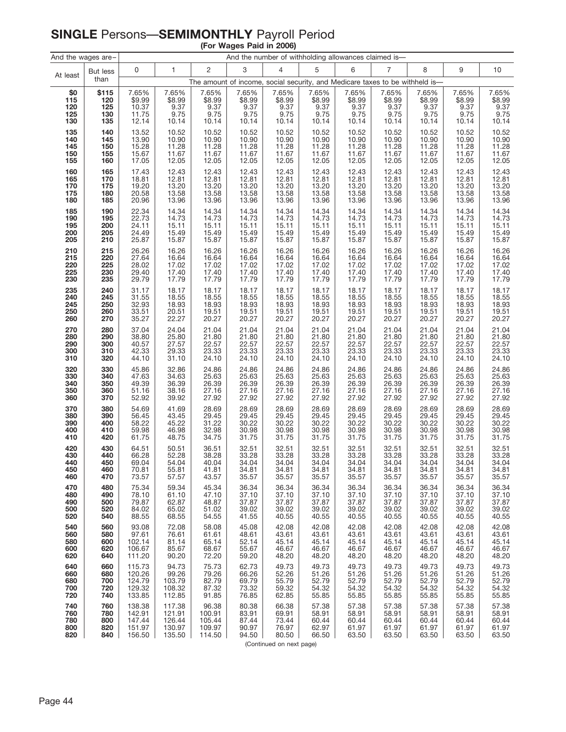# **SINGLE** Persons—**SEMIMONTHLY** Payroll Period

**(For Wages Paid in 2006)**

| And the wages are– | | And the number of withholding allowances claimed is— | | | | | | | | | | |
|---|---|---|---|---|---|---|---|---|---|---|---|---|
| At least | But less than | 0 | 1 | 2 | 3 | 4 | 5 | 6 | 7 | 8 | 9 | 10 |
| | | The amount of income, social security, and Medicare taxes to be withheld is— | | | | | | | | | | |
| **$0** | **$115** | 7.65% | 7.65% | 7.65% | 7.65% | 7.65% | 7.65% | 7.65% | 7.65% | 7.65% | 7.65% | 7.65% |
| **115** | **120** | $9.99 | $8.99 | $8.99 | $8.99 | $8.99 | $8.99 | $8.99 | $8.99 | $8.99 | $8.99 | $8.99 |
| **120** | **125** | 10.37 | 9.37 | 9.37 | 9.37 | 9.37 | 9.37 | 9.37 | 9.37 | 9.37 | 9.37 | 9.37 |
| **125** | **130** | 11.75 | 9.75 | 9.75 | 9.75 | 9.75 | 9.75 | 9.75 | 9.75 | 9.75 | 9.75 | 9.75 |
| **130** | **135** | 12.14 | 10.14 | 10.14 | 10.14 | 10.14 | 10.14 | 10.14 | 10.14 | 10.14 | 10.14 | 10.14 |
| **135** | **140** | 13.52 | 10.52 | 10.52 | 10.52 | 10.52 | 10.52 | 10.52 | 10.52 | 10.52 | 10.52 | 10.52 |
| **140** | **145** | 13.90 | 10.90 | 10.90 | 10.90 | 10.90 | 10.90 | 10.90 | 10.90 | 10.90 | 10.90 | 10.90 |
| **145** | **150** | 15.28 | 11.28 | 11.28 | 11.28 | 11.28 | 11.28 | 11.28 | 11.28 | 11.28 | 11.28 | 11.28 |
| **150** | **155** | 15.67 | 11.67 | 11.67 | 11.67 | 11.67 | 11.67 | 11.67 | 11.67 | 11.67 | 11.67 | 11.67 |
| **155** | **160** | 17.05 | 12.05 | 12.05 | 12.05 | 12.05 | 12.05 | 12.05 | 12.05 | 12.05 | 12.05 | 12.05 |
| **160** | **165** | 17.43 | 12.43 | 12.43 | 12.43 | 12.43 | 12.43 | 12.43 | 12.43 | 12.43 | 12.43 | 12.43 |
| **165** | **170** | 18.81 | 12.81 | 12.81 | 12.81 | 12.81 | 12.81 | 12.81 | 12.81 | 12.81 | 12.81 | 12.81 |
| **170** | **175** | 19.20 | 13.20 | 13.20 | 13.20 | 13.20 | 13.20 | 13.20 | 13.20 | 13.20 | 13.20 | 13.20 |
| **175** | **180** | 20.58 | 13.58 | 13.58 | 13.58 | 13.58 | 13.58 | 13.58 | 13.58 | 13.58 | 13.58 | 13.58 |
| **180** | **185** | 20.96 | 13.96 | 13.96 | 13.96 | 13.96 | 13.96 | 13.96 | 13.96 | 13.96 | 13.96 | 13.96 |
| **185** | **190** | 22.34 | 14.34 | 14.34 | 14.34 | 14.34 | 14.34 | 14.34 | 14.34 | 14.34 | 14.34 | 14.34 |
| **190** | **195** | 22.73 | 14.73 | 14.73 | 14.73 | 14.73 | 14.73 | 14.73 | 14.73 | 14.73 | 14.73 | 14.73 |
| **195** | **200** | 24.11 | 15.11 | 15.11 | 15.11 | 15.11 | 15.11 | 15.11 | 15.11 | 15.11 | 15.11 | 15.11 |
| **200** | **205** | 24.49 | 15.49 | 15.49 | 15.49 | 15.49 | 15.49 | 15.49 | 15.49 | 15.49 | 15.49 | 15.49 |
| **205** | **210** | 25.87 | 15.87 | 15.87 | 15.87 | 15.87 | 15.87 | 15.87 | 15.87 | 15.87 | 15.87 | 15.87 |
| **210** | **215** | 26.26 | 16.26 | 16.26 | 16.26 | 16.26 | 16.26 | 16.26 | 16.26 | 16.26 | 16.26 | 16.26 |
| **215** | **220** | 27.64 | 16.64 | 16.64 | 16.64 | 16.64 | 16.64 | 16.64 | 16.64 | 16.64 | 16.64 | 16.64 |
| **220** | **225** | 28.02 | 17.02 | 17.02 | 17.02 | 17.02 | 17.02 | 17.02 | 17.02 | 17.02 | 17.02 | 17.02 |
| **225** | **230** | 29.40 | 17.40 | 17.40 | 17.40 | 17.40 | 17.40 | 17.40 | 17.40 | 17.40 | 17.40 | 17.40 |
| **230** | **235** | 29.79 | 17.79 | 17.79 | 17.79 | 17.79 | 17.79 | 17.79 | 17.79 | 17.79 | 17.79 | 17.79 |
| **235** | **240** | 31.17 | 18.17 | 18.17 | 18.17 | 18.17 | 18.17 | 18.17 | 18.17 | 18.17 | 18.17 | 18.17 |
| **240** | **245** | 31.55 | 18.55 | 18.55 | 18.55 | 18.55 | 18.55 | 18.55 | 18.55 | 18.55 | 18.55 | 18.55 |
| **245** | **250** | 32.93 | 18.93 | 18.93 | 18.93 | 18.93 | 18.93 | 18.93 | 18.93 | 18.93 | 18.93 | 18.93 |
| **250** | **260** | 33.51 | 20.51 | 19.51 | 19.51 | 19.51 | 19.51 | 19.51 | 19.51 | 19.51 | 19.51 | 19.51 |
| **260** | **270** | 35.27 | 22.27 | 20.27 | 20.27 | 20.27 | 20.27 | 20.27 | 20.27 | 20.27 | 20.27 | 20.27 |
| **270** | **280** | 37.04 | 24.04 | 21.04 | 21.04 | 21.04 | 21.04 | 21.04 | 21.04 | 21.04 | 21.04 | 21.04 |
| **280** | **290** | 38.80 | 25.80 | 21.80 | 21.80 | 21.80 | 21.80 | 21.80 | 21.80 | 21.80 | 21.80 | 21.80 |
| **290** | **300** | 40.57 | 27.57 | 22.57 | 22.57 | 22.57 | 22.57 | 22.57 | 22.57 | 22.57 | 22.57 | 22.57 |
| **300** | **310** | 42.33 | 29.33 | 23.33 | 23.33 | 23.33 | 23.33 | 23.33 | 23.33 | 23.33 | 23.33 | 23.33 |
| **310** | **320** | 44.10 | 31.10 | 24.10 | 24.10 | 24.10 | 24.10 | 24.10 | 24.10 | 24.10 | 24.10 | 24.10 |
| **320** | **330** | 45.86 | 32.86 | 24.86 | 24.86 | 24.86 | 24.86 | 24.86 | 24.86 | 24.86 | 24.86 | 24.86 |
| **330** | **340** | 47.63 | 34.63 | 25.63 | 25.63 | 25.63 | 25.63 | 25.63 | 25.63 | 25.63 | 25.63 | 25.63 |
| **340** | **350** | 49.39 | 36.39 | 26.39 | 26.39 | 26.39 | 26.39 | 26.39 | 26.39 | 26.39 | 26.39 | 26.39 |
| **350** | **360** | 51.16 | 38.16 | 27.16 | 27.16 | 27.16 | 27.16 | 27.16 | 27.16 | 27.16 | 27.16 | 27.16 |
| **360** | **370** | 52.92 | 39.92 | 27.92 | 27.92 | 27.92 | 27.92 | 27.92 | 27.92 | 27.92 | 27.92 | 27.92 |
| **370** | **380** | 54.69 | 41.69 | 28.69 | 28.69 | 28.69 | 28.69 | 28.69 | 28.69 | 28.69 | 28.69 | 28.69 |
| **380** | **390** | 56.45 | 43.45 | 29.45 | 29.45 | 29.45 | 29.45 | 29.45 | 29.45 | 29.45 | 29.45 | 29.45 |
| **390** | **400** | 58.22 | 45.22 | 31.22 | 30.22 | 30.22 | 30.22 | 30.22 | 30.22 | 30.22 | 30.22 | 30.22 |
| **400** | **410** | 59.98 | 46.98 | 32.98 | 30.98 | 30.98 | 30.98 | 30.98 | 30.98 | 30.98 | 30.98 | 30.98 |
| **410** | **420** | 61.75 | 48.75 | 34.75 | 31.75 | 31.75 | 31.75 | 31.75 | 31.75 | 31.75 | 31.75 | 31.75 |
| **420** | **430** | 64.51 | 50.51 | 36.51 | 32.51 | 32.51 | 32.51 | 32.51 | 32.51 | 32.51 | 32.51 | 32.51 |
| **430** | **440** | 66.28 | 52.28 | 38.28 | 33.28 | 33.28 | 33.28 | 33.28 | 33.28 | 33.28 | 33.28 | 33.28 |
| **440** | **450** | 69.04 | 54.04 | 40.04 | 34.04 | 34.04 | 34.04 | 34.04 | 34.04 | 34.04 | 34.04 | 34.04 |
| **450** | **460** | 70.81 | 55.81 | 41.81 | 34.81 | 34.81 | 34.81 | 34.81 | 34.81 | 34.81 | 34.81 | 34.81 |
| **460** | **470** | 73.57 | 57.57 | 43.57 | 35.57 | 35.57 | 35.57 | 35.57 | 35.57 | 35.57 | 35.57 | 35.57 |
| **470** | **480** | 75.34 | 59.34 | 45.34 | 36.34 | 36.34 | 36.34 | 36.34 | 36.34 | 36.34 | 36.34 | 36.34 |
| **480** | **490** | 78.10 | 61.10 | 47.10 | 37.10 | 37.10 | 37.10 | 37.10 | 37.10 | 37.10 | 37.10 | 37.10 |
| **490** | **500** | 79.87 | 62.87 | 48.87 | 37.87 | 37.87 | 37.87 | 37.87 | 37.87 | 37.87 | 37.87 | 37.87 |
| **500** | **520** | 84.02 | 65.02 | 51.02 | 39.02 | 39.02 | 39.02 | 39.02 | 39.02 | 39.02 | 39.02 | 39.02 |
| **520** | **540** | 88.55 | 68.55 | 54.55 | 41.55 | 40.55 | 40.55 | 40.55 | 40.55 | 40.55 | 40.55 | 40.55 |
| **540** | **560** | 93.08 | 72.08 | 58.08 | 45.08 | 42.08 | 42.08 | 42.08 | 42.08 | 42.08 | 42.08 | 42.08 |
| **560** | **580** | 97.61 | 76.61 | 61.61 | 48.61 | 43.61 | 43.61 | 43.61 | 43.61 | 43.61 | 43.61 | 43.61 |
| **580** | **600** | 102.14 | 81.14 | 65.14 | 52.14 | 45.14 | 45.14 | 45.14 | 45.14 | 45.14 | 45.14 | 45.14 |
| **600** | **620** | 106.67 | 85.67 | 68.67 | 55.67 | 46.67 | 46.67 | 46.67 | 46.67 | 46.67 | 46.67 | 46.67 |
| **620** | **640** | 111.20 | 90.20 | 72.20 | 59.20 | 48.20 | 48.20 | 48.20 | 48.20 | 48.20 | 48.20 | 48.20 |
| **640** | **660** | 115.73 | 94.73 | 75.73 | 62.73 | 49.73 | 49.73 | 49.73 | 49.73 | 49.73 | 49.73 | 49.73 |
| **660** | **680** | 120.26 | 99.26 | 79.26 | 66.26 | 52.26 | 51.26 | 51.26 | 51.26 | 51.26 | 51.26 | 51.26 |
| **680** | **700** | 124.79 | 103.79 | 82.79 | 69.79 | 55.79 | 52.79 | 52.79 | 52.79 | 52.79 | 52.79 | 52.79 |
| **700** | **720** | 129.32 | 108.32 | 87.32 | 73.32 | 59.32 | 54.32 | 54.32 | 54.32 | 54.32 | 54.32 | 54.32 |
| **720** | **740** | 133.85 | 112.85 | 91.85 | 76.85 | 62.85 | 55.85 | 55.85 | 55.85 | 55.85 | 55.85 | 55.85 |
| **740** | **760** | 138.38 | 117.38 | 96.38 | 80.38 | 66.38 | 57.38 | 57.38 | 57.38 | 57.38 | 57.38 | 57.38 |
| **760** | **780** | 142.91 | 121.91 | 100.91 | 83.91 | 69.91 | 58.91 | 58.91 | 58.91 | 58.91 | 58.91 | 58.91 |
| **780** | **800** | 147.44 | 126.44 | 105.44 | 87.44 | 73.44 | 60.44 | 60.44 | 60.44 | 60.44 | 60.44 | 60.44 |
| **800** | **820** | 151.97 | 130.97 | 109.97 | 90.97 | 76.97 | 62.97 | 61.97 | 61.97 | 61.97 | 61.97 | 61.97 |
| **820** | **840** | 156.50 | 135.50 | 114.50 | 94.50 | 80.50 | 66.50 | 63.50 | 63.50 | 63.50 | 63.50 | 63.50 |

(Continued on next page)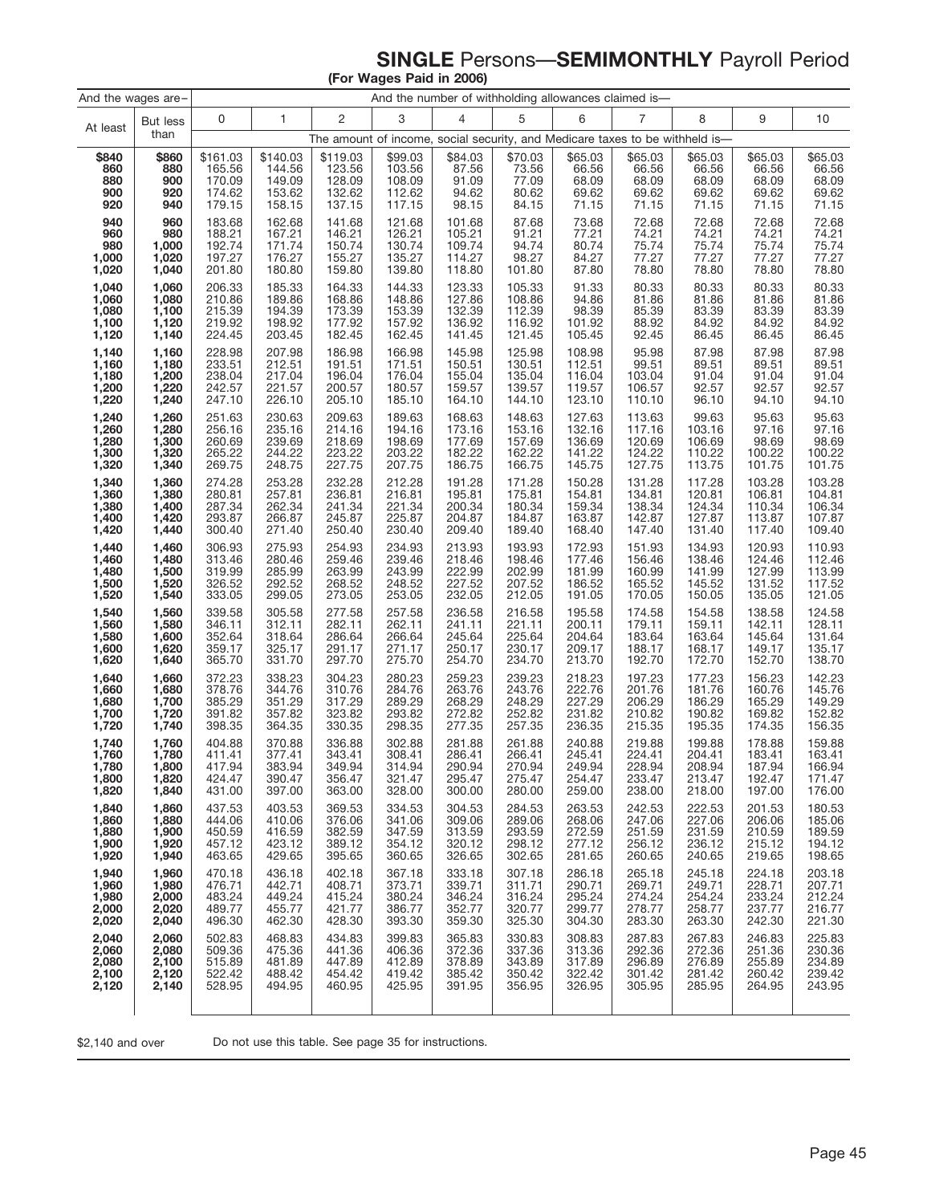# SINGLE Persons—SEMIMONTHLY Payroll Period

**(For Wages Paid in 2006)**

| And the wages are– | | And the number of withholding allowances claimed is— | | | | | | | | | | |
|---|---|---|---|---|---|---|---|---|---|---|---|---|
| At least | But less than | 0 | 1 | 2 | 3 | 4 | 5 | 6 | 7 | 8 | 9 | 10 |
| | | The amount of income, social security, and Medicare taxes to be withheld is— | | | | | | | | | | |
| $840 | $860 | $161.03 | $140.03 | $119.03 | $99.03 | $84.03 | $70.03 | $65.03 | $65.03 | $65.03 | $65.03 | $65.03 |
| 860 | 880 | 165.56 | 144.56 | 123.56 | 103.56 | 87.56 | 73.56 | 66.56 | 66.56 | 66.56 | 66.56 | 66.56 |
| 880 | 900 | 170.09 | 149.09 | 128.09 | 108.09 | 91.09 | 77.09 | 68.09 | 68.09 | 68.09 | 68.09 | 68.09 |
| 900 | 920 | 174.62 | 153.62 | 132.62 | 112.62 | 94.62 | 80.62 | 69.62 | 69.62 | 69.62 | 69.62 | 69.62 |
| 920 | 940 | 179.15 | 158.15 | 137.15 | 117.15 | 98.15 | 84.15 | 71.15 | 71.15 | 71.15 | 71.15 | 71.15 |
| 940 | 960 | 183.68 | 162.68 | 141.68 | 121.68 | 101.68 | 87.68 | 73.68 | 72.68 | 72.68 | 72.68 | 72.68 |
| 960 | 980 | 188.21 | 167.21 | 146.21 | 126.21 | 105.21 | 91.21 | 77.21 | 74.21 | 74.21 | 74.21 | 74.21 |
| 980 | 1,000 | 192.74 | 171.74 | 150.74 | 130.74 | 109.74 | 94.74 | 80.74 | 75.74 | 75.74 | 75.74 | 75.74 |
| 1,000 | 1,020 | 197.27 | 176.27 | 155.27 | 135.27 | 114.27 | 98.27 | 84.27 | 77.27 | 77.27 | 77.27 | 77.27 |
| 1,020 | 1,040 | 201.80 | 180.80 | 159.80 | 139.80 | 118.80 | 101.80 | 87.80 | 78.80 | 78.80 | 78.80 | 78.80 |
| 1,040 | 1,060 | 206.33 | 185.33 | 164.33 | 144.33 | 123.33 | 105.33 | 91.33 | 80.33 | 80.33 | 80.33 | 80.33 |
| 1,060 | 1,080 | 210.86 | 189.86 | 168.86 | 148.86 | 127.86 | 108.86 | 94.86 | 81.86 | 81.86 | 81.86 | 81.86 |
| 1,080 | 1,100 | 215.39 | 194.39 | 173.39 | 153.39 | 132.39 | 112.39 | 98.39 | 85.39 | 83.39 | 83.39 | 83.39 |
| 1,100 | 1,120 | 219.92 | 198.92 | 177.92 | 157.92 | 136.92 | 116.92 | 101.92 | 88.92 | 84.92 | 84.92 | 84.92 |
| 1,120 | 1,140 | 224.45 | 203.45 | 182.45 | 162.45 | 141.45 | 121.45 | 105.45 | 92.45 | 86.45 | 86.45 | 86.45 |
| 1,140 | 1,160 | 228.98 | 207.98 | 186.98 | 166.98 | 145.98 | 125.98 | 108.98 | 95.98 | 87.98 | 87.98 | 87.98 |
| 1,160 | 1,180 | 233.51 | 212.51 | 191.51 | 171.51 | 150.51 | 130.51 | 112.51 | 99.51 | 89.51 | 89.51 | 89.51 |
| 1,180 | 1,200 | 238.04 | 217.04 | 196.04 | 176.04 | 155.04 | 135.04 | 116.04 | 103.04 | 91.04 | 91.04 | 91.04 |
| 1,200 | 1,220 | 242.57 | 221.57 | 200.57 | 180.57 | 159.57 | 139.57 | 119.57 | 106.57 | 92.57 | 92.57 | 92.57 |
| 1,220 | 1,240 | 247.10 | 226.10 | 205.10 | 185.10 | 164.10 | 144.10 | 123.10 | 110.10 | 96.10 | 94.10 | 94.10 |
| 1,240 | 1,260 | 251.63 | 230.63 | 209.63 | 189.63 | 168.63 | 148.63 | 127.63 | 113.63 | 99.63 | 95.63 | 95.63 |
| 1,260 | 1,280 | 256.16 | 235.16 | 214.16 | 194.16 | 173.16 | 153.16 | 132.16 | 117.16 | 103.16 | 97.16 | 97.16 |
| 1,280 | 1,300 | 260.69 | 239.69 | 218.69 | 198.69 | 177.69 | 157.69 | 136.69 | 120.69 | 106.69 | 98.69 | 98.69 |
| 1,300 | 1,320 | 265.22 | 244.22 | 223.22 | 203.22 | 182.22 | 162.22 | 141.22 | 124.22 | 110.22 | 100.22 | 100.22 |
| 1,320 | 1,340 | 269.75 | 248.75 | 227.75 | 207.75 | 186.75 | 166.75 | 145.75 | 127.75 | 113.75 | 101.75 | 101.75 |
| 1,340 | 1,360 | 274.28 | 253.28 | 232.28 | 212.28 | 191.28 | 171.28 | 150.28 | 131.28 | 117.28 | 103.28 | 103.28 |
| 1,360 | 1,380 | 280.81 | 257.81 | 236.81 | 216.81 | 195.81 | 175.81 | 154.81 | 134.81 | 120.81 | 106.81 | 104.81 |
| 1,380 | 1,400 | 287.34 | 262.34 | 241.34 | 221.34 | 200.34 | 180.34 | 159.34 | 138.34 | 124.34 | 110.34 | 106.34 |
| 1,400 | 1,420 | 293.87 | 266.87 | 245.87 | 225.87 | 204.87 | 184.87 | 163.87 | 142.87 | 127.87 | 113.87 | 107.87 |
| 1,420 | 1,440 | 300.40 | 271.40 | 250.40 | 230.40 | 209.40 | 189.40 | 168.40 | 147.40 | 131.40 | 117.40 | 109.40 |
| 1,440 | 1,460 | 306.93 | 275.93 | 254.93 | 234.93 | 213.93 | 193.93 | 172.93 | 151.93 | 134.93 | 120.93 | 110.93 |
| 1,460 | 1,480 | 313.46 | 280.46 | 259.46 | 239.46 | 218.46 | 198.46 | 177.46 | 156.46 | 138.46 | 124.46 | 112.46 |
| 1,480 | 1,500 | 319.99 | 285.99 | 263.99 | 243.99 | 222.99 | 202.99 | 181.99 | 160.99 | 141.99 | 127.99 | 113.99 |
| 1,500 | 1,520 | 326.52 | 292.52 | 268.52 | 248.52 | 227.52 | 207.52 | 186.52 | 165.52 | 145.52 | 131.52 | 117.52 |
| 1,520 | 1,540 | 333.05 | 299.05 | 273.05 | 253.05 | 232.05 | 212.05 | 191.05 | 170.05 | 150.05 | 135.05 | 121.05 |
| 1,540 | 1,560 | 339.58 | 305.58 | 277.58 | 257.58 | 236.58 | 216.58 | 195.58 | 174.58 | 154.58 | 138.58 | 124.58 |
| 1,560 | 1,580 | 346.11 | 312.11 | 282.11 | 262.11 | 241.11 | 221.11 | 200.11 | 179.11 | 159.11 | 142.11 | 128.11 |
| 1,580 | 1,600 | 352.64 | 318.64 | 286.64 | 266.64 | 245.64 | 225.64 | 204.64 | 183.64 | 163.64 | 145.64 | 131.64 |
| 1,600 | 1,620 | 359.17 | 325.17 | 291.17 | 271.17 | 250.17 | 230.17 | 209.17 | 188.17 | 168.17 | 149.17 | 135.17 |
| 1,620 | 1,640 | 365.70 | 331.70 | 297.70 | 275.70 | 254.70 | 234.70 | 213.70 | 192.70 | 172.70 | 152.70 | 138.70 |
| 1,640 | 1,660 | 372.23 | 338.23 | 304.23 | 280.23 | 259.23 | 239.23 | 218.23 | 197.23 | 177.23 | 156.23 | 142.23 |
| 1,660 | 1,680 | 378.76 | 344.76 | 310.76 | 284.76 | 263.76 | 243.76 | 222.76 | 201.76 | 181.76 | 160.76 | 145.76 |
| 1,680 | 1,700 | 385.29 | 351.29 | 317.29 | 289.29 | 268.29 | 248.29 | 227.29 | 206.29 | 186.29 | 165.29 | 149.29 |
| 1,700 | 1,720 | 391.82 | 357.82 | 323.82 | 293.82 | 272.82 | 252.82 | 231.82 | 210.82 | 190.82 | 169.82 | 152.82 |
| 1,720 | 1,740 | 398.35 | 364.35 | 330.35 | 298.35 | 277.35 | 257.35 | 236.35 | 215.35 | 195.35 | 174.35 | 156.35 |
| 1,740 | 1,760 | 404.88 | 370.88 | 336.88 | 302.88 | 281.88 | 261.88 | 240.88 | 219.88 | 199.88 | 178.88 | 159.88 |
| 1,760 | 1,780 | 411.41 | 377.41 | 343.41 | 308.41 | 286.41 | 266.41 | 245.41 | 224.41 | 204.41 | 183.41 | 163.41 |
| 1,780 | 1,800 | 417.94 | 383.94 | 349.94 | 314.94 | 290.94 | 270.94 | 249.94 | 228.94 | 208.94 | 187.94 | 166.94 |
| 1,800 | 1,820 | 424.47 | 390.47 | 356.47 | 321.47 | 295.47 | 275.47 | 254.47 | 233.47 | 213.47 | 192.47 | 171.47 |
| 1,820 | 1,840 | 431.00 | 397.00 | 363.00 | 328.00 | 300.00 | 280.00 | 259.00 | 238.00 | 218.00 | 197.00 | 176.00 |
| 1,840 | 1,860 | 437.53 | 403.53 | 369.53 | 334.53 | 304.53 | 284.53 | 263.53 | 242.53 | 222.53 | 201.53 | 180.53 |
| 1,860 | 1,880 | 444.06 | 410.06 | 376.06 | 341.06 | 309.06 | 289.06 | 268.06 | 247.06 | 227.06 | 206.06 | 185.06 |
| 1,880 | 1,900 | 450.59 | 416.59 | 382.59 | 347.59 | 313.59 | 293.59 | 272.59 | 251.59 | 231.59 | 210.59 | 189.59 |
| 1,900 | 1,920 | 457.12 | 423.12 | 389.12 | 354.12 | 320.12 | 298.12 | 277.12 | 256.12 | 236.12 | 215.12 | 194.12 |
| 1,920 | 1,940 | 463.65 | 429.65 | 395.65 | 360.65 | 326.65 | 302.65 | 281.65 | 260.65 | 240.65 | 219.65 | 198.65 |
| 1,940 | 1,960 | 470.18 | 436.18 | 402.18 | 367.18 | 333.18 | 307.18 | 286.18 | 265.18 | 245.18 | 224.18 | 203.18 |
| 1,960 | 1,980 | 476.71 | 442.71 | 408.71 | 373.71 | 339.71 | 311.71 | 290.71 | 269.71 | 249.71 | 228.71 | 207.71 |
| 1,980 | 2,000 | 483.24 | 449.24 | 415.24 | 380.24 | 346.24 | 316.24 | 295.24 | 274.24 | 254.24 | 233.24 | 212.24 |
| 2,000 | 2,020 | 489.77 | 455.77 | 421.77 | 386.77 | 352.77 | 320.77 | 299.77 | 278.77 | 258.77 | 237.77 | 216.77 |
| 2,020 | 2,040 | 496.30 | 462.30 | 428.30 | 393.30 | 359.30 | 325.30 | 304.30 | 283.30 | 263.30 | 242.30 | 221.30 |
| 2,040 | 2,060 | 502.83 | 468.83 | 434.83 | 399.83 | 365.83 | 330.83 | 308.83 | 287.83 | 267.83 | 246.83 | 225.83 |
| 2,060 | 2,080 | 509.36 | 475.36 | 441.36 | 406.36 | 372.36 | 337.36 | 313.36 | 292.36 | 272.36 | 251.36 | 230.36 |
| 2,080 | 2,100 | 515.89 | 481.89 | 447.89 | 412.89 | 378.89 | 343.89 | 317.89 | 296.89 | 276.89 | 255.89 | 234.89 |
| 2,100 | 2,120 | 522.42 | 488.42 | 454.42 | 419.42 | 385.42 | 350.42 | 322.42 | 301.42 | 281.42 | 260.42 | 239.42 |
| 2,120 | 2,140 | 528.95 | 494.95 | 460.95 | 425.95 | 391.95 | 356.95 | 326.95 | 305.95 | 285.95 | 264.95 | 243.95 |

$2,140 and over — Do not use this table. See page 35 for instructions.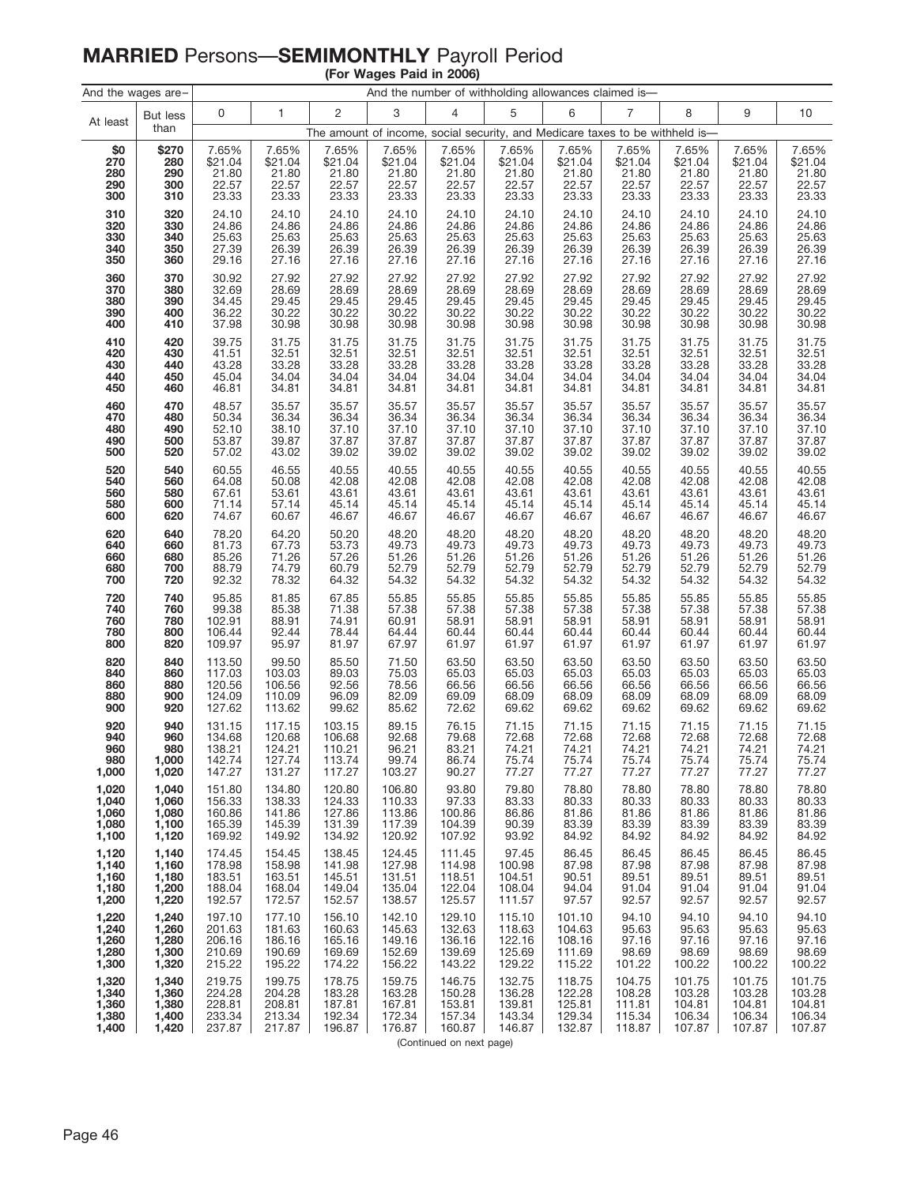# **MARRIED** Persons—**SEMIMONTHLY** Payroll Period

**(For Wages Paid in 2006)**

| And the wages are– | | And the number of withholding allowances claimed is— | | | | | | | | | | |
|---|---|---|---|---|---|---|---|---|---|---|---|---|
| At least | But less than | 0 | 1 | 2 | 3 | 4 | 5 | 6 | 7 | 8 | 9 | 10 |
| | | The amount of income, social security, and Medicare taxes to be withheld is— | | | | | | | | | | |
| **$0** | **$270** | 7.65% | 7.65% | 7.65% | 7.65% | 7.65% | 7.65% | 7.65% | 7.65% | 7.65% | 7.65% | 7.65% |
| **270** | **280** | $21.04 | $21.04 | $21.04 | $21.04 | $21.04 | $21.04 | $21.04 | $21.04 | $21.04 | $21.04 | $21.04 |
| **280** | **290** | 21.80 | 21.80 | 21.80 | 21.80 | 21.80 | 21.80 | 21.80 | 21.80 | 21.80 | 21.80 | 21.80 |
| **290** | **300** | 22.57 | 22.57 | 22.57 | 22.57 | 22.57 | 22.57 | 22.57 | 22.57 | 22.57 | 22.57 | 22.57 |
| **300** | **310** | 23.33 | 23.33 | 23.33 | 23.33 | 23.33 | 23.33 | 23.33 | 23.33 | 23.33 | 23.33 | 23.33 |
| **310** | **320** | 24.10 | 24.10 | 24.10 | 24.10 | 24.10 | 24.10 | 24.10 | 24.10 | 24.10 | 24.10 | 24.10 |
| **320** | **330** | 24.86 | 24.86 | 24.86 | 24.86 | 24.86 | 24.86 | 24.86 | 24.86 | 24.86 | 24.86 | 24.86 |
| **330** | **340** | 25.63 | 25.63 | 25.63 | 25.63 | 25.63 | 25.63 | 25.63 | 25.63 | 25.63 | 25.63 | 25.63 |
| **340** | **350** | 27.39 | 26.39 | 26.39 | 26.39 | 26.39 | 26.39 | 26.39 | 26.39 | 26.39 | 26.39 | 26.39 |
| **350** | **360** | 29.16 | 27.16 | 27.16 | 27.16 | 27.16 | 27.16 | 27.16 | 27.16 | 27.16 | 27.16 | 27.16 |
| **360** | **370** | 30.92 | 27.92 | 27.92 | 27.92 | 27.92 | 27.92 | 27.92 | 27.92 | 27.92 | 27.92 | 27.92 |
| **370** | **380** | 32.69 | 28.69 | 28.69 | 28.69 | 28.69 | 28.69 | 28.69 | 28.69 | 28.69 | 28.69 | 28.69 |
| **380** | **390** | 34.45 | 29.45 | 29.45 | 29.45 | 29.45 | 29.45 | 29.45 | 29.45 | 29.45 | 29.45 | 29.45 |
| **390** | **400** | 36.22 | 30.22 | 30.22 | 30.22 | 30.22 | 30.22 | 30.22 | 30.22 | 30.22 | 30.22 | 30.22 |
| **400** | **410** | 37.98 | 30.98 | 30.98 | 30.98 | 30.98 | 30.98 | 30.98 | 30.98 | 30.98 | 30.98 | 30.98 |
| **410** | **420** | 39.75 | 31.75 | 31.75 | 31.75 | 31.75 | 31.75 | 31.75 | 31.75 | 31.75 | 31.75 | 31.75 |
| **420** | **430** | 41.51 | 32.51 | 32.51 | 32.51 | 32.51 | 32.51 | 32.51 | 32.51 | 32.51 | 32.51 | 32.51 |
| **430** | **440** | 43.28 | 33.28 | 33.28 | 33.28 | 33.28 | 33.28 | 33.28 | 33.28 | 33.28 | 33.28 | 33.28 |
| **440** | **450** | 45.04 | 34.04 | 34.04 | 34.04 | 34.04 | 34.04 | 34.04 | 34.04 | 34.04 | 34.04 | 34.04 |
| **450** | **460** | 46.81 | 34.81 | 34.81 | 34.81 | 34.81 | 34.81 | 34.81 | 34.81 | 34.81 | 34.81 | 34.81 |
| **460** | **470** | 48.57 | 35.57 | 35.57 | 35.57 | 35.57 | 35.57 | 35.57 | 35.57 | 35.57 | 35.57 | 35.57 |
| **470** | **480** | 50.34 | 36.34 | 36.34 | 36.34 | 36.34 | 36.34 | 36.34 | 36.34 | 36.34 | 36.34 | 36.34 |
| **480** | **490** | 52.10 | 38.10 | 37.10 | 37.10 | 37.10 | 37.10 | 37.10 | 37.10 | 37.10 | 37.10 | 37.10 |
| **490** | **500** | 53.87 | 39.87 | 37.87 | 37.87 | 37.87 | 37.87 | 37.87 | 37.87 | 37.87 | 37.87 | 37.87 |
| **500** | **520** | 57.02 | 43.02 | 39.02 | 39.02 | 39.02 | 39.02 | 39.02 | 39.02 | 39.02 | 39.02 | 39.02 |
| **520** | **540** | 60.55 | 46.55 | 40.55 | 40.55 | 40.55 | 40.55 | 40.55 | 40.55 | 40.55 | 40.55 | 40.55 |
| **540** | **560** | 64.08 | 50.08 | 42.08 | 42.08 | 42.08 | 42.08 | 42.08 | 42.08 | 42.08 | 42.08 | 42.08 |
| **560** | **580** | 67.61 | 53.61 | 43.61 | 43.61 | 43.61 | 43.61 | 43.61 | 43.61 | 43.61 | 43.61 | 43.61 |
| **580** | **600** | 71.14 | 57.14 | 45.14 | 45.14 | 45.14 | 45.14 | 45.14 | 45.14 | 45.14 | 45.14 | 45.14 |
| **600** | **620** | 74.67 | 60.67 | 46.67 | 46.67 | 46.67 | 46.67 | 46.67 | 46.67 | 46.67 | 46.67 | 46.67 |
| **620** | **640** | 78.20 | 64.20 | 50.20 | 48.20 | 48.20 | 48.20 | 48.20 | 48.20 | 48.20 | 48.20 | 48.20 |
| **640** | **660** | 81.73 | 67.73 | 53.73 | 49.73 | 49.73 | 49.73 | 49.73 | 49.73 | 49.73 | 49.73 | 49.73 |
| **660** | **680** | 85.26 | 71.26 | 57.26 | 51.26 | 51.26 | 51.26 | 51.26 | 51.26 | 51.26 | 51.26 | 51.26 |
| **680** | **700** | 88.79 | 74.79 | 60.79 | 52.79 | 52.79 | 52.79 | 52.79 | 52.79 | 52.79 | 52.79 | 52.79 |
| **700** | **720** | 92.32 | 78.32 | 64.32 | 54.32 | 54.32 | 54.32 | 54.32 | 54.32 | 54.32 | 54.32 | 54.32 |
| **720** | **740** | 95.85 | 81.85 | 67.85 | 55.85 | 55.85 | 55.85 | 55.85 | 55.85 | 55.85 | 55.85 | 55.85 |
| **740** | **760** | 99.38 | 85.38 | 71.38 | 57.38 | 57.38 | 57.38 | 57.38 | 57.38 | 57.38 | 57.38 | 57.38 |
| **760** | **780** | 102.91 | 88.91 | 74.91 | 60.91 | 58.91 | 58.91 | 58.91 | 58.91 | 58.91 | 58.91 | 58.91 |
| **780** | **800** | 106.44 | 92.44 | 78.44 | 64.44 | 60.44 | 60.44 | 60.44 | 60.44 | 60.44 | 60.44 | 60.44 |
| **800** | **820** | 109.97 | 95.97 | 81.97 | 67.97 | 61.97 | 61.97 | 61.97 | 61.97 | 61.97 | 61.97 | 61.97 |
| **820** | **840** | 113.50 | 99.50 | 85.50 | 71.50 | 63.50 | 63.50 | 63.50 | 63.50 | 63.50 | 63.50 | 63.50 |
| **840** | **860** | 117.03 | 103.03 | 89.03 | 75.03 | 65.03 | 65.03 | 65.03 | 65.03 | 65.03 | 65.03 | 65.03 |
| **860** | **880** | 120.56 | 106.56 | 92.56 | 78.56 | 66.56 | 66.56 | 66.56 | 66.56 | 66.56 | 66.56 | 66.56 |
| **880** | **900** | 124.09 | 110.09 | 96.09 | 82.09 | 69.09 | 68.09 | 68.09 | 68.09 | 68.09 | 68.09 | 68.09 |
| **900** | **920** | 127.62 | 113.62 | 99.62 | 85.62 | 72.62 | 69.62 | 69.62 | 69.62 | 69.62 | 69.62 | 69.62 |
| **920** | **940** | 131.15 | 117.15 | 103.15 | 89.15 | 76.15 | 71.15 | 71.15 | 71.15 | 71.15 | 71.15 | 71.15 |
| **940** | **960** | 134.68 | 120.68 | 106.68 | 92.68 | 79.68 | 72.68 | 72.68 | 72.68 | 72.68 | 72.68 | 72.68 |
| **960** | **980** | 138.21 | 124.21 | 110.21 | 96.21 | 83.21 | 74.21 | 74.21 | 74.21 | 74.21 | 74.21 | 74.21 |
| **980** | **1,000** | 142.74 | 127.74 | 113.74 | 99.74 | 86.74 | 75.74 | 75.74 | 75.74 | 75.74 | 75.74 | 75.74 |
| **1,000** | **1,020** | 147.27 | 131.27 | 117.27 | 103.27 | 90.27 | 77.27 | 77.27 | 77.27 | 77.27 | 77.27 | 77.27 |
| **1,020** | **1,040** | 151.80 | 134.80 | 120.80 | 106.80 | 93.80 | 79.80 | 78.80 | 78.80 | 78.80 | 78.80 | 78.80 |
| **1,040** | **1,060** | 156.33 | 138.33 | 124.33 | 110.33 | 97.33 | 83.33 | 80.33 | 80.33 | 80.33 | 80.33 | 80.33 |
| **1,060** | **1,080** | 160.86 | 141.86 | 127.86 | 113.86 | 100.86 | 86.86 | 81.86 | 81.86 | 81.86 | 81.86 | 81.86 |
| **1,080** | **1,100** | 165.39 | 145.39 | 131.39 | 117.39 | 104.39 | 90.39 | 83.39 | 83.39 | 83.39 | 83.39 | 83.39 |
| **1,100** | **1,120** | 169.92 | 149.92 | 134.92 | 120.92 | 107.92 | 93.92 | 84.92 | 84.92 | 84.92 | 84.92 | 84.92 |
| **1,120** | **1,140** | 174.45 | 154.45 | 138.45 | 124.45 | 111.45 | 97.45 | 86.45 | 86.45 | 86.45 | 86.45 | 86.45 |
| **1,140** | **1,160** | 178.98 | 158.98 | 141.98 | 127.98 | 114.98 | 100.98 | 87.98 | 87.98 | 87.98 | 87.98 | 87.98 |
| **1,160** | **1,180** | 183.51 | 163.51 | 145.51 | 131.51 | 118.51 | 104.51 | 90.51 | 89.51 | 89.51 | 89.51 | 89.51 |
| **1,180** | **1,200** | 188.04 | 168.04 | 149.04 | 135.04 | 122.04 | 108.04 | 94.04 | 91.04 | 91.04 | 91.04 | 91.04 |
| **1,200** | **1,220** | 192.57 | 172.57 | 152.57 | 138.57 | 125.57 | 111.57 | 97.57 | 92.57 | 92.57 | 92.57 | 92.57 |
| **1,220** | **1,240** | 197.10 | 177.10 | 156.10 | 142.10 | 129.10 | 115.10 | 101.10 | 94.10 | 94.10 | 94.10 | 94.10 |
| **1,240** | **1,260** | 201.63 | 181.63 | 160.63 | 145.63 | 132.63 | 118.63 | 104.63 | 95.63 | 95.63 | 95.63 | 95.63 |
| **1,260** | **1,280** | 206.16 | 186.16 | 165.16 | 149.16 | 136.16 | 122.16 | 108.16 | 97.16 | 97.16 | 97.16 | 97.16 |
| **1,280** | **1,300** | 210.69 | 190.69 | 169.69 | 152.69 | 139.69 | 125.69 | 111.69 | 98.69 | 98.69 | 98.69 | 98.69 |
| **1,300** | **1,320** | 215.22 | 195.22 | 174.22 | 156.22 | 143.22 | 129.22 | 115.22 | 101.22 | 100.22 | 100.22 | 100.22 |
| **1,320** | **1,340** | 219.75 | 199.75 | 178.75 | 159.75 | 146.75 | 132.75 | 118.75 | 104.75 | 101.75 | 101.75 | 101.75 |
| **1,340** | **1,360** | 224.28 | 204.28 | 183.28 | 163.28 | 150.28 | 136.28 | 122.28 | 108.28 | 103.28 | 103.28 | 103.28 |
| **1,360** | **1,380** | 228.81 | 208.81 | 187.81 | 167.81 | 153.81 | 139.81 | 125.81 | 111.81 | 104.81 | 104.81 | 104.81 |
| **1,380** | **1,400** | 233.34 | 213.34 | 192.34 | 172.34 | 157.34 | 143.34 | 129.34 | 115.34 | 106.34 | 106.34 | 106.34 |
| **1,400** | **1,420** | 237.87 | 217.87 | 196.87 | 176.87 | 160.87 | 146.87 | 132.87 | 118.87 | 107.87 | 107.87 | 107.87 |

(Continued on next page)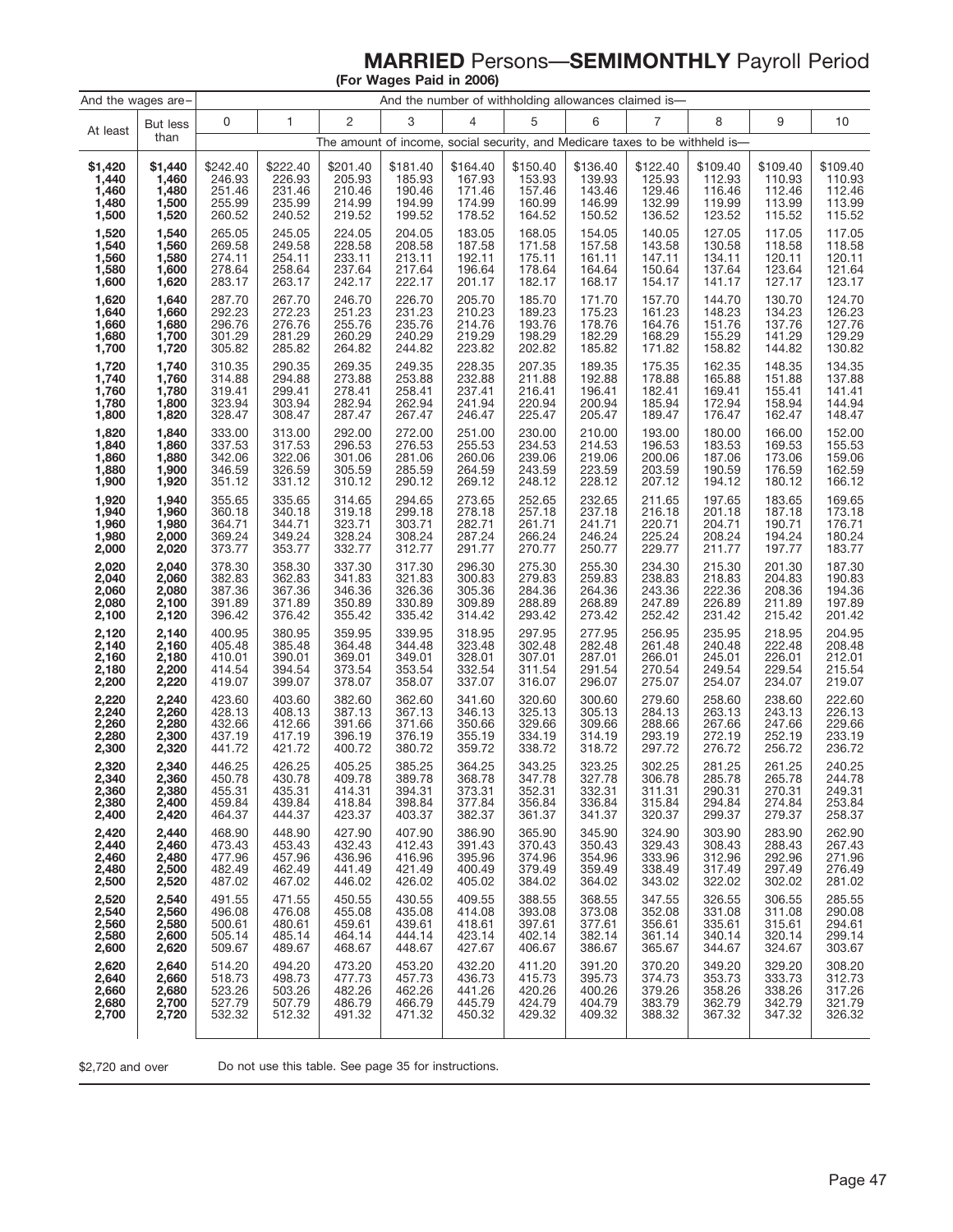# **MARRIED** Persons—**SEMIMONTHLY** Payroll Period

**(For Wages Paid in 2006)**

| And the wages are– | | And the number of withholding allowances claimed is— | | | | | | | | | | |
|---|---|---|---|---|---|---|---|---|---|---|---|---|
| At least | But less than | 0 | 1 | 2 | 3 | 4 | 5 | 6 | 7 | 8 | 9 | 10 |
| | | The amount of income, social security, and Medicare taxes to be withheld is— | | | | | | | | | | |
| **$1,420** | **$1,440** | $242.40 | $222.40 | $201.40 | $181.40 | $164.40 | $150.40 | $136.40 | $122.40 | $109.40 | $109.40 | $109.40 |
| **1,440** | **1,460** | 246.93 | 226.93 | 205.93 | 185.93 | 167.93 | 153.93 | 139.93 | 125.93 | 112.93 | 110.93 | 110.93 |
| **1,460** | **1,480** | 251.46 | 231.46 | 210.46 | 190.46 | 171.46 | 157.46 | 143.46 | 129.46 | 116.46 | 112.46 | 112.46 |
| **1,480** | **1,500** | 255.99 | 235.99 | 214.99 | 194.99 | 174.99 | 160.99 | 146.99 | 132.99 | 119.99 | 113.99 | 113.99 |
| **1,500** | **1,520** | 260.52 | 240.52 | 219.52 | 199.52 | 178.52 | 164.52 | 150.52 | 136.52 | 123.52 | 115.52 | 115.52 |
| **1,520** | **1,540** | 265.05 | 245.05 | 224.05 | 204.05 | 183.05 | 168.05 | 154.05 | 140.05 | 127.05 | 117.05 | 117.05 |
| **1,540** | **1,560** | 269.58 | 249.58 | 228.58 | 208.58 | 187.58 | 171.58 | 157.58 | 143.58 | 130.58 | 118.58 | 118.58 |
| **1,560** | **1,580** | 274.11 | 254.11 | 233.11 | 213.11 | 192.11 | 175.11 | 161.11 | 147.11 | 134.11 | 120.11 | 120.11 |
| **1,580** | **1,600** | 278.64 | 258.64 | 237.64 | 217.64 | 196.64 | 178.64 | 164.64 | 150.64 | 137.64 | 123.64 | 121.64 |
| **1,600** | **1,620** | 283.17 | 263.17 | 242.17 | 222.17 | 201.17 | 182.17 | 168.17 | 154.17 | 141.17 | 127.17 | 123.17 |
| **1,620** | **1,640** | 287.70 | 267.70 | 246.70 | 226.70 | 205.70 | 185.70 | 171.70 | 157.70 | 144.70 | 130.70 | 124.70 |
| **1,640** | **1,660** | 292.23 | 272.23 | 251.23 | 231.23 | 210.23 | 189.23 | 175.23 | 161.23 | 148.23 | 134.23 | 126.23 |
| **1,660** | **1,680** | 296.76 | 276.76 | 255.76 | 235.76 | 214.76 | 193.76 | 178.76 | 164.76 | 151.76 | 137.76 | 127.76 |
| **1,680** | **1,700** | 301.29 | 281.29 | 260.29 | 240.29 | 219.29 | 198.29 | 182.29 | 168.29 | 155.29 | 141.29 | 129.29 |
| **1,700** | **1,720** | 305.82 | 285.82 | 264.82 | 244.82 | 223.82 | 202.82 | 185.82 | 171.82 | 158.82 | 144.82 | 130.82 |
| **1,720** | **1,740** | 310.35 | 290.35 | 269.35 | 249.35 | 228.35 | 207.35 | 189.35 | 175.35 | 162.35 | 148.35 | 134.35 |
| **1,740** | **1,760** | 314.88 | 294.88 | 273.88 | 253.88 | 232.88 | 211.88 | 192.88 | 178.88 | 165.88 | 151.88 | 137.88 |
| **1,760** | **1,780** | 319.41 | 299.41 | 278.41 | 258.41 | 237.41 | 216.41 | 196.41 | 182.41 | 169.41 | 155.41 | 141.41 |
| **1,780** | **1,800** | 323.94 | 303.94 | 282.94 | 262.94 | 241.94 | 220.94 | 200.94 | 185.94 | 172.94 | 158.94 | 144.94 |
| **1,800** | **1,820** | 328.47 | 308.47 | 287.47 | 267.47 | 246.47 | 225.47 | 205.47 | 189.47 | 176.47 | 162.47 | 148.47 |
| **1,820** | **1,840** | 333.00 | 313.00 | 292.00 | 272.00 | 251.00 | 230.00 | 210.00 | 193.00 | 180.00 | 166.00 | 152.00 |
| **1,840** | **1,860** | 337.53 | 317.53 | 296.53 | 276.53 | 255.53 | 234.53 | 214.53 | 196.53 | 183.53 | 169.53 | 155.53 |
| **1,860** | **1,880** | 342.06 | 322.06 | 301.06 | 281.06 | 260.06 | 239.06 | 219.06 | 200.06 | 187.06 | 173.06 | 159.06 |
| **1,880** | **1,900** | 346.59 | 326.59 | 305.59 | 285.59 | 264.59 | 243.59 | 223.59 | 203.59 | 190.59 | 176.59 | 162.59 |
| **1,900** | **1,920** | 351.12 | 331.12 | 310.12 | 290.12 | 269.12 | 248.12 | 228.12 | 207.12 | 194.12 | 180.12 | 166.12 |
| **1,920** | **1,940** | 355.65 | 335.65 | 314.65 | 294.65 | 273.65 | 252.65 | 232.65 | 211.65 | 197.65 | 183.65 | 169.65 |
| **1,940** | **1,960** | 360.18 | 340.18 | 319.18 | 299.18 | 278.18 | 257.18 | 237.18 | 216.18 | 201.18 | 187.18 | 173.18 |
| **1,960** | **1,980** | 364.71 | 344.71 | 323.71 | 303.71 | 282.71 | 261.71 | 241.71 | 220.71 | 204.71 | 190.71 | 176.71 |
| **1,980** | **2,000** | 369.24 | 349.24 | 328.24 | 308.24 | 287.24 | 266.24 | 246.24 | 225.24 | 208.24 | 194.24 | 180.24 |
| **2,000** | **2,020** | 373.77 | 353.77 | 332.77 | 312.77 | 291.77 | 270.77 | 250.77 | 229.77 | 211.77 | 197.77 | 183.77 |
| **2,020** | **2,040** | 378.30 | 358.30 | 337.30 | 317.30 | 296.30 | 275.30 | 255.30 | 234.30 | 215.30 | 201.30 | 187.30 |
| **2,040** | **2,060** | 382.83 | 362.83 | 341.83 | 321.83 | 300.83 | 279.83 | 259.83 | 238.83 | 218.83 | 204.83 | 190.83 |
| **2,060** | **2,080** | 387.36 | 367.36 | 346.36 | 326.36 | 305.36 | 284.36 | 264.36 | 243.36 | 222.36 | 208.36 | 194.36 |
| **2,080** | **2,100** | 391.89 | 371.89 | 350.89 | 330.89 | 309.89 | 288.89 | 268.89 | 247.89 | 226.89 | 211.89 | 197.89 |
| **2,100** | **2,120** | 396.42 | 376.42 | 355.42 | 335.42 | 314.42 | 293.42 | 273.42 | 252.42 | 231.42 | 215.42 | 201.42 |
| **2,120** | **2,140** | 400.95 | 380.95 | 359.95 | 339.95 | 318.95 | 297.95 | 277.95 | 256.95 | 235.95 | 218.95 | 204.95 |
| **2,140** | **2,160** | 405.48 | 385.48 | 364.48 | 344.48 | 323.48 | 302.48 | 282.48 | 261.48 | 240.48 | 222.48 | 208.48 |
| **2,160** | **2,180** | 410.01 | 390.01 | 369.01 | 349.01 | 328.01 | 307.01 | 287.01 | 266.01 | 245.01 | 226.01 | 212.01 |
| **2,180** | **2,200** | 414.54 | 394.54 | 373.54 | 353.54 | 332.54 | 311.54 | 291.54 | 270.54 | 249.54 | 229.54 | 215.54 |
| **2,200** | **2,220** | 419.07 | 399.07 | 378.07 | 358.07 | 337.07 | 316.07 | 296.07 | 275.07 | 254.07 | 234.07 | 219.07 |
| **2,220** | **2,240** | 423.60 | 403.60 | 382.60 | 362.60 | 341.60 | 320.60 | 300.60 | 279.60 | 258.60 | 238.60 | 222.60 |
| **2,240** | **2,260** | 428.13 | 408.13 | 387.13 | 367.13 | 346.13 | 325.13 | 305.13 | 284.13 | 263.13 | 243.13 | 226.13 |
| **2,260** | **2,280** | 432.66 | 412.66 | 391.66 | 371.66 | 350.66 | 329.66 | 309.66 | 288.66 | 267.66 | 247.66 | 229.66 |
| **2,280** | **2,300** | 437.19 | 417.19 | 396.19 | 376.19 | 355.19 | 334.19 | 314.19 | 293.19 | 272.19 | 252.19 | 233.19 |
| **2,300** | **2,320** | 441.72 | 421.72 | 400.72 | 380.72 | 359.72 | 338.72 | 318.72 | 297.72 | 276.72 | 256.72 | 236.72 |
| **2,320** | **2,340** | 446.25 | 426.25 | 405.25 | 385.25 | 364.25 | 343.25 | 323.25 | 302.25 | 281.25 | 261.25 | 240.25 |
| **2,340** | **2,360** | 450.78 | 430.78 | 409.78 | 389.78 | 368.78 | 347.78 | 327.78 | 306.78 | 285.78 | 265.78 | 244.78 |
| **2,360** | **2,380** | 455.31 | 435.31 | 414.31 | 394.31 | 373.31 | 352.31 | 332.31 | 311.31 | 290.31 | 270.31 | 249.31 |
| **2,380** | **2,400** | 459.84 | 439.84 | 418.84 | 398.84 | 377.84 | 356.84 | 336.84 | 315.84 | 294.84 | 274.84 | 253.84 |
| **2,400** | **2,420** | 464.37 | 444.37 | 423.37 | 403.37 | 382.37 | 361.37 | 341.37 | 320.37 | 299.37 | 279.37 | 258.37 |
| **2,420** | **2,440** | 468.90 | 448.90 | 427.90 | 407.90 | 386.90 | 365.90 | 345.90 | 324.90 | 303.90 | 283.90 | 262.90 |
| **2,440** | **2,460** | 473.43 | 453.43 | 432.43 | 412.43 | 391.43 | 370.43 | 350.43 | 329.43 | 308.43 | 288.43 | 267.43 |
| **2,460** | **2,480** | 477.96 | 457.96 | 436.96 | 416.96 | 395.96 | 374.96 | 354.96 | 333.96 | 312.96 | 292.96 | 271.96 |
| **2,480** | **2,500** | 482.49 | 462.49 | 441.49 | 421.49 | 400.49 | 379.49 | 359.49 | 338.49 | 317.49 | 297.49 | 276.49 |
| **2,500** | **2,520** | 487.02 | 467.02 | 446.02 | 426.02 | 405.02 | 384.02 | 364.02 | 343.02 | 322.02 | 302.02 | 281.02 |
| **2,520** | **2,540** | 491.55 | 471.55 | 450.55 | 430.55 | 409.55 | 388.55 | 368.55 | 347.55 | 326.55 | 306.55 | 285.55 |
| **2,540** | **2,560** | 496.08 | 476.08 | 455.08 | 435.08 | 414.08 | 393.08 | 373.08 | 352.08 | 331.08 | 311.08 | 290.08 |
| **2,560** | **2,580** | 500.61 | 480.61 | 459.61 | 439.61 | 418.61 | 397.61 | 377.61 | 356.61 | 335.61 | 315.61 | 294.61 |
| **2,580** | **2,600** | 505.14 | 485.14 | 464.14 | 444.14 | 423.14 | 402.14 | 382.14 | 361.14 | 340.14 | 320.14 | 299.14 |
| **2,600** | **2,620** | 509.67 | 489.67 | 468.67 | 448.67 | 427.67 | 406.67 | 386.67 | 365.67 | 344.67 | 324.67 | 303.67 |
| **2,620** | **2,640** | 514.20 | 494.20 | 473.20 | 453.20 | 432.20 | 411.20 | 391.20 | 370.20 | 349.20 | 329.20 | 308.20 |
| **2,640** | **2,660** | 518.73 | 498.73 | 477.73 | 457.73 | 436.73 | 415.73 | 395.73 | 374.73 | 353.73 | 333.73 | 312.73 |
| **2,660** | **2,680** | 523.26 | 503.26 | 482.26 | 462.26 | 441.26 | 420.26 | 400.26 | 379.26 | 358.26 | 338.26 | 317.26 |
| **2,680** | **2,700** | 527.79 | 507.79 | 486.79 | 466.79 | 445.79 | 424.79 | 404.79 | 383.79 | 362.79 | 342.79 | 321.79 |
| **2,700** | **2,720** | 532.32 | 512.32 | 491.32 | 471.32 | 450.32 | 429.32 | 409.32 | 388.32 | 367.32 | 347.32 | 326.32 |

$2,720 and over — Do not use this table. See page 35 for instructions.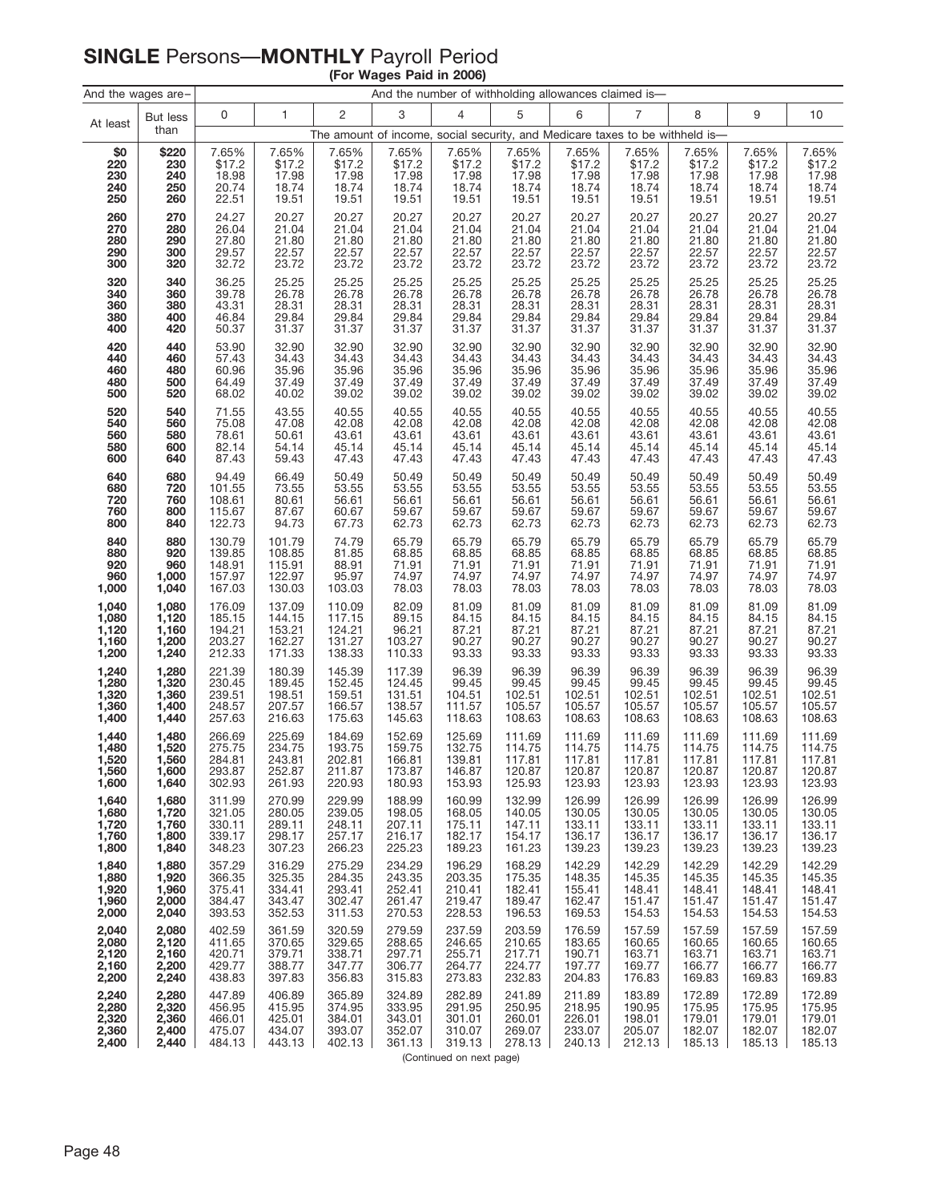# SINGLE Persons—MONTHLY Payroll Period

**(For Wages Paid in 2006)**

| And the wages are– | | And the number of withholding allowances claimed is— | | | | | | | | | | |
|---|---|---|---|---|---|---|---|---|---|---|---|---|
| At least | But less than | 0 | 1 | 2 | 3 | 4 | 5 | 6 | 7 | 8 | 9 | 10 |
| | | The amount of income, social security, and Medicare taxes to be withheld is— | | | | | | | | | | |
| **$0** | **$220** | 7.65% | 7.65% | 7.65% | 7.65% | 7.65% | 7.65% | 7.65% | 7.65% | 7.65% | 7.65% | 7.65% |
| **220** | **230** | $17.2 | $17.2 | $17.2 | $17.2 | $17.2 | $17.2 | $17.2 | $17.2 | $17.2 | $17.2 | $17.2 |
| **230** | **240** | 18.98 | 17.98 | 17.98 | 17.98 | 17.98 | 17.98 | 17.98 | 17.98 | 17.98 | 17.98 | 17.98 |
| **240** | **250** | 20.74 | 18.74 | 18.74 | 18.74 | 18.74 | 18.74 | 18.74 | 18.74 | 18.74 | 18.74 | 18.74 |
| **250** | **260** | 22.51 | 19.51 | 19.51 | 19.51 | 19.51 | 19.51 | 19.51 | 19.51 | 19.51 | 19.51 | 19.51 |
| **260** | **270** | 24.27 | 20.27 | 20.27 | 20.27 | 20.27 | 20.27 | 20.27 | 20.27 | 20.27 | 20.27 | 20.27 |
| **270** | **280** | 26.04 | 21.04 | 21.04 | 21.04 | 21.04 | 21.04 | 21.04 | 21.04 | 21.04 | 21.04 | 21.04 |
| **280** | **290** | 27.80 | 21.80 | 21.80 | 21.80 | 21.80 | 21.80 | 21.80 | 21.80 | 21.80 | 21.80 | 21.80 |
| **290** | **300** | 29.57 | 22.57 | 22.57 | 22.57 | 22.57 | 22.57 | 22.57 | 22.57 | 22.57 | 22.57 | 22.57 |
| **300** | **320** | 32.72 | 23.72 | 23.72 | 23.72 | 23.72 | 23.72 | 23.72 | 23.72 | 23.72 | 23.72 | 23.72 |
| **320** | **340** | 36.25 | 25.25 | 25.25 | 25.25 | 25.25 | 25.25 | 25.25 | 25.25 | 25.25 | 25.25 | 25.25 |
| **340** | **360** | 39.78 | 26.78 | 26.78 | 26.78 | 26.78 | 26.78 | 26.78 | 26.78 | 26.78 | 26.78 | 26.78 |
| **360** | **380** | 43.31 | 28.31 | 28.31 | 28.31 | 28.31 | 28.31 | 28.31 | 28.31 | 28.31 | 28.31 | 28.31 |
| **380** | **400** | 46.84 | 29.84 | 29.84 | 29.84 | 29.84 | 29.84 | 29.84 | 29.84 | 29.84 | 29.84 | 29.84 |
| **400** | **420** | 50.37 | 31.37 | 31.37 | 31.37 | 31.37 | 31.37 | 31.37 | 31.37 | 31.37 | 31.37 | 31.37 |
| **420** | **440** | 53.90 | 32.90 | 32.90 | 32.90 | 32.90 | 32.90 | 32.90 | 32.90 | 32.90 | 32.90 | 32.90 |
| **440** | **460** | 57.43 | 34.43 | 34.43 | 34.43 | 34.43 | 34.43 | 34.43 | 34.43 | 34.43 | 34.43 | 34.43 |
| **460** | **480** | 60.96 | 35.96 | 35.96 | 35.96 | 35.96 | 35.96 | 35.96 | 35.96 | 35.96 | 35.96 | 35.96 |
| **480** | **500** | 64.49 | 37.49 | 37.49 | 37.49 | 37.49 | 37.49 | 37.49 | 37.49 | 37.49 | 37.49 | 37.49 |
| **500** | **520** | 68.02 | 40.02 | 39.02 | 39.02 | 39.02 | 39.02 | 39.02 | 39.02 | 39.02 | 39.02 | 39.02 |
| **520** | **540** | 71.55 | 43.55 | 40.55 | 40.55 | 40.55 | 40.55 | 40.55 | 40.55 | 40.55 | 40.55 | 40.55 |
| **540** | **560** | 75.08 | 47.08 | 42.08 | 42.08 | 42.08 | 42.08 | 42.08 | 42.08 | 42.08 | 42.08 | 42.08 |
| **560** | **580** | 78.61 | 50.61 | 43.61 | 43.61 | 43.61 | 43.61 | 43.61 | 43.61 | 43.61 | 43.61 | 43.61 |
| **580** | **600** | 82.14 | 54.14 | 45.14 | 45.14 | 45.14 | 45.14 | 45.14 | 45.14 | 45.14 | 45.14 | 45.14 |
| **600** | **640** | 87.43 | 59.43 | 47.43 | 47.43 | 47.43 | 47.43 | 47.43 | 47.43 | 47.43 | 47.43 | 47.43 |
| **640** | **680** | 94.49 | 66.49 | 50.49 | 50.49 | 50.49 | 50.49 | 50.49 | 50.49 | 50.49 | 50.49 | 50.49 |
| **680** | **720** | 101.55 | 73.55 | 53.55 | 53.55 | 53.55 | 53.55 | 53.55 | 53.55 | 53.55 | 53.55 | 53.55 |
| **720** | **760** | 108.61 | 80.61 | 56.61 | 56.61 | 56.61 | 56.61 | 56.61 | 56.61 | 56.61 | 56.61 | 56.61 |
| **760** | **800** | 115.67 | 87.67 | 60.67 | 59.67 | 59.67 | 59.67 | 59.67 | 59.67 | 59.67 | 59.67 | 59.67 |
| **800** | **840** | 122.73 | 94.73 | 67.73 | 62.73 | 62.73 | 62.73 | 62.73 | 62.73 | 62.73 | 62.73 | 62.73 |
| **840** | **880** | 130.79 | 101.79 | 74.79 | 65.79 | 65.79 | 65.79 | 65.79 | 65.79 | 65.79 | 65.79 | 65.79 |
| **880** | **920** | 139.85 | 108.85 | 81.85 | 68.85 | 68.85 | 68.85 | 68.85 | 68.85 | 68.85 | 68.85 | 68.85 |
| **920** | **960** | 148.91 | 115.91 | 88.91 | 71.91 | 71.91 | 71.91 | 71.91 | 71.91 | 71.91 | 71.91 | 71.91 |
| **960** | **1,000** | 157.97 | 122.97 | 95.97 | 74.97 | 74.97 | 74.97 | 74.97 | 74.97 | 74.97 | 74.97 | 74.97 |
| **1,000** | **1,040** | 167.03 | 130.03 | 103.03 | 78.03 | 78.03 | 78.03 | 78.03 | 78.03 | 78.03 | 78.03 | 78.03 |
| **1,040** | **1,080** | 176.09 | 137.09 | 110.09 | 82.09 | 81.09 | 81.09 | 81.09 | 81.09 | 81.09 | 81.09 | 81.09 |
| **1,080** | **1,120** | 185.15 | 144.15 | 117.15 | 89.15 | 84.15 | 84.15 | 84.15 | 84.15 | 84.15 | 84.15 | 84.15 |
| **1,120** | **1,160** | 194.21 | 153.21 | 124.21 | 96.21 | 87.21 | 87.21 | 87.21 | 87.21 | 87.21 | 87.21 | 87.21 |
| **1,160** | **1,200** | 203.27 | 162.27 | 131.27 | 103.27 | 90.27 | 90.27 | 90.27 | 90.27 | 90.27 | 90.27 | 90.27 |
| **1,200** | **1,240** | 212.33 | 171.33 | 138.33 | 110.33 | 93.33 | 93.33 | 93.33 | 93.33 | 93.33 | 93.33 | 93.33 |
| **1,240** | **1,280** | 221.39 | 180.39 | 145.39 | 117.39 | 96.39 | 96.39 | 96.39 | 96.39 | 96.39 | 96.39 | 96.39 |
| **1,280** | **1,320** | 230.45 | 189.45 | 152.45 | 124.45 | 99.45 | 99.45 | 99.45 | 99.45 | 99.45 | 99.45 | 99.45 |
| **1,320** | **1,360** | 239.51 | 198.51 | 159.51 | 131.51 | 104.51 | 102.51 | 102.51 | 102.51 | 102.51 | 102.51 | 102.51 |
| **1,360** | **1,400** | 248.57 | 207.57 | 166.57 | 138.57 | 111.57 | 105.57 | 105.57 | 105.57 | 105.57 | 105.57 | 105.57 |
| **1,400** | **1,440** | 257.63 | 216.63 | 175.63 | 145.63 | 118.63 | 108.63 | 108.63 | 108.63 | 108.63 | 108.63 | 108.63 |
| **1,440** | **1,480** | 266.69 | 225.69 | 184.69 | 152.69 | 125.69 | 111.69 | 111.69 | 111.69 | 111.69 | 111.69 | 111.69 |
| **1,480** | **1,520** | 275.75 | 234.75 | 193.75 | 159.75 | 132.75 | 114.75 | 114.75 | 114.75 | 114.75 | 114.75 | 114.75 |
| **1,520** | **1,560** | 284.81 | 243.81 | 202.81 | 166.81 | 139.81 | 117.81 | 117.81 | 117.81 | 117.81 | 117.81 | 117.81 |
| **1,560** | **1,600** | 293.87 | 252.87 | 211.87 | 173.87 | 146.87 | 120.87 | 120.87 | 120.87 | 120.87 | 120.87 | 120.87 |
| **1,600** | **1,640** | 302.93 | 261.93 | 220.93 | 180.93 | 153.93 | 125.93 | 123.93 | 123.93 | 123.93 | 123.93 | 123.93 |
| **1,640** | **1,680** | 311.99 | 270.99 | 229.99 | 188.99 | 160.99 | 132.99 | 126.99 | 126.99 | 126.99 | 126.99 | 126.99 |
| **1,680** | **1,720** | 321.05 | 280.05 | 239.05 | 198.05 | 168.05 | 140.05 | 130.05 | 130.05 | 130.05 | 130.05 | 130.05 |
| **1,720** | **1,760** | 330.11 | 289.11 | 248.11 | 207.11 | 175.11 | 147.11 | 133.11 | 133.11 | 133.11 | 133.11 | 133.11 |
| **1,760** | **1,800** | 339.17 | 298.17 | 257.17 | 216.17 | 182.17 | 154.17 | 136.17 | 136.17 | 136.17 | 136.17 | 136.17 |
| **1,800** | **1,840** | 348.23 | 307.23 | 266.23 | 225.23 | 189.23 | 161.23 | 139.23 | 139.23 | 139.23 | 139.23 | 139.23 |
| **1,840** | **1,880** | 357.29 | 316.29 | 275.29 | 234.29 | 196.29 | 168.29 | 142.29 | 142.29 | 142.29 | 142.29 | 142.29 |
| **1,880** | **1,920** | 366.35 | 325.35 | 284.35 | 243.35 | 203.35 | 175.35 | 148.35 | 145.35 | 145.35 | 145.35 | 145.35 |
| **1,920** | **1,960** | 375.41 | 334.41 | 293.41 | 252.41 | 210.41 | 182.41 | 155.41 | 148.41 | 148.41 | 148.41 | 148.41 |
| **1,960** | **2,000** | 384.47 | 343.47 | 302.47 | 261.47 | 219.47 | 189.47 | 162.47 | 151.47 | 151.47 | 151.47 | 151.47 |
| **2,000** | **2,040** | 393.53 | 352.53 | 311.53 | 270.53 | 228.53 | 196.53 | 169.53 | 154.53 | 154.53 | 154.53 | 154.53 |
| **2,040** | **2,080** | 402.59 | 361.59 | 320.59 | 279.59 | 237.59 | 203.59 | 176.59 | 157.59 | 157.59 | 157.59 | 157.59 |
| **2,080** | **2,120** | 411.65 | 370.65 | 329.65 | 288.65 | 246.65 | 210.65 | 183.65 | 160.65 | 160.65 | 160.65 | 160.65 |
| **2,120** | **2,160** | 420.71 | 379.71 | 338.71 | 297.71 | 255.71 | 217.71 | 190.71 | 163.71 | 163.71 | 163.71 | 163.71 |
| **2,160** | **2,200** | 429.77 | 388.77 | 347.77 | 306.77 | 264.77 | 224.77 | 197.77 | 169.77 | 166.77 | 166.77 | 166.77 |
| **2,200** | **2,240** | 438.83 | 397.83 | 356.83 | 315.83 | 273.83 | 232.83 | 204.83 | 176.83 | 169.83 | 169.83 | 169.83 |
| **2,240** | **2,280** | 447.89 | 406.89 | 365.89 | 324.89 | 282.89 | 241.89 | 211.89 | 183.89 | 172.89 | 172.89 | 172.89 |
| **2,280** | **2,320** | 456.95 | 415.95 | 374.95 | 333.95 | 291.95 | 250.95 | 218.95 | 190.95 | 175.95 | 175.95 | 175.95 |
| **2,320** | **2,360** | 466.01 | 425.01 | 384.01 | 343.01 | 301.01 | 260.01 | 226.01 | 198.01 | 179.01 | 179.01 | 179.01 |
| **2,360** | **2,400** | 475.07 | 434.07 | 393.07 | 352.07 | 310.07 | 269.07 | 233.07 | 205.07 | 182.07 | 182.07 | 182.07 |
| **2,400** | **2,440** | 484.13 | 443.13 | 402.13 | 361.13 | 319.13 | 278.13 | 240.13 | 212.13 | 185.13 | 185.13 | 185.13 |

(Continued on next page)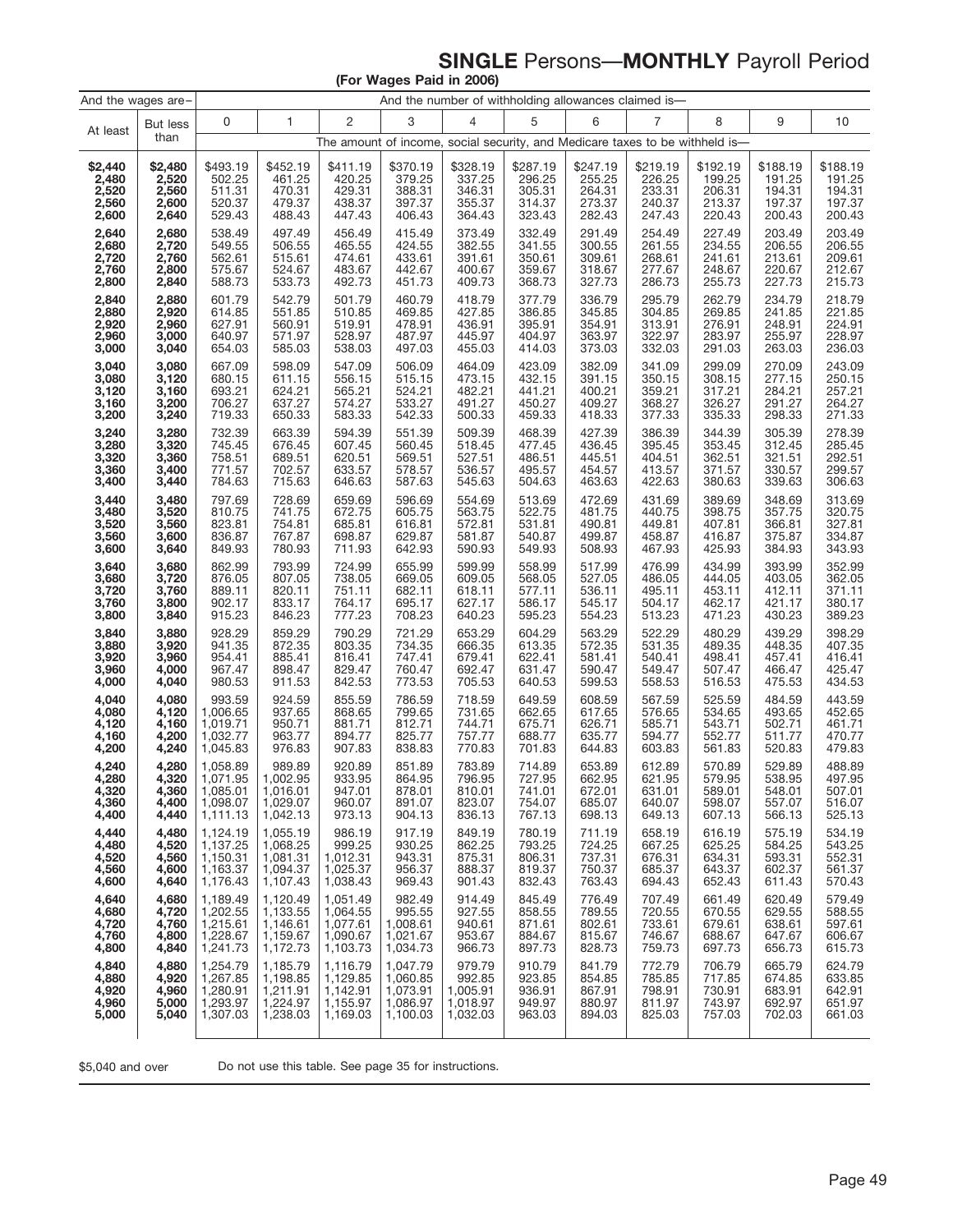# SINGLE Persons—MONTHLY Payroll Period

**(For Wages Paid in 2006)**

| And the wages are– | | And the number of withholding allowances claimed is— | | | | | | | | | | |
|---|---|---|---|---|---|---|---|---|---|---|---|---|
| At least | But less than | 0 | 1 | 2 | 3 | 4 | 5 | 6 | 7 | 8 | 9 | 10 |
| | | The amount of income, social security, and Medicare taxes to be withheld is— | | | | | | | | | | |
| **$2,440** | **$2,480** | $493.19 | $452.19 | $411.19 | $370.19 | $328.19 | $287.19 | $247.19 | $219.19 | $192.19 | $188.19 | $188.19 |
| **2,480** | **2,520** | 502.25 | 461.25 | 420.25 | 379.25 | 337.25 | 296.25 | 255.25 | 226.25 | 199.25 | 191.25 | 191.25 |
| **2,520** | **2,560** | 511.31 | 470.31 | 429.31 | 388.31 | 346.31 | 305.31 | 264.31 | 233.31 | 206.31 | 194.31 | 194.31 |
| **2,560** | **2,600** | 520.37 | 479.37 | 438.37 | 397.37 | 355.37 | 314.37 | 273.37 | 240.37 | 213.37 | 197.37 | 197.37 |
| **2,600** | **2,640** | 529.43 | 488.43 | 447.43 | 406.43 | 364.43 | 323.43 | 282.43 | 247.43 | 220.43 | 200.43 | 200.43 |
| **2,640** | **2,680** | 538.49 | 497.49 | 456.49 | 415.49 | 373.49 | 332.49 | 291.49 | 254.49 | 227.49 | 203.49 | 203.49 |
| **2,680** | **2,720** | 549.55 | 506.55 | 465.55 | 424.55 | 382.55 | 341.55 | 300.55 | 261.55 | 234.55 | 206.55 | 206.55 |
| **2,720** | **2,760** | 562.61 | 515.61 | 474.61 | 433.61 | 391.61 | 350.61 | 309.61 | 268.61 | 241.61 | 213.61 | 209.61 |
| **2,760** | **2,800** | 575.67 | 524.67 | 483.67 | 442.67 | 400.67 | 359.67 | 318.67 | 277.67 | 248.67 | 220.67 | 212.67 |
| **2,800** | **2,840** | 588.73 | 533.73 | 492.73 | 451.73 | 409.73 | 368.73 | 327.73 | 286.73 | 255.73 | 227.73 | 215.73 |
| **2,840** | **2,880** | 601.79 | 542.79 | 501.79 | 460.79 | 418.79 | 377.79 | 336.79 | 295.79 | 262.79 | 234.79 | 218.79 |
| **2,880** | **2,920** | 614.85 | 551.85 | 510.85 | 469.85 | 427.85 | 386.85 | 345.85 | 304.85 | 269.85 | 241.85 | 221.85 |
| **2,920** | **2,960** | 627.91 | 560.91 | 519.91 | 478.91 | 436.91 | 395.91 | 354.91 | 313.91 | 276.91 | 248.91 | 224.91 |
| **2,960** | **3,000** | 640.97 | 571.97 | 528.97 | 487.97 | 445.97 | 404.97 | 363.97 | 322.97 | 283.97 | 255.97 | 228.97 |
| **3,000** | **3,040** | 654.03 | 585.03 | 538.03 | 497.03 | 455.03 | 414.03 | 373.03 | 332.03 | 291.03 | 263.03 | 236.03 |
| **3,040** | **3,080** | 667.09 | 598.09 | 547.09 | 506.09 | 464.09 | 423.09 | 382.09 | 341.09 | 299.09 | 270.09 | 243.09 |
| **3,080** | **3,120** | 680.15 | 611.15 | 556.15 | 515.15 | 473.15 | 432.15 | 391.15 | 350.15 | 308.15 | 277.15 | 250.15 |
| **3,120** | **3,160** | 693.21 | 624.21 | 565.21 | 524.21 | 482.21 | 441.21 | 400.21 | 359.21 | 317.21 | 284.21 | 257.21 |
| **3,160** | **3,200** | 706.27 | 637.27 | 574.27 | 533.27 | 491.27 | 450.27 | 409.27 | 368.27 | 326.27 | 291.27 | 264.27 |
| **3,200** | **3,240** | 719.33 | 650.33 | 583.33 | 542.33 | 500.33 | 459.33 | 418.33 | 377.33 | 335.33 | 298.33 | 271.33 |
| **3,240** | **3,280** | 732.39 | 663.39 | 594.39 | 551.39 | 509.39 | 468.39 | 427.39 | 386.39 | 344.39 | 305.39 | 278.39 |
| **3,280** | **3,320** | 745.45 | 676.45 | 607.45 | 560.45 | 518.45 | 477.45 | 436.45 | 395.45 | 353.45 | 312.45 | 285.45 |
| **3,320** | **3,360** | 758.51 | 689.51 | 620.51 | 569.51 | 527.51 | 486.51 | 445.51 | 404.51 | 362.51 | 321.51 | 292.51 |
| **3,360** | **3,400** | 771.57 | 702.57 | 633.57 | 578.57 | 536.57 | 495.57 | 454.57 | 413.57 | 371.57 | 330.57 | 299.57 |
| **3,400** | **3,440** | 784.63 | 715.63 | 646.63 | 587.63 | 545.63 | 504.63 | 463.63 | 422.63 | 380.63 | 339.63 | 306.63 |
| **3,440** | **3,480** | 797.69 | 728.69 | 659.69 | 596.69 | 554.69 | 513.69 | 472.69 | 431.69 | 389.69 | 348.69 | 313.69 |
| **3,480** | **3,520** | 810.75 | 741.75 | 672.75 | 605.75 | 563.75 | 522.75 | 481.75 | 440.75 | 398.75 | 357.75 | 320.75 |
| **3,520** | **3,560** | 823.81 | 754.81 | 685.81 | 616.81 | 572.81 | 531.81 | 490.81 | 449.81 | 407.81 | 366.81 | 327.81 |
| **3,560** | **3,600** | 836.87 | 767.87 | 698.87 | 629.87 | 581.87 | 540.87 | 499.87 | 458.87 | 416.87 | 375.87 | 334.87 |
| **3,600** | **3,640** | 849.93 | 780.93 | 711.93 | 642.93 | 590.93 | 549.93 | 508.93 | 467.93 | 425.93 | 384.93 | 343.93 |
| **3,640** | **3,680** | 862.99 | 793.99 | 724.99 | 655.99 | 599.99 | 558.99 | 517.99 | 476.99 | 434.99 | 393.99 | 352.99 |
| **3,680** | **3,720** | 876.05 | 807.05 | 738.05 | 669.05 | 609.05 | 568.05 | 527.05 | 486.05 | 444.05 | 403.05 | 362.05 |
| **3,720** | **3,760** | 889.11 | 820.11 | 751.11 | 682.11 | 618.11 | 577.11 | 536.11 | 495.11 | 453.11 | 412.11 | 371.11 |
| **3,760** | **3,800** | 902.17 | 833.17 | 764.17 | 695.17 | 627.17 | 586.17 | 545.17 | 504.17 | 462.17 | 421.17 | 380.17 |
| **3,800** | **3,840** | 915.23 | 846.23 | 777.23 | 708.23 | 640.23 | 595.23 | 554.23 | 513.23 | 471.23 | 430.23 | 389.23 |
| **3,840** | **3,880** | 928.29 | 859.29 | 790.29 | 721.29 | 653.29 | 604.29 | 563.29 | 522.29 | 480.29 | 439.29 | 398.29 |
| **3,880** | **3,920** | 941.35 | 872.35 | 803.35 | 734.35 | 666.35 | 613.35 | 572.35 | 531.35 | 489.35 | 448.35 | 407.35 |
| **3,920** | **3,960** | 954.41 | 885.41 | 816.41 | 747.41 | 679.41 | 622.41 | 581.41 | 540.41 | 498.41 | 457.41 | 416.41 |
| **3,960** | **4,000** | 967.47 | 898.47 | 829.47 | 760.47 | 692.47 | 631.47 | 590.47 | 549.47 | 507.47 | 466.47 | 425.47 |
| **4,000** | **4,040** | 980.53 | 911.53 | 842.53 | 773.53 | 705.53 | 640.53 | 599.53 | 558.53 | 516.53 | 475.53 | 434.53 |
| **4,040** | **4,080** | 993.59 | 924.59 | 855.59 | 786.59 | 718.59 | 649.59 | 608.59 | 567.59 | 525.59 | 484.59 | 443.59 |
| **4,080** | **4,120** | 1,006.65 | 937.65 | 868.65 | 799.65 | 731.65 | 662.65 | 617.65 | 576.65 | 534.65 | 493.65 | 452.65 |
| **4,120** | **4,160** | 1,019.71 | 950.71 | 881.71 | 812.71 | 744.71 | 675.71 | 626.71 | 585.71 | 543.71 | 502.71 | 461.71 |
| **4,160** | **4,200** | 1,032.77 | 963.77 | 894.77 | 825.77 | 757.77 | 688.77 | 635.77 | 594.77 | 552.77 | 511.77 | 470.77 |
| **4,200** | **4,240** | 1,045.83 | 976.83 | 907.83 | 838.83 | 770.83 | 701.83 | 644.83 | 603.83 | 561.83 | 520.83 | 479.83 |
| **4,240** | **4,280** | 1,058.89 | 989.89 | 920.89 | 851.89 | 783.89 | 714.89 | 653.89 | 612.89 | 570.89 | 529.89 | 488.89 |
| **4,280** | **4,320** | 1,071.95 | 1,002.95 | 933.95 | 864.95 | 796.95 | 727.95 | 662.95 | 621.95 | 579.95 | 538.95 | 497.95 |
| **4,320** | **4,360** | 1,085.01 | 1,016.01 | 947.01 | 878.01 | 810.01 | 741.01 | 672.01 | 631.01 | 589.01 | 548.01 | 507.01 |
| **4,360** | **4,400** | 1,098.07 | 1,029.07 | 960.07 | 891.07 | 823.07 | 754.07 | 685.07 | 640.07 | 598.07 | 557.07 | 516.07 |
| **4,400** | **4,440** | 1,111.13 | 1,042.13 | 973.13 | 904.13 | 836.13 | 767.13 | 698.13 | 649.13 | 607.13 | 566.13 | 525.13 |
| **4,440** | **4,480** | 1,124.19 | 1,055.19 | 986.19 | 917.19 | 849.19 | 780.19 | 711.19 | 658.19 | 616.19 | 575.19 | 534.19 |
| **4,480** | **4,520** | 1,137.25 | 1,068.25 | 999.25 | 930.25 | 862.25 | 793.25 | 724.25 | 667.25 | 625.25 | 584.25 | 543.25 |
| **4,520** | **4,560** | 1,150.31 | 1,081.31 | 1,012.31 | 943.31 | 875.31 | 806.31 | 737.31 | 676.31 | 634.31 | 593.31 | 552.31 |
| **4,560** | **4,600** | 1,163.37 | 1,094.37 | 1,025.37 | 956.37 | 888.37 | 819.37 | 750.37 | 685.37 | 643.37 | 602.37 | 561.37 |
| **4,600** | **4,640** | 1,176.43 | 1,107.43 | 1,038.43 | 969.43 | 901.43 | 832.43 | 763.43 | 694.43 | 652.43 | 611.43 | 570.43 |
| **4,640** | **4,680** | 1,189.49 | 1,120.49 | 1,051.49 | 982.49 | 914.49 | 845.49 | 776.49 | 707.49 | 661.49 | 620.49 | 579.49 |
| **4,680** | **4,720** | 1,202.55 | 1,133.55 | 1,064.55 | 995.55 | 927.55 | 858.55 | 789.55 | 720.55 | 670.55 | 629.55 | 588.55 |
| **4,720** | **4,760** | 1,215.61 | 1,146.61 | 1,077.61 | 1,008.61 | 940.61 | 871.61 | 802.61 | 733.61 | 679.61 | 638.61 | 597.61 |
| **4,760** | **4,800** | 1,228.67 | 1,159.67 | 1,090.67 | 1,021.67 | 953.67 | 884.67 | 815.67 | 746.67 | 688.67 | 647.67 | 606.67 |
| **4,800** | **4,840** | 1,241.73 | 1,172.73 | 1,103.73 | 1,034.73 | 966.73 | 897.73 | 828.73 | 759.73 | 697.73 | 656.73 | 615.73 |
| **4,840** | **4,880** | 1,254.79 | 1,185.79 | 1,116.79 | 1,047.79 | 979.79 | 910.79 | 841.79 | 772.79 | 706.79 | 665.79 | 624.79 |
| **4,880** | **4,920** | 1,267.85 | 1,198.85 | 1,129.85 | 1,060.85 | 992.85 | 923.85 | 854.85 | 785.85 | 717.85 | 674.85 | 633.85 |
| **4,920** | **4,960** | 1,280.91 | 1,211.91 | 1,142.91 | 1,073.91 | 1,005.91 | 936.91 | 867.91 | 798.91 | 730.91 | 683.91 | 642.91 |
| **4,960** | **5,000** | 1,293.97 | 1,224.97 | 1,155.97 | 1,086.97 | 1,018.97 | 949.97 | 880.97 | 811.97 | 743.97 | 692.97 | 651.97 |
| **5,000** | **5,040** | 1,307.03 | 1,238.03 | 1,169.03 | 1,100.03 | 1,032.03 | 963.03 | 894.03 | 825.03 | 757.03 | 702.03 | 661.03 |

$5,040 and over    Do not use this table. See page 35 for instructions.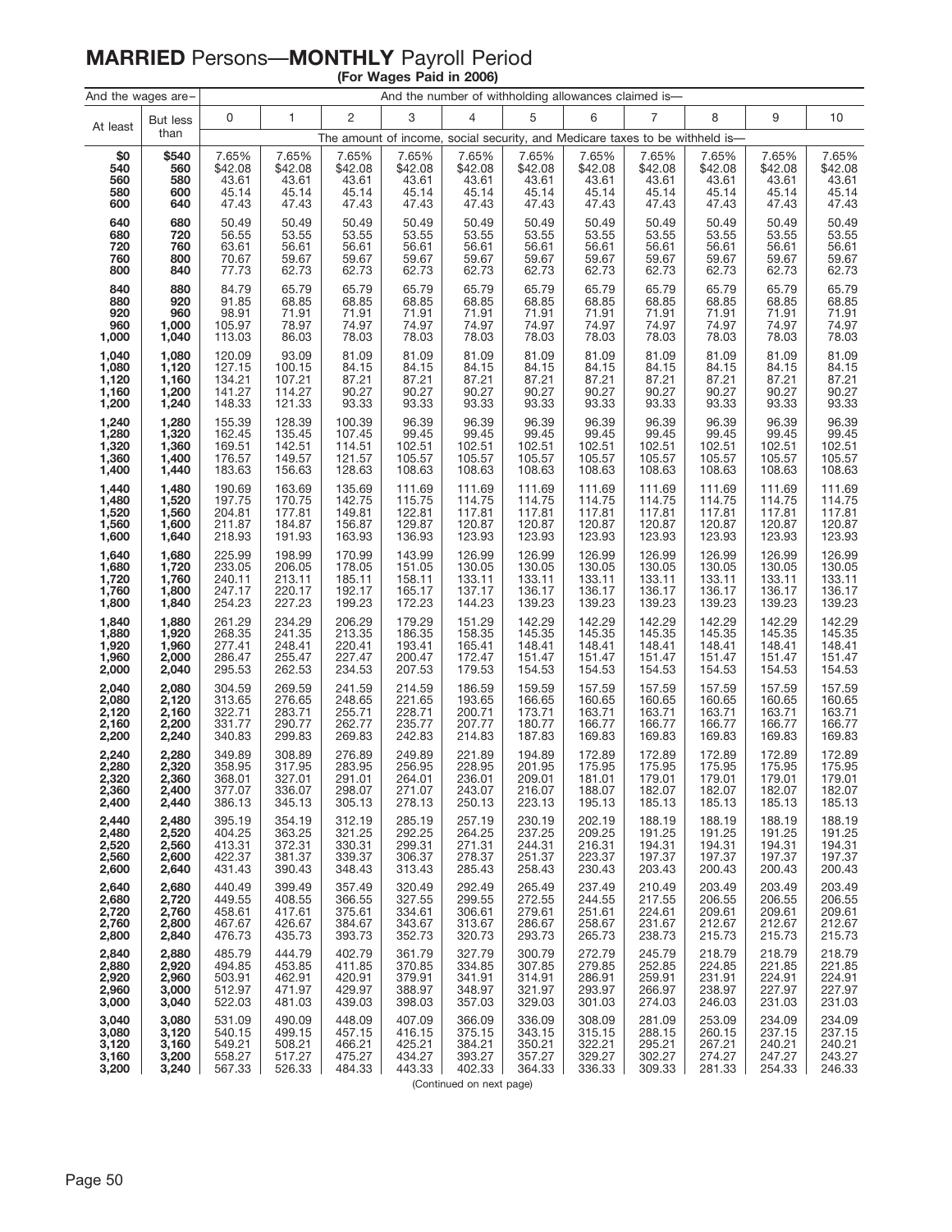## MARRIED Persons—MONTHLY Payroll Period

**(For Wages Paid in 2006)**

| And the wages are– | | And the number of withholding allowances claimed is— | | | | | | | | | | |
|---|---|---|---|---|---|---|---|---|---|---|---|---|
| At least | But less than | 0 | 1 | 2 | 3 | 4 | 5 | 6 | 7 | 8 | 9 | 10 |
| | | The amount of income, social security, and Medicare taxes to be withheld is— | | | | | | | | | | |
| **$0** | **$540** | 7.65% | 7.65% | 7.65% | 7.65% | 7.65% | 7.65% | 7.65% | 7.65% | 7.65% | 7.65% | 7.65% |
| **540** | **560** | $42.08 | $42.08 | $42.08 | $42.08 | $42.08 | $42.08 | $42.08 | $42.08 | $42.08 | $42.08 | $42.08 |
| **560** | **580** | 43.61 | 43.61 | 43.61 | 43.61 | 43.61 | 43.61 | 43.61 | 43.61 | 43.61 | 43.61 | 43.61 |
| **580** | **600** | 45.14 | 45.14 | 45.14 | 45.14 | 45.14 | 45.14 | 45.14 | 45.14 | 45.14 | 45.14 | 45.14 |
| **600** | **640** | 47.43 | 47.43 | 47.43 | 47.43 | 47.43 | 47.43 | 47.43 | 47.43 | 47.43 | 47.43 | 47.43 |
| **640** | **680** | 50.49 | 50.49 | 50.49 | 50.49 | 50.49 | 50.49 | 50.49 | 50.49 | 50.49 | 50.49 | 50.49 |
| **680** | **720** | 56.55 | 53.55 | 53.55 | 53.55 | 53.55 | 53.55 | 53.55 | 53.55 | 53.55 | 53.55 | 53.55 |
| **720** | **760** | 63.61 | 56.61 | 56.61 | 56.61 | 56.61 | 56.61 | 56.61 | 56.61 | 56.61 | 56.61 | 56.61 |
| **760** | **800** | 70.67 | 59.67 | 59.67 | 59.67 | 59.67 | 59.67 | 59.67 | 59.67 | 59.67 | 59.67 | 59.67 |
| **800** | **840** | 77.73 | 62.73 | 62.73 | 62.73 | 62.73 | 62.73 | 62.73 | 62.73 | 62.73 | 62.73 | 62.73 |
| **840** | **880** | 84.79 | 65.79 | 65.79 | 65.79 | 65.79 | 65.79 | 65.79 | 65.79 | 65.79 | 65.79 | 65.79 |
| **880** | **920** | 91.85 | 68.85 | 68.85 | 68.85 | 68.85 | 68.85 | 68.85 | 68.85 | 68.85 | 68.85 | 68.85 |
| **920** | **960** | 98.91 | 71.91 | 71.91 | 71.91 | 71.91 | 71.91 | 71.91 | 71.91 | 71.91 | 71.91 | 71.91 |
| **960** | **1,000** | 105.97 | 78.97 | 74.97 | 74.97 | 74.97 | 74.97 | 74.97 | 74.97 | 74.97 | 74.97 | 74.97 |
| **1,000** | **1,040** | 113.03 | 86.03 | 78.03 | 78.03 | 78.03 | 78.03 | 78.03 | 78.03 | 78.03 | 78.03 | 78.03 |
| **1,040** | **1,080** | 120.09 | 93.09 | 81.09 | 81.09 | 81.09 | 81.09 | 81.09 | 81.09 | 81.09 | 81.09 | 81.09 |
| **1,080** | **1,120** | 127.15 | 100.15 | 84.15 | 84.15 | 84.15 | 84.15 | 84.15 | 84.15 | 84.15 | 84.15 | 84.15 |
| **1,120** | **1,160** | 134.21 | 107.21 | 87.21 | 87.21 | 87.21 | 87.21 | 87.21 | 87.21 | 87.21 | 87.21 | 87.21 |
| **1,160** | **1,200** | 141.27 | 114.27 | 90.27 | 90.27 | 90.27 | 90.27 | 90.27 | 90.27 | 90.27 | 90.27 | 90.27 |
| **1,200** | **1,240** | 148.33 | 121.33 | 93.33 | 93.33 | 93.33 | 93.33 | 93.33 | 93.33 | 93.33 | 93.33 | 93.33 |
| **1,240** | **1,280** | 155.39 | 128.39 | 100.39 | 96.39 | 96.39 | 96.39 | 96.39 | 96.39 | 96.39 | 96.39 | 96.39 |
| **1,280** | **1,320** | 162.45 | 135.45 | 107.45 | 99.45 | 99.45 | 99.45 | 99.45 | 99.45 | 99.45 | 99.45 | 99.45 |
| **1,320** | **1,360** | 169.51 | 142.51 | 114.51 | 102.51 | 102.51 | 102.51 | 102.51 | 102.51 | 102.51 | 102.51 | 102.51 |
| **1,360** | **1,400** | 176.57 | 149.57 | 121.57 | 105.57 | 105.57 | 105.57 | 105.57 | 105.57 | 105.57 | 105.57 | 105.57 |
| **1,400** | **1,440** | 183.63 | 156.63 | 128.63 | 108.63 | 108.63 | 108.63 | 108.63 | 108.63 | 108.63 | 108.63 | 108.63 |
| **1,440** | **1,480** | 190.69 | 163.69 | 135.69 | 111.69 | 111.69 | 111.69 | 111.69 | 111.69 | 111.69 | 111.69 | 111.69 |
| **1,480** | **1,520** | 197.75 | 170.75 | 142.75 | 115.75 | 114.75 | 114.75 | 114.75 | 114.75 | 114.75 | 114.75 | 114.75 |
| **1,520** | **1,560** | 204.81 | 177.81 | 149.81 | 122.81 | 117.81 | 117.81 | 117.81 | 117.81 | 117.81 | 117.81 | 117.81 |
| **1,560** | **1,600** | 211.87 | 184.87 | 156.87 | 129.87 | 120.87 | 120.87 | 120.87 | 120.87 | 120.87 | 120.87 | 120.87 |
| **1,600** | **1,640** | 218.93 | 191.93 | 163.93 | 136.93 | 123.93 | 123.93 | 123.93 | 123.93 | 123.93 | 123.93 | 123.93 |
| **1,640** | **1,680** | 225.99 | 198.99 | 170.99 | 143.99 | 126.99 | 126.99 | 126.99 | 126.99 | 126.99 | 126.99 | 126.99 |
| **1,680** | **1,720** | 233.05 | 206.05 | 178.05 | 151.05 | 130.05 | 130.05 | 130.05 | 130.05 | 130.05 | 130.05 | 130.05 |
| **1,720** | **1,760** | 240.11 | 213.11 | 185.11 | 158.11 | 133.11 | 133.11 | 133.11 | 133.11 | 133.11 | 133.11 | 133.11 |
| **1,760** | **1,800** | 247.17 | 220.17 | 192.17 | 165.17 | 137.17 | 136.17 | 136.17 | 136.17 | 136.17 | 136.17 | 136.17 |
| **1,800** | **1,840** | 254.23 | 227.23 | 199.23 | 172.23 | 144.23 | 139.23 | 139.23 | 139.23 | 139.23 | 139.23 | 139.23 |
| **1,840** | **1,880** | 261.29 | 234.29 | 206.29 | 179.29 | 151.29 | 142.29 | 142.29 | 142.29 | 142.29 | 142.29 | 142.29 |
| **1,880** | **1,920** | 268.35 | 241.35 | 213.35 | 186.35 | 158.35 | 145.35 | 145.35 | 145.35 | 145.35 | 145.35 | 145.35 |
| **1,920** | **1,960** | 277.41 | 248.41 | 220.41 | 193.41 | 165.41 | 148.41 | 148.41 | 148.41 | 148.41 | 148.41 | 148.41 |
| **1,960** | **2,000** | 286.47 | 255.47 | 227.47 | 200.47 | 172.47 | 151.47 | 151.47 | 151.47 | 151.47 | 151.47 | 151.47 |
| **2,000** | **2,040** | 295.53 | 262.53 | 234.53 | 207.53 | 179.53 | 154.53 | 154.53 | 154.53 | 154.53 | 154.53 | 154.53 |
| **2,040** | **2,080** | 304.59 | 269.59 | 241.59 | 214.59 | 186.59 | 159.59 | 157.59 | 157.59 | 157.59 | 157.59 | 157.59 |
| **2,080** | **2,120** | 313.65 | 276.65 | 248.65 | 221.65 | 193.65 | 166.65 | 160.65 | 160.65 | 160.65 | 160.65 | 160.65 |
| **2,120** | **2,160** | 322.71 | 283.71 | 255.71 | 228.71 | 200.71 | 173.71 | 163.71 | 163.71 | 163.71 | 163.71 | 163.71 |
| **2,160** | **2,200** | 331.77 | 290.77 | 262.77 | 235.77 | 207.77 | 180.77 | 166.77 | 166.77 | 166.77 | 166.77 | 166.77 |
| **2,200** | **2,240** | 340.83 | 299.83 | 269.83 | 242.83 | 214.83 | 187.83 | 169.83 | 169.83 | 169.83 | 169.83 | 169.83 |
| **2,240** | **2,280** | 349.89 | 308.89 | 276.89 | 249.89 | 221.89 | 194.89 | 172.89 | 172.89 | 172.89 | 172.89 | 172.89 |
| **2,280** | **2,320** | 358.95 | 317.95 | 283.95 | 256.95 | 228.95 | 201.95 | 175.95 | 175.95 | 175.95 | 175.95 | 175.95 |
| **2,320** | **2,360** | 368.01 | 327.01 | 291.01 | 264.01 | 236.01 | 209.01 | 181.01 | 179.01 | 179.01 | 179.01 | 179.01 |
| **2,360** | **2,400** | 377.07 | 336.07 | 298.07 | 271.07 | 243.07 | 216.07 | 188.07 | 182.07 | 182.07 | 182.07 | 182.07 |
| **2,400** | **2,440** | 386.13 | 345.13 | 305.13 | 278.13 | 250.13 | 223.13 | 195.13 | 185.13 | 185.13 | 185.13 | 185.13 |
| **2,440** | **2,480** | 395.19 | 354.19 | 312.19 | 285.19 | 257.19 | 230.19 | 202.19 | 188.19 | 188.19 | 188.19 | 188.19 |
| **2,480** | **2,520** | 404.25 | 363.25 | 321.25 | 292.25 | 264.25 | 237.25 | 209.25 | 191.25 | 191.25 | 191.25 | 191.25 |
| **2,520** | **2,560** | 413.31 | 372.31 | 330.31 | 299.31 | 271.31 | 244.31 | 216.31 | 194.31 | 194.31 | 194.31 | 194.31 |
| **2,560** | **2,600** | 422.37 | 381.37 | 339.37 | 306.37 | 278.37 | 251.37 | 223.37 | 197.37 | 197.37 | 197.37 | 197.37 |
| **2,600** | **2,640** | 431.43 | 390.43 | 348.43 | 313.43 | 285.43 | 258.43 | 230.43 | 203.43 | 200.43 | 200.43 | 200.43 |
| **2,640** | **2,680** | 440.49 | 399.49 | 357.49 | 320.49 | 292.49 | 265.49 | 237.49 | 210.49 | 203.49 | 203.49 | 203.49 |
| **2,680** | **2,720** | 449.55 | 408.55 | 366.55 | 327.55 | 299.55 | 272.55 | 244.55 | 217.55 | 206.55 | 206.55 | 206.55 |
| **2,720** | **2,760** | 458.61 | 417.61 | 375.61 | 334.61 | 306.61 | 279.61 | 251.61 | 224.61 | 209.61 | 209.61 | 209.61 |
| **2,760** | **2,800** | 467.67 | 426.67 | 384.67 | 343.67 | 313.67 | 286.67 | 258.67 | 231.67 | 212.67 | 212.67 | 212.67 |
| **2,800** | **2,840** | 476.73 | 435.73 | 393.73 | 352.73 | 320.73 | 293.73 | 265.73 | 238.73 | 215.73 | 215.73 | 215.73 |
| **2,840** | **2,880** | 485.79 | 444.79 | 402.79 | 361.79 | 327.79 | 300.79 | 272.79 | 245.79 | 218.79 | 218.79 | 218.79 |
| **2,880** | **2,920** | 494.85 | 453.85 | 411.85 | 370.85 | 334.85 | 307.85 | 279.85 | 252.85 | 224.85 | 221.85 | 221.85 |
| **2,920** | **2,960** | 503.91 | 462.91 | 420.91 | 379.91 | 341.91 | 314.91 | 286.91 | 259.91 | 231.91 | 224.91 | 224.91 |
| **2,960** | **3,000** | 512.97 | 471.97 | 429.97 | 388.97 | 348.97 | 321.97 | 293.97 | 266.97 | 238.97 | 227.97 | 227.97 |
| **3,000** | **3,040** | 522.03 | 481.03 | 439.03 | 398.03 | 357.03 | 329.03 | 301.03 | 274.03 | 246.03 | 231.03 | 231.03 |
| **3,040** | **3,080** | 531.09 | 490.09 | 448.09 | 407.09 | 366.09 | 336.09 | 308.09 | 281.09 | 253.09 | 234.09 | 234.09 |
| **3,080** | **3,120** | 540.15 | 499.15 | 457.15 | 416.15 | 375.15 | 343.15 | 315.15 | 288.15 | 260.15 | 237.15 | 237.15 |
| **3,120** | **3,160** | 549.21 | 508.21 | 466.21 | 425.21 | 384.21 | 350.21 | 322.21 | 295.21 | 267.21 | 240.21 | 240.21 |
| **3,160** | **3,200** | 558.27 | 517.27 | 475.27 | 434.27 | 393.27 | 357.27 | 329.27 | 302.27 | 274.27 | 247.27 | 243.27 |
| **3,200** | **3,240** | 567.33 | 526.33 | 484.33 | 443.33 | 402.33 | 364.33 | 336.33 | 309.33 | 281.33 | 254.33 | 246.33 |

(Continued on next page)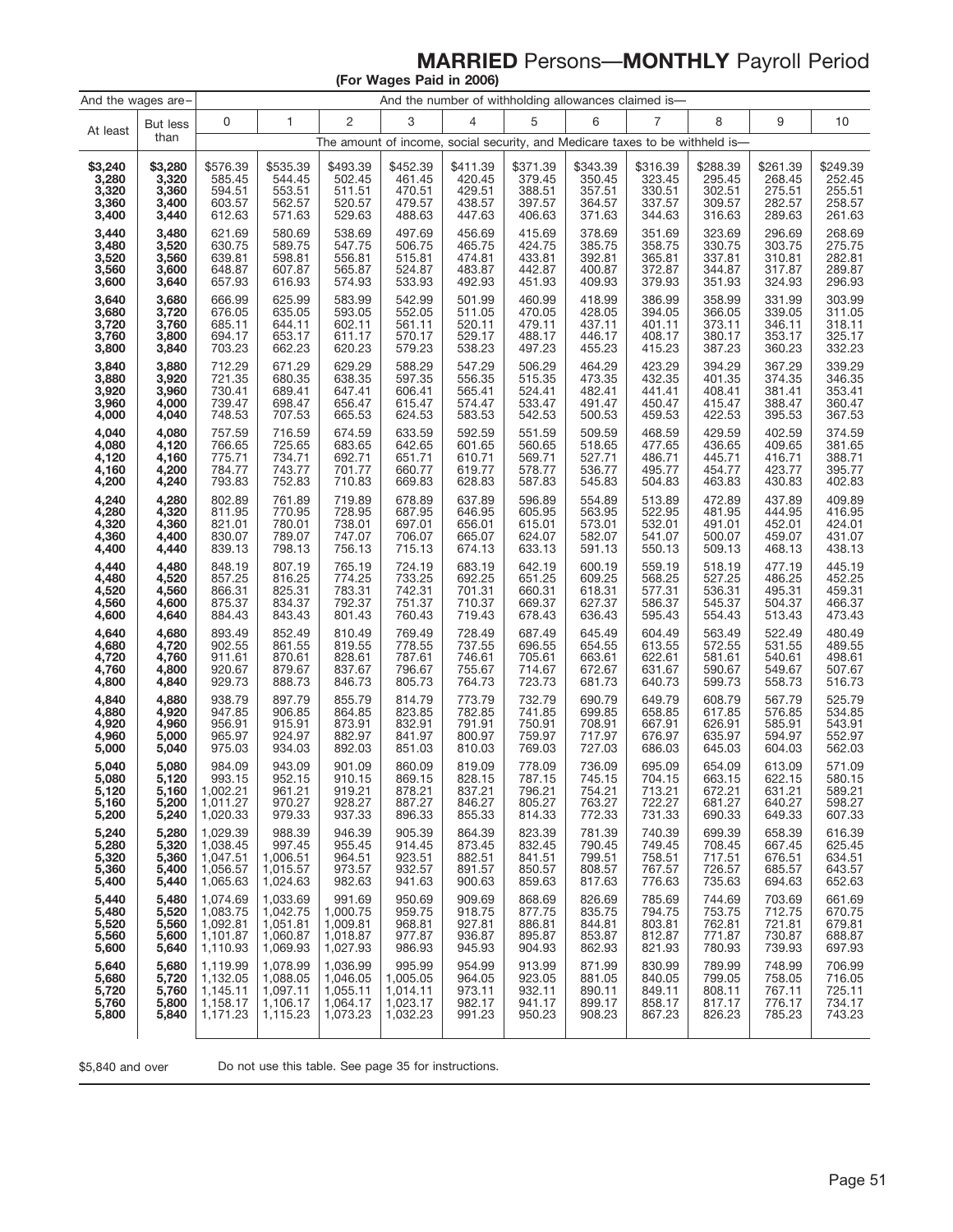# MARRIED Persons—MONTHLY Payroll Period

**(For Wages Paid in 2006)**

| And the wages are– | | And the number of withholding allowances claimed is— | | | | | | | | | | |
|---|---|---|---|---|---|---|---|---|---|---|---|---|
| At least | But less than | 0 | 1 | 2 | 3 | 4 | 5 | 6 | 7 | 8 | 9 | 10 |
| | | The amount of income, social security, and Medicare taxes to be withheld is— | | | | | | | | | | |
| **$3,240** | **$3,280** | $576.39 | $535.39 | $493.39 | $452.39 | $411.39 | $371.39 | $343.39 | $316.39 | $288.39 | $261.39 | $249.39 |
| **3,280** | **3,320** | 585.45 | 544.45 | 502.45 | 461.45 | 420.45 | 379.45 | 350.45 | 323.45 | 295.45 | 268.45 | 252.45 |
| **3,320** | **3,360** | 594.51 | 553.51 | 511.51 | 470.51 | 429.51 | 388.51 | 357.51 | 330.51 | 302.51 | 275.51 | 255.51 |
| **3,360** | **3,400** | 603.57 | 562.57 | 520.57 | 479.57 | 438.57 | 397.57 | 364.57 | 337.57 | 309.57 | 282.57 | 258.57 |
| **3,400** | **3,440** | 612.63 | 571.63 | 529.63 | 488.63 | 447.63 | 406.63 | 371.63 | 344.63 | 316.63 | 289.63 | 261.63 |
| **3,440** | **3,480** | 621.69 | 580.69 | 538.69 | 497.69 | 456.69 | 415.69 | 378.69 | 351.69 | 323.69 | 296.69 | 268.69 |
| **3,480** | **3,520** | 630.75 | 589.75 | 547.75 | 506.75 | 465.75 | 424.75 | 385.75 | 358.75 | 330.75 | 303.75 | 275.75 |
| **3,520** | **3,560** | 639.81 | 598.81 | 556.81 | 515.81 | 474.81 | 433.81 | 392.81 | 365.81 | 337.81 | 310.81 | 282.81 |
| **3,560** | **3,600** | 648.87 | 607.87 | 565.87 | 524.87 | 483.87 | 442.87 | 400.87 | 372.87 | 344.87 | 317.87 | 289.87 |
| **3,600** | **3,640** | 657.93 | 616.93 | 574.93 | 533.93 | 492.93 | 451.93 | 409.93 | 379.93 | 351.93 | 324.93 | 296.93 |
| **3,640** | **3,680** | 666.99 | 625.99 | 583.99 | 542.99 | 501.99 | 460.99 | 418.99 | 386.99 | 358.99 | 331.99 | 303.99 |
| **3,680** | **3,720** | 676.05 | 635.05 | 593.05 | 552.05 | 511.05 | 470.05 | 428.05 | 394.05 | 366.05 | 339.05 | 311.05 |
| **3,720** | **3,760** | 685.11 | 644.11 | 602.11 | 561.11 | 520.11 | 479.11 | 437.11 | 401.11 | 373.11 | 346.11 | 318.11 |
| **3,760** | **3,800** | 694.17 | 653.17 | 611.17 | 570.17 | 529.17 | 488.17 | 446.17 | 408.17 | 380.17 | 353.17 | 325.17 |
| **3,800** | **3,840** | 703.23 | 662.23 | 620.23 | 579.23 | 538.23 | 497.23 | 455.23 | 415.23 | 387.23 | 360.23 | 332.23 |
| **3,840** | **3,880** | 712.29 | 671.29 | 629.29 | 588.29 | 547.29 | 506.29 | 464.29 | 423.29 | 394.29 | 367.29 | 339.29 |
| **3,880** | **3,920** | 721.35 | 680.35 | 638.35 | 597.35 | 556.35 | 515.35 | 473.35 | 432.35 | 401.35 | 374.35 | 346.35 |
| **3,920** | **3,960** | 730.41 | 689.41 | 647.41 | 606.41 | 565.41 | 524.41 | 482.41 | 441.41 | 408.41 | 381.41 | 353.41 |
| **3,960** | **4,000** | 739.47 | 698.47 | 656.47 | 615.47 | 574.47 | 533.47 | 491.47 | 450.47 | 415.47 | 388.47 | 360.47 |
| **4,000** | **4,040** | 748.53 | 707.53 | 665.53 | 624.53 | 583.53 | 542.53 | 500.53 | 459.53 | 422.53 | 395.53 | 367.53 |
| **4,040** | **4,080** | 757.59 | 716.59 | 674.59 | 633.59 | 592.59 | 551.59 | 509.59 | 468.59 | 429.59 | 402.59 | 374.59 |
| **4,080** | **4,120** | 766.65 | 725.65 | 683.65 | 642.65 | 601.65 | 560.65 | 518.65 | 477.65 | 436.65 | 409.65 | 381.65 |
| **4,120** | **4,160** | 775.71 | 734.71 | 692.71 | 651.71 | 610.71 | 569.71 | 527.71 | 486.71 | 445.71 | 416.71 | 388.71 |
| **4,160** | **4,200** | 784.77 | 743.77 | 701.77 | 660.77 | 619.77 | 578.77 | 536.77 | 495.77 | 454.77 | 423.77 | 395.77 |
| **4,200** | **4,240** | 793.83 | 752.83 | 710.83 | 669.83 | 628.83 | 587.83 | 545.83 | 504.83 | 463.83 | 430.83 | 402.83 |
| **4,240** | **4,280** | 802.89 | 761.89 | 719.89 | 678.89 | 637.89 | 596.89 | 554.89 | 513.89 | 472.89 | 437.89 | 409.89 |
| **4,280** | **4,320** | 811.95 | 770.95 | 728.95 | 687.95 | 646.95 | 605.95 | 563.95 | 522.95 | 481.95 | 444.95 | 416.95 |
| **4,320** | **4,360** | 821.01 | 780.01 | 738.01 | 697.01 | 656.01 | 615.01 | 573.01 | 532.01 | 491.01 | 452.01 | 424.01 |
| **4,360** | **4,400** | 830.07 | 789.07 | 747.07 | 706.07 | 665.07 | 624.07 | 582.07 | 541.07 | 500.07 | 459.07 | 431.07 |
| **4,400** | **4,440** | 839.13 | 798.13 | 756.13 | 715.13 | 674.13 | 633.13 | 591.13 | 550.13 | 509.13 | 468.13 | 438.13 |
| **4,440** | **4,480** | 848.19 | 807.19 | 765.19 | 724.19 | 683.19 | 642.19 | 600.19 | 559.19 | 518.19 | 477.19 | 445.19 |
| **4,480** | **4,520** | 857.25 | 816.25 | 774.25 | 733.25 | 692.25 | 651.25 | 609.25 | 568.25 | 527.25 | 486.25 | 452.25 |
| **4,520** | **4,560** | 866.31 | 825.31 | 783.31 | 742.31 | 701.31 | 660.31 | 618.31 | 577.31 | 536.31 | 495.31 | 459.31 |
| **4,560** | **4,600** | 875.37 | 834.37 | 792.37 | 751.37 | 710.37 | 669.37 | 627.37 | 586.37 | 545.37 | 504.37 | 466.37 |
| **4,600** | **4,640** | 884.43 | 843.43 | 801.43 | 760.43 | 719.43 | 678.43 | 636.43 | 595.43 | 554.43 | 513.43 | 473.43 |
| **4,640** | **4,680** | 893.49 | 852.49 | 810.49 | 769.49 | 728.49 | 687.49 | 645.49 | 604.49 | 563.49 | 522.49 | 480.49 |
| **4,680** | **4,720** | 902.55 | 861.55 | 819.55 | 778.55 | 737.55 | 696.55 | 654.55 | 613.55 | 572.55 | 531.55 | 489.55 |
| **4,720** | **4,760** | 911.61 | 870.61 | 828.61 | 787.61 | 746.61 | 705.61 | 663.61 | 622.61 | 581.61 | 540.61 | 498.61 |
| **4,760** | **4,800** | 920.67 | 879.67 | 837.67 | 796.67 | 755.67 | 714.67 | 672.67 | 631.67 | 590.67 | 549.67 | 507.67 |
| **4,800** | **4,840** | 929.73 | 888.73 | 846.73 | 805.73 | 764.73 | 723.73 | 681.73 | 640.73 | 599.73 | 558.73 | 516.73 |
| **4,840** | **4,880** | 938.79 | 897.79 | 855.79 | 814.79 | 773.79 | 732.79 | 690.79 | 649.79 | 608.79 | 567.79 | 525.79 |
| **4,880** | **4,920** | 947.85 | 906.85 | 864.85 | 823.85 | 782.85 | 741.85 | 699.85 | 658.85 | 617.85 | 576.85 | 534.85 |
| **4,920** | **4,960** | 956.91 | 915.91 | 873.91 | 832.91 | 791.91 | 750.91 | 708.91 | 667.91 | 626.91 | 585.91 | 543.91 |
| **4,960** | **5,000** | 965.97 | 924.97 | 882.97 | 841.97 | 800.97 | 759.97 | 717.97 | 676.97 | 635.97 | 594.97 | 552.97 |
| **5,000** | **5,040** | 975.03 | 934.03 | 892.03 | 851.03 | 810.03 | 769.03 | 727.03 | 686.03 | 645.03 | 604.03 | 562.03 |
| **5,040** | **5,080** | 984.09 | 943.09 | 901.09 | 860.09 | 819.09 | 778.09 | 736.09 | 695.09 | 654.09 | 613.09 | 571.09 |
| **5,080** | **5,120** | 993.15 | 952.15 | 910.15 | 869.15 | 828.15 | 787.15 | 745.15 | 704.15 | 663.15 | 622.15 | 580.15 |
| **5,120** | **5,160** | 1,002.21 | 961.21 | 919.21 | 878.21 | 837.21 | 796.21 | 754.21 | 713.21 | 672.21 | 631.21 | 589.21 |
| **5,160** | **5,200** | 1,011.27 | 970.27 | 928.27 | 887.27 | 846.27 | 805.27 | 763.27 | 722.27 | 681.27 | 640.27 | 598.27 |
| **5,200** | **5,240** | 1,020.33 | 979.33 | 937.33 | 896.33 | 855.33 | 814.33 | 772.33 | 731.33 | 690.33 | 649.33 | 607.33 |
| **5,240** | **5,280** | 1,029.39 | 988.39 | 946.39 | 905.39 | 864.39 | 823.39 | 781.39 | 740.39 | 699.39 | 658.39 | 616.39 |
| **5,280** | **5,320** | 1,038.45 | 997.45 | 955.45 | 914.45 | 873.45 | 832.45 | 790.45 | 749.45 | 708.45 | 667.45 | 625.45 |
| **5,320** | **5,360** | 1,047.51 | 1,006.51 | 964.51 | 923.51 | 882.51 | 841.51 | 799.51 | 758.51 | 717.51 | 676.51 | 634.51 |
| **5,360** | **5,400** | 1,056.57 | 1,015.57 | 973.57 | 932.57 | 891.57 | 850.57 | 808.57 | 767.57 | 726.57 | 685.57 | 643.57 |
| **5,400** | **5,440** | 1,065.63 | 1,024.63 | 982.63 | 941.63 | 900.63 | 859.63 | 817.63 | 776.63 | 735.63 | 694.63 | 652.63 |
| **5,440** | **5,480** | 1,074.69 | 1,033.69 | 991.69 | 950.69 | 909.69 | 868.69 | 826.69 | 785.69 | 744.69 | 703.69 | 661.69 |
| **5,480** | **5,520** | 1,083.75 | 1,042.75 | 1,000.75 | 959.75 | 918.75 | 877.75 | 835.75 | 794.75 | 753.75 | 712.75 | 670.75 |
| **5,520** | **5,560** | 1,092.81 | 1,051.81 | 1,009.81 | 968.81 | 927.81 | 886.81 | 844.81 | 803.81 | 762.81 | 721.81 | 679.81 |
| **5,560** | **5,600** | 1,101.87 | 1,060.87 | 1,018.87 | 977.87 | 936.87 | 895.87 | 853.87 | 812.87 | 771.87 | 730.87 | 688.87 |
| **5,600** | **5,640** | 1,110.93 | 1,069.93 | 1,027.93 | 986.93 | 945.93 | 904.93 | 862.93 | 821.93 | 780.93 | 739.93 | 697.93 |
| **5,640** | **5,680** | 1,119.99 | 1,078.99 | 1,036.99 | 995.99 | 954.99 | 913.99 | 871.99 | 830.99 | 789.99 | 748.99 | 706.99 |
| **5,680** | **5,720** | 1,132.05 | 1,088.05 | 1,046.05 | 1,005.05 | 964.05 | 923.05 | 881.05 | 840.05 | 799.05 | 758.05 | 716.05 |
| **5,720** | **5,760** | 1,145.11 | 1,097.11 | 1,055.11 | 1,014.11 | 973.11 | 932.11 | 890.11 | 849.11 | 808.11 | 767.11 | 725.11 |
| **5,760** | **5,800** | 1,158.17 | 1,106.17 | 1,064.17 | 1,023.17 | 982.17 | 941.17 | 899.17 | 858.17 | 817.17 | 776.17 | 734.17 |
| **5,800** | **5,840** | 1,171.23 | 1,115.23 | 1,073.23 | 1,032.23 | 991.23 | 950.23 | 908.23 | 867.23 | 826.23 | 785.23 | 743.23 |

$5,840 and over — Do not use this table. See page 35 for instructions.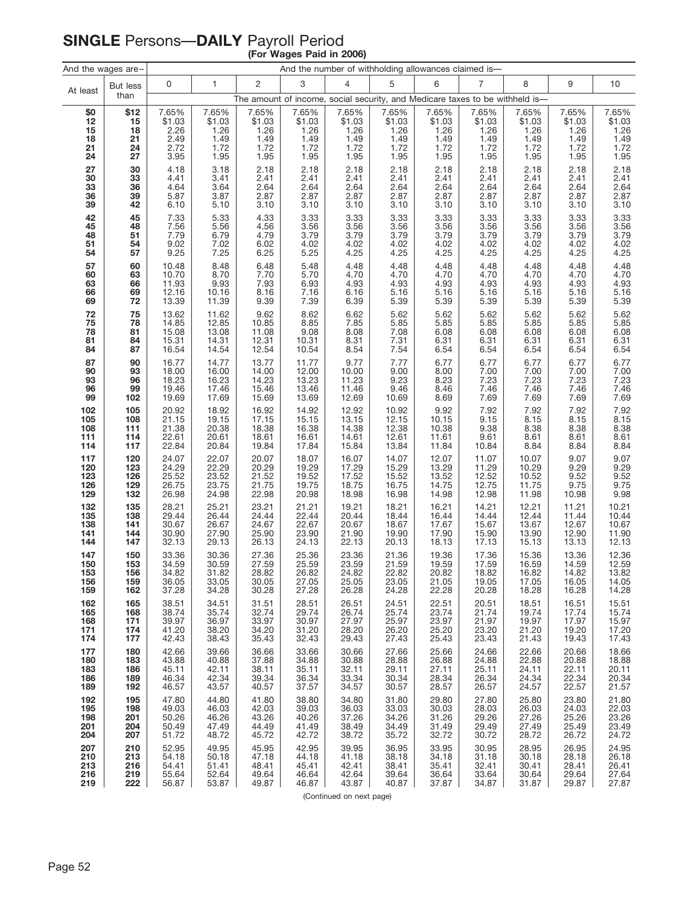# SINGLE Persons—DAILY Payroll Period

**(For Wages Paid in 2006)**

| And the wages are– | | And the number of withholding allowances claimed is— | | | | | | | | | | |
|---|---|---|---|---|---|---|---|---|---|---|---|---|
| At least | But less than | 0 | 1 | 2 | 3 | 4 | 5 | 6 | 7 | 8 | 9 | 10 |
| | | The amount of income, social security, and Medicare taxes to be withheld is— | | | | | | | | | | |
| **$0** | **$12** | 7.65% | 7.65% | 7.65% | 7.65% | 7.65% | 7.65% | 7.65% | 7.65% | 7.65% | 7.65% | 7.65% |
| **12** | **15** | $1.03 | $1.03 | $1.03 | $1.03 | $1.03 | $1.03 | $1.03 | $1.03 | $1.03 | $1.03 | $1.03 |
| **15** | **18** | 2.26 | 1.26 | 1.26 | 1.26 | 1.26 | 1.26 | 1.26 | 1.26 | 1.26 | 1.26 | 1.26 |
| **18** | **21** | 2.49 | 1.49 | 1.49 | 1.49 | 1.49 | 1.49 | 1.49 | 1.49 | 1.49 | 1.49 | 1.49 |
| **21** | **24** | 2.72 | 1.72 | 1.72 | 1.72 | 1.72 | 1.72 | 1.72 | 1.72 | 1.72 | 1.72 | 1.72 |
| **24** | **27** | 3.95 | 1.95 | 1.95 | 1.95 | 1.95 | 1.95 | 1.95 | 1.95 | 1.95 | 1.95 | 1.95 |
| **27** | **30** | 4.18 | 3.18 | 2.18 | 2.18 | 2.18 | 2.18 | 2.18 | 2.18 | 2.18 | 2.18 | 2.18 |
| **30** | **33** | 4.41 | 3.41 | 2.41 | 2.41 | 2.41 | 2.41 | 2.41 | 2.41 | 2.41 | 2.41 | 2.41 |
| **33** | **36** | 4.64 | 3.64 | 2.64 | 2.64 | 2.64 | 2.64 | 2.64 | 2.64 | 2.64 | 2.64 | 2.64 |
| **36** | **39** | 5.87 | 3.87 | 2.87 | 2.87 | 2.87 | 2.87 | 2.87 | 2.87 | 2.87 | 2.87 | 2.87 |
| **39** | **42** | 6.10 | 5.10 | 3.10 | 3.10 | 3.10 | 3.10 | 3.10 | 3.10 | 3.10 | 3.10 | 3.10 |
| **42** | **45** | 7.33 | 5.33 | 4.33 | 3.33 | 3.33 | 3.33 | 3.33 | 3.33 | 3.33 | 3.33 | 3.33 |
| **45** | **48** | 7.56 | 5.56 | 4.56 | 3.56 | 3.56 | 3.56 | 3.56 | 3.56 | 3.56 | 3.56 | 3.56 |
| **48** | **51** | 7.79 | 6.79 | 4.79 | 3.79 | 3.79 | 3.79 | 3.79 | 3.79 | 3.79 | 3.79 | 3.79 |
| **51** | **54** | 9.02 | 7.02 | 6.02 | 4.02 | 4.02 | 4.02 | 4.02 | 4.02 | 4.02 | 4.02 | 4.02 |
| **54** | **57** | 9.25 | 7.25 | 6.25 | 5.25 | 4.25 | 4.25 | 4.25 | 4.25 | 4.25 | 4.25 | 4.25 |
| **57** | **60** | 10.48 | 8.48 | 6.48 | 5.48 | 4.48 | 4.48 | 4.48 | 4.48 | 4.48 | 4.48 | 4.48 |
| **60** | **63** | 10.70 | 8.70 | 7.70 | 5.70 | 4.70 | 4.70 | 4.70 | 4.70 | 4.70 | 4.70 | 4.70 |
| **63** | **66** | 11.93 | 9.93 | 7.93 | 6.93 | 4.93 | 4.93 | 4.93 | 4.93 | 4.93 | 4.93 | 4.93 |
| **66** | **69** | 12.16 | 10.16 | 8.16 | 7.16 | 6.16 | 5.16 | 5.16 | 5.16 | 5.16 | 5.16 | 5.16 |
| **69** | **72** | 13.39 | 11.39 | 9.39 | 7.39 | 6.39 | 5.39 | 5.39 | 5.39 | 5.39 | 5.39 | 5.39 |
| **72** | **75** | 13.62 | 11.62 | 9.62 | 8.62 | 6.62 | 5.62 | 5.62 | 5.62 | 5.62 | 5.62 | 5.62 |
| **75** | **78** | 14.85 | 12.85 | 10.85 | 8.85 | 7.85 | 5.85 | 5.85 | 5.85 | 5.85 | 5.85 | 5.85 |
| **78** | **81** | 15.08 | 13.08 | 11.08 | 9.08 | 8.08 | 7.08 | 6.08 | 6.08 | 6.08 | 6.08 | 6.08 |
| **81** | **84** | 15.31 | 14.31 | 12.31 | 10.31 | 8.31 | 7.31 | 6.31 | 6.31 | 6.31 | 6.31 | 6.31 |
| **84** | **87** | 16.54 | 14.54 | 12.54 | 10.54 | 8.54 | 7.54 | 6.54 | 6.54 | 6.54 | 6.54 | 6.54 |
| **87** | **90** | 16.77 | 14.77 | 13.77 | 11.77 | 9.77 | 7.77 | 6.77 | 6.77 | 6.77 | 6.77 | 6.77 |
| **90** | **93** | 18.00 | 16.00 | 14.00 | 12.00 | 10.00 | 9.00 | 8.00 | 7.00 | 7.00 | 7.00 | 7.00 |
| **93** | **96** | 18.23 | 16.23 | 14.23 | 13.23 | 11.23 | 9.23 | 8.23 | 7.23 | 7.23 | 7.23 | 7.23 |
| **96** | **99** | 19.46 | 17.46 | 15.46 | 13.46 | 11.46 | 9.46 | 8.46 | 7.46 | 7.46 | 7.46 | 7.46 |
| **99** | **102** | 19.69 | 17.69 | 15.69 | 13.69 | 12.69 | 10.69 | 8.69 | 7.69 | 7.69 | 7.69 | 7.69 |
| **102** | **105** | 20.92 | 18.92 | 16.92 | 14.92 | 12.92 | 10.92 | 9.92 | 7.92 | 7.92 | 7.92 | 7.92 |
| **105** | **108** | 21.15 | 19.15 | 17.15 | 15.15 | 13.15 | 12.15 | 10.15 | 9.15 | 8.15 | 8.15 | 8.15 |
| **108** | **111** | 21.38 | 20.38 | 18.38 | 16.38 | 14.38 | 12.38 | 10.38 | 9.38 | 8.38 | 8.38 | 8.38 |
| **111** | **114** | 22.61 | 20.61 | 18.61 | 16.61 | 14.61 | 12.61 | 11.61 | 9.61 | 8.61 | 8.61 | 8.61 |
| **114** | **117** | 22.84 | 20.84 | 19.84 | 17.84 | 15.84 | 13.84 | 11.84 | 10.84 | 8.84 | 8.84 | 8.84 |
| **117** | **120** | 24.07 | 22.07 | 20.07 | 18.07 | 16.07 | 14.07 | 12.07 | 11.07 | 10.07 | 9.07 | 9.07 |
| **120** | **123** | 24.29 | 22.29 | 20.29 | 19.29 | 17.29 | 15.29 | 13.29 | 11.29 | 10.29 | 9.29 | 9.29 |
| **123** | **126** | 25.52 | 23.52 | 21.52 | 19.52 | 17.52 | 15.52 | 13.52 | 12.52 | 10.52 | 9.52 | 9.52 |
| **126** | **129** | 26.75 | 23.75 | 21.75 | 19.75 | 18.75 | 16.75 | 14.75 | 12.75 | 11.75 | 9.75 | 9.75 |
| **129** | **132** | 26.98 | 24.98 | 22.98 | 20.98 | 18.98 | 16.98 | 14.98 | 12.98 | 11.98 | 10.98 | 9.98 |
| **132** | **135** | 28.21 | 25.21 | 23.21 | 21.21 | 19.21 | 18.21 | 16.21 | 14.21 | 12.21 | 11.21 | 10.21 |
| **135** | **138** | 29.44 | 26.44 | 24.44 | 22.44 | 20.44 | 18.44 | 16.44 | 14.44 | 12.44 | 11.44 | 10.44 |
| **138** | **141** | 30.67 | 26.67 | 24.67 | 22.67 | 20.67 | 18.67 | 17.67 | 15.67 | 13.67 | 12.67 | 10.67 |
| **141** | **144** | 30.90 | 27.90 | 25.90 | 23.90 | 21.90 | 19.90 | 17.90 | 15.90 | 13.90 | 12.90 | 11.90 |
| **144** | **147** | 32.13 | 29.13 | 26.13 | 24.13 | 22.13 | 20.13 | 18.13 | 17.13 | 15.13 | 13.13 | 12.13 |
| **147** | **150** | 33.36 | 30.36 | 27.36 | 25.36 | 23.36 | 21.36 | 19.36 | 17.36 | 15.36 | 13.36 | 12.36 |
| **150** | **153** | 34.59 | 30.59 | 27.59 | 25.59 | 23.59 | 21.59 | 19.59 | 17.59 | 16.59 | 14.59 | 12.59 |
| **153** | **156** | 34.82 | 31.82 | 28.82 | 26.82 | 24.82 | 22.82 | 20.82 | 18.82 | 16.82 | 14.82 | 13.82 |
| **156** | **159** | 36.05 | 33.05 | 30.05 | 27.05 | 25.05 | 23.05 | 21.05 | 19.05 | 17.05 | 16.05 | 14.05 |
| **159** | **162** | 37.28 | 34.28 | 30.28 | 27.28 | 26.28 | 24.28 | 22.28 | 20.28 | 18.28 | 16.28 | 14.28 |
| **162** | **165** | 38.51 | 34.51 | 31.51 | 28.51 | 26.51 | 24.51 | 22.51 | 20.51 | 18.51 | 16.51 | 15.51 |
| **165** | **168** | 38.74 | 35.74 | 32.74 | 29.74 | 26.74 | 25.74 | 23.74 | 21.74 | 19.74 | 17.74 | 15.74 |
| **168** | **171** | 39.97 | 36.97 | 33.97 | 30.97 | 27.97 | 25.97 | 23.97 | 21.97 | 19.97 | 17.97 | 15.97 |
| **171** | **174** | 41.20 | 38.20 | 34.20 | 31.20 | 28.20 | 26.20 | 25.20 | 23.20 | 21.20 | 19.20 | 17.20 |
| **174** | **177** | 42.43 | 38.43 | 35.43 | 32.43 | 29.43 | 27.43 | 25.43 | 23.43 | 21.43 | 19.43 | 17.43 |
| **177** | **180** | 42.66 | 39.66 | 36.66 | 33.66 | 30.66 | 27.66 | 25.66 | 24.66 | 22.66 | 20.66 | 18.66 |
| **180** | **183** | 43.88 | 40.88 | 37.88 | 34.88 | 30.88 | 28.88 | 26.88 | 24.88 | 22.88 | 20.88 | 18.88 |
| **183** | **186** | 45.11 | 42.11 | 38.11 | 35.11 | 32.11 | 29.11 | 27.11 | 25.11 | 24.11 | 22.11 | 20.11 |
| **186** | **189** | 46.34 | 42.34 | 39.34 | 36.34 | 33.34 | 30.34 | 28.34 | 26.34 | 24.34 | 22.34 | 20.34 |
| **189** | **192** | 46.57 | 43.57 | 40.57 | 37.57 | 34.57 | 30.57 | 28.57 | 26.57 | 24.57 | 22.57 | 21.57 |
| **192** | **195** | 47.80 | 44.80 | 41.80 | 38.80 | 34.80 | 31.80 | 29.80 | 27.80 | 25.80 | 23.80 | 21.80 |
| **195** | **198** | 49.03 | 46.03 | 42.03 | 39.03 | 36.03 | 33.03 | 30.03 | 28.03 | 26.03 | 24.03 | 22.03 |
| **198** | **201** | 50.26 | 46.26 | 43.26 | 40.26 | 37.26 | 34.26 | 31.26 | 29.26 | 27.26 | 25.26 | 23.26 |
| **201** | **204** | 50.49 | 47.49 | 44.49 | 41.49 | 38.49 | 34.49 | 31.49 | 29.49 | 27.49 | 25.49 | 23.49 |
| **204** | **207** | 51.72 | 48.72 | 45.72 | 42.72 | 38.72 | 35.72 | 32.72 | 30.72 | 28.72 | 26.72 | 24.72 |
| **207** | **210** | 52.95 | 49.95 | 45.95 | 42.95 | 39.95 | 36.95 | 33.95 | 30.95 | 28.95 | 26.95 | 24.95 |
| **210** | **213** | 54.18 | 50.18 | 47.18 | 44.18 | 41.18 | 38.18 | 34.18 | 31.18 | 30.18 | 28.18 | 26.18 |
| **213** | **216** | 54.41 | 51.41 | 48.41 | 45.41 | 42.41 | 38.41 | 35.41 | 32.41 | 30.41 | 28.41 | 26.41 |
| **216** | **219** | 55.64 | 52.64 | 49.64 | 46.64 | 42.64 | 39.64 | 36.64 | 33.64 | 30.64 | 29.64 | 27.64 |
| **219** | **222** | 56.87 | 53.87 | 49.87 | 46.87 | 43.87 | 40.87 | 37.87 | 34.87 | 31.87 | 29.87 | 27.87 |

(Continued on next page)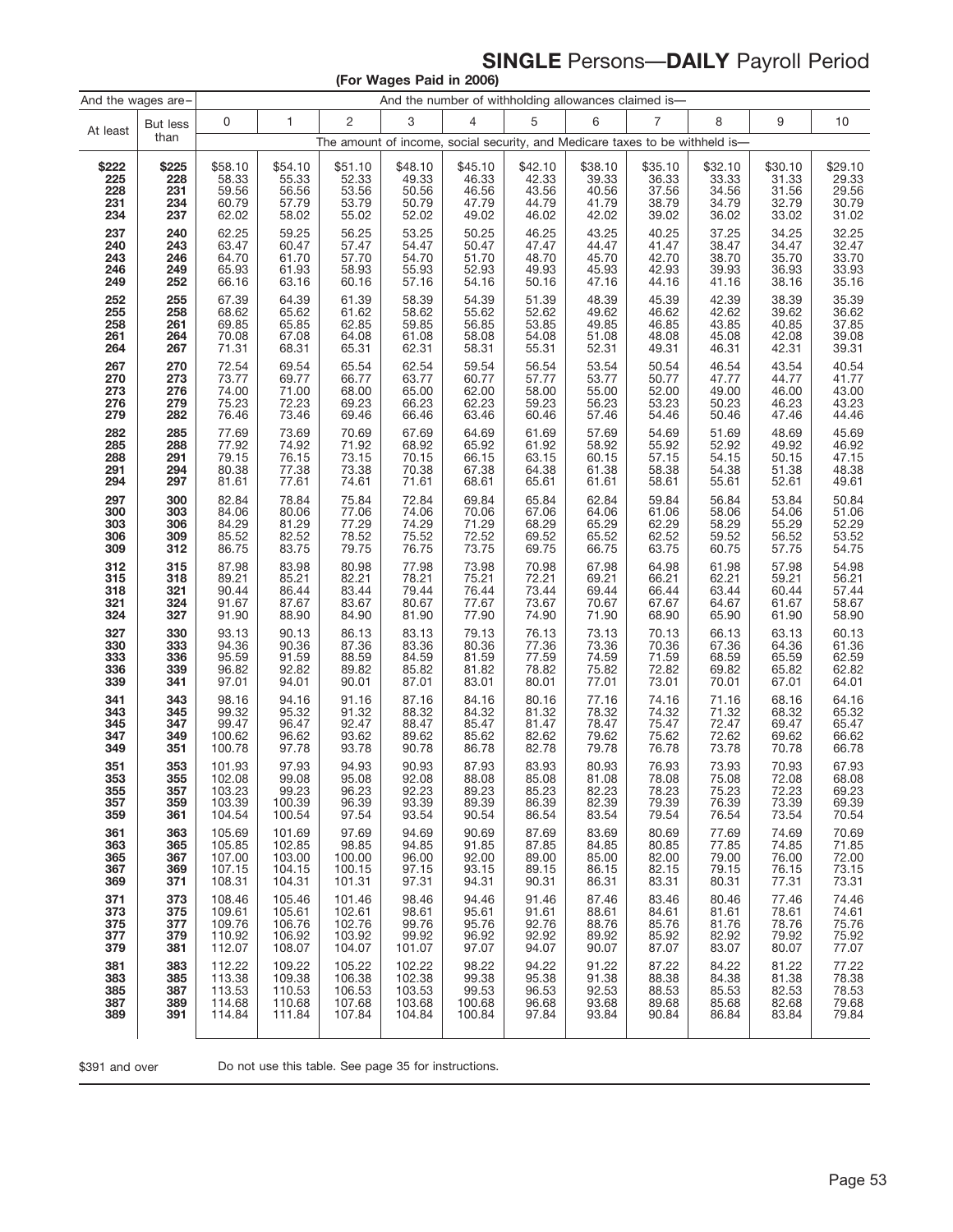## SINGLE Persons—DAILY Payroll Period

**(For Wages Paid in 2006)**

| And the wages are– | | And the number of withholding allowances claimed is— | | | | | | | | | | |
|---|---|---|---|---|---|---|---|---|---|---|---|---|
| At least | But less than | 0 | 1 | 2 | 3 | 4 | 5 | 6 | 7 | 8 | 9 | 10 |
| | | The amount of income, social security, and Medicare taxes to be withheld is— | | | | | | | | | | |
| **$222** | **$225** | $58.10 | $54.10 | $51.10 | $48.10 | $45.10 | $42.10 | $38.10 | $35.10 | $32.10 | $30.10 | $29.10 |
| **225** | **228** | 58.33 | 55.33 | 52.33 | 49.33 | 46.33 | 42.33 | 39.33 | 36.33 | 33.33 | 31.33 | 29.33 |
| **228** | **231** | 59.56 | 56.56 | 53.56 | 50.56 | 46.56 | 43.56 | 40.56 | 37.56 | 34.56 | 31.56 | 29.56 |
| **231** | **234** | 60.79 | 57.79 | 53.79 | 50.79 | 47.79 | 44.79 | 41.79 | 38.79 | 34.79 | 32.79 | 30.79 |
| **234** | **237** | 62.02 | 58.02 | 55.02 | 52.02 | 49.02 | 46.02 | 42.02 | 39.02 | 36.02 | 33.02 | 31.02 |
| **237** | **240** | 62.25 | 59.25 | 56.25 | 53.25 | 50.25 | 46.25 | 43.25 | 40.25 | 37.25 | 34.25 | 32.25 |
| **240** | **243** | 63.47 | 60.47 | 57.47 | 54.47 | 50.47 | 47.47 | 44.47 | 41.47 | 38.47 | 34.47 | 32.47 |
| **243** | **246** | 64.70 | 61.70 | 57.70 | 54.70 | 51.70 | 48.70 | 45.70 | 42.70 | 38.70 | 35.70 | 33.70 |
| **246** | **249** | 65.93 | 61.93 | 58.93 | 55.93 | 52.93 | 49.93 | 45.93 | 42.93 | 39.93 | 36.93 | 33.93 |
| **249** | **252** | 66.16 | 63.16 | 60.16 | 57.16 | 54.16 | 50.16 | 47.16 | 44.16 | 41.16 | 38.16 | 35.16 |
| **252** | **255** | 67.39 | 64.39 | 61.39 | 58.39 | 54.39 | 51.39 | 48.39 | 45.39 | 42.39 | 38.39 | 35.39 |
| **255** | **258** | 68.62 | 65.62 | 61.62 | 58.62 | 55.62 | 52.62 | 49.62 | 46.62 | 42.62 | 39.62 | 36.62 |
| **258** | **261** | 69.85 | 65.85 | 62.85 | 59.85 | 56.85 | 53.85 | 49.85 | 46.85 | 43.85 | 40.85 | 37.85 |
| **261** | **264** | 70.08 | 67.08 | 64.08 | 61.08 | 58.08 | 54.08 | 51.08 | 48.08 | 45.08 | 42.08 | 39.08 |
| **264** | **267** | 71.31 | 68.31 | 65.31 | 62.31 | 58.31 | 55.31 | 52.31 | 49.31 | 46.31 | 42.31 | 39.31 |
| **267** | **270** | 72.54 | 69.54 | 65.54 | 62.54 | 59.54 | 56.54 | 53.54 | 50.54 | 46.54 | 43.54 | 40.54 |
| **270** | **273** | 73.77 | 69.77 | 66.77 | 63.77 | 60.77 | 57.77 | 53.77 | 50.77 | 47.77 | 44.77 | 41.77 |
| **273** | **276** | 74.00 | 71.00 | 68.00 | 65.00 | 62.00 | 58.00 | 55.00 | 52.00 | 49.00 | 46.00 | 43.00 |
| **276** | **279** | 75.23 | 72.23 | 69.23 | 66.23 | 62.23 | 59.23 | 56.23 | 53.23 | 50.23 | 46.23 | 43.23 |
| **279** | **282** | 76.46 | 73.46 | 69.46 | 66.46 | 63.46 | 60.46 | 57.46 | 54.46 | 50.46 | 47.46 | 44.46 |
| **282** | **285** | 77.69 | 73.69 | 70.69 | 67.69 | 64.69 | 61.69 | 57.69 | 54.69 | 51.69 | 48.69 | 45.69 |
| **285** | **288** | 77.92 | 74.92 | 71.92 | 68.92 | 65.92 | 61.92 | 58.92 | 55.92 | 52.92 | 49.92 | 46.92 |
| **288** | **291** | 79.15 | 76.15 | 73.15 | 70.15 | 66.15 | 63.15 | 60.15 | 57.15 | 54.15 | 50.15 | 47.15 |
| **291** | **294** | 80.38 | 77.38 | 73.38 | 70.38 | 67.38 | 64.38 | 61.38 | 58.38 | 54.38 | 51.38 | 48.38 |
| **294** | **297** | 81.61 | 77.61 | 74.61 | 71.61 | 68.61 | 65.61 | 61.61 | 58.61 | 55.61 | 52.61 | 49.61 |
| **297** | **300** | 82.84 | 78.84 | 75.84 | 72.84 | 69.84 | 65.84 | 62.84 | 59.84 | 56.84 | 53.84 | 50.84 |
| **300** | **303** | 84.06 | 80.06 | 77.06 | 74.06 | 70.06 | 67.06 | 64.06 | 61.06 | 58.06 | 54.06 | 51.06 |
| **303** | **306** | 84.29 | 81.29 | 77.29 | 74.29 | 71.29 | 68.29 | 65.29 | 62.29 | 58.29 | 55.29 | 52.29 |
| **306** | **309** | 85.52 | 82.52 | 78.52 | 75.52 | 72.52 | 69.52 | 65.52 | 62.52 | 59.52 | 56.52 | 53.52 |
| **309** | **312** | 86.75 | 83.75 | 79.75 | 76.75 | 73.75 | 69.75 | 66.75 | 63.75 | 60.75 | 57.75 | 54.75 |
| **312** | **315** | 87.98 | 83.98 | 80.98 | 77.98 | 73.98 | 70.98 | 67.98 | 64.98 | 61.98 | 57.98 | 54.98 |
| **315** | **318** | 89.21 | 85.21 | 82.21 | 78.21 | 75.21 | 72.21 | 69.21 | 66.21 | 62.21 | 59.21 | 56.21 |
| **318** | **321** | 90.44 | 86.44 | 83.44 | 79.44 | 76.44 | 73.44 | 69.44 | 66.44 | 63.44 | 60.44 | 57.44 |
| **321** | **324** | 91.67 | 87.67 | 83.67 | 80.67 | 77.67 | 73.67 | 70.67 | 67.67 | 64.67 | 61.67 | 58.67 |
| **324** | **327** | 91.90 | 88.90 | 84.90 | 81.90 | 77.90 | 74.90 | 71.90 | 68.90 | 65.90 | 61.90 | 58.90 |
| **327** | **330** | 93.13 | 90.13 | 86.13 | 83.13 | 79.13 | 76.13 | 73.13 | 70.13 | 66.13 | 63.13 | 60.13 |
| **330** | **333** | 94.36 | 90.36 | 87.36 | 83.36 | 80.36 | 77.36 | 73.36 | 70.36 | 67.36 | 64.36 | 61.36 |
| **333** | **336** | 95.59 | 91.59 | 88.59 | 84.59 | 81.59 | 77.59 | 74.59 | 71.59 | 68.59 | 65.59 | 62.59 |
| **336** | **339** | 96.82 | 92.82 | 89.82 | 85.82 | 81.82 | 78.82 | 75.82 | 72.82 | 69.82 | 65.82 | 62.82 |
| **339** | **341** | 97.01 | 94.01 | 90.01 | 87.01 | 83.01 | 80.01 | 77.01 | 73.01 | 70.01 | 67.01 | 64.01 |
| **341** | **343** | 98.16 | 94.16 | 91.16 | 87.16 | 84.16 | 80.16 | 77.16 | 74.16 | 71.16 | 68.16 | 64.16 |
| **343** | **345** | 99.32 | 95.32 | 91.32 | 88.32 | 84.32 | 81.32 | 78.32 | 74.32 | 71.32 | 68.32 | 65.32 |
| **345** | **347** | 99.47 | 96.47 | 92.47 | 88.47 | 85.47 | 81.47 | 78.47 | 75.47 | 72.47 | 69.47 | 65.47 |
| **347** | **349** | 100.62 | 96.62 | 93.62 | 89.62 | 85.62 | 82.62 | 79.62 | 75.62 | 72.62 | 69.62 | 66.62 |
| **349** | **351** | 100.78 | 97.78 | 93.78 | 90.78 | 86.78 | 82.78 | 79.78 | 76.78 | 73.78 | 70.78 | 66.78 |
| **351** | **353** | 101.93 | 97.93 | 94.93 | 90.93 | 87.93 | 83.93 | 80.93 | 76.93 | 73.93 | 70.93 | 67.93 |
| **353** | **355** | 102.08 | 99.08 | 95.08 | 92.08 | 88.08 | 85.08 | 81.08 | 78.08 | 75.08 | 72.08 | 68.08 |
| **355** | **357** | 103.23 | 99.23 | 96.23 | 92.23 | 89.23 | 85.23 | 82.23 | 78.23 | 75.23 | 72.23 | 69.23 |
| **357** | **359** | 103.39 | 100.39 | 96.39 | 93.39 | 89.39 | 86.39 | 82.39 | 79.39 | 76.39 | 73.39 | 69.39 |
| **359** | **361** | 104.54 | 100.54 | 97.54 | 93.54 | 90.54 | 86.54 | 83.54 | 79.54 | 76.54 | 73.54 | 70.54 |
| **361** | **363** | 105.69 | 101.69 | 97.69 | 94.69 | 90.69 | 87.69 | 83.69 | 80.69 | 77.69 | 74.69 | 70.69 |
| **363** | **365** | 105.85 | 102.85 | 98.85 | 94.85 | 91.85 | 87.85 | 84.85 | 80.85 | 77.85 | 74.85 | 71.85 |
| **365** | **367** | 107.00 | 103.00 | 100.00 | 96.00 | 92.00 | 89.00 | 85.00 | 82.00 | 79.00 | 76.00 | 72.00 |
| **367** | **369** | 107.15 | 104.15 | 100.15 | 97.15 | 93.15 | 89.15 | 86.15 | 82.15 | 79.15 | 76.15 | 73.15 |
| **369** | **371** | 108.31 | 104.31 | 101.31 | 97.31 | 94.31 | 90.31 | 86.31 | 83.31 | 80.31 | 77.31 | 73.31 |
| **371** | **373** | 108.46 | 105.46 | 101.46 | 98.46 | 94.46 | 91.46 | 87.46 | 83.46 | 80.46 | 77.46 | 74.46 |
| **373** | **375** | 109.61 | 105.61 | 102.61 | 98.61 | 95.61 | 91.61 | 88.61 | 84.61 | 81.61 | 78.61 | 74.61 |
| **375** | **377** | 109.76 | 106.76 | 102.76 | 99.76 | 95.76 | 92.76 | 88.76 | 85.76 | 81.76 | 78.76 | 75.76 |
| **377** | **379** | 110.92 | 106.92 | 103.92 | 99.92 | 96.92 | 92.92 | 89.92 | 85.92 | 82.92 | 79.92 | 75.92 |
| **379** | **381** | 112.07 | 108.07 | 104.07 | 101.07 | 97.07 | 94.07 | 90.07 | 87.07 | 83.07 | 80.07 | 77.07 |
| **381** | **383** | 112.22 | 109.22 | 105.22 | 102.22 | 98.22 | 94.22 | 91.22 | 87.22 | 84.22 | 81.22 | 77.22 |
| **383** | **385** | 113.38 | 109.38 | 106.38 | 102.38 | 99.38 | 95.38 | 91.38 | 88.38 | 84.38 | 81.38 | 78.38 |
| **385** | **387** | 113.53 | 110.53 | 106.53 | 103.53 | 99.53 | 96.53 | 92.53 | 88.53 | 85.53 | 82.53 | 78.53 |
| **387** | **389** | 114.68 | 110.68 | 107.68 | 103.68 | 100.68 | 96.68 | 93.68 | 89.68 | 85.68 | 82.68 | 79.68 |
| **389** | **391** | 114.84 | 111.84 | 107.84 | 104.84 | 100.84 | 97.84 | 93.84 | 90.84 | 86.84 | 83.84 | 79.84 |

$391 and over — Do not use this table. See page 35 for instructions.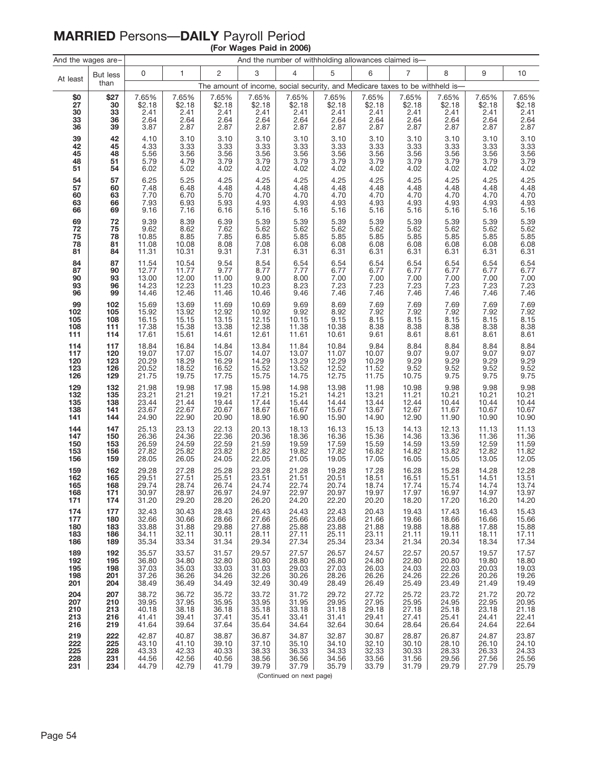# MARRIED Persons—DAILY Payroll Period

**(For Wages Paid in 2006)**

| And the wages are– | | And the number of withholding allowances claimed is— | | | | | | | | | | |
|---|---|---|---|---|---|---|---|---|---|---|---|---|
| At least | But less than | 0 | 1 | 2 | 3 | 4 | 5 | 6 | 7 | 8 | 9 | 10 |
| | | The amount of income, social security, and Medicare taxes to be withheld is— | | | | | | | | | | |
| **$0** | **$27** | 7.65% | 7.65% | 7.65% | 7.65% | 7.65% | 7.65% | 7.65% | 7.65% | 7.65% | 7.65% | 7.65% |
| **27** | **30** | $2.18 | $2.18 | $2.18 | $2.18 | $2.18 | $2.18 | $2.18 | $2.18 | $2.18 | $2.18 | $2.18 |
| **30** | **33** | 2.41 | 2.41 | 2.41 | 2.41 | 2.41 | 2.41 | 2.41 | 2.41 | 2.41 | 2.41 | 2.41 |
| **33** | **36** | 2.64 | 2.64 | 2.64 | 2.64 | 2.64 | 2.64 | 2.64 | 2.64 | 2.64 | 2.64 | 2.64 |
| **36** | **39** | 3.87 | 2.87 | 2.87 | 2.87 | 2.87 | 2.87 | 2.87 | 2.87 | 2.87 | 2.87 | 2.87 |
| **39** | **42** | 4.10 | 3.10 | 3.10 | 3.10 | 3.10 | 3.10 | 3.10 | 3.10 | 3.10 | 3.10 | 3.10 |
| **42** | **45** | 4.33 | 3.33 | 3.33 | 3.33 | 3.33 | 3.33 | 3.33 | 3.33 | 3.33 | 3.33 | 3.33 |
| **45** | **48** | 5.56 | 3.56 | 3.56 | 3.56 | 3.56 | 3.56 | 3.56 | 3.56 | 3.56 | 3.56 | 3.56 |
| **48** | **51** | 5.79 | 4.79 | 3.79 | 3.79 | 3.79 | 3.79 | 3.79 | 3.79 | 3.79 | 3.79 | 3.79 |
| **51** | **54** | 6.02 | 5.02 | 4.02 | 4.02 | 4.02 | 4.02 | 4.02 | 4.02 | 4.02 | 4.02 | 4.02 |
| **54** | **57** | 6.25 | 5.25 | 4.25 | 4.25 | 4.25 | 4.25 | 4.25 | 4.25 | 4.25 | 4.25 | 4.25 |
| **57** | **60** | 7.48 | 6.48 | 4.48 | 4.48 | 4.48 | 4.48 | 4.48 | 4.48 | 4.48 | 4.48 | 4.48 |
| **60** | **63** | 7.70 | 6.70 | 5.70 | 4.70 | 4.70 | 4.70 | 4.70 | 4.70 | 4.70 | 4.70 | 4.70 |
| **63** | **66** | 7.93 | 6.93 | 5.93 | 4.93 | 4.93 | 4.93 | 4.93 | 4.93 | 4.93 | 4.93 | 4.93 |
| **66** | **69** | 9.16 | 7.16 | 6.16 | 5.16 | 5.16 | 5.16 | 5.16 | 5.16 | 5.16 | 5.16 | 5.16 |
| **69** | **72** | 9.39 | 8.39 | 6.39 | 5.39 | 5.39 | 5.39 | 5.39 | 5.39 | 5.39 | 5.39 | 5.39 |
| **72** | **75** | 9.62 | 8.62 | 7.62 | 5.62 | 5.62 | 5.62 | 5.62 | 5.62 | 5.62 | 5.62 | 5.62 |
| **75** | **78** | 10.85 | 8.85 | 7.85 | 6.85 | 5.85 | 5.85 | 5.85 | 5.85 | 5.85 | 5.85 | 5.85 |
| **78** | **81** | 11.08 | 10.08 | 8.08 | 7.08 | 6.08 | 6.08 | 6.08 | 6.08 | 6.08 | 6.08 | 6.08 |
| **81** | **84** | 11.31 | 10.31 | 9.31 | 7.31 | 6.31 | 6.31 | 6.31 | 6.31 | 6.31 | 6.31 | 6.31 |
| **84** | **87** | 11.54 | 10.54 | 9.54 | 8.54 | 6.54 | 6.54 | 6.54 | 6.54 | 6.54 | 6.54 | 6.54 |
| **87** | **90** | 12.77 | 11.77 | 9.77 | 8.77 | 7.77 | 6.77 | 6.77 | 6.77 | 6.77 | 6.77 | 6.77 |
| **90** | **93** | 13.00 | 12.00 | 11.00 | 9.00 | 8.00 | 7.00 | 7.00 | 7.00 | 7.00 | 7.00 | 7.00 |
| **93** | **96** | 14.23 | 12.23 | 11.23 | 10.23 | 8.23 | 7.23 | 7.23 | 7.23 | 7.23 | 7.23 | 7.23 |
| **96** | **99** | 14.46 | 12.46 | 11.46 | 10.46 | 9.46 | 7.46 | 7.46 | 7.46 | 7.46 | 7.46 | 7.46 |
| **99** | **102** | 15.69 | 13.69 | 11.69 | 10.69 | 9.69 | 8.69 | 7.69 | 7.69 | 7.69 | 7.69 | 7.69 |
| **102** | **105** | 15.92 | 13.92 | 12.92 | 10.92 | 9.92 | 8.92 | 7.92 | 7.92 | 7.92 | 7.92 | 7.92 |
| **105** | **108** | 16.15 | 15.15 | 13.15 | 12.15 | 10.15 | 9.15 | 8.15 | 8.15 | 8.15 | 8.15 | 8.15 |
| **108** | **111** | 17.38 | 15.38 | 13.38 | 12.38 | 11.38 | 10.38 | 8.38 | 8.38 | 8.38 | 8.38 | 8.38 |
| **111** | **114** | 17.61 | 15.61 | 14.61 | 12.61 | 11.61 | 10.61 | 9.61 | 8.61 | 8.61 | 8.61 | 8.61 |
| **114** | **117** | 18.84 | 16.84 | 14.84 | 13.84 | 11.84 | 10.84 | 9.84 | 8.84 | 8.84 | 8.84 | 8.84 |
| **117** | **120** | 19.07 | 17.07 | 15.07 | 14.07 | 13.07 | 11.07 | 10.07 | 9.07 | 9.07 | 9.07 | 9.07 |
| **120** | **123** | 20.29 | 18.29 | 16.29 | 14.29 | 13.29 | 12.29 | 10.29 | 9.29 | 9.29 | 9.29 | 9.29 |
| **123** | **126** | 20.52 | 18.52 | 16.52 | 15.52 | 13.52 | 12.52 | 11.52 | 9.52 | 9.52 | 9.52 | 9.52 |
| **126** | **129** | 21.75 | 19.75 | 17.75 | 15.75 | 14.75 | 12.75 | 11.75 | 10.75 | 9.75 | 9.75 | 9.75 |
| **129** | **132** | 21.98 | 19.98 | 17.98 | 15.98 | 14.98 | 13.98 | 11.98 | 10.98 | 9.98 | 9.98 | 9.98 |
| **132** | **135** | 23.21 | 21.21 | 19.21 | 17.21 | 15.21 | 14.21 | 13.21 | 11.21 | 10.21 | 10.21 | 10.21 |
| **135** | **138** | 23.44 | 21.44 | 19.44 | 17.44 | 15.44 | 14.44 | 13.44 | 12.44 | 10.44 | 10.44 | 10.44 |
| **138** | **141** | 23.67 | 22.67 | 20.67 | 18.67 | 16.67 | 15.67 | 13.67 | 12.67 | 11.67 | 10.67 | 10.67 |
| **141** | **144** | 24.90 | 22.90 | 20.90 | 18.90 | 16.90 | 15.90 | 14.90 | 12.90 | 11.90 | 10.90 | 10.90 |
| **144** | **147** | 25.13 | 23.13 | 22.13 | 20.13 | 18.13 | 16.13 | 15.13 | 14.13 | 12.13 | 11.13 | 11.13 |
| **147** | **150** | 26.36 | 24.36 | 22.36 | 20.36 | 18.36 | 16.36 | 15.36 | 14.36 | 13.36 | 11.36 | 11.36 |
| **150** | **153** | 26.59 | 24.59 | 22.59 | 21.59 | 19.59 | 17.59 | 15.59 | 14.59 | 13.59 | 12.59 | 11.59 |
| **153** | **156** | 27.82 | 25.82 | 23.82 | 21.82 | 19.82 | 17.82 | 16.82 | 14.82 | 13.82 | 12.82 | 11.82 |
| **156** | **159** | 28.05 | 26.05 | 24.05 | 22.05 | 21.05 | 19.05 | 17.05 | 16.05 | 15.05 | 13.05 | 12.05 |
| **159** | **162** | 29.28 | 27.28 | 25.28 | 23.28 | 21.28 | 19.28 | 17.28 | 16.28 | 15.28 | 14.28 | 12.28 |
| **162** | **165** | 29.51 | 27.51 | 25.51 | 23.51 | 21.51 | 20.51 | 18.51 | 16.51 | 15.51 | 14.51 | 13.51 |
| **165** | **168** | 29.74 | 28.74 | 26.74 | 24.74 | 22.74 | 20.74 | 18.74 | 17.74 | 15.74 | 14.74 | 13.74 |
| **168** | **171** | 30.97 | 28.97 | 26.97 | 24.97 | 22.97 | 20.97 | 19.97 | 17.97 | 16.97 | 14.97 | 13.97 |
| **171** | **174** | 31.20 | 29.20 | 28.20 | 26.20 | 24.20 | 22.20 | 20.20 | 18.20 | 17.20 | 16.20 | 14.20 |
| **174** | **177** | 32.43 | 30.43 | 28.43 | 26.43 | 24.43 | 22.43 | 20.43 | 19.43 | 17.43 | 16.43 | 15.43 |
| **177** | **180** | 32.66 | 30.66 | 28.66 | 27.66 | 25.66 | 23.66 | 21.66 | 19.66 | 18.66 | 16.66 | 15.66 |
| **180** | **183** | 33.88 | 31.88 | 29.88 | 27.88 | 25.88 | 23.88 | 21.88 | 19.88 | 18.88 | 17.88 | 15.88 |
| **183** | **186** | 34.11 | 32.11 | 30.11 | 28.11 | 27.11 | 25.11 | 23.11 | 21.11 | 19.11 | 18.11 | 17.11 |
| **186** | **189** | 35.34 | 33.34 | 31.34 | 29.34 | 27.34 | 25.34 | 23.34 | 21.34 | 20.34 | 18.34 | 17.34 |
| **189** | **192** | 35.57 | 33.57 | 31.57 | 29.57 | 27.57 | 26.57 | 24.57 | 22.57 | 20.57 | 19.57 | 17.57 |
| **192** | **195** | 36.80 | 34.80 | 32.80 | 30.80 | 28.80 | 26.80 | 24.80 | 22.80 | 20.80 | 19.80 | 18.80 |
| **195** | **198** | 37.03 | 35.03 | 33.03 | 31.03 | 29.03 | 27.03 | 26.03 | 24.03 | 22.03 | 20.03 | 19.03 |
| **198** | **201** | 37.26 | 36.26 | 34.26 | 32.26 | 30.26 | 28.26 | 26.26 | 24.26 | 22.26 | 20.26 | 19.26 |
| **201** | **204** | 38.49 | 36.49 | 34.49 | 32.49 | 30.49 | 28.49 | 26.49 | 25.49 | 23.49 | 21.49 | 19.49 |
| **204** | **207** | 38.72 | 36.72 | 35.72 | 33.72 | 31.72 | 29.72 | 27.72 | 25.72 | 23.72 | 21.72 | 20.72 |
| **207** | **210** | 39.95 | 37.95 | 35.95 | 33.95 | 31.95 | 29.95 | 27.95 | 25.95 | 24.95 | 22.95 | 20.95 |
| **210** | **213** | 40.18 | 38.18 | 36.18 | 35.18 | 33.18 | 31.18 | 29.18 | 27.18 | 25.18 | 23.18 | 21.18 |
| **213** | **216** | 41.41 | 39.41 | 37.41 | 35.41 | 33.41 | 31.41 | 29.41 | 27.41 | 25.41 | 24.41 | 22.41 |
| **216** | **219** | 41.64 | 39.64 | 37.64 | 35.64 | 34.64 | 32.64 | 30.64 | 28.64 | 26.64 | 24.64 | 22.64 |
| **219** | **222** | 42.87 | 40.87 | 38.87 | 36.87 | 34.87 | 32.87 | 30.87 | 28.87 | 26.87 | 24.87 | 23.87 |
| **222** | **225** | 43.10 | 41.10 | 39.10 | 37.10 | 35.10 | 34.10 | 32.10 | 30.10 | 28.10 | 26.10 | 24.10 |
| **225** | **228** | 43.33 | 42.33 | 40.33 | 38.33 | 36.33 | 34.33 | 32.33 | 30.33 | 28.33 | 26.33 | 24.33 |
| **228** | **231** | 44.56 | 42.56 | 40.56 | 38.56 | 36.56 | 34.56 | 33.56 | 31.56 | 29.56 | 27.56 | 25.56 |
| **231** | **234** | 44.79 | 42.79 | 41.79 | 39.79 | 37.79 | 35.79 | 33.79 | 31.79 | 29.79 | 27.79 | 25.79 |

(Continued on next page)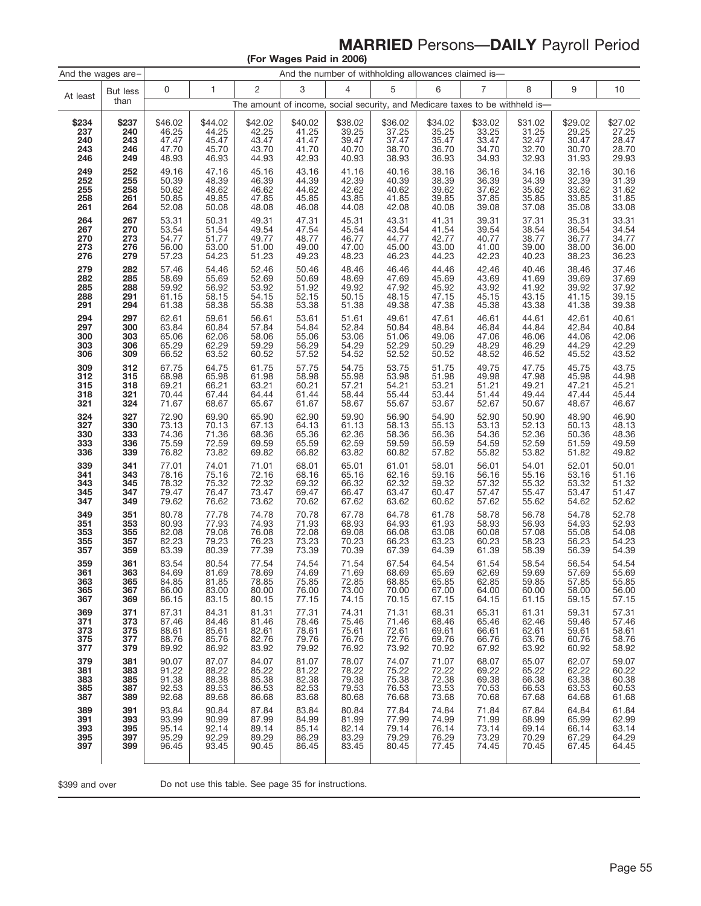# **MARRIED** Persons—**DAILY** Payroll Period

**(For Wages Paid in 2006)**

| And the wages are– | | And the number of withholding allowances claimed is— | | | | | | | | | | |
|---|---|---|---|---|---|---|---|---|---|---|---|---|
| At least | But less than | 0 | 1 | 2 | 3 | 4 | 5 | 6 | 7 | 8 | 9 | 10 |
| | | The amount of income, social security, and Medicare taxes to be withheld is— | | | | | | | | | | |
| **$234** | **$237** | $46.02 | $44.02 | $42.02 | $40.02 | $38.02 | $36.02 | $34.02 | $33.02 | $31.02 | $29.02 | $27.02 |
| **237** | **240** | 46.25 | 44.25 | 42.25 | 41.25 | 39.25 | 37.25 | 35.25 | 33.25 | 31.25 | 29.25 | 27.25 |
| **240** | **243** | 47.47 | 45.47 | 43.47 | 41.47 | 39.47 | 37.47 | 35.47 | 33.47 | 32.47 | 30.47 | 28.47 |
| **243** | **246** | 47.70 | 45.70 | 43.70 | 41.70 | 40.70 | 38.70 | 36.70 | 34.70 | 32.70 | 30.70 | 28.70 |
| **246** | **249** | 48.93 | 46.93 | 44.93 | 42.93 | 40.93 | 38.93 | 36.93 | 34.93 | 32.93 | 31.93 | 29.93 |
| **249** | **252** | 49.16 | 47.16 | 45.16 | 43.16 | 41.16 | 40.16 | 38.16 | 36.16 | 34.16 | 32.16 | 30.16 |
| **252** | **255** | 50.39 | 48.39 | 46.39 | 44.39 | 42.39 | 40.39 | 38.39 | 36.39 | 34.39 | 32.39 | 31.39 |
| **255** | **258** | 50.62 | 48.62 | 46.62 | 44.62 | 42.62 | 40.62 | 39.62 | 37.62 | 35.62 | 33.62 | 31.62 |
| **258** | **261** | 50.85 | 49.85 | 47.85 | 45.85 | 43.85 | 41.85 | 39.85 | 37.85 | 35.85 | 33.85 | 31.85 |
| **261** | **264** | 52.08 | 50.08 | 48.08 | 46.08 | 44.08 | 42.08 | 40.08 | 39.08 | 37.08 | 35.08 | 33.08 |
| **264** | **267** | 53.31 | 50.31 | 49.31 | 47.31 | 45.31 | 43.31 | 41.31 | 39.31 | 37.31 | 35.31 | 33.31 |
| **267** | **270** | 53.54 | 51.54 | 49.54 | 47.54 | 45.54 | 43.54 | 41.54 | 39.54 | 38.54 | 36.54 | 34.54 |
| **270** | **273** | 54.77 | 51.77 | 49.77 | 48.77 | 46.77 | 44.77 | 42.77 | 40.77 | 38.77 | 36.77 | 34.77 |
| **273** | **276** | 56.00 | 53.00 | 51.00 | 49.00 | 47.00 | 45.00 | 43.00 | 41.00 | 39.00 | 38.00 | 36.00 |
| **276** | **279** | 57.23 | 54.23 | 51.23 | 49.23 | 48.23 | 46.23 | 44.23 | 42.23 | 40.23 | 38.23 | 36.23 |
| **279** | **282** | 57.46 | 54.46 | 52.46 | 50.46 | 48.46 | 46.46 | 44.46 | 42.46 | 40.46 | 38.46 | 37.46 |
| **282** | **285** | 58.69 | 55.69 | 52.69 | 50.69 | 48.69 | 47.69 | 45.69 | 43.69 | 41.69 | 39.69 | 37.69 |
| **285** | **288** | 59.92 | 56.92 | 53.92 | 51.92 | 49.92 | 47.92 | 45.92 | 43.92 | 41.92 | 39.92 | 37.92 |
| **288** | **291** | 61.15 | 58.15 | 54.15 | 52.15 | 50.15 | 48.15 | 47.15 | 45.15 | 43.15 | 41.15 | 39.15 |
| **291** | **294** | 61.38 | 58.38 | 55.38 | 53.38 | 51.38 | 49.38 | 47.38 | 45.38 | 43.38 | 41.38 | 39.38 |
| **294** | **297** | 62.61 | 59.61 | 56.61 | 53.61 | 51.61 | 49.61 | 47.61 | 46.61 | 44.61 | 42.61 | 40.61 |
| **297** | **300** | 63.84 | 60.84 | 57.84 | 54.84 | 52.84 | 50.84 | 48.84 | 46.84 | 44.84 | 42.84 | 40.84 |
| **300** | **303** | 65.06 | 62.06 | 58.06 | 55.06 | 53.06 | 51.06 | 49.06 | 47.06 | 46.06 | 44.06 | 42.06 |
| **303** | **306** | 65.29 | 62.29 | 59.29 | 56.29 | 54.29 | 52.29 | 50.29 | 48.29 | 46.29 | 44.29 | 42.29 |
| **306** | **309** | 66.52 | 63.52 | 60.52 | 57.52 | 54.52 | 52.52 | 50.52 | 48.52 | 46.52 | 45.52 | 43.52 |
| **309** | **312** | 67.75 | 64.75 | 61.75 | 57.75 | 54.75 | 53.75 | 51.75 | 49.75 | 47.75 | 45.75 | 43.75 |
| **312** | **315** | 68.98 | 65.98 | 61.98 | 58.98 | 55.98 | 53.98 | 51.98 | 49.98 | 47.98 | 45.98 | 44.98 |
| **315** | **318** | 69.21 | 66.21 | 63.21 | 60.21 | 57.21 | 54.21 | 53.21 | 51.21 | 49.21 | 47.21 | 45.21 |
| **318** | **321** | 70.44 | 67.44 | 64.44 | 61.44 | 58.44 | 55.44 | 53.44 | 51.44 | 49.44 | 47.44 | 45.44 |
| **321** | **324** | 71.67 | 68.67 | 65.67 | 61.67 | 58.67 | 55.67 | 53.67 | 52.67 | 50.67 | 48.67 | 46.67 |
| **324** | **327** | 72.90 | 69.90 | 65.90 | 62.90 | 59.90 | 56.90 | 54.90 | 52.90 | 50.90 | 48.90 | 46.90 |
| **327** | **330** | 73.13 | 70.13 | 67.13 | 64.13 | 61.13 | 58.13 | 55.13 | 53.13 | 52.13 | 50.13 | 48.13 |
| **330** | **333** | 74.36 | 71.36 | 68.36 | 65.36 | 62.36 | 58.36 | 56.36 | 54.36 | 52.36 | 50.36 | 48.36 |
| **333** | **336** | 75.59 | 72.59 | 69.59 | 65.59 | 62.59 | 59.59 | 56.59 | 54.59 | 52.59 | 51.59 | 49.59 |
| **336** | **339** | 76.82 | 73.82 | 69.82 | 66.82 | 63.82 | 60.82 | 57.82 | 55.82 | 53.82 | 51.82 | 49.82 |
| **339** | **341** | 77.01 | 74.01 | 71.01 | 68.01 | 65.01 | 61.01 | 58.01 | 56.01 | 54.01 | 52.01 | 50.01 |
| **341** | **343** | 78.16 | 75.16 | 72.16 | 68.16 | 65.16 | 62.16 | 59.16 | 56.16 | 55.16 | 53.16 | 51.16 |
| **343** | **345** | 78.32 | 75.32 | 72.32 | 69.32 | 66.32 | 62.32 | 59.32 | 57.32 | 55.32 | 53.32 | 51.32 |
| **345** | **347** | 79.47 | 76.47 | 73.47 | 69.47 | 66.47 | 63.47 | 60.47 | 57.47 | 55.47 | 53.47 | 51.47 |
| **347** | **349** | 79.62 | 76.62 | 73.62 | 70.62 | 67.62 | 63.62 | 60.62 | 57.62 | 55.62 | 54.62 | 52.62 |
| **349** | **351** | 80.78 | 77.78 | 74.78 | 70.78 | 67.78 | 64.78 | 61.78 | 58.78 | 56.78 | 54.78 | 52.78 |
| **351** | **353** | 80.93 | 77.93 | 74.93 | 71.93 | 68.93 | 64.93 | 61.93 | 58.93 | 56.93 | 54.93 | 52.93 |
| **353** | **355** | 82.08 | 79.08 | 76.08 | 72.08 | 69.08 | 66.08 | 63.08 | 60.08 | 57.08 | 55.08 | 54.08 |
| **355** | **357** | 82.23 | 79.23 | 76.23 | 73.23 | 70.23 | 66.23 | 63.23 | 60.23 | 58.23 | 56.23 | 54.23 |
| **357** | **359** | 83.39 | 80.39 | 77.39 | 73.39 | 70.39 | 67.39 | 64.39 | 61.39 | 58.39 | 56.39 | 54.39 |
| **359** | **361** | 83.54 | 80.54 | 77.54 | 74.54 | 71.54 | 67.54 | 64.54 | 61.54 | 58.54 | 56.54 | 54.54 |
| **361** | **363** | 84.69 | 81.69 | 78.69 | 74.69 | 71.69 | 68.69 | 65.69 | 62.69 | 59.69 | 57.69 | 55.69 |
| **363** | **365** | 84.85 | 81.85 | 78.85 | 75.85 | 72.85 | 68.85 | 65.85 | 62.85 | 59.85 | 57.85 | 55.85 |
| **365** | **367** | 86.00 | 83.00 | 80.00 | 76.00 | 73.00 | 70.00 | 67.00 | 64.00 | 60.00 | 58.00 | 56.00 |
| **367** | **369** | 86.15 | 83.15 | 80.15 | 77.15 | 74.15 | 70.15 | 67.15 | 64.15 | 61.15 | 59.15 | 57.15 |
| **369** | **371** | 87.31 | 84.31 | 81.31 | 77.31 | 74.31 | 71.31 | 68.31 | 65.31 | 61.31 | 59.31 | 57.31 |
| **371** | **373** | 87.46 | 84.46 | 81.46 | 78.46 | 75.46 | 71.46 | 68.46 | 65.46 | 62.46 | 59.46 | 57.46 |
| **373** | **375** | 88.61 | 85.61 | 82.61 | 78.61 | 75.61 | 72.61 | 69.61 | 66.61 | 62.61 | 59.61 | 58.61 |
| **375** | **377** | 88.76 | 85.76 | 82.76 | 79.76 | 76.76 | 72.76 | 69.76 | 66.76 | 63.76 | 60.76 | 58.76 |
| **377** | **379** | 89.92 | 86.92 | 83.92 | 79.92 | 76.92 | 73.92 | 70.92 | 67.92 | 63.92 | 60.92 | 58.92 |
| **379** | **381** | 90.07 | 87.07 | 84.07 | 81.07 | 78.07 | 74.07 | 71.07 | 68.07 | 65.07 | 62.07 | 59.07 |
| **381** | **383** | 91.22 | 88.22 | 85.22 | 81.22 | 78.22 | 75.22 | 72.22 | 69.22 | 65.22 | 62.22 | 60.22 |
| **383** | **385** | 91.38 | 88.38 | 85.38 | 82.38 | 79.38 | 75.38 | 72.38 | 69.38 | 66.38 | 63.38 | 60.38 |
| **385** | **387** | 92.53 | 89.53 | 86.53 | 82.53 | 79.53 | 76.53 | 73.53 | 70.53 | 66.53 | 63.53 | 60.53 |
| **387** | **389** | 92.68 | 89.68 | 86.68 | 83.68 | 80.68 | 76.68 | 73.68 | 70.68 | 67.68 | 64.68 | 61.68 |
| **389** | **391** | 93.84 | 90.84 | 87.84 | 83.84 | 80.84 | 77.84 | 74.84 | 71.84 | 67.84 | 64.84 | 61.84 |
| **391** | **393** | 93.99 | 90.99 | 87.99 | 84.99 | 81.99 | 77.99 | 74.99 | 71.99 | 68.99 | 65.99 | 62.99 |
| **393** | **395** | 95.14 | 92.14 | 89.14 | 85.14 | 82.14 | 79.14 | 76.14 | 73.14 | 69.14 | 66.14 | 63.14 |
| **395** | **397** | 95.29 | 92.29 | 89.29 | 86.29 | 83.29 | 79.29 | 76.29 | 73.29 | 70.29 | 67.29 | 64.29 |
| **397** | **399** | 96.45 | 93.45 | 90.45 | 86.45 | 83.45 | 80.45 | 77.45 | 74.45 | 70.45 | 67.45 | 64.45 |

$399 and over — Do not use this table. See page 35 for instructions.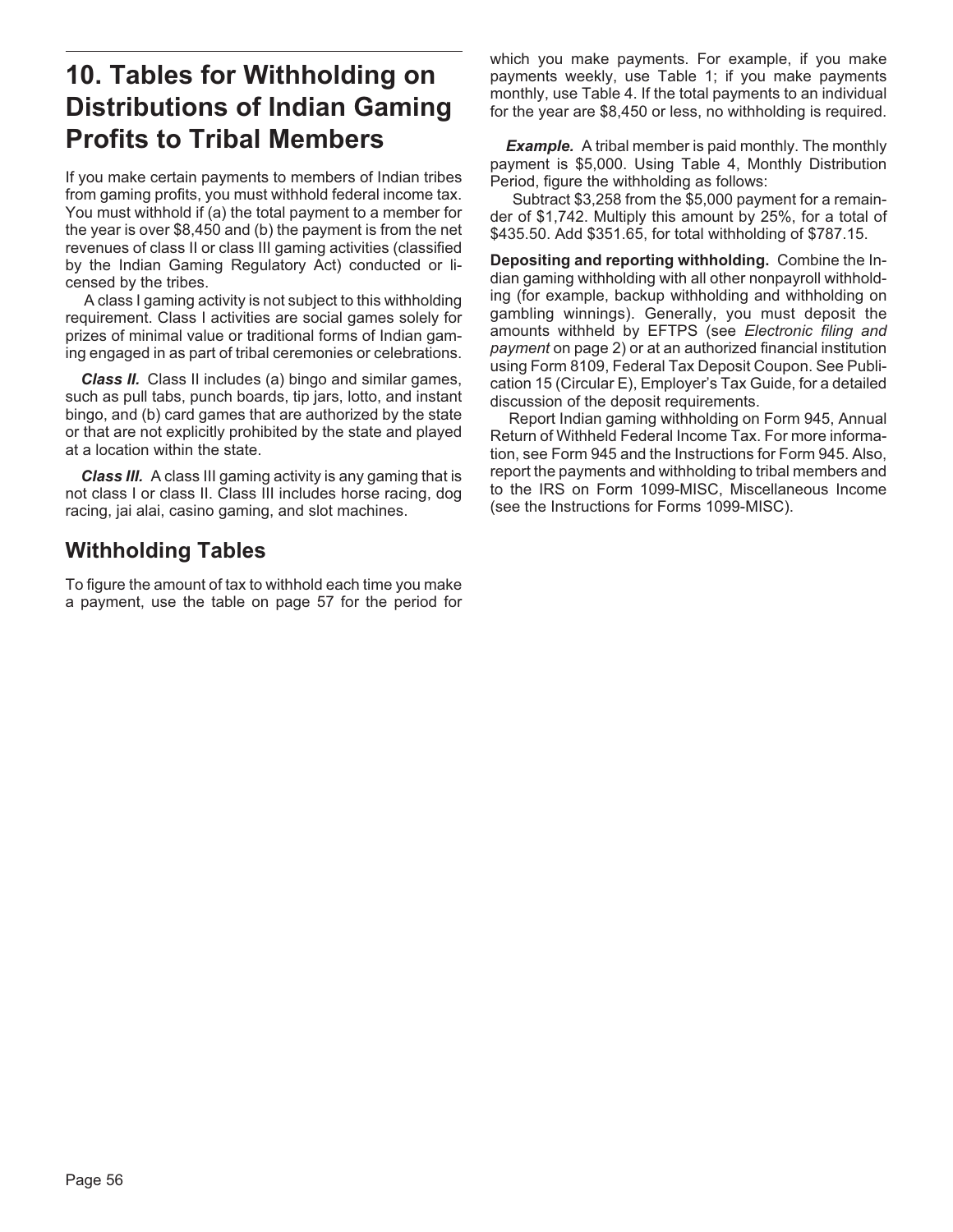# 10. Tables for Withholding on Distributions of Indian Gaming Profits to Tribal Members

If you make certain payments to members of Indian tribes from gaming profits, you must withhold federal income tax. You must withhold if (a) the total payment to a member for the year is over $8,450 and (b) the payment is from the net revenues of class II or class III gaming activities (classified by the Indian Gaming Regulatory Act) conducted or licensed by the tribes.

A class I gaming activity is not subject to this withholding requirement. Class I activities are social games solely for prizes of minimal value or traditional forms of Indian gaming engaged in as part of tribal ceremonies or celebrations.

***Class II.*** Class II includes (a) bingo and similar games, such as pull tabs, punch boards, tip jars, lotto, and instant bingo, and (b) card games that are authorized by the state or that are not explicitly prohibited by the state and played at a location within the state.

***Class III.*** A class III gaming activity is any gaming that is not class I or class II. Class III includes horse racing, dog racing, jai alai, casino gaming, and slot machines.

## Withholding Tables

To figure the amount of tax to withhold each time you make a payment, use the table on page 57 for the period for which you make payments. For example, if you make payments weekly, use Table 1; if you make payments monthly, use Table 4. If the total payments to an individual for the year are $8,450 or less, no withholding is required.

***Example.*** A tribal member is paid monthly. The monthly payment is $5,000. Using Table 4, Monthly Distribution Period, figure the withholding as follows:

Subtract $3,258 from the $5,000 payment for a remainder of $1,742. Multiply this amount by 25%, for a total of $435.50. Add $351.65, for total withholding of $787.15.

**Depositing and reporting withholding.** Combine the Indian gaming withholding with all other nonpayroll withholding (for example, backup withholding and withholding on gambling winnings). Generally, you must deposit the amounts withheld by EFTPS (see *Electronic filing and payment* on page 2) or at an authorized financial institution using Form 8109, Federal Tax Deposit Coupon. See Publication 15 (Circular E), Employer's Tax Guide, for a detailed discussion of the deposit requirements.

Report Indian gaming withholding on Form 945, Annual Return of Withheld Federal Income Tax. For more information, see Form 945 and the Instructions for Form 945. Also, report the payments and withholding to tribal members and to the IRS on Form 1099-MISC, Miscellaneous Income (see the Instructions for Forms 1099-MISC).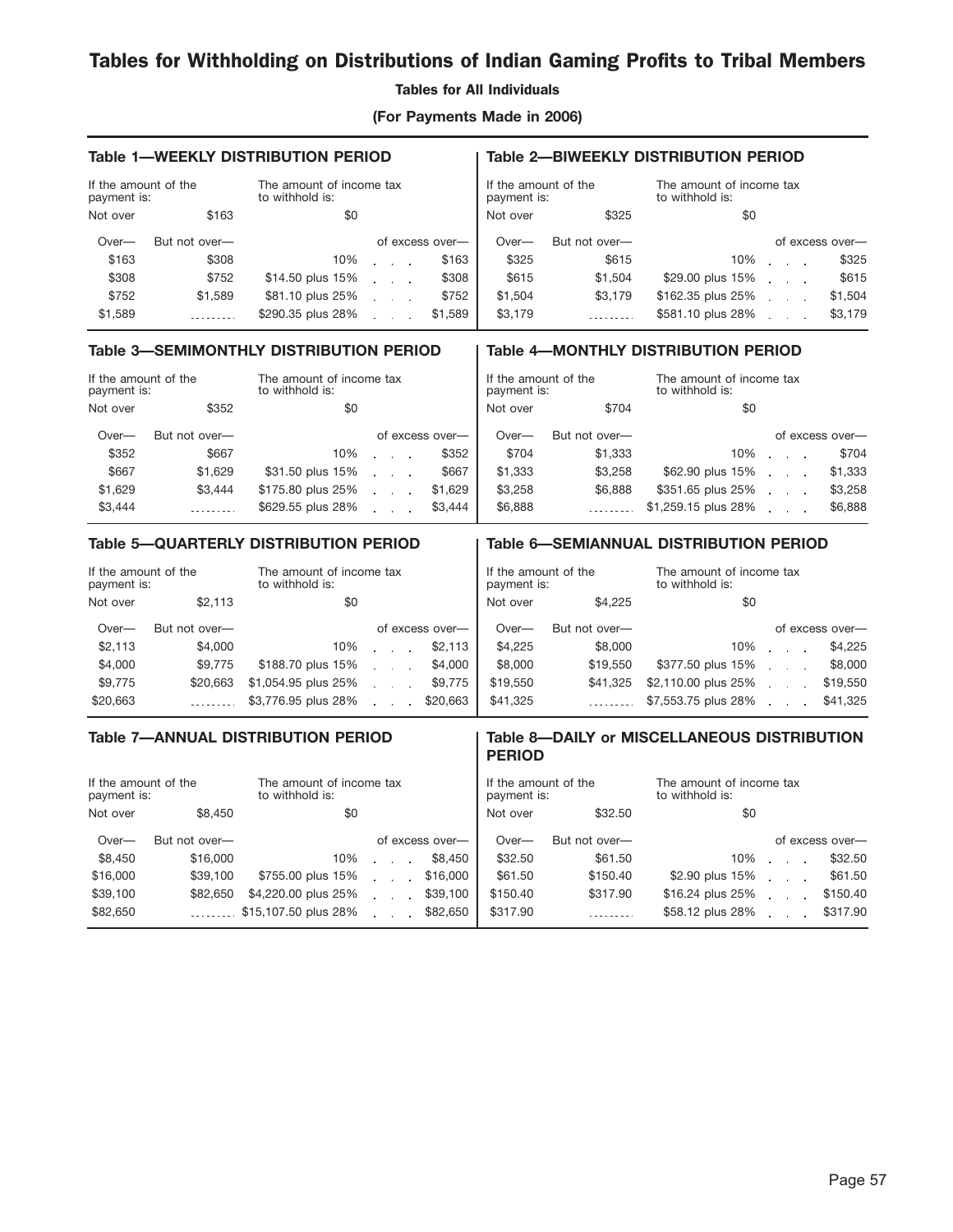# Tables for Withholding on Distributions of Indian Gaming Profits to Tribal Members

**Tables for All Individuals**

**(For Payments Made in 2006)**

### Table 1—WEEKLY DISTRIBUTION PERIOD

| If the amount of the payment is: | | The amount of income tax to withhold is: | |
|---|---|---|---|
| Not over | $163 | $0 | |
| Over— | But not over— | | of excess over— |
| $163 | $308 | 10% | $163 |
| $308 | $752 | $14.50 plus 15% | $308 |
| $752 | $1,589 | $81.10 plus 25% | $752 |
| $1,589 | .......... | $290.35 plus 28% | $1,589 |

### Table 2—BIWEEKLY DISTRIBUTION PERIOD

| If the amount of the payment is: | | The amount of income tax to withhold is: | |
|---|---|---|---|
| Not over | $325 | $0 | |
| Over— | But not over— | | of excess over— |
| $325 | $615 | 10% | $325 |
| $615 | $1,504 | $29.00 plus 15% | $615 |
| $1,504 | $3,179 | $162.35 plus 25% | $1,504 |
| $3,179 | .......... | $581.10 plus 28% | $3,179 |

### Table 3—SEMIMONTHLY DISTRIBUTION PERIOD

| If the amount of the payment is: | | The amount of income tax to withhold is: | |
|---|---|---|---|
| Not over | $352 | $0 | |
| Over— | But not over— | | of excess over— |
| $352 | $667 | 10% | $352 |
| $667 | $1,629 | $31.50 plus 15% | $667 |
| $1,629 | $3,444 | $175.80 plus 25% | $1,629 |
| $3,444 | .......... | $629.55 plus 28% | $3,444 |

### Table 4—MONTHLY DISTRIBUTION PERIOD

| If the amount of the payment is: | | The amount of income tax to withhold is: | |
|---|---|---|---|
| Not over | $704 | $0 | |
| Over— | But not over— | | of excess over— |
| $704 | $1,333 | 10% | $704 |
| $1,333 | $3,258 | $62.90 plus 15% | $1,333 |
| $3,258 | $6,888 | $351.65 plus 25% | $3,258 |
| $6,888 | .......... | $1,259.15 plus 28% | $6,888 |

### Table 5—QUARTERLY DISTRIBUTION PERIOD

| If the amount of the payment is: | | The amount of income tax to withhold is: | |
|---|---|---|---|
| Not over | $2,113 | $0 | |
| Over— | But not over— | | of excess over— |
| $2,113 | $4,000 | 10% | $2,113 |
| $4,000 | $9,775 | $188.70 plus 15% | $4,000 |
| $9,775 | $20,663 | $1,054.95 plus 25% | $9,775 |
| $20,663 | .......... | $3,776.95 plus 28% | $20,663 |

### Table 6—SEMIANNUAL DISTRIBUTION PERIOD

| If the amount of the payment is: | | The amount of income tax to withhold is: | |
|---|---|---|---|
| Not over | $4,225 | $0 | |
| Over— | But not over— | | of excess over— |
| $4,225 | $8,000 | 10% | $4,225 |
| $8,000 | $19,550 | $377.50 plus 15% | $8,000 |
| $19,550 | $41,325 | $2,110.00 plus 25% | $19,550 |
| $41,325 | .......... | $7,553.75 plus 28% | $41,325 |

### Table 7—ANNUAL DISTRIBUTION PERIOD

| If the amount of the payment is: | | The amount of income tax to withhold is: | |
|---|---|---|---|
| Not over | $8,450 | $0 | |
| Over— | But not over— | | of excess over— |
| $8,450 | $16,000 | 10% | $8,450 |
| $16,000 | $39,100 | $755.00 plus 15% | $16,000 |
| $39,100 | $82,650 | $4,220.00 plus 25% | $39,100 |
| $82,650 | .......... | $15,107.50 plus 28% | $82,650 |

### Table 8—DAILY or MISCELLANEOUS DISTRIBUTION PERIOD

| If the amount of the payment is: | | The amount of income tax to withhold is: | |
|---|---|---|---|
| Not over | $32.50 | $0 | |
| Over— | But not over— | | of excess over— |
| $32.50 | $61.50 | 10% | $32.50 |
| $61.50 | $150.40 | $2.90 plus 15% | $61.50 |
| $150.40 | $317.90 | $16.24 plus 25% | $150.40 |
| $317.90 | .......... | $58.12 plus 28% | $317.90 |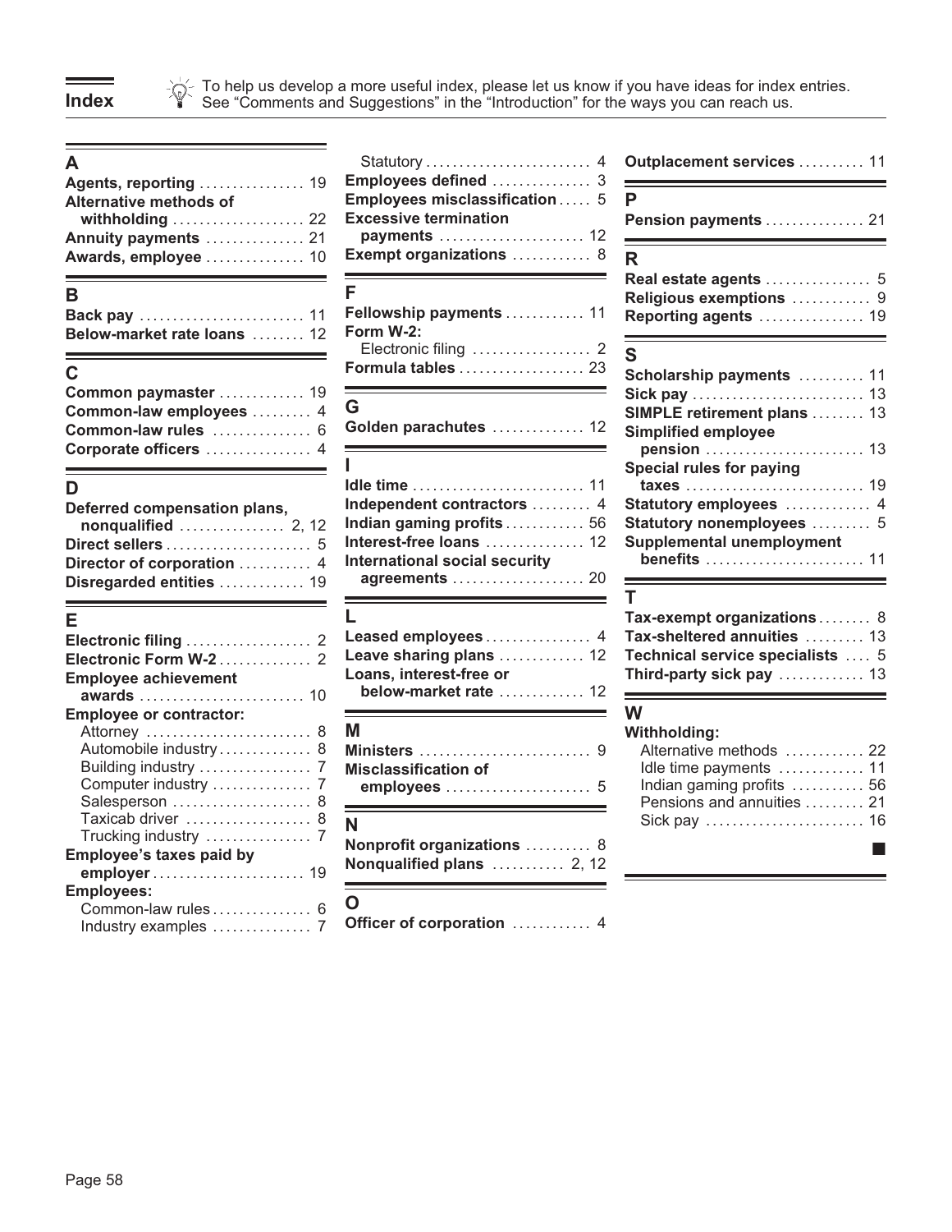# Index

To help us develop a more useful index, please let us know if you have ideas for index entries. See "Comments and Suggestions" in the "Introduction" for the ways you can reach us.

## A

**Agents, reporting** . . . . . . . . . . . . . . . . 19
**Alternative methods of withholding** . . . . . . . . . . . . . . . . . . . . 22
**Annuity payments** . . . . . . . . . . . . . . . 21
**Awards, employee** . . . . . . . . . . . . . . . 10

## B

**Back pay** . . . . . . . . . . . . . . . . . . . . . . . . 11
**Below-market rate loans** . . . . . . . . 12

## C

**Common paymaster** . . . . . . . . . . . . . 19
**Common-law employees** . . . . . . . . . 4
**Common-law rules** . . . . . . . . . . . . . . . 6
**Corporate officers** . . . . . . . . . . . . . . . . 4

## D

**Deferred compensation plans, nonqualified** . . . . . . . . . . . . . . . . 2, 12
**Direct sellers** . . . . . . . . . . . . . . . . . . . . . . 5
**Director of corporation** . . . . . . . . . . . 4
**Disregarded entities** . . . . . . . . . . . . . 19

## E

**Electronic filing** . . . . . . . . . . . . . . . . . . . 2
**Electronic Form W-2** . . . . . . . . . . . . . . 2
**Employee achievement awards** . . . . . . . . . . . . . . . . . . . . . . . . . 10
**Employee or contractor:**
- Attorney . . . . . . . . . . . . . . . . . . . . . . . . . 8
- Automobile industry . . . . . . . . . . . . . . 8
- Building industry . . . . . . . . . . . . . . . . . 7
- Computer industry . . . . . . . . . . . . . . . 7
- Salesperson . . . . . . . . . . . . . . . . . . . . . 8
- Taxicab driver . . . . . . . . . . . . . . . . . . . 8
- Trucking industry . . . . . . . . . . . . . . . . 7

**Employee's taxes paid by employer** . . . . . . . . . . . . . . . . . . . . . . 19
**Employees:**
- Common-law rules . . . . . . . . . . . . . . . 6
- Industry examples . . . . . . . . . . . . . . . 7
- Statutory . . . . . . . . . . . . . . . . . . . . . . . . . 4

**Employees defined** . . . . . . . . . . . . . . . 3
**Employees misclassification** . . . . . 5
**Excessive termination payments** . . . . . . . . . . . . . . . . . . . . . . 12
**Exempt organizations** . . . . . . . . . . . . 8

## F

**Fellowship payments** . . . . . . . . . . . . 11
**Form W-2:**
- Electronic filing . . . . . . . . . . . . . . . . . . 2

**Formula tables** . . . . . . . . . . . . . . . . . . . 23

## G

**Golden parachutes** . . . . . . . . . . . . . . 12

## I

**Idle time** . . . . . . . . . . . . . . . . . . . . . . . . . 11
**Independent contractors** . . . . . . . . . 4
**Indian gaming profits** . . . . . . . . . . . . 56
**Interest-free loans** . . . . . . . . . . . . . . . 12
**International social security agreements** . . . . . . . . . . . . . . . . . . . . 20

## L

**Leased employees** . . . . . . . . . . . . . . . . 4
**Leave sharing plans** . . . . . . . . . . . . . 12
**Loans, interest-free or below-market rate** . . . . . . . . . . . . . 12

## M

**Ministers** . . . . . . . . . . . . . . . . . . . . . . . . . . 9
**Misclassification of employees** . . . . . . . . . . . . . . . . . . . . . . 5

## N

**Nonprofit organizations** . . . . . . . . . . 8
**Nonqualified plans** . . . . . . . . . . . 2, 12

## O

**Officer of corporation** . . . . . . . . . . . . 4
**Outplacement services** . . . . . . . . . . 11

## P

**Pension payments** . . . . . . . . . . . . . . . 21

## R

**Real estate agents** . . . . . . . . . . . . . . . . 5
**Religious exemptions** . . . . . . . . . . . . 9
**Reporting agents** . . . . . . . . . . . . . . . . 19

## S

**Scholarship payments** . . . . . . . . . . 11
**Sick pay** . . . . . . . . . . . . . . . . . . . . . . . . . . 13
**SIMPLE retirement plans** . . . . . . . . 13
**Simplified employee pension** . . . . . . . . . . . . . . . . . . . . . . . . 13
**Special rules for paying taxes** . . . . . . . . . . . . . . . . . . . . . . . . . . . 19
**Statutory employees** . . . . . . . . . . . . . 4
**Statutory nonemployees** . . . . . . . . . 5
**Supplemental unemployment benefits** . . . . . . . . . . . . . . . . . . . . . . . . 11

## T

**Tax-exempt organizations** . . . . . . . . 8
**Tax-sheltered annuities** . . . . . . . . . 13
**Technical service specialists** . . . . 5
**Third-party sick pay** . . . . . . . . . . . . . 13

## W

**Withholding:**
- Alternative methods . . . . . . . . . . . . 22
- Idle time payments . . . . . . . . . . . . . 11
- Indian gaming profits . . . . . . . . . . . 56
- Pensions and annuities . . . . . . . . . 21
- Sick pay . . . . . . . . . . . . . . . . . . . . . . . . 16

■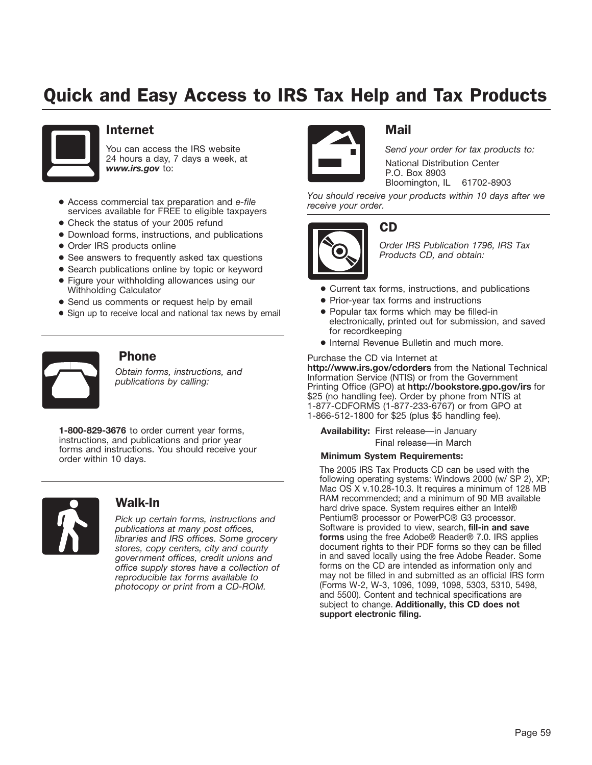# Quick and Easy Access to IRS Tax Help and Tax Products

## Internet

You can access the IRS website 24 hours a day, 7 days a week, at ***www.irs.gov*** to:

- Access commercial tax preparation and *e-file* services available for FREE to eligible taxpayers
- Check the status of your 2005 refund
- Download forms, instructions, and publications
- Order IRS products online
- See answers to frequently asked tax questions
- Search publications online by topic or keyword
- Figure your withholding allowances using our Withholding Calculator
- Send us comments or request help by email
- Sign up to receive local and national tax news by email

## Phone

*Obtain forms, instructions, and publications by calling:*

**1-800-829-3676** to order current year forms, instructions, and publications and prior year forms and instructions. You should receive your order within 10 days.

## Walk-In

*Pick up certain forms, instructions and publications at many post offices, libraries and IRS offices. Some grocery stores, copy centers, city and county government offices, credit unions and office supply stores have a collection of reproducible tax forms available to photocopy or print from a CD-ROM.*

## Mail

*Send your order for tax products to:*

National Distribution Center
P.O. Box 8903
Bloomington, IL 61702-8903

*You should receive your products within 10 days after we receive your order.*

## CD

*Order IRS Publication 1796, IRS Tax Products CD, and obtain:*

- Current tax forms, instructions, and publications
- Prior-year tax forms and instructions
- Popular tax forms which may be filled-in electronically, printed out for submission, and saved for recordkeeping
- Internal Revenue Bulletin and much more.

Purchase the CD via Internet at **http://www.irs.gov/cdorders** from the National Technical Information Service (NTIS) or from the Government Printing Office (GPO) at **http://bookstore.gpo.gov/irs** for $25 (no handling fee). Order by phone from NTIS at 1-877-CDFORMS (1-877-233-6767) or from GPO at 1-866-512-1800 for $25 (plus $5 handling fee).

**Availability:** First release—in January
Final release—in March

**Minimum System Requirements:**

The 2005 IRS Tax Products CD can be used with the following operating systems: Windows 2000 (w/ SP 2), XP; Mac OS X v.10.28-10.3. It requires a minimum of 128 MB RAM recommended; and a minimum of 90 MB available hard drive space. System requires either an Intel® Pentium® processor or PowerPC® G3 processor. Software is provided to view, search, **fill-in and save forms** using the free Adobe® Reader® 7.0. IRS applies document rights to their PDF forms so they can be filled in and saved locally using the free Adobe Reader. Some forms on the CD are intended as information only and may not be filled in and submitted as an official IRS form (Forms W-2, W-3, 1096, 1099, 1098, 5303, 5310, 5498, and 5500). Content and technical specifications are subject to change. **Additionally, this CD does not support electronic filing.**